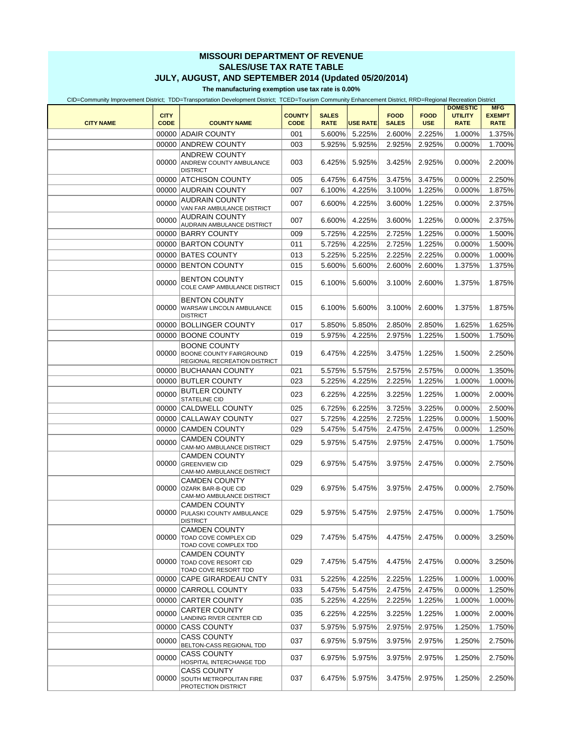# MISSOURI DEPARTMENT OF REVENUE
## SALES/USE TAX RATE TABLE
## JULY, AUGUST, AND SEPTEMBER 2014 (Updated 05/20/2014)

**The manufacturing exemption use tax rate is 0.00%**

CID=Community Improvement District; TDD=Transportation Development District; TCED=Tourism Community Enhancement District, RRD=Regional Recreation District

| CITY NAME | CITY CODE | COUNTY NAME | COUNTY CODE | SALES RATE | USE RATE | FOOD SALES | FOOD USE | DOMESTIC UTILITY RATE | MFG EXEMPT RATE |
|---|---|---|---|---|---|---|---|---|---|
| | 00000 | ADAIR COUNTY | 001 | 5.600% | 5.225% | 2.600% | 2.225% | 1.000% | 1.375% |
| | 00000 | ANDREW COUNTY | 003 | 5.925% | 5.925% | 2.925% | 2.925% | 0.000% | 1.700% |
| | 00000 | ANDREW COUNTY ANDREW COUNTY AMBULANCE DISTRICT | 003 | 6.425% | 5.925% | 3.425% | 2.925% | 0.000% | 2.200% |
| | 00000 | ATCHISON COUNTY | 005 | 6.475% | 6.475% | 3.475% | 3.475% | 0.000% | 2.250% |
| | 00000 | AUDRAIN COUNTY | 007 | 6.100% | 4.225% | 3.100% | 1.225% | 0.000% | 1.875% |
| | 00000 | AUDRAIN COUNTY VAN FAR AMBULANCE DISTRICT | 007 | 6.600% | 4.225% | 3.600% | 1.225% | 0.000% | 2.375% |
| | 00000 | AUDRAIN COUNTY AUDRAIN AMBULANCE DISTRICT | 007 | 6.600% | 4.225% | 3.600% | 1.225% | 0.000% | 2.375% |
| | 00000 | BARRY COUNTY | 009 | 5.725% | 4.225% | 2.725% | 1.225% | 0.000% | 1.500% |
| | 00000 | BARTON COUNTY | 011 | 5.725% | 4.225% | 2.725% | 1.225% | 0.000% | 1.500% |
| | 00000 | BATES COUNTY | 013 | 5.225% | 5.225% | 2.225% | 2.225% | 0.000% | 1.000% |
| | 00000 | BENTON COUNTY | 015 | 5.600% | 5.600% | 2.600% | 2.600% | 1.375% | 1.375% |
| | 00000 | BENTON COUNTY COLE CAMP AMBULANCE DISTRICT | 015 | 6.100% | 5.600% | 3.100% | 2.600% | 1.375% | 1.875% |
| | 00000 | BENTON COUNTY WARSAW LINCOLN AMBULANCE DISTRICT | 015 | 6.100% | 5.600% | 3.100% | 2.600% | 1.375% | 1.875% |
| | 00000 | BOLLINGER COUNTY | 017 | 5.850% | 5.850% | 2.850% | 2.850% | 1.625% | 1.625% |
| | 00000 | BOONE COUNTY | 019 | 5.975% | 4.225% | 2.975% | 1.225% | 1.500% | 1.750% |
| | 00000 | BOONE COUNTY BOONE COUNTY FAIRGROUND REGIONAL RECREATION DISTRICT | 019 | 6.475% | 4.225% | 3.475% | 1.225% | 1.500% | 2.250% |
| | 00000 | BUCHANAN COUNTY | 021 | 5.575% | 5.575% | 2.575% | 2.575% | 0.000% | 1.350% |
| | 00000 | BUTLER COUNTY | 023 | 5.225% | 4.225% | 2.225% | 1.225% | 1.000% | 1.000% |
| | 00000 | BUTLER COUNTY STATELINE CID | 023 | 6.225% | 4.225% | 3.225% | 1.225% | 1.000% | 2.000% |
| | 00000 | CALDWELL COUNTY | 025 | 6.725% | 6.225% | 3.725% | 3.225% | 0.000% | 2.500% |
| | 00000 | CALLAWAY COUNTY | 027 | 5.725% | 4.225% | 2.725% | 1.225% | 0.000% | 1.500% |
| | 00000 | CAMDEN COUNTY | 029 | 5.475% | 5.475% | 2.475% | 2.475% | 0.000% | 1.250% |
| | 00000 | CAMDEN COUNTY CAM-MO AMBULANCE DISTRICT | 029 | 5.975% | 5.475% | 2.975% | 2.475% | 0.000% | 1.750% |
| | 00000 | CAMDEN COUNTY GREENVIEW CID CAM-MO AMBULANCE DISTRICT | 029 | 6.975% | 5.475% | 3.975% | 2.475% | 0.000% | 2.750% |
| | 00000 | CAMDEN COUNTY OZARK BAR-B-QUE CID CAM-MO AMBULANCE DISTRICT | 029 | 6.975% | 5.475% | 3.975% | 2.475% | 0.000% | 2.750% |
| | 00000 | CAMDEN COUNTY PULASKI COUNTY AMBULANCE DISTRICT | 029 | 5.975% | 5.475% | 2.975% | 2.475% | 0.000% | 1.750% |
| | 00000 | CAMDEN COUNTY TOAD COVE COMPLEX CID TOAD COVE COMPLEX TDD | 029 | 7.475% | 5.475% | 4.475% | 2.475% | 0.000% | 3.250% |
| | 00000 | CAMDEN COUNTY TOAD COVE RESORT CID TOAD COVE RESORT TDD | 029 | 7.475% | 5.475% | 4.475% | 2.475% | 0.000% | 3.250% |
| | 00000 | CAPE GIRARDEAU CNTY | 031 | 5.225% | 4.225% | 2.225% | 1.225% | 1.000% | 1.000% |
| | 00000 | CARROLL COUNTY | 033 | 5.475% | 5.475% | 2.475% | 2.475% | 0.000% | 1.250% |
| | 00000 | CARTER COUNTY | 035 | 5.225% | 4.225% | 2.225% | 1.225% | 1.000% | 1.000% |
| | 00000 | CARTER COUNTY LANDING RIVER CENTER CID | 035 | 6.225% | 4.225% | 3.225% | 1.225% | 1.000% | 2.000% |
| | 00000 | CASS COUNTY | 037 | 5.975% | 5.975% | 2.975% | 2.975% | 1.250% | 1.750% |
| | 00000 | CASS COUNTY BELTON-CASS REGIONAL TDD | 037 | 6.975% | 5.975% | 3.975% | 2.975% | 1.250% | 2.750% |
| | 00000 | CASS COUNTY HOSPITAL INTERCHANGE TDD | 037 | 6.975% | 5.975% | 3.975% | 2.975% | 1.250% | 2.750% |
| | 00000 | CASS COUNTY SOUTH METROPOLITAN FIRE PROTECTION DISTRICT | 037 | 6.475% | 5.975% | 3.475% | 2.975% | 1.250% | 2.250% |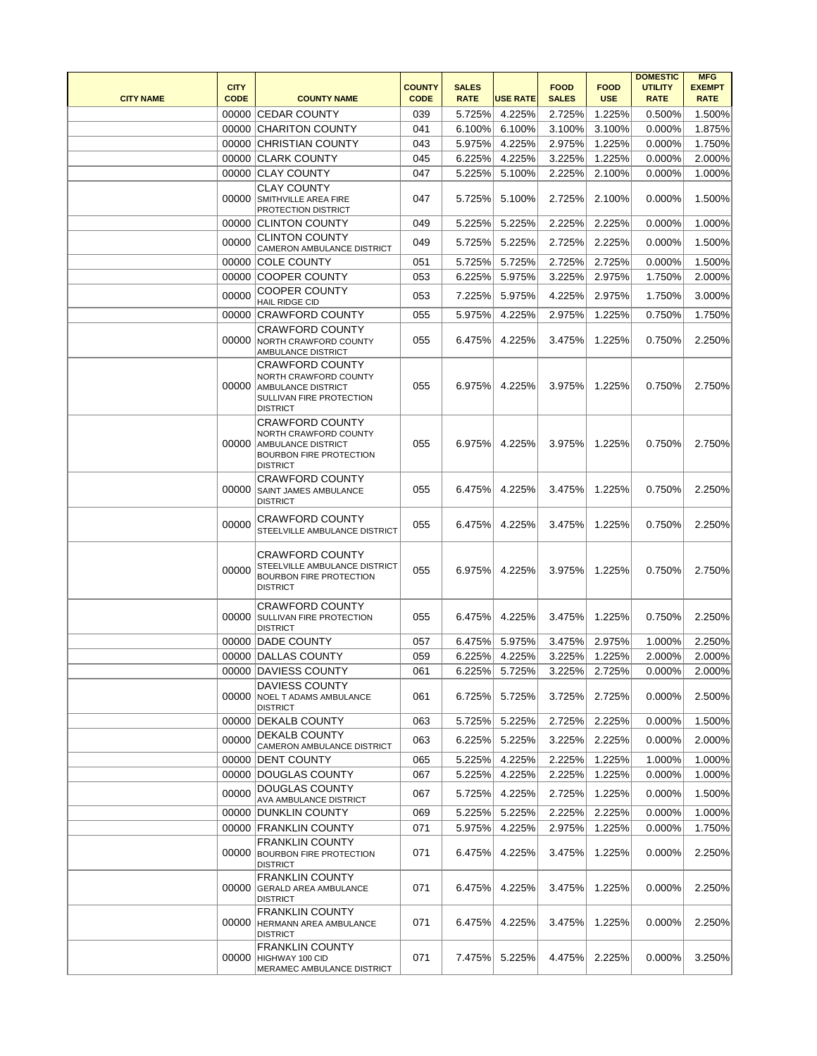| CITY NAME | CITY CODE | COUNTY NAME | COUNTY CODE | SALES RATE | USE RATE | FOOD SALES | FOOD USE | DOMESTIC UTILITY RATE | MFG EXEMPT RATE |
|---|---|---|---|---|---|---|---|---|---|
| | 00000 | CEDAR COUNTY | 039 | 5.725% | 4.225% | 2.725% | 1.225% | 0.500% | 1.500% |
| | 00000 | CHARITON COUNTY | 041 | 6.100% | 6.100% | 3.100% | 3.100% | 0.000% | 1.875% |
| | 00000 | CHRISTIAN COUNTY | 043 | 5.975% | 4.225% | 2.975% | 1.225% | 0.000% | 1.750% |
| | 00000 | CLARK COUNTY | 045 | 6.225% | 4.225% | 3.225% | 1.225% | 0.000% | 2.000% |
| | 00000 | CLAY COUNTY | 047 | 5.225% | 5.100% | 2.225% | 2.100% | 0.000% | 1.000% |
| | 00000 | CLAY COUNTY SMITHVILLE AREA FIRE PROTECTION DISTRICT | 047 | 5.725% | 5.100% | 2.725% | 2.100% | 0.000% | 1.500% |
| | 00000 | CLINTON COUNTY | 049 | 5.225% | 5.225% | 2.225% | 2.225% | 0.000% | 1.000% |
| | 00000 | CLINTON COUNTY CAMERON AMBULANCE DISTRICT | 049 | 5.725% | 5.225% | 2.725% | 2.225% | 0.000% | 1.500% |
| | 00000 | COLE COUNTY | 051 | 5.725% | 5.725% | 2.725% | 2.725% | 0.000% | 1.500% |
| | 00000 | COOPER COUNTY | 053 | 6.225% | 5.975% | 3.225% | 2.975% | 1.750% | 2.000% |
| | 00000 | COOPER COUNTY HAIL RIDGE CID | 053 | 7.225% | 5.975% | 4.225% | 2.975% | 1.750% | 3.000% |
| | 00000 | CRAWFORD COUNTY | 055 | 5.975% | 4.225% | 2.975% | 1.225% | 0.750% | 1.750% |
| | 00000 | CRAWFORD COUNTY NORTH CRAWFORD COUNTY AMBULANCE DISTRICT | 055 | 6.475% | 4.225% | 3.475% | 1.225% | 0.750% | 2.250% |
| | 00000 | CRAWFORD COUNTY NORTH CRAWFORD COUNTY AMBULANCE DISTRICT SULLIVAN FIRE PROTECTION DISTRICT | 055 | 6.975% | 4.225% | 3.975% | 1.225% | 0.750% | 2.750% |
| | 00000 | CRAWFORD COUNTY NORTH CRAWFORD COUNTY AMBULANCE DISTRICT BOURBON FIRE PROTECTION DISTRICT | 055 | 6.975% | 4.225% | 3.975% | 1.225% | 0.750% | 2.750% |
| | 00000 | CRAWFORD COUNTY SAINT JAMES AMBULANCE DISTRICT | 055 | 6.475% | 4.225% | 3.475% | 1.225% | 0.750% | 2.250% |
| | 00000 | CRAWFORD COUNTY STEELVILLE AMBULANCE DISTRICT | 055 | 6.475% | 4.225% | 3.475% | 1.225% | 0.750% | 2.250% |
| | 00000 | CRAWFORD COUNTY STEELVILLE AMBULANCE DISTRICT BOURBON FIRE PROTECTION DISTRICT | 055 | 6.975% | 4.225% | 3.975% | 1.225% | 0.750% | 2.750% |
| | 00000 | CRAWFORD COUNTY SULLIVAN FIRE PROTECTION DISTRICT | 055 | 6.475% | 4.225% | 3.475% | 1.225% | 0.750% | 2.250% |
| | 00000 | DADE COUNTY | 057 | 6.475% | 5.975% | 3.475% | 2.975% | 1.000% | 2.250% |
| | 00000 | DALLAS COUNTY | 059 | 6.225% | 4.225% | 3.225% | 1.225% | 2.000% | 2.000% |
| | 00000 | DAVIESS COUNTY | 061 | 6.225% | 5.725% | 3.225% | 2.725% | 0.000% | 2.000% |
| | 00000 | DAVIESS COUNTY NOEL T ADAMS AMBULANCE DISTRICT | 061 | 6.725% | 5.725% | 3.725% | 2.725% | 0.000% | 2.500% |
| | 00000 | DEKALB COUNTY | 063 | 5.725% | 5.225% | 2.725% | 2.225% | 0.000% | 1.500% |
| | 00000 | DEKALB COUNTY CAMERON AMBULANCE DISTRICT | 063 | 6.225% | 5.225% | 3.225% | 2.225% | 0.000% | 2.000% |
| | 00000 | DENT COUNTY | 065 | 5.225% | 4.225% | 2.225% | 1.225% | 1.000% | 1.000% |
| | 00000 | DOUGLAS COUNTY | 067 | 5.225% | 4.225% | 2.225% | 1.225% | 0.000% | 1.000% |
| | 00000 | DOUGLAS COUNTY AVA AMBULANCE DISTRICT | 067 | 5.725% | 4.225% | 2.725% | 1.225% | 0.000% | 1.500% |
| | 00000 | DUNKLIN COUNTY | 069 | 5.225% | 5.225% | 2.225% | 2.225% | 0.000% | 1.000% |
| | 00000 | FRANKLIN COUNTY | 071 | 5.975% | 4.225% | 2.975% | 1.225% | 0.000% | 1.750% |
| | 00000 | FRANKLIN COUNTY BOURBON FIRE PROTECTION DISTRICT | 071 | 6.475% | 4.225% | 3.475% | 1.225% | 0.000% | 2.250% |
| | 00000 | FRANKLIN COUNTY GERALD AREA AMBULANCE DISTRICT | 071 | 6.475% | 4.225% | 3.475% | 1.225% | 0.000% | 2.250% |
| | 00000 | FRANKLIN COUNTY HERMANN AREA AMBULANCE DISTRICT | 071 | 6.475% | 4.225% | 3.475% | 1.225% | 0.000% | 2.250% |
| | 00000 | FRANKLIN COUNTY HIGHWAY 100 CID MERAMEC AMBULANCE DISTRICT | 071 | 7.475% | 5.225% | 4.475% | 2.225% | 0.000% | 3.250% |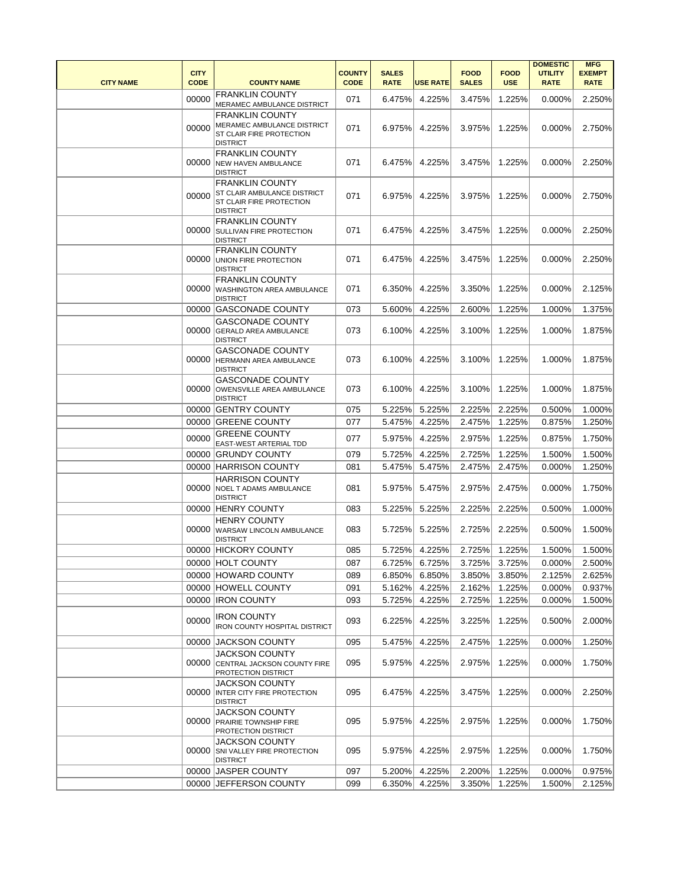| CITY NAME | CITY CODE | COUNTY NAME | COUNTY CODE | SALES RATE | USE RATE | FOOD SALES | FOOD USE | DOMESTIC UTILITY RATE | MFG EXEMPT RATE |
|---|---|---|---|---|---|---|---|---|---|
| | 00000 | FRANKLIN COUNTY MERAMEC AMBULANCE DISTRICT | 071 | 6.475% | 4.225% | 3.475% | 1.225% | 0.000% | 2.250% |
| | 00000 | FRANKLIN COUNTY MERAMEC AMBULANCE DISTRICT ST CLAIR FIRE PROTECTION DISTRICT | 071 | 6.975% | 4.225% | 3.975% | 1.225% | 0.000% | 2.750% |
| | 00000 | FRANKLIN COUNTY NEW HAVEN AMBULANCE DISTRICT | 071 | 6.475% | 4.225% | 3.475% | 1.225% | 0.000% | 2.250% |
| | 00000 | FRANKLIN COUNTY ST CLAIR AMBULANCE DISTRICT ST CLAIR FIRE PROTECTION DISTRICT | 071 | 6.975% | 4.225% | 3.975% | 1.225% | 0.000% | 2.750% |
| | 00000 | FRANKLIN COUNTY SULLIVAN FIRE PROTECTION DISTRICT | 071 | 6.475% | 4.225% | 3.475% | 1.225% | 0.000% | 2.250% |
| | 00000 | FRANKLIN COUNTY UNION FIRE PROTECTION DISTRICT | 071 | 6.475% | 4.225% | 3.475% | 1.225% | 0.000% | 2.250% |
| | 00000 | FRANKLIN COUNTY WASHINGTON AREA AMBULANCE DISTRICT | 071 | 6.350% | 4.225% | 3.350% | 1.225% | 0.000% | 2.125% |
| | 00000 | GASCONADE COUNTY | 073 | 5.600% | 4.225% | 2.600% | 1.225% | 1.000% | 1.375% |
| | 00000 | GASCONADE COUNTY GERALD AREA AMBULANCE DISTRICT | 073 | 6.100% | 4.225% | 3.100% | 1.225% | 1.000% | 1.875% |
| | 00000 | GASCONADE COUNTY HERMANN AREA AMBULANCE DISTRICT | 073 | 6.100% | 4.225% | 3.100% | 1.225% | 1.000% | 1.875% |
| | 00000 | GASCONADE COUNTY OWENSVILLE AREA AMBULANCE DISTRICT | 073 | 6.100% | 4.225% | 3.100% | 1.225% | 1.000% | 1.875% |
| | 00000 | GENTRY COUNTY | 075 | 5.225% | 5.225% | 2.225% | 2.225% | 0.500% | 1.000% |
| | 00000 | GREENE COUNTY | 077 | 5.475% | 4.225% | 2.475% | 1.225% | 0.875% | 1.250% |
| | 00000 | GREENE COUNTY EAST-WEST ARTERIAL TDD | 077 | 5.975% | 4.225% | 2.975% | 1.225% | 0.875% | 1.750% |
| | 00000 | GRUNDY COUNTY | 079 | 5.725% | 4.225% | 2.725% | 1.225% | 1.500% | 1.500% |
| | 00000 | HARRISON COUNTY | 081 | 5.475% | 5.475% | 2.475% | 2.475% | 0.000% | 1.250% |
| | 00000 | HARRISON COUNTY NOEL T ADAMS AMBULANCE DISTRICT | 081 | 5.975% | 5.475% | 2.975% | 2.475% | 0.000% | 1.750% |
| | 00000 | HENRY COUNTY | 083 | 5.225% | 5.225% | 2.225% | 2.225% | 0.500% | 1.000% |
| | 00000 | HENRY COUNTY WARSAW LINCOLN AMBULANCE DISTRICT | 083 | 5.725% | 5.225% | 2.725% | 2.225% | 0.500% | 1.500% |
| | 00000 | HICKORY COUNTY | 085 | 5.725% | 4.225% | 2.725% | 1.225% | 1.500% | 1.500% |
| | 00000 | HOLT COUNTY | 087 | 6.725% | 6.725% | 3.725% | 3.725% | 0.000% | 2.500% |
| | 00000 | HOWARD COUNTY | 089 | 6.850% | 6.850% | 3.850% | 3.850% | 2.125% | 2.625% |
| | 00000 | HOWELL COUNTY | 091 | 5.162% | 4.225% | 2.162% | 1.225% | 0.000% | 0.937% |
| | 00000 | IRON COUNTY | 093 | 5.725% | 4.225% | 2.725% | 1.225% | 0.000% | 1.500% |
| | 00000 | IRON COUNTY IRON COUNTY HOSPITAL DISTRICT | 093 | 6.225% | 4.225% | 3.225% | 1.225% | 0.500% | 2.000% |
| | 00000 | JACKSON COUNTY | 095 | 5.475% | 4.225% | 2.475% | 1.225% | 0.000% | 1.250% |
| | 00000 | JACKSON COUNTY CENTRAL JACKSON COUNTY FIRE PROTECTION DISTRICT | 095 | 5.975% | 4.225% | 2.975% | 1.225% | 0.000% | 1.750% |
| | 00000 | JACKSON COUNTY INTER CITY FIRE PROTECTION DISTRICT | 095 | 6.475% | 4.225% | 3.475% | 1.225% | 0.000% | 2.250% |
| | 00000 | JACKSON COUNTY PRAIRIE TOWNSHIP FIRE PROTECTION DISTRICT | 095 | 5.975% | 4.225% | 2.975% | 1.225% | 0.000% | 1.750% |
| | 00000 | JACKSON COUNTY SNI VALLEY FIRE PROTECTION DISTRICT | 095 | 5.975% | 4.225% | 2.975% | 1.225% | 0.000% | 1.750% |
| | 00000 | JASPER COUNTY | 097 | 5.200% | 4.225% | 2.200% | 1.225% | 0.000% | 0.975% |
| | 00000 | JEFFERSON COUNTY | 099 | 6.350% | 4.225% | 3.350% | 1.225% | 1.500% | 2.125% |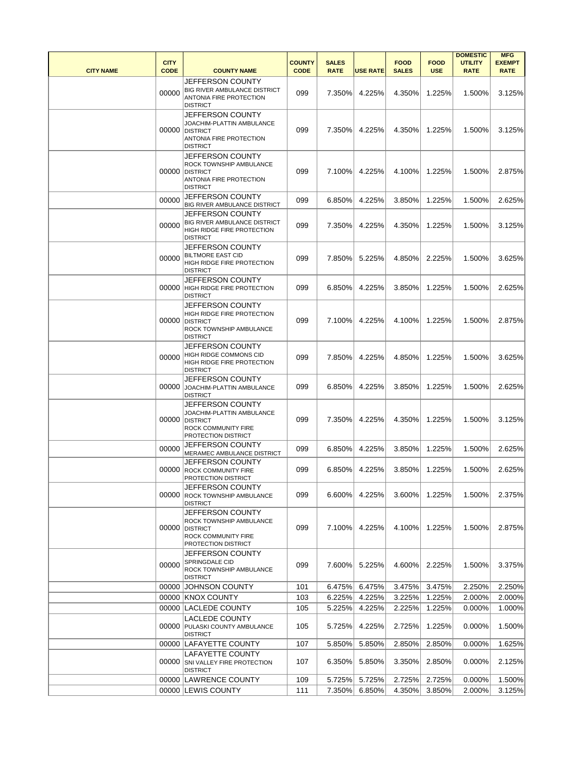| CITY NAME | CITY CODE | COUNTY NAME | COUNTY CODE | SALES RATE | USE RATE | FOOD SALES | FOOD USE | DOMESTIC UTILITY RATE | MFG EXEMPT RATE |
|---|---|---|---|---|---|---|---|---|---|
| | 00000 | JEFFERSON COUNTY BIG RIVER AMBULANCE DISTRICT ANTONIA FIRE PROTECTION DISTRICT | 099 | 7.350% | 4.225% | 4.350% | 1.225% | 1.500% | 3.125% |
| | 00000 | JEFFERSON COUNTY JOACHIM-PLATTIN AMBULANCE DISTRICT ANTONIA FIRE PROTECTION DISTRICT | 099 | 7.350% | 4.225% | 4.350% | 1.225% | 1.500% | 3.125% |
| | 00000 | JEFFERSON COUNTY ROCK TOWNSHIP AMBULANCE DISTRICT ANTONIA FIRE PROTECTION DISTRICT | 099 | 7.100% | 4.225% | 4.100% | 1.225% | 1.500% | 2.875% |
| | 00000 | JEFFERSON COUNTY BIG RIVER AMBULANCE DISTRICT | 099 | 6.850% | 4.225% | 3.850% | 1.225% | 1.500% | 2.625% |
| | 00000 | JEFFERSON COUNTY BIG RIVER AMBULANCE DISTRICT HIGH RIDGE FIRE PROTECTION DISTRICT | 099 | 7.350% | 4.225% | 4.350% | 1.225% | 1.500% | 3.125% |
| | 00000 | JEFFERSON COUNTY BILTMORE EAST CID HIGH RIDGE FIRE PROTECTION DISTRICT | 099 | 7.850% | 5.225% | 4.850% | 2.225% | 1.500% | 3.625% |
| | 00000 | JEFFERSON COUNTY HIGH RIDGE FIRE PROTECTION DISTRICT | 099 | 6.850% | 4.225% | 3.850% | 1.225% | 1.500% | 2.625% |
| | 00000 | JEFFERSON COUNTY HIGH RIDGE FIRE PROTECTION DISTRICT ROCK TOWNSHIP AMBULANCE DISTRICT | 099 | 7.100% | 4.225% | 4.100% | 1.225% | 1.500% | 2.875% |
| | 00000 | JEFFERSON COUNTY HIGH RIDGE COMMONS CID HIGH RIDGE FIRE PROTECTION DISTRICT | 099 | 7.850% | 4.225% | 4.850% | 1.225% | 1.500% | 3.625% |
| | 00000 | JEFFERSON COUNTY JOACHIM-PLATTIN AMBULANCE DISTRICT | 099 | 6.850% | 4.225% | 3.850% | 1.225% | 1.500% | 2.625% |
| | 00000 | JEFFERSON COUNTY JOACHIM-PLATTIN AMBULANCE DISTRICT ROCK COMMUNITY FIRE PROTECTION DISTRICT | 099 | 7.350% | 4.225% | 4.350% | 1.225% | 1.500% | 3.125% |
| | 00000 | JEFFERSON COUNTY MERAMEC AMBULANCE DISTRICT | 099 | 6.850% | 4.225% | 3.850% | 1.225% | 1.500% | 2.625% |
| | 00000 | JEFFERSON COUNTY ROCK COMMUNITY FIRE PROTECTION DISTRICT | 099 | 6.850% | 4.225% | 3.850% | 1.225% | 1.500% | 2.625% |
| | 00000 | JEFFERSON COUNTY ROCK TOWNSHIP AMBULANCE DISTRICT | 099 | 6.600% | 4.225% | 3.600% | 1.225% | 1.500% | 2.375% |
| | 00000 | JEFFERSON COUNTY ROCK TOWNSHIP AMBULANCE DISTRICT ROCK COMMUNITY FIRE PROTECTION DISTRICT | 099 | 7.100% | 4.225% | 4.100% | 1.225% | 1.500% | 2.875% |
| | 00000 | JEFFERSON COUNTY SPRINGDALE CID ROCK TOWNSHIP AMBULANCE DISTRICT | 099 | 7.600% | 5.225% | 4.600% | 2.225% | 1.500% | 3.375% |
| | 00000 | JOHNSON COUNTY | 101 | 6.475% | 6.475% | 3.475% | 3.475% | 2.250% | 2.250% |
| | 00000 | KNOX COUNTY | 103 | 6.225% | 4.225% | 3.225% | 1.225% | 2.000% | 2.000% |
| | 00000 | LACLEDE COUNTY | 105 | 5.225% | 4.225% | 2.225% | 1.225% | 0.000% | 1.000% |
| | 00000 | LACLEDE COUNTY PULASKI COUNTY AMBULANCE DISTRICT | 105 | 5.725% | 4.225% | 2.725% | 1.225% | 0.000% | 1.500% |
| | 00000 | LAFAYETTE COUNTY | 107 | 5.850% | 5.850% | 2.850% | 2.850% | 0.000% | 1.625% |
| | 00000 | LAFAYETTE COUNTY SNI VALLEY FIRE PROTECTION DISTRICT | 107 | 6.350% | 5.850% | 3.350% | 2.850% | 0.000% | 2.125% |
| | 00000 | LAWRENCE COUNTY | 109 | 5.725% | 5.725% | 2.725% | 2.725% | 0.000% | 1.500% |
| | 00000 | LEWIS COUNTY | 111 | 7.350% | 6.850% | 4.350% | 3.850% | 2.000% | 3.125% |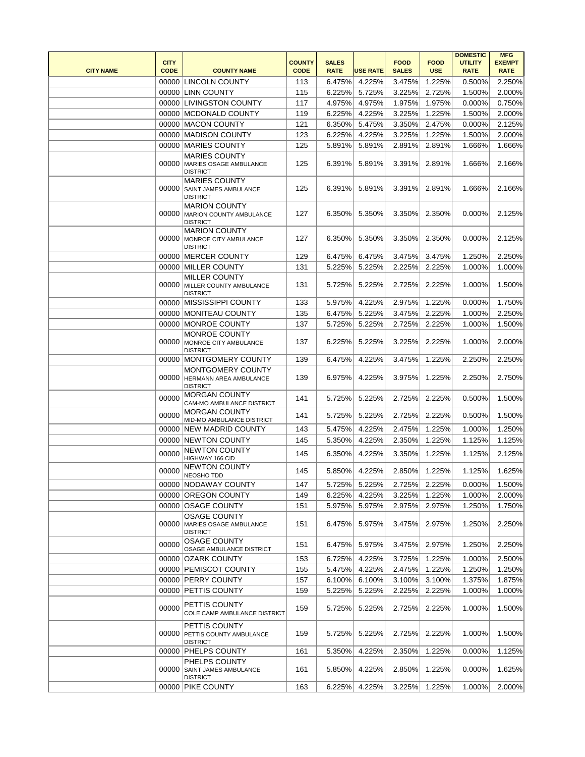| CITY NAME | CITY CODE | COUNTY NAME | COUNTY CODE | SALES RATE | USE RATE | FOOD SALES | FOOD USE | DOMESTIC UTILITY RATE | MFG EXEMPT RATE |
|---|---|---|---|---|---|---|---|---|---|
| | 00000 | LINCOLN COUNTY | 113 | 6.475% | 4.225% | 3.475% | 1.225% | 0.500% | 2.250% |
| | 00000 | LINN COUNTY | 115 | 6.225% | 5.725% | 3.225% | 2.725% | 1.500% | 2.000% |
| | 00000 | LIVINGSTON COUNTY | 117 | 4.975% | 4.975% | 1.975% | 1.975% | 0.000% | 0.750% |
| | 00000 | MCDONALD COUNTY | 119 | 6.225% | 4.225% | 3.225% | 1.225% | 1.500% | 2.000% |
| | 00000 | MACON COUNTY | 121 | 6.350% | 5.475% | 3.350% | 2.475% | 0.000% | 2.125% |
| | 00000 | MADISON COUNTY | 123 | 6.225% | 4.225% | 3.225% | 1.225% | 1.500% | 2.000% |
| | 00000 | MARIES COUNTY | 125 | 5.891% | 5.891% | 2.891% | 2.891% | 1.666% | 1.666% |
| | 00000 | MARIES COUNTY MARIES OSAGE AMBULANCE DISTRICT | 125 | 6.391% | 5.891% | 3.391% | 2.891% | 1.666% | 2.166% |
| | 00000 | MARIES COUNTY SAINT JAMES AMBULANCE DISTRICT | 125 | 6.391% | 5.891% | 3.391% | 2.891% | 1.666% | 2.166% |
| | 00000 | MARION COUNTY MARION COUNTY AMBULANCE DISTRICT | 127 | 6.350% | 5.350% | 3.350% | 2.350% | 0.000% | 2.125% |
| | 00000 | MARION COUNTY MONROE CITY AMBULANCE DISTRICT | 127 | 6.350% | 5.350% | 3.350% | 2.350% | 0.000% | 2.125% |
| | 00000 | MERCER COUNTY | 129 | 6.475% | 6.475% | 3.475% | 3.475% | 1.250% | 2.250% |
| | 00000 | MILLER COUNTY | 131 | 5.225% | 5.225% | 2.225% | 2.225% | 1.000% | 1.000% |
| | 00000 | MILLER COUNTY MILLER COUNTY AMBULANCE DISTRICT | 131 | 5.725% | 5.225% | 2.725% | 2.225% | 1.000% | 1.500% |
| | 00000 | MISSISSIPPI COUNTY | 133 | 5.975% | 4.225% | 2.975% | 1.225% | 0.000% | 1.750% |
| | 00000 | MONITEAU COUNTY | 135 | 6.475% | 5.225% | 3.475% | 2.225% | 1.000% | 2.250% |
| | 00000 | MONROE COUNTY | 137 | 5.725% | 5.225% | 2.725% | 2.225% | 1.000% | 1.500% |
| | 00000 | MONROE COUNTY MONROE CITY AMBULANCE DISTRICT | 137 | 6.225% | 5.225% | 3.225% | 2.225% | 1.000% | 2.000% |
| | 00000 | MONTGOMERY COUNTY | 139 | 6.475% | 4.225% | 3.475% | 1.225% | 2.250% | 2.250% |
| | 00000 | MONTGOMERY COUNTY HERMANN AREA AMBULANCE DISTRICT | 139 | 6.975% | 4.225% | 3.975% | 1.225% | 2.250% | 2.750% |
| | 00000 | MORGAN COUNTY CAM-MO AMBULANCE DISTRICT | 141 | 5.725% | 5.225% | 2.725% | 2.225% | 0.500% | 1.500% |
| | 00000 | MORGAN COUNTY MID-MO AMBULANCE DISTRICT | 141 | 5.725% | 5.225% | 2.725% | 2.225% | 0.500% | 1.500% |
| | 00000 | NEW MADRID COUNTY | 143 | 5.475% | 4.225% | 2.475% | 1.225% | 1.000% | 1.250% |
| | 00000 | NEWTON COUNTY | 145 | 5.350% | 4.225% | 2.350% | 1.225% | 1.125% | 1.125% |
| | 00000 | NEWTON COUNTY HIGHWAY 166 CID | 145 | 6.350% | 4.225% | 3.350% | 1.225% | 1.125% | 2.125% |
| | 00000 | NEWTON COUNTY NEOSHO TDD | 145 | 5.850% | 4.225% | 2.850% | 1.225% | 1.125% | 1.625% |
| | 00000 | NODAWAY COUNTY | 147 | 5.725% | 5.225% | 2.725% | 2.225% | 0.000% | 1.500% |
| | 00000 | OREGON COUNTY | 149 | 6.225% | 4.225% | 3.225% | 1.225% | 1.000% | 2.000% |
| | 00000 | OSAGE COUNTY | 151 | 5.975% | 5.975% | 2.975% | 2.975% | 1.250% | 1.750% |
| | 00000 | OSAGE COUNTY MARIES OSAGE AMBULANCE DISTRICT | 151 | 6.475% | 5.975% | 3.475% | 2.975% | 1.250% | 2.250% |
| | 00000 | OSAGE COUNTY OSAGE AMBULANCE DISTRICT | 151 | 6.475% | 5.975% | 3.475% | 2.975% | 1.250% | 2.250% |
| | 00000 | OZARK COUNTY | 153 | 6.725% | 4.225% | 3.725% | 1.225% | 1.000% | 2.500% |
| | 00000 | PEMISCOT COUNTY | 155 | 5.475% | 4.225% | 2.475% | 1.225% | 1.250% | 1.250% |
| | 00000 | PERRY COUNTY | 157 | 6.100% | 6.100% | 3.100% | 3.100% | 1.375% | 1.875% |
| | 00000 | PETTIS COUNTY | 159 | 5.225% | 5.225% | 2.225% | 2.225% | 1.000% | 1.000% |
| | 00000 | PETTIS COUNTY COLE CAMP AMBULANCE DISTRICT | 159 | 5.725% | 5.225% | 2.725% | 2.225% | 1.000% | 1.500% |
| | 00000 | PETTIS COUNTY PETTIS COUNTY AMBULANCE DISTRICT | 159 | 5.725% | 5.225% | 2.725% | 2.225% | 1.000% | 1.500% |
| | 00000 | PHELPS COUNTY | 161 | 5.350% | 4.225% | 2.350% | 1.225% | 0.000% | 1.125% |
| | 00000 | PHELPS COUNTY SAINT JAMES AMBULANCE DISTRICT | 161 | 5.850% | 4.225% | 2.850% | 1.225% | 0.000% | 1.625% |
| | 00000 | PIKE COUNTY | 163 | 6.225% | 4.225% | 3.225% | 1.225% | 1.000% | 2.000% |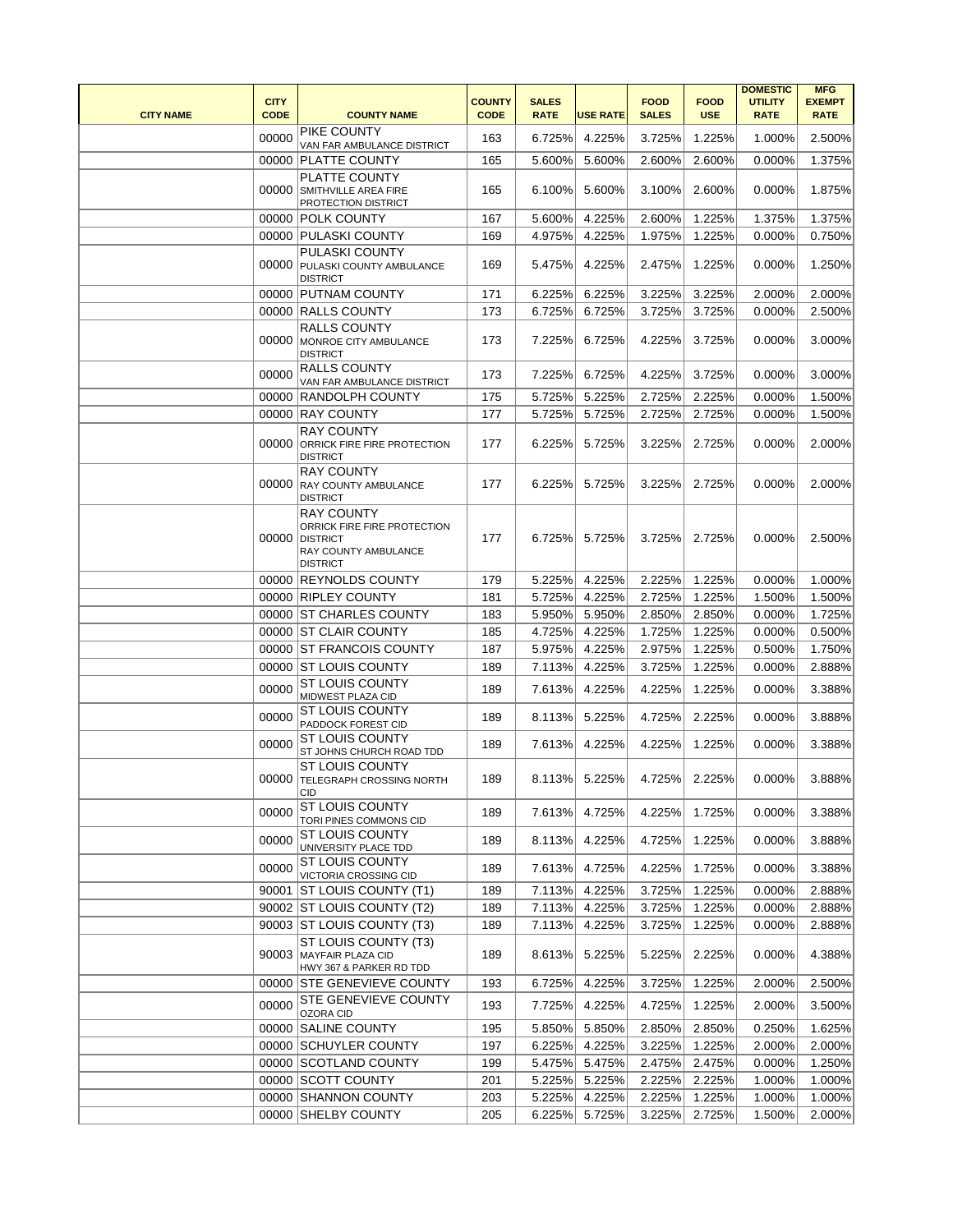| CITY NAME | CITY CODE | COUNTY NAME | COUNTY CODE | SALES RATE | USE RATE | FOOD SALES | FOOD USE | DOMESTIC UTILITY RATE | MFG EXEMPT RATE |
|---|---|---|---|---|---|---|---|---|---|
| | 00000 | PIKE COUNTY VAN FAR AMBULANCE DISTRICT | 163 | 6.725% | 4.225% | 3.725% | 1.225% | 1.000% | 2.500% |
| | 00000 | PLATTE COUNTY | 165 | 5.600% | 5.600% | 2.600% | 2.600% | 0.000% | 1.375% |
| | 00000 | PLATTE COUNTY SMITHVILLE AREA FIRE PROTECTION DISTRICT | 165 | 6.100% | 5.600% | 3.100% | 2.600% | 0.000% | 1.875% |
| | 00000 | POLK COUNTY | 167 | 5.600% | 4.225% | 2.600% | 1.225% | 1.375% | 1.375% |
| | 00000 | PULASKI COUNTY | 169 | 4.975% | 4.225% | 1.975% | 1.225% | 0.000% | 0.750% |
| | 00000 | PULASKI COUNTY PULASKI COUNTY AMBULANCE DISTRICT | 169 | 5.475% | 4.225% | 2.475% | 1.225% | 0.000% | 1.250% |
| | 00000 | PUTNAM COUNTY | 171 | 6.225% | 6.225% | 3.225% | 3.225% | 2.000% | 2.000% |
| | 00000 | RALLS COUNTY | 173 | 6.725% | 6.725% | 3.725% | 3.725% | 0.000% | 2.500% |
| | 00000 | RALLS COUNTY MONROE CITY AMBULANCE DISTRICT | 173 | 7.225% | 6.725% | 4.225% | 3.725% | 0.000% | 3.000% |
| | 00000 | RALLS COUNTY VAN FAR AMBULANCE DISTRICT | 173 | 7.225% | 6.725% | 4.225% | 3.725% | 0.000% | 3.000% |
| | 00000 | RANDOLPH COUNTY | 175 | 5.725% | 5.225% | 2.725% | 2.225% | 0.000% | 1.500% |
| | 00000 | RAY COUNTY | 177 | 5.725% | 5.725% | 2.725% | 2.725% | 0.000% | 1.500% |
| | 00000 | RAY COUNTY ORRICK FIRE FIRE PROTECTION DISTRICT | 177 | 6.225% | 5.725% | 3.225% | 2.725% | 0.000% | 2.000% |
| | 00000 | RAY COUNTY RAY COUNTY AMBULANCE DISTRICT | 177 | 6.225% | 5.725% | 3.225% | 2.725% | 0.000% | 2.000% |
| | 00000 | RAY COUNTY ORRICK FIRE FIRE PROTECTION DISTRICT RAY COUNTY AMBULANCE DISTRICT | 177 | 6.725% | 5.725% | 3.725% | 2.725% | 0.000% | 2.500% |
| | 00000 | REYNOLDS COUNTY | 179 | 5.225% | 4.225% | 2.225% | 1.225% | 0.000% | 1.000% |
| | 00000 | RIPLEY COUNTY | 181 | 5.725% | 4.225% | 2.725% | 1.225% | 1.500% | 1.500% |
| | 00000 | ST CHARLES COUNTY | 183 | 5.950% | 5.950% | 2.850% | 2.850% | 0.000% | 1.725% |
| | 00000 | ST CLAIR COUNTY | 185 | 4.725% | 4.225% | 1.725% | 1.225% | 0.000% | 0.500% |
| | 00000 | ST FRANCOIS COUNTY | 187 | 5.975% | 4.225% | 2.975% | 1.225% | 0.500% | 1.750% |
| | 00000 | ST LOUIS COUNTY | 189 | 7.113% | 4.225% | 3.725% | 1.225% | 0.000% | 2.888% |
| | 00000 | ST LOUIS COUNTY MIDWEST PLAZA CID | 189 | 7.613% | 4.225% | 4.225% | 1.225% | 0.000% | 3.388% |
| | 00000 | ST LOUIS COUNTY PADDOCK FOREST CID | 189 | 8.113% | 5.225% | 4.725% | 2.225% | 0.000% | 3.888% |
| | 00000 | ST LOUIS COUNTY ST JOHNS CHURCH ROAD TDD | 189 | 7.613% | 4.225% | 4.225% | 1.225% | 0.000% | 3.388% |
| | 00000 | ST LOUIS COUNTY TELEGRAPH CROSSING NORTH CID | 189 | 8.113% | 5.225% | 4.725% | 2.225% | 0.000% | 3.888% |
| | 00000 | ST LOUIS COUNTY TORI PINES COMMONS CID | 189 | 7.613% | 4.725% | 4.225% | 1.725% | 0.000% | 3.388% |
| | 00000 | ST LOUIS COUNTY UNIVERSITY PLACE TDD | 189 | 8.113% | 4.225% | 4.725% | 1.225% | 0.000% | 3.888% |
| | 00000 | ST LOUIS COUNTY VICTORIA CROSSING CID | 189 | 7.613% | 4.725% | 4.225% | 1.725% | 0.000% | 3.388% |
| | 90001 | ST LOUIS COUNTY (T1) | 189 | 7.113% | 4.225% | 3.725% | 1.225% | 0.000% | 2.888% |
| | 90002 | ST LOUIS COUNTY (T2) | 189 | 7.113% | 4.225% | 3.725% | 1.225% | 0.000% | 2.888% |
| | 90003 | ST LOUIS COUNTY (T3) | 189 | 7.113% | 4.225% | 3.725% | 1.225% | 0.000% | 2.888% |
| | 90003 | ST LOUIS COUNTY (T3) MAYFAIR PLAZA CID HWY 367 & PARKER RD TDD | 189 | 8.613% | 5.225% | 5.225% | 2.225% | 0.000% | 4.388% |
| | 00000 | STE GENEVIEVE COUNTY | 193 | 6.725% | 4.225% | 3.725% | 1.225% | 2.000% | 2.500% |
| | 00000 | STE GENEVIEVE COUNTY OZORA CID | 193 | 7.725% | 4.225% | 4.725% | 1.225% | 2.000% | 3.500% |
| | 00000 | SALINE COUNTY | 195 | 5.850% | 5.850% | 2.850% | 2.850% | 0.250% | 1.625% |
| | 00000 | SCHUYLER COUNTY | 197 | 6.225% | 4.225% | 3.225% | 1.225% | 2.000% | 2.000% |
| | 00000 | SCOTLAND COUNTY | 199 | 5.475% | 5.475% | 2.475% | 2.475% | 0.000% | 1.250% |
| | 00000 | SCOTT COUNTY | 201 | 5.225% | 5.225% | 2.225% | 2.225% | 1.000% | 1.000% |
| | 00000 | SHANNON COUNTY | 203 | 5.225% | 4.225% | 2.225% | 1.225% | 1.000% | 1.000% |
| | 00000 | SHELBY COUNTY | 205 | 6.225% | 5.725% | 3.225% | 2.725% | 1.500% | 2.000% |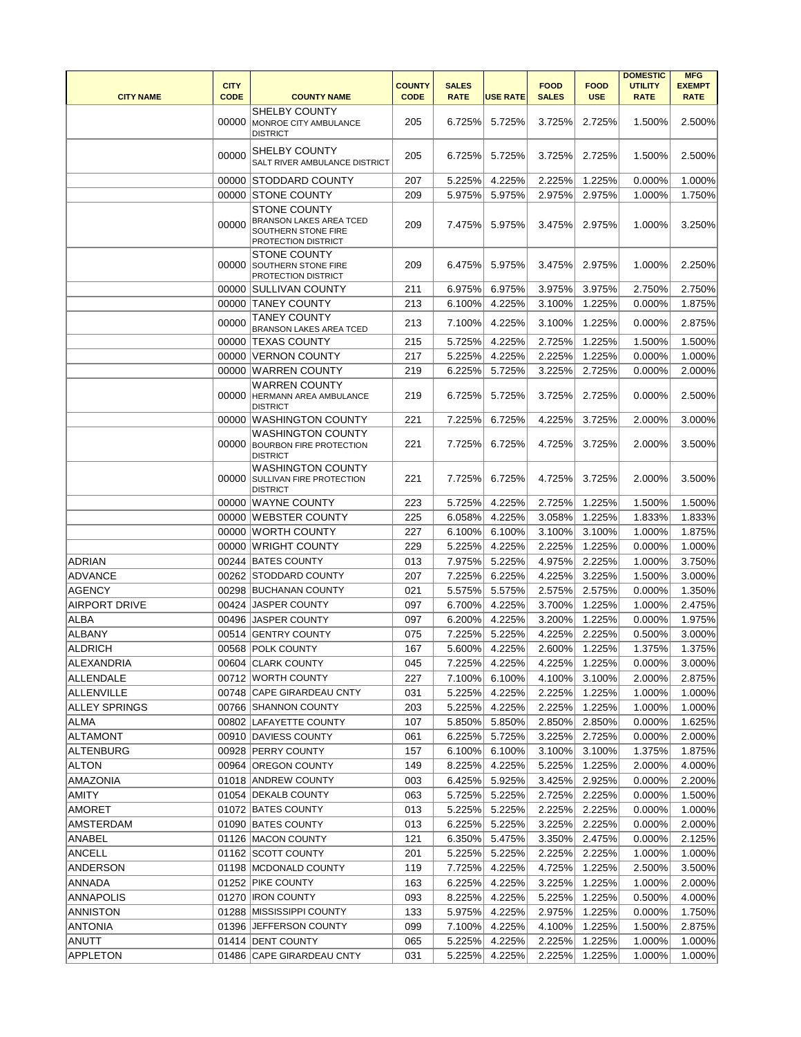| CITY NAME | CITY CODE | COUNTY NAME | COUNTY CODE | SALES RATE | USE RATE | FOOD SALES | FOOD USE | DOMESTIC UTILITY RATE | MFG EXEMPT RATE |
|---|---|---|---|---|---|---|---|---|---|
| | 00000 | SHELBY COUNTY MONROE CITY AMBULANCE DISTRICT | 205 | 6.725% | 5.725% | 3.725% | 2.725% | 1.500% | 2.500% |
| | 00000 | SHELBY COUNTY SALT RIVER AMBULANCE DISTRICT | 205 | 6.725% | 5.725% | 3.725% | 2.725% | 1.500% | 2.500% |
| | 00000 | STODDARD COUNTY | 207 | 5.225% | 4.225% | 2.225% | 1.225% | 0.000% | 1.000% |
| | 00000 | STONE COUNTY | 209 | 5.975% | 5.975% | 2.975% | 2.975% | 1.000% | 1.750% |
| | 00000 | STONE COUNTY BRANSON LAKES AREA TCED SOUTHERN STONE FIRE PROTECTION DISTRICT | 209 | 7.475% | 5.975% | 3.475% | 2.975% | 1.000% | 3.250% |
| | 00000 | STONE COUNTY SOUTHERN STONE FIRE PROTECTION DISTRICT | 209 | 6.475% | 5.975% | 3.475% | 2.975% | 1.000% | 2.250% |
| | 00000 | SULLIVAN COUNTY | 211 | 6.975% | 6.975% | 3.975% | 3.975% | 2.750% | 2.750% |
| | 00000 | TANEY COUNTY | 213 | 6.100% | 4.225% | 3.100% | 1.225% | 0.000% | 1.875% |
| | 00000 | TANEY COUNTY BRANSON LAKES AREA TCED | 213 | 7.100% | 4.225% | 3.100% | 1.225% | 0.000% | 2.875% |
| | 00000 | TEXAS COUNTY | 215 | 5.725% | 4.225% | 2.725% | 1.225% | 1.500% | 1.500% |
| | 00000 | VERNON COUNTY | 217 | 5.225% | 4.225% | 2.225% | 1.225% | 0.000% | 1.000% |
| | 00000 | WARREN COUNTY | 219 | 6.225% | 5.725% | 3.225% | 2.725% | 0.000% | 2.000% |
| | 00000 | WARREN COUNTY HERMANN AREA AMBULANCE DISTRICT | 219 | 6.725% | 5.725% | 3.725% | 2.725% | 0.000% | 2.500% |
| | 00000 | WASHINGTON COUNTY | 221 | 7.225% | 6.725% | 4.225% | 3.725% | 2.000% | 3.000% |
| | 00000 | WASHINGTON COUNTY BOURBON FIRE PROTECTION DISTRICT | 221 | 7.725% | 6.725% | 4.725% | 3.725% | 2.000% | 3.500% |
| | 00000 | WASHINGTON COUNTY SULLIVAN FIRE PROTECTION DISTRICT | 221 | 7.725% | 6.725% | 4.725% | 3.725% | 2.000% | 3.500% |
| | 00000 | WAYNE COUNTY | 223 | 5.725% | 4.225% | 2.725% | 1.225% | 1.500% | 1.500% |
| | 00000 | WEBSTER COUNTY | 225 | 6.058% | 4.225% | 3.058% | 1.225% | 1.833% | 1.833% |
| | 00000 | WORTH COUNTY | 227 | 6.100% | 6.100% | 3.100% | 3.100% | 1.000% | 1.875% |
| | 00000 | WRIGHT COUNTY | 229 | 5.225% | 4.225% | 2.225% | 1.225% | 0.000% | 1.000% |
| ADRIAN | 00244 | BATES COUNTY | 013 | 7.975% | 5.225% | 4.975% | 2.225% | 1.000% | 3.750% |
| ADVANCE | 00262 | STODDARD COUNTY | 207 | 7.225% | 6.225% | 4.225% | 3.225% | 1.500% | 3.000% |
| AGENCY | 00298 | BUCHANAN COUNTY | 021 | 5.575% | 5.575% | 2.575% | 2.575% | 0.000% | 1.350% |
| AIRPORT DRIVE | 00424 | JASPER COUNTY | 097 | 6.700% | 4.225% | 3.700% | 1.225% | 1.000% | 2.475% |
| ALBA | 00496 | JASPER COUNTY | 097 | 6.200% | 4.225% | 3.200% | 1.225% | 0.000% | 1.975% |
| ALBANY | 00514 | GENTRY COUNTY | 075 | 7.225% | 5.225% | 4.225% | 2.225% | 0.500% | 3.000% |
| ALDRICH | 00568 | POLK COUNTY | 167 | 5.600% | 4.225% | 2.600% | 1.225% | 1.375% | 1.375% |
| ALEXANDRIA | 00604 | CLARK COUNTY | 045 | 7.225% | 4.225% | 4.225% | 1.225% | 0.000% | 3.000% |
| ALLENDALE | 00712 | WORTH COUNTY | 227 | 7.100% | 6.100% | 4.100% | 3.100% | 2.000% | 2.875% |
| ALLENVILLE | 00748 | CAPE GIRARDEAU CNTY | 031 | 5.225% | 4.225% | 2.225% | 1.225% | 1.000% | 1.000% |
| ALLEY SPRINGS | 00766 | SHANNON COUNTY | 203 | 5.225% | 4.225% | 2.225% | 1.225% | 1.000% | 1.000% |
| ALMA | 00802 | LAFAYETTE COUNTY | 107 | 5.850% | 5.850% | 2.850% | 2.850% | 0.000% | 1.625% |
| ALTAMONT | 00910 | DAVIESS COUNTY | 061 | 6.225% | 5.725% | 3.225% | 2.725% | 0.000% | 2.000% |
| ALTENBURG | 00928 | PERRY COUNTY | 157 | 6.100% | 6.100% | 3.100% | 3.100% | 1.375% | 1.875% |
| ALTON | 00964 | OREGON COUNTY | 149 | 8.225% | 4.225% | 5.225% | 1.225% | 2.000% | 4.000% |
| AMAZONIA | 01018 | ANDREW COUNTY | 003 | 6.425% | 5.925% | 3.425% | 2.925% | 0.000% | 2.200% |
| AMITY | 01054 | DEKALB COUNTY | 063 | 5.725% | 5.225% | 2.725% | 2.225% | 0.000% | 1.500% |
| AMORET | 01072 | BATES COUNTY | 013 | 5.225% | 5.225% | 2.225% | 2.225% | 0.000% | 1.000% |
| AMSTERDAM | 01090 | BATES COUNTY | 013 | 6.225% | 5.225% | 3.225% | 2.225% | 0.000% | 2.000% |
| ANABEL | 01126 | MACON COUNTY | 121 | 6.350% | 5.475% | 3.350% | 2.475% | 0.000% | 2.125% |
| ANCELL | 01162 | SCOTT COUNTY | 201 | 5.225% | 5.225% | 2.225% | 2.225% | 1.000% | 1.000% |
| ANDERSON | 01198 | MCDONALD COUNTY | 119 | 7.725% | 4.225% | 4.725% | 1.225% | 2.500% | 3.500% |
| ANNADA | 01252 | PIKE COUNTY | 163 | 6.225% | 4.225% | 3.225% | 1.225% | 1.000% | 2.000% |
| ANNAPOLIS | 01270 | IRON COUNTY | 093 | 8.225% | 4.225% | 5.225% | 1.225% | 0.500% | 4.000% |
| ANNISTON | 01288 | MISSISSIPPI COUNTY | 133 | 5.975% | 4.225% | 2.975% | 1.225% | 0.000% | 1.750% |
| ANTONIA | 01396 | JEFFERSON COUNTY | 099 | 7.100% | 4.225% | 4.100% | 1.225% | 1.500% | 2.875% |
| ANUTT | 01414 | DENT COUNTY | 065 | 5.225% | 4.225% | 2.225% | 1.225% | 1.000% | 1.000% |
| APPLETON | 01486 | CAPE GIRARDEAU CNTY | 031 | 5.225% | 4.225% | 2.225% | 1.225% | 1.000% | 1.000% |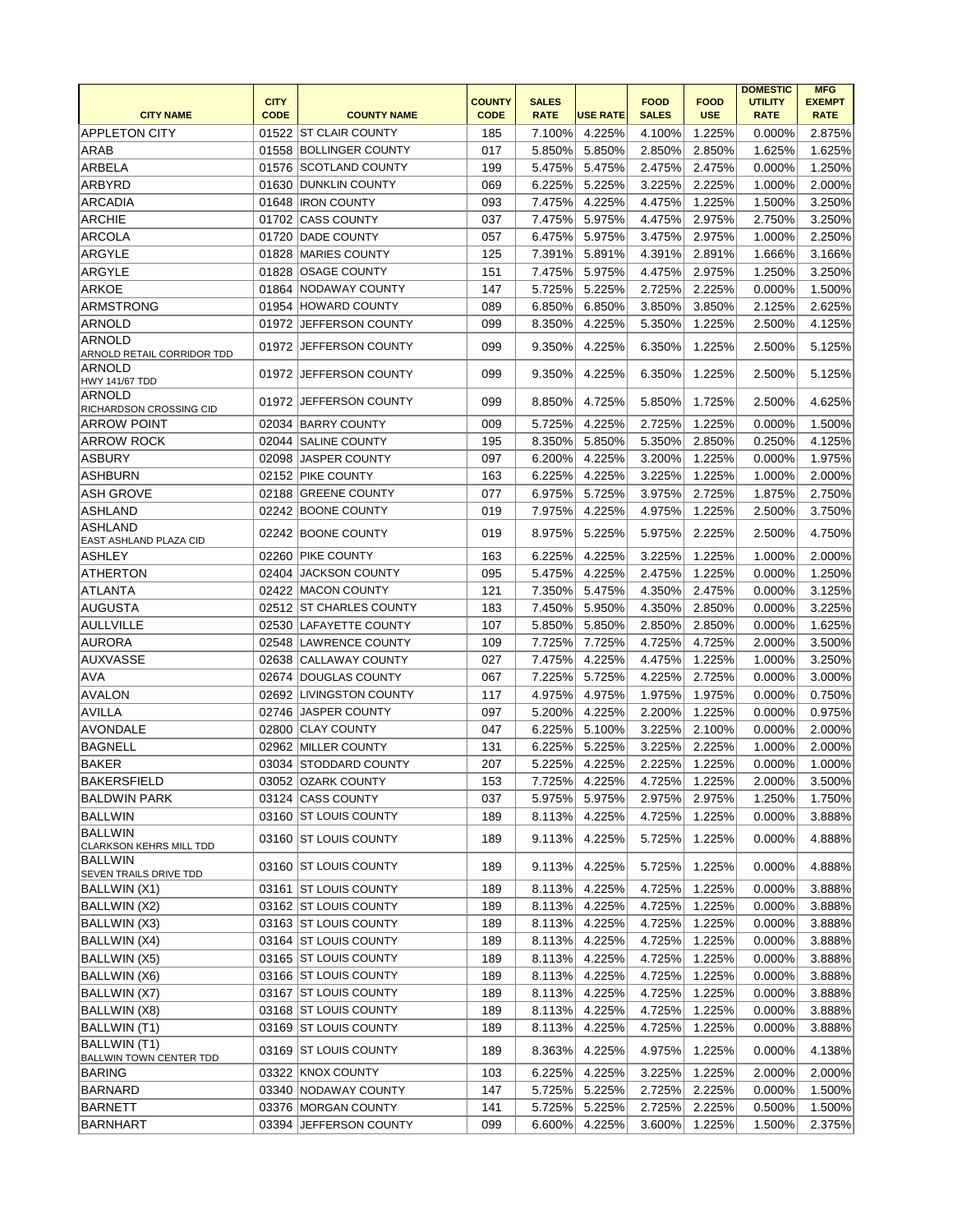| CITY NAME | CITY CODE | COUNTY NAME | COUNTY CODE | SALES RATE | USE RATE | FOOD SALES | FOOD USE | DOMESTIC UTILITY RATE | MFG EXEMPT RATE |
|---|---|---|---|---|---|---|---|---|---|
| APPLETON CITY | 01522 | ST CLAIR COUNTY | 185 | 7.100% | 4.225% | 4.100% | 1.225% | 0.000% | 2.875% |
| ARAB | 01558 | BOLLINGER COUNTY | 017 | 5.850% | 5.850% | 2.850% | 2.850% | 1.625% | 1.625% |
| ARBELA | 01576 | SCOTLAND COUNTY | 199 | 5.475% | 5.475% | 2.475% | 2.475% | 0.000% | 1.250% |
| ARBYRD | 01630 | DUNKLIN COUNTY | 069 | 6.225% | 5.225% | 3.225% | 2.225% | 1.000% | 2.000% |
| ARCADIA | 01648 | IRON COUNTY | 093 | 7.475% | 4.225% | 4.475% | 1.225% | 1.500% | 3.250% |
| ARCHIE | 01702 | CASS COUNTY | 037 | 7.475% | 5.975% | 4.475% | 2.975% | 2.750% | 3.250% |
| ARCOLA | 01720 | DADE COUNTY | 057 | 6.475% | 5.975% | 3.475% | 2.975% | 1.000% | 2.250% |
| ARGYLE | 01828 | MARIES COUNTY | 125 | 7.391% | 5.891% | 4.391% | 2.891% | 1.666% | 3.166% |
| ARGYLE | 01828 | OSAGE COUNTY | 151 | 7.475% | 5.975% | 4.475% | 2.975% | 1.250% | 3.250% |
| ARKOE | 01864 | NODAWAY COUNTY | 147 | 5.725% | 5.225% | 2.725% | 2.225% | 0.000% | 1.500% |
| ARMSTRONG | 01954 | HOWARD COUNTY | 089 | 6.850% | 6.850% | 3.850% | 3.850% | 2.125% | 2.625% |
| ARNOLD | 01972 | JEFFERSON COUNTY | 099 | 8.350% | 4.225% | 5.350% | 1.225% | 2.500% | 4.125% |
| ARNOLD ARNOLD RETAIL CORRIDOR TDD | 01972 | JEFFERSON COUNTY | 099 | 9.350% | 4.225% | 6.350% | 1.225% | 2.500% | 5.125% |
| ARNOLD HWY 141/67 TDD | 01972 | JEFFERSON COUNTY | 099 | 9.350% | 4.225% | 6.350% | 1.225% | 2.500% | 5.125% |
| ARNOLD RICHARDSON CROSSING CID | 01972 | JEFFERSON COUNTY | 099 | 8.850% | 4.725% | 5.850% | 1.725% | 2.500% | 4.625% |
| ARROW POINT | 02034 | BARRY COUNTY | 009 | 5.725% | 4.225% | 2.725% | 1.225% | 0.000% | 1.500% |
| ARROW ROCK | 02044 | SALINE COUNTY | 195 | 8.350% | 5.850% | 5.350% | 2.850% | 0.250% | 4.125% |
| ASBURY | 02098 | JASPER COUNTY | 097 | 6.200% | 4.225% | 3.200% | 1.225% | 0.000% | 1.975% |
| ASHBURN | 02152 | PIKE COUNTY | 163 | 6.225% | 4.225% | 3.225% | 1.225% | 1.000% | 2.000% |
| ASH GROVE | 02188 | GREENE COUNTY | 077 | 6.975% | 5.725% | 3.975% | 2.725% | 1.875% | 2.750% |
| ASHLAND | 02242 | BOONE COUNTY | 019 | 7.975% | 4.225% | 4.975% | 1.225% | 2.500% | 3.750% |
| ASHLAND EAST ASHLAND PLAZA CID | 02242 | BOONE COUNTY | 019 | 8.975% | 5.225% | 5.975% | 2.225% | 2.500% | 4.750% |
| ASHLEY | 02260 | PIKE COUNTY | 163 | 6.225% | 4.225% | 3.225% | 1.225% | 1.000% | 2.000% |
| ATHERTON | 02404 | JACKSON COUNTY | 095 | 5.475% | 4.225% | 2.475% | 1.225% | 0.000% | 1.250% |
| ATLANTA | 02422 | MACON COUNTY | 121 | 7.350% | 5.475% | 4.350% | 2.475% | 0.000% | 3.125% |
| AUGUSTA | 02512 | ST CHARLES COUNTY | 183 | 7.450% | 5.950% | 4.350% | 2.850% | 0.000% | 3.225% |
| AULLVILLE | 02530 | LAFAYETTE COUNTY | 107 | 5.850% | 5.850% | 2.850% | 2.850% | 0.000% | 1.625% |
| AURORA | 02548 | LAWRENCE COUNTY | 109 | 7.725% | 7.725% | 4.725% | 4.725% | 2.000% | 3.500% |
| AUXVASSE | 02638 | CALLAWAY COUNTY | 027 | 7.475% | 4.225% | 4.475% | 1.225% | 1.000% | 3.250% |
| AVA | 02674 | DOUGLAS COUNTY | 067 | 7.225% | 5.725% | 4.225% | 2.725% | 0.000% | 3.000% |
| AVALON | 02692 | LIVINGSTON COUNTY | 117 | 4.975% | 4.975% | 1.975% | 1.975% | 0.000% | 0.750% |
| AVILLA | 02746 | JASPER COUNTY | 097 | 5.200% | 4.225% | 2.200% | 1.225% | 0.000% | 0.975% |
| AVONDALE | 02800 | CLAY COUNTY | 047 | 6.225% | 5.100% | 3.225% | 2.100% | 0.000% | 2.000% |
| BAGNELL | 02962 | MILLER COUNTY | 131 | 6.225% | 5.225% | 3.225% | 2.225% | 1.000% | 2.000% |
| BAKER | 03034 | STODDARD COUNTY | 207 | 5.225% | 4.225% | 2.225% | 1.225% | 0.000% | 1.000% |
| BAKERSFIELD | 03052 | OZARK COUNTY | 153 | 7.725% | 4.225% | 4.725% | 1.225% | 2.000% | 3.500% |
| BALDWIN PARK | 03124 | CASS COUNTY | 037 | 5.975% | 5.975% | 2.975% | 2.975% | 1.250% | 1.750% |
| BALLWIN | 03160 | ST LOUIS COUNTY | 189 | 8.113% | 4.225% | 4.725% | 1.225% | 0.000% | 3.888% |
| BALLWIN CLARKSON KEHRS MILL TDD | 03160 | ST LOUIS COUNTY | 189 | 9.113% | 4.225% | 5.725% | 1.225% | 0.000% | 4.888% |
| BALLWIN SEVEN TRAILS DRIVE TDD | 03160 | ST LOUIS COUNTY | 189 | 9.113% | 4.225% | 5.725% | 1.225% | 0.000% | 4.888% |
| BALLWIN (X1) | 03161 | ST LOUIS COUNTY | 189 | 8.113% | 4.225% | 4.725% | 1.225% | 0.000% | 3.888% |
| BALLWIN (X2) | 03162 | ST LOUIS COUNTY | 189 | 8.113% | 4.225% | 4.725% | 1.225% | 0.000% | 3.888% |
| BALLWIN (X3) | 03163 | ST LOUIS COUNTY | 189 | 8.113% | 4.225% | 4.725% | 1.225% | 0.000% | 3.888% |
| BALLWIN (X4) | 03164 | ST LOUIS COUNTY | 189 | 8.113% | 4.225% | 4.725% | 1.225% | 0.000% | 3.888% |
| BALLWIN (X5) | 03165 | ST LOUIS COUNTY | 189 | 8.113% | 4.225% | 4.725% | 1.225% | 0.000% | 3.888% |
| BALLWIN (X6) | 03166 | ST LOUIS COUNTY | 189 | 8.113% | 4.225% | 4.725% | 1.225% | 0.000% | 3.888% |
| BALLWIN (X7) | 03167 | ST LOUIS COUNTY | 189 | 8.113% | 4.225% | 4.725% | 1.225% | 0.000% | 3.888% |
| BALLWIN (X8) | 03168 | ST LOUIS COUNTY | 189 | 8.113% | 4.225% | 4.725% | 1.225% | 0.000% | 3.888% |
| BALLWIN (T1) | 03169 | ST LOUIS COUNTY | 189 | 8.113% | 4.225% | 4.725% | 1.225% | 0.000% | 3.888% |
| BALLWIN (T1) BALLWIN TOWN CENTER TDD | 03169 | ST LOUIS COUNTY | 189 | 8.363% | 4.225% | 4.975% | 1.225% | 0.000% | 4.138% |
| BARING | 03322 | KNOX COUNTY | 103 | 6.225% | 4.225% | 3.225% | 1.225% | 2.000% | 2.000% |
| BARNARD | 03340 | NODAWAY COUNTY | 147 | 5.725% | 5.225% | 2.725% | 2.225% | 0.000% | 1.500% |
| BARNETT | 03376 | MORGAN COUNTY | 141 | 5.725% | 5.225% | 2.725% | 2.225% | 0.500% | 1.500% |
| BARNHART | 03394 | JEFFERSON COUNTY | 099 | 6.600% | 4.225% | 3.600% | 1.225% | 1.500% | 2.375% |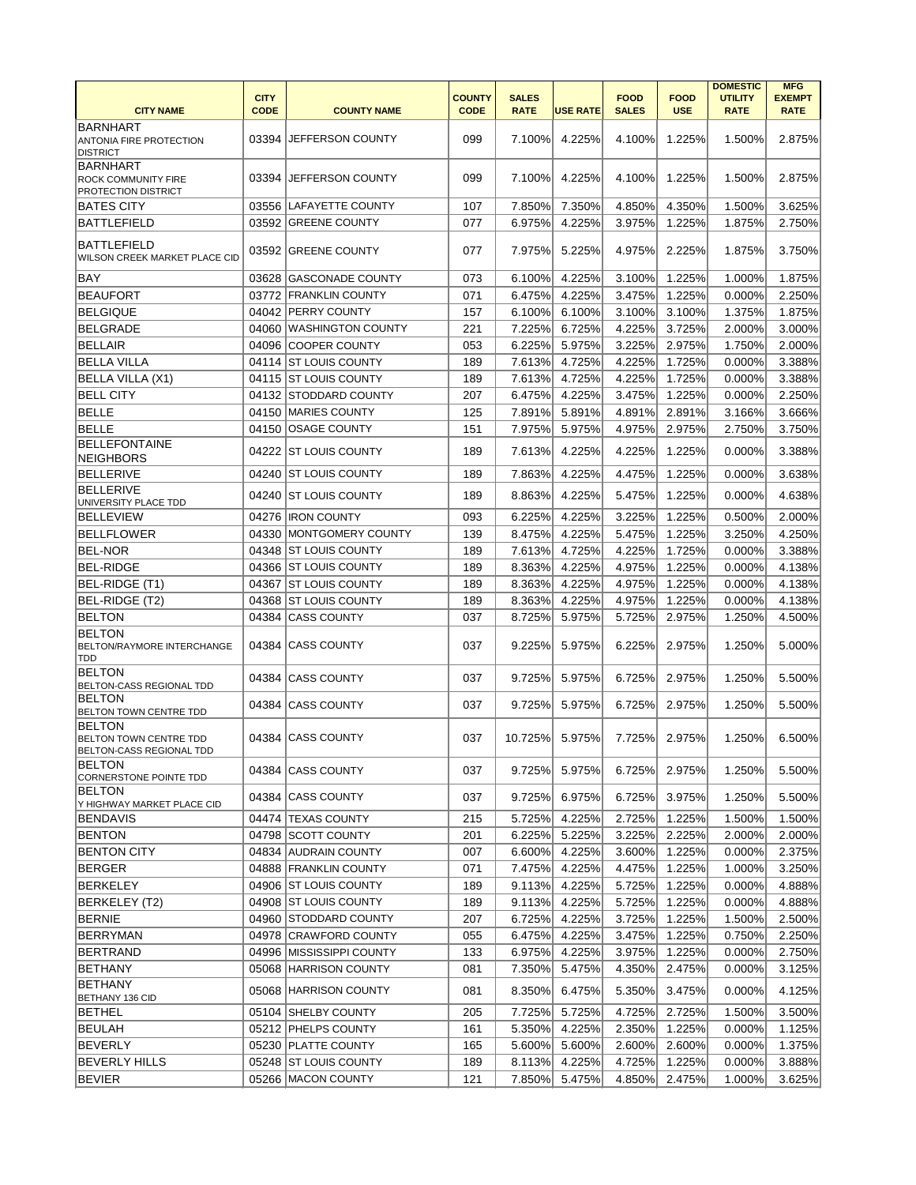| CITY NAME | CITY CODE | COUNTY NAME | COUNTY CODE | SALES RATE | USE RATE | FOOD SALES | FOOD USE | DOMESTIC UTILITY RATE | MFG EXEMPT RATE |
|---|---|---|---|---|---|---|---|---|---|
| BARNHART ANTONIA FIRE PROTECTION DISTRICT | 03394 | JEFFERSON COUNTY | 099 | 7.100% | 4.225% | 4.100% | 1.225% | 1.500% | 2.875% |
| BARNHART ROCK COMMUNITY FIRE PROTECTION DISTRICT | 03394 | JEFFERSON COUNTY | 099 | 7.100% | 4.225% | 4.100% | 1.225% | 1.500% | 2.875% |
| BATES CITY | 03556 | LAFAYETTE COUNTY | 107 | 7.850% | 7.350% | 4.850% | 4.350% | 1.500% | 3.625% |
| BATTLEFIELD | 03592 | GREENE COUNTY | 077 | 6.975% | 4.225% | 3.975% | 1.225% | 1.875% | 2.750% |
| BATTLEFIELD WILSON CREEK MARKET PLACE CID | 03592 | GREENE COUNTY | 077 | 7.975% | 5.225% | 4.975% | 2.225% | 1.875% | 3.750% |
| BAY | 03628 | GASCONADE COUNTY | 073 | 6.100% | 4.225% | 3.100% | 1.225% | 1.000% | 1.875% |
| BEAUFORT | 03772 | FRANKLIN COUNTY | 071 | 6.475% | 4.225% | 3.475% | 1.225% | 0.000% | 2.250% |
| BELGIQUE | 04042 | PERRY COUNTY | 157 | 6.100% | 6.100% | 3.100% | 3.100% | 1.375% | 1.875% |
| BELGRADE | 04060 | WASHINGTON COUNTY | 221 | 7.225% | 6.725% | 4.225% | 3.725% | 2.000% | 3.000% |
| BELLAIR | 04096 | COOPER COUNTY | 053 | 6.225% | 5.975% | 3.225% | 2.975% | 1.750% | 2.000% |
| BELLA VILLA | 04114 | ST LOUIS COUNTY | 189 | 7.613% | 4.725% | 4.225% | 1.725% | 0.000% | 3.388% |
| BELLA VILLA (X1) | 04115 | ST LOUIS COUNTY | 189 | 7.613% | 4.725% | 4.225% | 1.725% | 0.000% | 3.388% |
| BELL CITY | 04132 | STODDARD COUNTY | 207 | 6.475% | 4.225% | 3.475% | 1.225% | 0.000% | 2.250% |
| BELLE | 04150 | MARIES COUNTY | 125 | 7.891% | 5.891% | 4.891% | 2.891% | 3.166% | 3.666% |
| BELLE | 04150 | OSAGE COUNTY | 151 | 7.975% | 5.975% | 4.975% | 2.975% | 2.750% | 3.750% |
| BELLEFONTAINE NEIGHBORS | 04222 | ST LOUIS COUNTY | 189 | 7.613% | 4.225% | 4.225% | 1.225% | 0.000% | 3.388% |
| BELLERIVE | 04240 | ST LOUIS COUNTY | 189 | 7.863% | 4.225% | 4.475% | 1.225% | 0.000% | 3.638% |
| BELLERIVE UNIVERSITY PLACE TDD | 04240 | ST LOUIS COUNTY | 189 | 8.863% | 4.225% | 5.475% | 1.225% | 0.000% | 4.638% |
| BELLEVIEW | 04276 | IRON COUNTY | 093 | 6.225% | 4.225% | 3.225% | 1.225% | 0.500% | 2.000% |
| BELLFLOWER | 04330 | MONTGOMERY COUNTY | 139 | 8.475% | 4.225% | 5.475% | 1.225% | 3.250% | 4.250% |
| BEL-NOR | 04348 | ST LOUIS COUNTY | 189 | 7.613% | 4.725% | 4.225% | 1.725% | 0.000% | 3.388% |
| BEL-RIDGE | 04366 | ST LOUIS COUNTY | 189 | 8.363% | 4.225% | 4.975% | 1.225% | 0.000% | 4.138% |
| BEL-RIDGE (T1) | 04367 | ST LOUIS COUNTY | 189 | 8.363% | 4.225% | 4.975% | 1.225% | 0.000% | 4.138% |
| BEL-RIDGE (T2) | 04368 | ST LOUIS COUNTY | 189 | 8.363% | 4.225% | 4.975% | 1.225% | 0.000% | 4.138% |
| BELTON | 04384 | CASS COUNTY | 037 | 8.725% | 5.975% | 5.725% | 2.975% | 1.250% | 4.500% |
| BELTON BELTON/RAYMORE INTERCHANGE TDD | 04384 | CASS COUNTY | 037 | 9.225% | 5.975% | 6.225% | 2.975% | 1.250% | 5.000% |
| BELTON BELTON-CASS REGIONAL TDD | 04384 | CASS COUNTY | 037 | 9.725% | 5.975% | 6.725% | 2.975% | 1.250% | 5.500% |
| BELTON BELTON TOWN CENTRE TDD | 04384 | CASS COUNTY | 037 | 9.725% | 5.975% | 6.725% | 2.975% | 1.250% | 5.500% |
| BELTON BELTON TOWN CENTRE TDD BELTON-CASS REGIONAL TDD | 04384 | CASS COUNTY | 037 | 10.725% | 5.975% | 7.725% | 2.975% | 1.250% | 6.500% |
| BELTON CORNERSTONE POINTE TDD | 04384 | CASS COUNTY | 037 | 9.725% | 5.975% | 6.725% | 2.975% | 1.250% | 5.500% |
| BELTON Y HIGHWAY MARKET PLACE CID | 04384 | CASS COUNTY | 037 | 9.725% | 6.975% | 6.725% | 3.975% | 1.250% | 5.500% |
| BENDAVIS | 04474 | TEXAS COUNTY | 215 | 5.725% | 4.225% | 2.725% | 1.225% | 1.500% | 1.500% |
| BENTON | 04798 | SCOTT COUNTY | 201 | 6.225% | 5.225% | 3.225% | 2.225% | 2.000% | 2.000% |
| BENTON CITY | 04834 | AUDRAIN COUNTY | 007 | 6.600% | 4.225% | 3.600% | 1.225% | 0.000% | 2.375% |
| BERGER | 04888 | FRANKLIN COUNTY | 071 | 7.475% | 4.225% | 4.475% | 1.225% | 1.000% | 3.250% |
| BERKELEY | 04906 | ST LOUIS COUNTY | 189 | 9.113% | 4.225% | 5.725% | 1.225% | 0.000% | 4.888% |
| BERKELEY (T2) | 04908 | ST LOUIS COUNTY | 189 | 9.113% | 4.225% | 5.725% | 1.225% | 0.000% | 4.888% |
| BERNIE | 04960 | STODDARD COUNTY | 207 | 6.725% | 4.225% | 3.725% | 1.225% | 1.500% | 2.500% |
| BERRYMAN | 04978 | CRAWFORD COUNTY | 055 | 6.475% | 4.225% | 3.475% | 1.225% | 0.750% | 2.250% |
| BERTRAND | 04996 | MISSISSIPPI COUNTY | 133 | 6.975% | 4.225% | 3.975% | 1.225% | 0.000% | 2.750% |
| BETHANY | 05068 | HARRISON COUNTY | 081 | 7.350% | 5.475% | 4.350% | 2.475% | 0.000% | 3.125% |
| BETHANY BETHANY 136 CID | 05068 | HARRISON COUNTY | 081 | 8.350% | 6.475% | 5.350% | 3.475% | 0.000% | 4.125% |
| BETHEL | 05104 | SHELBY COUNTY | 205 | 7.725% | 5.725% | 4.725% | 2.725% | 1.500% | 3.500% |
| BEULAH | 05212 | PHELPS COUNTY | 161 | 5.350% | 4.225% | 2.350% | 1.225% | 0.000% | 1.125% |
| BEVERLY | 05230 | PLATTE COUNTY | 165 | 5.600% | 5.600% | 2.600% | 2.600% | 0.000% | 1.375% |
| BEVERLY HILLS | 05248 | ST LOUIS COUNTY | 189 | 8.113% | 4.225% | 4.725% | 1.225% | 0.000% | 3.888% |
| BEVIER | 05266 | MACON COUNTY | 121 | 7.850% | 5.475% | 4.850% | 2.475% | 1.000% | 3.625% |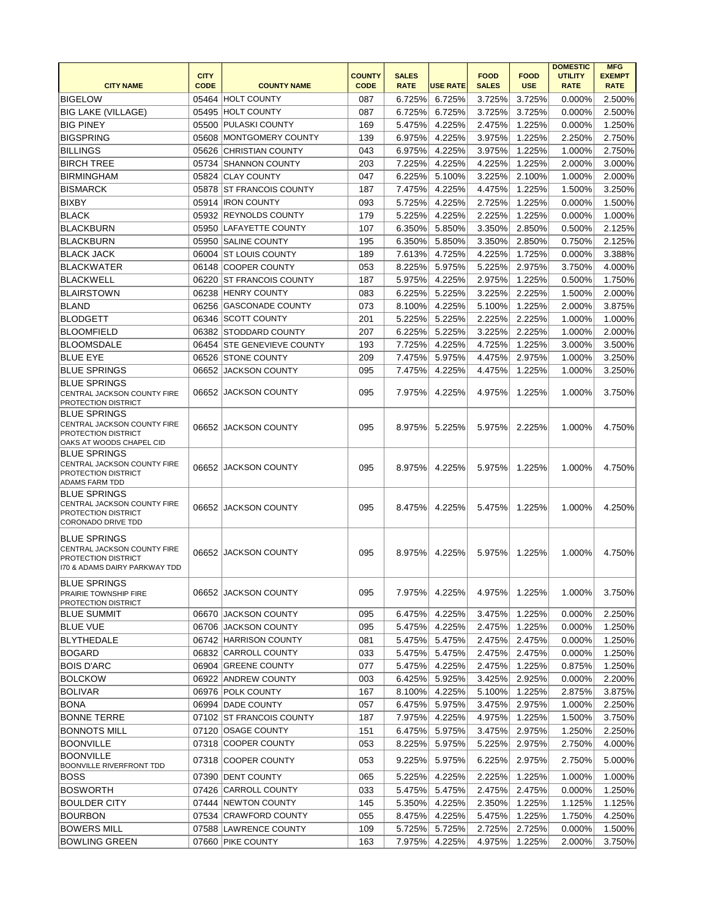| CITY NAME | CITY CODE | COUNTY NAME | COUNTY CODE | SALES RATE | USE RATE | FOOD SALES | FOOD USE | DOMESTIC UTILITY RATE | MFG EXEMPT RATE |
|---|---|---|---|---|---|---|---|---|---|
| BIGELOW | 05464 | HOLT COUNTY | 087 | 6.725% | 6.725% | 3.725% | 3.725% | 0.000% | 2.500% |
| BIG LAKE (VILLAGE) | 05495 | HOLT COUNTY | 087 | 6.725% | 6.725% | 3.725% | 3.725% | 0.000% | 2.500% |
| BIG PINEY | 05500 | PULASKI COUNTY | 169 | 5.475% | 4.225% | 2.475% | 1.225% | 0.000% | 1.250% |
| BIGSPRING | 05608 | MONTGOMERY COUNTY | 139 | 6.975% | 4.225% | 3.975% | 1.225% | 2.250% | 2.750% |
| BILLINGS | 05626 | CHRISTIAN COUNTY | 043 | 6.975% | 4.225% | 3.975% | 1.225% | 1.000% | 2.750% |
| BIRCH TREE | 05734 | SHANNON COUNTY | 203 | 7.225% | 4.225% | 4.225% | 1.225% | 2.000% | 3.000% |
| BIRMINGHAM | 05824 | CLAY COUNTY | 047 | 6.225% | 5.100% | 3.225% | 2.100% | 1.000% | 2.000% |
| BISMARCK | 05878 | ST FRANCOIS COUNTY | 187 | 7.475% | 4.225% | 4.475% | 1.225% | 1.500% | 3.250% |
| BIXBY | 05914 | IRON COUNTY | 093 | 5.725% | 4.225% | 2.725% | 1.225% | 0.000% | 1.500% |
| BLACK | 05932 | REYNOLDS COUNTY | 179 | 5.225% | 4.225% | 2.225% | 1.225% | 0.000% | 1.000% |
| BLACKBURN | 05950 | LAFAYETTE COUNTY | 107 | 6.350% | 5.850% | 3.350% | 2.850% | 0.500% | 2.125% |
| BLACKBURN | 05950 | SALINE COUNTY | 195 | 6.350% | 5.850% | 3.350% | 2.850% | 0.750% | 2.125% |
| BLACK JACK | 06004 | ST LOUIS COUNTY | 189 | 7.613% | 4.725% | 4.225% | 1.725% | 0.000% | 3.388% |
| BLACKWATER | 06148 | COOPER COUNTY | 053 | 8.225% | 5.975% | 5.225% | 2.975% | 3.750% | 4.000% |
| BLACKWELL | 06220 | ST FRANCOIS COUNTY | 187 | 5.975% | 4.225% | 2.975% | 1.225% | 0.500% | 1.750% |
| BLAIRSTOWN | 06238 | HENRY COUNTY | 083 | 6.225% | 5.225% | 3.225% | 2.225% | 1.500% | 2.000% |
| BLAND | 06256 | GASCONADE COUNTY | 073 | 8.100% | 4.225% | 5.100% | 1.225% | 2.000% | 3.875% |
| BLODGETT | 06346 | SCOTT COUNTY | 201 | 5.225% | 5.225% | 2.225% | 2.225% | 1.000% | 1.000% |
| BLOOMFIELD | 06382 | STODDARD COUNTY | 207 | 6.225% | 5.225% | 3.225% | 2.225% | 1.000% | 2.000% |
| BLOOMSDALE | 06454 | STE GENEVIEVE COUNTY | 193 | 7.725% | 4.225% | 4.725% | 1.225% | 3.000% | 3.500% |
| BLUE EYE | 06526 | STONE COUNTY | 209 | 7.475% | 5.975% | 4.475% | 2.975% | 1.000% | 3.250% |
| BLUE SPRINGS | 06652 | JACKSON COUNTY | 095 | 7.475% | 4.225% | 4.475% | 1.225% | 1.000% | 3.250% |
| BLUE SPRINGS<br>CENTRAL JACKSON COUNTY FIRE PROTECTION DISTRICT | 06652 | JACKSON COUNTY | 095 | 7.975% | 4.225% | 4.975% | 1.225% | 1.000% | 3.750% |
| BLUE SPRINGS<br>CENTRAL JACKSON COUNTY FIRE PROTECTION DISTRICT<br>OAKS AT WOODS CHAPEL CID | 06652 | JACKSON COUNTY | 095 | 8.975% | 5.225% | 5.975% | 2.225% | 1.000% | 4.750% |
| BLUE SPRINGS<br>CENTRAL JACKSON COUNTY FIRE PROTECTION DISTRICT<br>ADAMS FARM TDD | 06652 | JACKSON COUNTY | 095 | 8.975% | 4.225% | 5.975% | 1.225% | 1.000% | 4.750% |
| BLUE SPRINGS<br>CENTRAL JACKSON COUNTY FIRE PROTECTION DISTRICT<br>CORONADO DRIVE TDD | 06652 | JACKSON COUNTY | 095 | 8.475% | 4.225% | 5.475% | 1.225% | 1.000% | 4.250% |
| BLUE SPRINGS<br>CENTRAL JACKSON COUNTY FIRE PROTECTION DISTRICT<br>I70 & ADAMS DAIRY PARKWAY TDD | 06652 | JACKSON COUNTY | 095 | 8.975% | 4.225% | 5.975% | 1.225% | 1.000% | 4.750% |
| BLUE SPRINGS<br>PRAIRIE TOWNSHIP FIRE PROTECTION DISTRICT | 06652 | JACKSON COUNTY | 095 | 7.975% | 4.225% | 4.975% | 1.225% | 1.000% | 3.750% |
| BLUE SUMMIT | 06670 | JACKSON COUNTY | 095 | 6.475% | 4.225% | 3.475% | 1.225% | 0.000% | 2.250% |
| BLUE VUE | 06706 | JACKSON COUNTY | 095 | 5.475% | 4.225% | 2.475% | 1.225% | 0.000% | 1.250% |
| BLYTHEDALE | 06742 | HARRISON COUNTY | 081 | 5.475% | 5.475% | 2.475% | 2.475% | 0.000% | 1.250% |
| BOGARD | 06832 | CARROLL COUNTY | 033 | 5.475% | 5.475% | 2.475% | 2.475% | 0.000% | 1.250% |
| BOIS D'ARC | 06904 | GREENE COUNTY | 077 | 5.475% | 4.225% | 2.475% | 1.225% | 0.875% | 1.250% |
| BOLCKOW | 06922 | ANDREW COUNTY | 003 | 6.425% | 5.925% | 3.425% | 2.925% | 0.000% | 2.200% |
| BOLIVAR | 06976 | POLK COUNTY | 167 | 8.100% | 4.225% | 5.100% | 1.225% | 2.875% | 3.875% |
| BONA | 06994 | DADE COUNTY | 057 | 6.475% | 5.975% | 3.475% | 2.975% | 1.000% | 2.250% |
| BONNE TERRE | 07102 | ST FRANCOIS COUNTY | 187 | 7.975% | 4.225% | 4.975% | 1.225% | 1.500% | 3.750% |
| BONNOTS MILL | 07120 | OSAGE COUNTY | 151 | 6.475% | 5.975% | 3.475% | 2.975% | 1.250% | 2.250% |
| BOONVILLE | 07318 | COOPER COUNTY | 053 | 8.225% | 5.975% | 5.225% | 2.975% | 2.750% | 4.000% |
| BOONVILLE<br>BOONVILLE RIVERFRONT TDD | 07318 | COOPER COUNTY | 053 | 9.225% | 5.975% | 6.225% | 2.975% | 2.750% | 5.000% |
| BOSS | 07390 | DENT COUNTY | 065 | 5.225% | 4.225% | 2.225% | 1.225% | 1.000% | 1.000% |
| BOSWORTH | 07426 | CARROLL COUNTY | 033 | 5.475% | 5.475% | 2.475% | 2.475% | 0.000% | 1.250% |
| BOULDER CITY | 07444 | NEWTON COUNTY | 145 | 5.350% | 4.225% | 2.350% | 1.225% | 1.125% | 1.125% |
| BOURBON | 07534 | CRAWFORD COUNTY | 055 | 8.475% | 4.225% | 5.475% | 1.225% | 1.750% | 4.250% |
| BOWERS MILL | 07588 | LAWRENCE COUNTY | 109 | 5.725% | 5.725% | 2.725% | 2.725% | 0.000% | 1.500% |
| BOWLING GREEN | 07660 | PIKE COUNTY | 163 | 7.975% | 4.225% | 4.975% | 1.225% | 2.000% | 3.750% |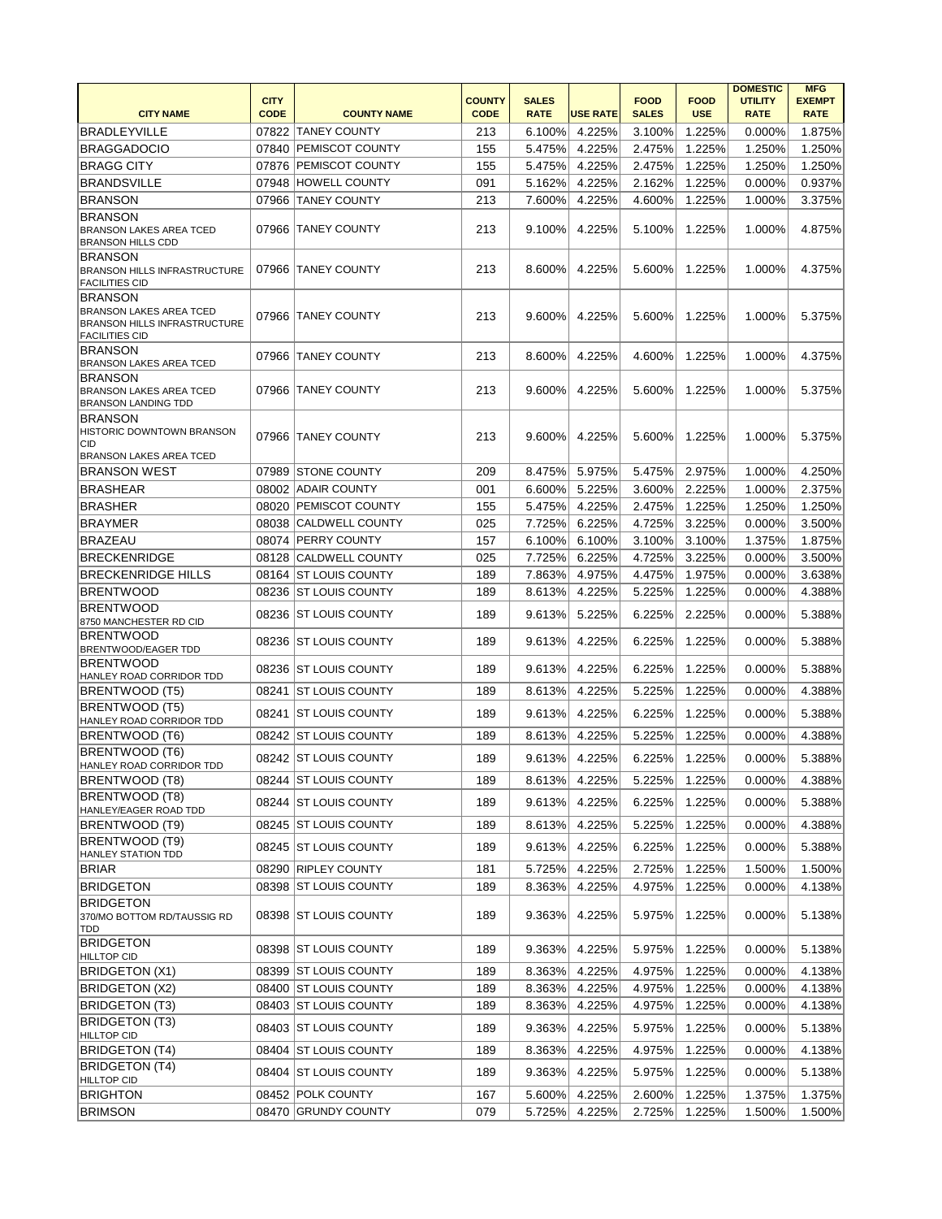| CITY NAME | CITY CODE | COUNTY NAME | COUNTY CODE | SALES RATE | USE RATE | FOOD SALES | FOOD USE | DOMESTIC UTILITY RATE | MFG EXEMPT RATE |
|---|---|---|---|---|---|---|---|---|---|
| BRADLEYVILLE | 07822 | TANEY COUNTY | 213 | 6.100% | 4.225% | 3.100% | 1.225% | 0.000% | 1.875% |
| BRAGGADOCIO | 07840 | PEMISCOT COUNTY | 155 | 5.475% | 4.225% | 2.475% | 1.225% | 1.250% | 1.250% |
| BRAGG CITY | 07876 | PEMISCOT COUNTY | 155 | 5.475% | 4.225% | 2.475% | 1.225% | 1.250% | 1.250% |
| BRANDSVILLE | 07948 | HOWELL COUNTY | 091 | 5.162% | 4.225% | 2.162% | 1.225% | 0.000% | 0.937% |
| BRANSON | 07966 | TANEY COUNTY | 213 | 7.600% | 4.225% | 4.600% | 1.225% | 1.000% | 3.375% |
| BRANSON<br>BRANSON LAKES AREA TCED<br>BRANSON HILLS CDD | 07966 | TANEY COUNTY | 213 | 9.100% | 4.225% | 5.100% | 1.225% | 1.000% | 4.875% |
| BRANSON<br>BRANSON HILLS INFRASTRUCTURE FACILITIES CID | 07966 | TANEY COUNTY | 213 | 8.600% | 4.225% | 5.600% | 1.225% | 1.000% | 4.375% |
| BRANSON<br>BRANSON LAKES AREA TCED<br>BRANSON HILLS INFRASTRUCTURE FACILITIES CID | 07966 | TANEY COUNTY | 213 | 9.600% | 4.225% | 5.600% | 1.225% | 1.000% | 5.375% |
| BRANSON<br>BRANSON LAKES AREA TCED | 07966 | TANEY COUNTY | 213 | 8.600% | 4.225% | 4.600% | 1.225% | 1.000% | 4.375% |
| BRANSON<br>BRANSON LAKES AREA TCED<br>BRANSON LANDING TDD | 07966 | TANEY COUNTY | 213 | 9.600% | 4.225% | 5.600% | 1.225% | 1.000% | 5.375% |
| BRANSON<br>HISTORIC DOWNTOWN BRANSON CID<br>BRANSON LAKES AREA TCED | 07966 | TANEY COUNTY | 213 | 9.600% | 4.225% | 5.600% | 1.225% | 1.000% | 5.375% |
| BRANSON WEST | 07989 | STONE COUNTY | 209 | 8.475% | 5.975% | 5.475% | 2.975% | 1.000% | 4.250% |
| BRASHEAR | 08002 | ADAIR COUNTY | 001 | 6.600% | 5.225% | 3.600% | 2.225% | 1.000% | 2.375% |
| BRASHER | 08020 | PEMISCOT COUNTY | 155 | 5.475% | 4.225% | 2.475% | 1.225% | 1.250% | 1.250% |
| BRAYMER | 08038 | CALDWELL COUNTY | 025 | 7.725% | 6.225% | 4.725% | 3.225% | 0.000% | 3.500% |
| BRAZEAU | 08074 | PERRY COUNTY | 157 | 6.100% | 6.100% | 3.100% | 3.100% | 1.375% | 1.875% |
| BRECKENRIDGE | 08128 | CALDWELL COUNTY | 025 | 7.725% | 6.225% | 4.725% | 3.225% | 0.000% | 3.500% |
| BRECKENRIDGE HILLS | 08164 | ST LOUIS COUNTY | 189 | 7.863% | 4.975% | 4.475% | 1.975% | 0.000% | 3.638% |
| BRENTWOOD | 08236 | ST LOUIS COUNTY | 189 | 8.613% | 4.225% | 5.225% | 1.225% | 0.000% | 4.388% |
| BRENTWOOD<br>8750 MANCHESTER RD CID | 08236 | ST LOUIS COUNTY | 189 | 9.613% | 5.225% | 6.225% | 2.225% | 0.000% | 5.388% |
| BRENTWOOD<br>BRENTWOOD/EAGER TDD | 08236 | ST LOUIS COUNTY | 189 | 9.613% | 4.225% | 6.225% | 1.225% | 0.000% | 5.388% |
| BRENTWOOD<br>HANLEY ROAD CORRIDOR TDD | 08236 | ST LOUIS COUNTY | 189 | 9.613% | 4.225% | 6.225% | 1.225% | 0.000% | 5.388% |
| BRENTWOOD (T5) | 08241 | ST LOUIS COUNTY | 189 | 8.613% | 4.225% | 5.225% | 1.225% | 0.000% | 4.388% |
| BRENTWOOD (T5)<br>HANLEY ROAD CORRIDOR TDD | 08241 | ST LOUIS COUNTY | 189 | 9.613% | 4.225% | 6.225% | 1.225% | 0.000% | 5.388% |
| BRENTWOOD (T6) | 08242 | ST LOUIS COUNTY | 189 | 8.613% | 4.225% | 5.225% | 1.225% | 0.000% | 4.388% |
| BRENTWOOD (T6)<br>HANLEY ROAD CORRIDOR TDD | 08242 | ST LOUIS COUNTY | 189 | 9.613% | 4.225% | 6.225% | 1.225% | 0.000% | 5.388% |
| BRENTWOOD (T8) | 08244 | ST LOUIS COUNTY | 189 | 8.613% | 4.225% | 5.225% | 1.225% | 0.000% | 4.388% |
| BRENTWOOD (T8)<br>HANLEY/EAGER ROAD TDD | 08244 | ST LOUIS COUNTY | 189 | 9.613% | 4.225% | 6.225% | 1.225% | 0.000% | 5.388% |
| BRENTWOOD (T9) | 08245 | ST LOUIS COUNTY | 189 | 8.613% | 4.225% | 5.225% | 1.225% | 0.000% | 4.388% |
| BRENTWOOD (T9)<br>HANLEY STATION TDD | 08245 | ST LOUIS COUNTY | 189 | 9.613% | 4.225% | 6.225% | 1.225% | 0.000% | 5.388% |
| BRIAR | 08290 | RIPLEY COUNTY | 181 | 5.725% | 4.225% | 2.725% | 1.225% | 1.500% | 1.500% |
| BRIDGETON | 08398 | ST LOUIS COUNTY | 189 | 8.363% | 4.225% | 4.975% | 1.225% | 0.000% | 4.138% |
| BRIDGETON<br>370/MO BOTTOM RD/TAUSSIG RD TDD | 08398 | ST LOUIS COUNTY | 189 | 9.363% | 4.225% | 5.975% | 1.225% | 0.000% | 5.138% |
| BRIDGETON<br>HILLTOP CID | 08398 | ST LOUIS COUNTY | 189 | 9.363% | 4.225% | 5.975% | 1.225% | 0.000% | 5.138% |
| BRIDGETON (X1) | 08399 | ST LOUIS COUNTY | 189 | 8.363% | 4.225% | 4.975% | 1.225% | 0.000% | 4.138% |
| BRIDGETON (X2) | 08400 | ST LOUIS COUNTY | 189 | 8.363% | 4.225% | 4.975% | 1.225% | 0.000% | 4.138% |
| BRIDGETON (T3) | 08403 | ST LOUIS COUNTY | 189 | 8.363% | 4.225% | 4.975% | 1.225% | 0.000% | 4.138% |
| BRIDGETON (T3)<br>HILLTOP CID | 08403 | ST LOUIS COUNTY | 189 | 9.363% | 4.225% | 5.975% | 1.225% | 0.000% | 5.138% |
| BRIDGETON (T4) | 08404 | ST LOUIS COUNTY | 189 | 8.363% | 4.225% | 4.975% | 1.225% | 0.000% | 4.138% |
| BRIDGETON (T4)<br>HILLTOP CID | 08404 | ST LOUIS COUNTY | 189 | 9.363% | 4.225% | 5.975% | 1.225% | 0.000% | 5.138% |
| BRIGHTON | 08452 | POLK COUNTY | 167 | 5.600% | 4.225% | 2.600% | 1.225% | 1.375% | 1.375% |
| BRIMSON | 08470 | GRUNDY COUNTY | 079 | 5.725% | 4.225% | 2.725% | 1.225% | 1.500% | 1.500% |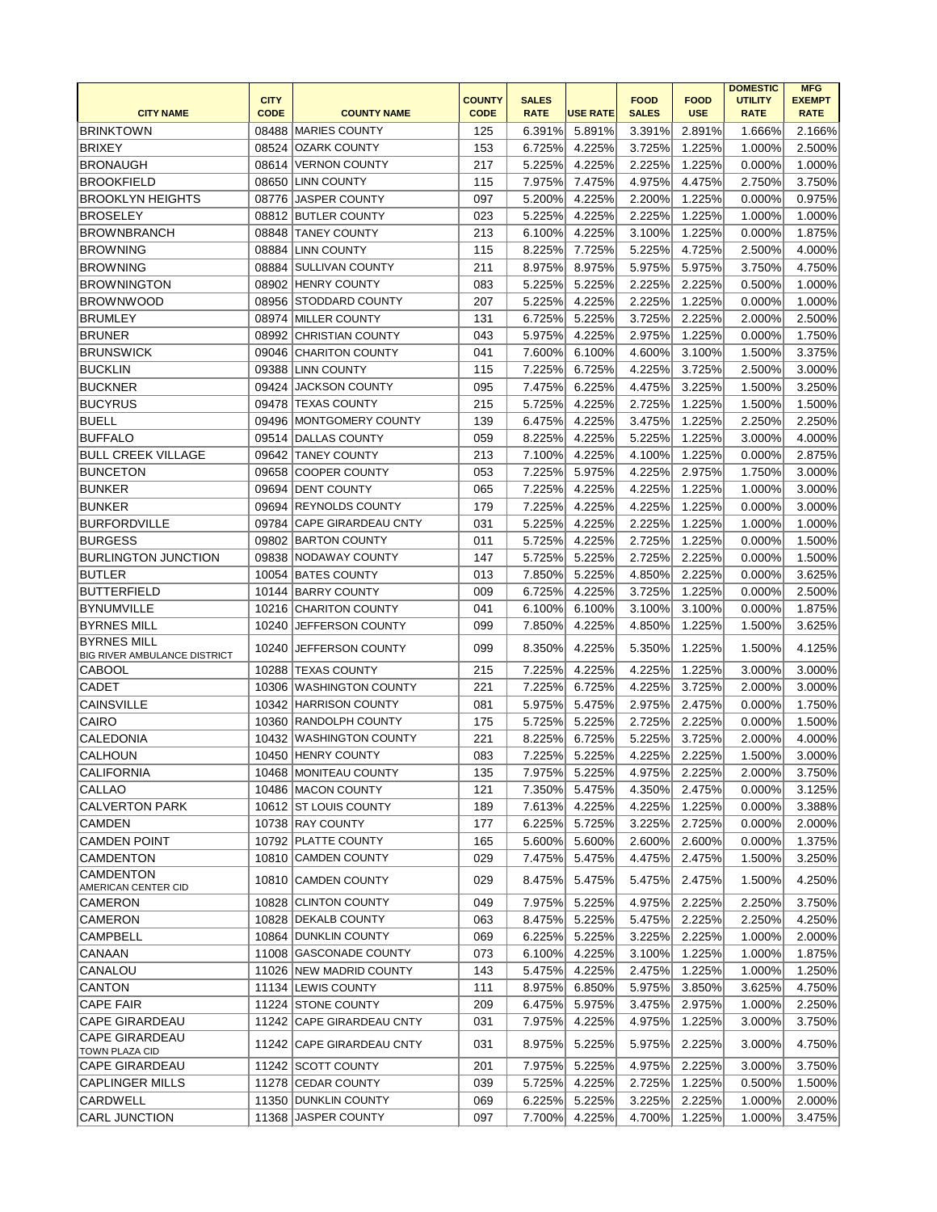| CITY NAME | CITY CODE | COUNTY NAME | COUNTY CODE | SALES RATE | USE RATE | FOOD SALES | FOOD USE | DOMESTIC UTILITY RATE | MFG EXEMPT RATE |
|---|---|---|---|---|---|---|---|---|---|
| BRINKTOWN | 08488 | MARIES COUNTY | 125 | 6.391% | 5.891% | 3.391% | 2.891% | 1.666% | 2.166% |
| BRIXEY | 08524 | OZARK COUNTY | 153 | 6.725% | 4.225% | 3.725% | 1.225% | 1.000% | 2.500% |
| BRONAUGH | 08614 | VERNON COUNTY | 217 | 5.225% | 4.225% | 2.225% | 1.225% | 0.000% | 1.000% |
| BROOKFIELD | 08650 | LINN COUNTY | 115 | 7.975% | 7.475% | 4.975% | 4.475% | 2.750% | 3.750% |
| BROOKLYN HEIGHTS | 08776 | JASPER COUNTY | 097 | 5.200% | 4.225% | 2.200% | 1.225% | 0.000% | 0.975% |
| BROSELEY | 08812 | BUTLER COUNTY | 023 | 5.225% | 4.225% | 2.225% | 1.225% | 1.000% | 1.000% |
| BROWNBRANCH | 08848 | TANEY COUNTY | 213 | 6.100% | 4.225% | 3.100% | 1.225% | 0.000% | 1.875% |
| BROWNING | 08884 | LINN COUNTY | 115 | 8.225% | 7.725% | 5.225% | 4.725% | 2.500% | 4.000% |
| BROWNING | 08884 | SULLIVAN COUNTY | 211 | 8.975% | 8.975% | 5.975% | 5.975% | 3.750% | 4.750% |
| BROWNINGTON | 08902 | HENRY COUNTY | 083 | 5.225% | 5.225% | 2.225% | 2.225% | 0.500% | 1.000% |
| BROWNWOOD | 08956 | STODDARD COUNTY | 207 | 5.225% | 4.225% | 2.225% | 1.225% | 0.000% | 1.000% |
| BRUMLEY | 08974 | MILLER COUNTY | 131 | 6.725% | 5.225% | 3.725% | 2.225% | 2.000% | 2.500% |
| BRUNER | 08992 | CHRISTIAN COUNTY | 043 | 5.975% | 4.225% | 2.975% | 1.225% | 0.000% | 1.750% |
| BRUNSWICK | 09046 | CHARITON COUNTY | 041 | 7.600% | 6.100% | 4.600% | 3.100% | 1.500% | 3.375% |
| BUCKLIN | 09388 | LINN COUNTY | 115 | 7.225% | 6.725% | 4.225% | 3.725% | 2.500% | 3.000% |
| BUCKNER | 09424 | JACKSON COUNTY | 095 | 7.475% | 6.225% | 4.475% | 3.225% | 1.500% | 3.250% |
| BUCYRUS | 09478 | TEXAS COUNTY | 215 | 5.725% | 4.225% | 2.725% | 1.225% | 1.500% | 1.500% |
| BUELL | 09496 | MONTGOMERY COUNTY | 139 | 6.475% | 4.225% | 3.475% | 1.225% | 2.250% | 2.250% |
| BUFFALO | 09514 | DALLAS COUNTY | 059 | 8.225% | 4.225% | 5.225% | 1.225% | 3.000% | 4.000% |
| BULL CREEK VILLAGE | 09642 | TANEY COUNTY | 213 | 7.100% | 4.225% | 4.100% | 1.225% | 0.000% | 2.875% |
| BUNCETON | 09658 | COOPER COUNTY | 053 | 7.225% | 5.975% | 4.225% | 2.975% | 1.750% | 3.000% |
| BUNKER | 09694 | DENT COUNTY | 065 | 7.225% | 4.225% | 4.225% | 1.225% | 1.000% | 3.000% |
| BUNKER | 09694 | REYNOLDS COUNTY | 179 | 7.225% | 4.225% | 4.225% | 1.225% | 0.000% | 3.000% |
| BURFORDVILLE | 09784 | CAPE GIRARDEAU CNTY | 031 | 5.225% | 4.225% | 2.225% | 1.225% | 1.000% | 1.000% |
| BURGESS | 09802 | BARTON COUNTY | 011 | 5.725% | 4.225% | 2.725% | 1.225% | 0.000% | 1.500% |
| BURLINGTON JUNCTION | 09838 | NODAWAY COUNTY | 147 | 5.725% | 5.225% | 2.725% | 2.225% | 0.000% | 1.500% |
| BUTLER | 10054 | BATES COUNTY | 013 | 7.850% | 5.225% | 4.850% | 2.225% | 0.000% | 3.625% |
| BUTTERFIELD | 10144 | BARRY COUNTY | 009 | 6.725% | 4.225% | 3.725% | 1.225% | 0.000% | 2.500% |
| BYNUMVILLE | 10216 | CHARITON COUNTY | 041 | 6.100% | 6.100% | 3.100% | 3.100% | 0.000% | 1.875% |
| BYRNES MILL | 10240 | JEFFERSON COUNTY | 099 | 7.850% | 4.225% | 4.850% | 1.225% | 1.500% | 3.625% |
| BYRNES MILL BIG RIVER AMBULANCE DISTRICT | 10240 | JEFFERSON COUNTY | 099 | 8.350% | 4.225% | 5.350% | 1.225% | 1.500% | 4.125% |
| CABOOL | 10288 | TEXAS COUNTY | 215 | 7.225% | 4.225% | 4.225% | 1.225% | 3.000% | 3.000% |
| CADET | 10306 | WASHINGTON COUNTY | 221 | 7.225% | 6.725% | 4.225% | 3.725% | 2.000% | 3.000% |
| CAINSVILLE | 10342 | HARRISON COUNTY | 081 | 5.975% | 5.475% | 2.975% | 2.475% | 0.000% | 1.750% |
| CAIRO | 10360 | RANDOLPH COUNTY | 175 | 5.725% | 5.225% | 2.725% | 2.225% | 0.000% | 1.500% |
| CALEDONIA | 10432 | WASHINGTON COUNTY | 221 | 8.225% | 6.725% | 5.225% | 3.725% | 2.000% | 4.000% |
| CALHOUN | 10450 | HENRY COUNTY | 083 | 7.225% | 5.225% | 4.225% | 2.225% | 1.500% | 3.000% |
| CALIFORNIA | 10468 | MONITEAU COUNTY | 135 | 7.975% | 5.225% | 4.975% | 2.225% | 2.000% | 3.750% |
| CALLAO | 10486 | MACON COUNTY | 121 | 7.350% | 5.475% | 4.350% | 2.475% | 0.000% | 3.125% |
| CALVERTON PARK | 10612 | ST LOUIS COUNTY | 189 | 7.613% | 4.225% | 4.225% | 1.225% | 0.000% | 3.388% |
| CAMDEN | 10738 | RAY COUNTY | 177 | 6.225% | 5.725% | 3.225% | 2.725% | 0.000% | 2.000% |
| CAMDEN POINT | 10792 | PLATTE COUNTY | 165 | 5.600% | 5.600% | 2.600% | 2.600% | 0.000% | 1.375% |
| CAMDENTON | 10810 | CAMDEN COUNTY | 029 | 7.475% | 5.475% | 4.475% | 2.475% | 1.500% | 3.250% |
| CAMDENTON AMERICAN CENTER CID | 10810 | CAMDEN COUNTY | 029 | 8.475% | 5.475% | 5.475% | 2.475% | 1.500% | 4.250% |
| CAMERON | 10828 | CLINTON COUNTY | 049 | 7.975% | 5.225% | 4.975% | 2.225% | 2.250% | 3.750% |
| CAMERON | 10828 | DEKALB COUNTY | 063 | 8.475% | 5.225% | 5.475% | 2.225% | 2.250% | 4.250% |
| CAMPBELL | 10864 | DUNKLIN COUNTY | 069 | 6.225% | 5.225% | 3.225% | 2.225% | 1.000% | 2.000% |
| CANAAN | 11008 | GASCONADE COUNTY | 073 | 6.100% | 4.225% | 3.100% | 1.225% | 1.000% | 1.875% |
| CANALOU | 11026 | NEW MADRID COUNTY | 143 | 5.475% | 4.225% | 2.475% | 1.225% | 1.000% | 1.250% |
| CANTON | 11134 | LEWIS COUNTY | 111 | 8.975% | 6.850% | 5.975% | 3.850% | 3.625% | 4.750% |
| CAPE FAIR | 11224 | STONE COUNTY | 209 | 6.475% | 5.975% | 3.475% | 2.975% | 1.000% | 2.250% |
| CAPE GIRARDEAU | 11242 | CAPE GIRARDEAU CNTY | 031 | 7.975% | 4.225% | 4.975% | 1.225% | 3.000% | 3.750% |
| CAPE GIRARDEAU TOWN PLAZA CID | 11242 | CAPE GIRARDEAU CNTY | 031 | 8.975% | 5.225% | 5.975% | 2.225% | 3.000% | 4.750% |
| CAPE GIRARDEAU | 11242 | SCOTT COUNTY | 201 | 7.975% | 5.225% | 4.975% | 2.225% | 3.000% | 3.750% |
| CAPLINGER MILLS | 11278 | CEDAR COUNTY | 039 | 5.725% | 4.225% | 2.725% | 1.225% | 0.500% | 1.500% |
| CARDWELL | 11350 | DUNKLIN COUNTY | 069 | 6.225% | 5.225% | 3.225% | 2.225% | 1.000% | 2.000% |
| CARL JUNCTION | 11368 | JASPER COUNTY | 097 | 7.700% | 4.225% | 4.700% | 1.225% | 1.000% | 3.475% |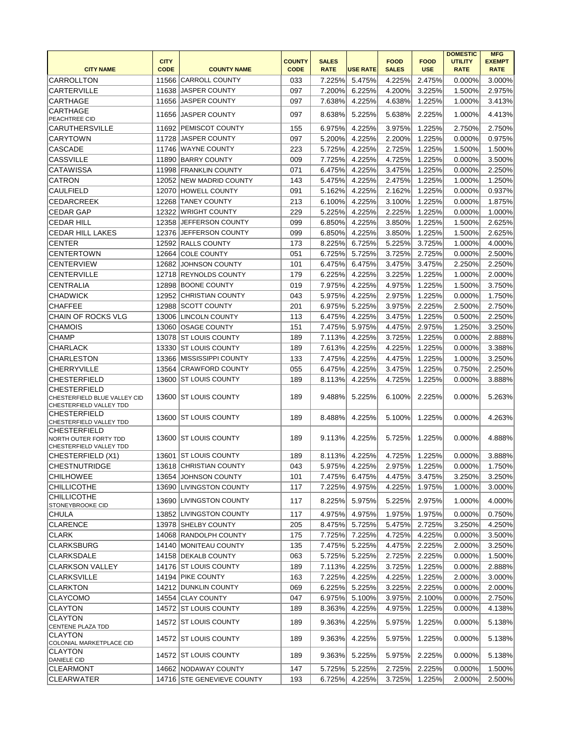| CITY NAME | CITY CODE | COUNTY NAME | COUNTY CODE | SALES RATE | USE RATE | FOOD SALES | FOOD USE | DOMESTIC UTILITY RATE | MFG EXEMPT RATE |
|---|---|---|---|---|---|---|---|---|---|
| CARROLLTON | 11566 | CARROLL COUNTY | 033 | 7.225% | 5.475% | 4.225% | 2.475% | 0.000% | 3.000% |
| CARTERVILLE | 11638 | JASPER COUNTY | 097 | 7.200% | 6.225% | 4.200% | 3.225% | 1.500% | 2.975% |
| CARTHAGE | 11656 | JASPER COUNTY | 097 | 7.638% | 4.225% | 4.638% | 1.225% | 1.000% | 3.413% |
| CARTHAGE PEACHTREE CID | 11656 | JASPER COUNTY | 097 | 8.638% | 5.225% | 5.638% | 2.225% | 1.000% | 4.413% |
| CARUTHERSVILLE | 11692 | PEMISCOT COUNTY | 155 | 6.975% | 4.225% | 3.975% | 1.225% | 2.750% | 2.750% |
| CARYTOWN | 11728 | JASPER COUNTY | 097 | 5.200% | 4.225% | 2.200% | 1.225% | 0.000% | 0.975% |
| CASCADE | 11746 | WAYNE COUNTY | 223 | 5.725% | 4.225% | 2.725% | 1.225% | 1.500% | 1.500% |
| CASSVILLE | 11890 | BARRY COUNTY | 009 | 7.725% | 4.225% | 4.725% | 1.225% | 0.000% | 3.500% |
| CATAWISSA | 11998 | FRANKLIN COUNTY | 071 | 6.475% | 4.225% | 3.475% | 1.225% | 0.000% | 2.250% |
| CATRON | 12052 | NEW MADRID COUNTY | 143 | 5.475% | 4.225% | 2.475% | 1.225% | 1.000% | 1.250% |
| CAULFIELD | 12070 | HOWELL COUNTY | 091 | 5.162% | 4.225% | 2.162% | 1.225% | 0.000% | 0.937% |
| CEDARCREEK | 12268 | TANEY COUNTY | 213 | 6.100% | 4.225% | 3.100% | 1.225% | 0.000% | 1.875% |
| CEDAR GAP | 12322 | WRIGHT COUNTY | 229 | 5.225% | 4.225% | 2.225% | 1.225% | 0.000% | 1.000% |
| CEDAR HILL | 12358 | JEFFERSON COUNTY | 099 | 6.850% | 4.225% | 3.850% | 1.225% | 1.500% | 2.625% |
| CEDAR HILL LAKES | 12376 | JEFFERSON COUNTY | 099 | 6.850% | 4.225% | 3.850% | 1.225% | 1.500% | 2.625% |
| CENTER | 12592 | RALLS COUNTY | 173 | 8.225% | 6.725% | 5.225% | 3.725% | 1.000% | 4.000% |
| CENTERTOWN | 12664 | COLE COUNTY | 051 | 6.725% | 5.725% | 3.725% | 2.725% | 0.000% | 2.500% |
| CENTERVIEW | 12682 | JOHNSON COUNTY | 101 | 6.475% | 6.475% | 3.475% | 3.475% | 2.250% | 2.250% |
| CENTERVILLE | 12718 | REYNOLDS COUNTY | 179 | 6.225% | 4.225% | 3.225% | 1.225% | 1.000% | 2.000% |
| CENTRALIA | 12898 | BOONE COUNTY | 019 | 7.975% | 4.225% | 4.975% | 1.225% | 1.500% | 3.750% |
| CHADWICK | 12952 | CHRISTIAN COUNTY | 043 | 5.975% | 4.225% | 2.975% | 1.225% | 0.000% | 1.750% |
| CHAFFEE | 12988 | SCOTT COUNTY | 201 | 6.975% | 5.225% | 3.975% | 2.225% | 2.500% | 2.750% |
| CHAIN OF ROCKS VLG | 13006 | LINCOLN COUNTY | 113 | 6.475% | 4.225% | 3.475% | 1.225% | 0.500% | 2.250% |
| CHAMOIS | 13060 | OSAGE COUNTY | 151 | 7.475% | 5.975% | 4.475% | 2.975% | 1.250% | 3.250% |
| CHAMP | 13078 | ST LOUIS COUNTY | 189 | 7.113% | 4.225% | 3.725% | 1.225% | 0.000% | 2.888% |
| CHARLACK | 13330 | ST LOUIS COUNTY | 189 | 7.613% | 4.225% | 4.225% | 1.225% | 0.000% | 3.388% |
| CHARLESTON | 13366 | MISSISSIPPI COUNTY | 133 | 7.475% | 4.225% | 4.475% | 1.225% | 1.000% | 3.250% |
| CHERRYVILLE | 13564 | CRAWFORD COUNTY | 055 | 6.475% | 4.225% | 3.475% | 1.225% | 0.750% | 2.250% |
| CHESTERFIELD | 13600 | ST LOUIS COUNTY | 189 | 8.113% | 4.225% | 4.725% | 1.225% | 0.000% | 3.888% |
| CHESTERFIELD CHESTERFIELD BLUE VALLEY CID CHESTERFIELD VALLEY TDD | 13600 | ST LOUIS COUNTY | 189 | 9.488% | 5.225% | 6.100% | 2.225% | 0.000% | 5.263% |
| CHESTERFIELD CHESTERFIELD VALLEY TDD | 13600 | ST LOUIS COUNTY | 189 | 8.488% | 4.225% | 5.100% | 1.225% | 0.000% | 4.263% |
| CHESTERFIELD NORTH OUTER FORTY TDD CHESTERFIELD VALLEY TDD | 13600 | ST LOUIS COUNTY | 189 | 9.113% | 4.225% | 5.725% | 1.225% | 0.000% | 4.888% |
| CHESTERFIELD (X1) | 13601 | ST LOUIS COUNTY | 189 | 8.113% | 4.225% | 4.725% | 1.225% | 0.000% | 3.888% |
| CHESTNUTRIDGE | 13618 | CHRISTIAN COUNTY | 043 | 5.975% | 4.225% | 2.975% | 1.225% | 0.000% | 1.750% |
| CHILHOWEE | 13654 | JOHNSON COUNTY | 101 | 7.475% | 6.475% | 4.475% | 3.475% | 3.250% | 3.250% |
| CHILLICOTHE | 13690 | LIVINGSTON COUNTY | 117 | 7.225% | 4.975% | 4.225% | 1.975% | 1.000% | 3.000% |
| CHILLICOTHE STONEYBROOKE CID | 13690 | LIVINGSTON COUNTY | 117 | 8.225% | 5.975% | 5.225% | 2.975% | 1.000% | 4.000% |
| CHULA | 13852 | LIVINGSTON COUNTY | 117 | 4.975% | 4.975% | 1.975% | 1.975% | 0.000% | 0.750% |
| CLARENCE | 13978 | SHELBY COUNTY | 205 | 8.475% | 5.725% | 5.475% | 2.725% | 3.250% | 4.250% |
| CLARK | 14068 | RANDOLPH COUNTY | 175 | 7.725% | 7.225% | 4.725% | 4.225% | 0.000% | 3.500% |
| CLARKSBURG | 14140 | MONITEAU COUNTY | 135 | 7.475% | 5.225% | 4.475% | 2.225% | 2.000% | 3.250% |
| CLARKSDALE | 14158 | DEKALB COUNTY | 063 | 5.725% | 5.225% | 2.725% | 2.225% | 0.000% | 1.500% |
| CLARKSON VALLEY | 14176 | ST LOUIS COUNTY | 189 | 7.113% | 4.225% | 3.725% | 1.225% | 0.000% | 2.888% |
| CLARKSVILLE | 14194 | PIKE COUNTY | 163 | 7.225% | 4.225% | 4.225% | 1.225% | 2.000% | 3.000% |
| CLARKTON | 14212 | DUNKLIN COUNTY | 069 | 6.225% | 5.225% | 3.225% | 2.225% | 0.000% | 2.000% |
| CLAYCOMO | 14554 | CLAY COUNTY | 047 | 6.975% | 5.100% | 3.975% | 2.100% | 0.000% | 2.750% |
| CLAYTON | 14572 | ST LOUIS COUNTY | 189 | 8.363% | 4.225% | 4.975% | 1.225% | 0.000% | 4.138% |
| CLAYTON CENTENE PLAZA TDD | 14572 | ST LOUIS COUNTY | 189 | 9.363% | 4.225% | 5.975% | 1.225% | 0.000% | 5.138% |
| CLAYTON COLONIAL MARKETPLACE CID | 14572 | ST LOUIS COUNTY | 189 | 9.363% | 4.225% | 5.975% | 1.225% | 0.000% | 5.138% |
| CLAYTON DANIELE CID | 14572 | ST LOUIS COUNTY | 189 | 9.363% | 5.225% | 5.975% | 2.225% | 0.000% | 5.138% |
| CLEARMONT | 14662 | NODAWAY COUNTY | 147 | 5.725% | 5.225% | 2.725% | 2.225% | 0.000% | 1.500% |
| CLEARWATER | 14716 | STE GENEVIEVE COUNTY | 193 | 6.725% | 4.225% | 3.725% | 1.225% | 2.000% | 2.500% |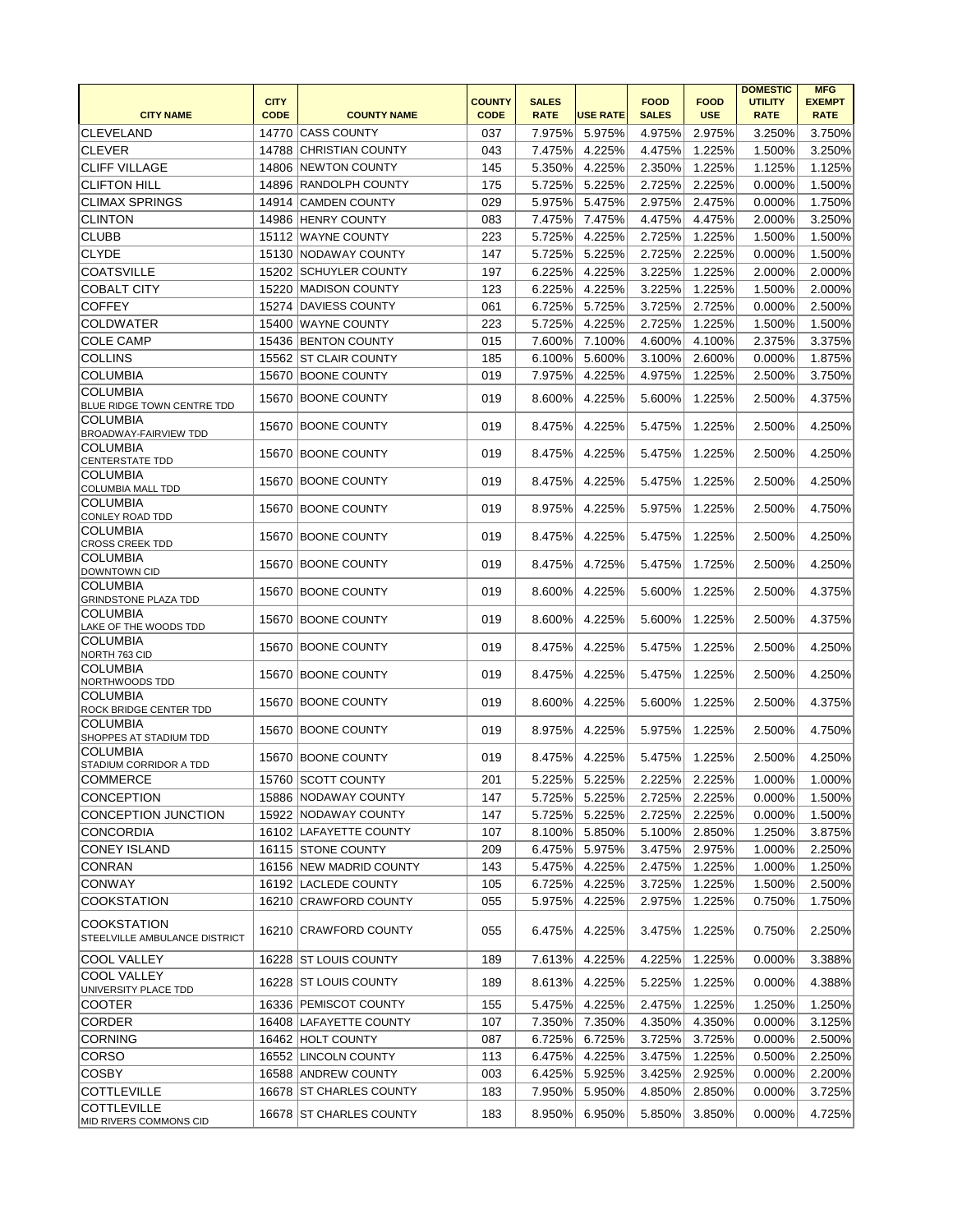| CITY NAME | CITY CODE | COUNTY NAME | COUNTY CODE | SALES RATE | USE RATE | FOOD SALES | FOOD USE | DOMESTIC UTILITY RATE | MFG EXEMPT RATE |
|---|---|---|---|---|---|---|---|---|---|
| CLEVELAND | 14770 | CASS COUNTY | 037 | 7.975% | 5.975% | 4.975% | 2.975% | 3.250% | 3.750% |
| CLEVER | 14788 | CHRISTIAN COUNTY | 043 | 7.475% | 4.225% | 4.475% | 1.225% | 1.500% | 3.250% |
| CLIFF VILLAGE | 14806 | NEWTON COUNTY | 145 | 5.350% | 4.225% | 2.350% | 1.225% | 1.125% | 1.125% |
| CLIFTON HILL | 14896 | RANDOLPH COUNTY | 175 | 5.725% | 5.225% | 2.725% | 2.225% | 0.000% | 1.500% |
| CLIMAX SPRINGS | 14914 | CAMDEN COUNTY | 029 | 5.975% | 5.475% | 2.975% | 2.475% | 0.000% | 1.750% |
| CLINTON | 14986 | HENRY COUNTY | 083 | 7.475% | 7.475% | 4.475% | 4.475% | 2.000% | 3.250% |
| CLUBB | 15112 | WAYNE COUNTY | 223 | 5.725% | 4.225% | 2.725% | 1.225% | 1.500% | 1.500% |
| CLYDE | 15130 | NODAWAY COUNTY | 147 | 5.725% | 5.225% | 2.725% | 2.225% | 0.000% | 1.500% |
| COATSVILLE | 15202 | SCHUYLER COUNTY | 197 | 6.225% | 4.225% | 3.225% | 1.225% | 2.000% | 2.000% |
| COBALT CITY | 15220 | MADISON COUNTY | 123 | 6.225% | 4.225% | 3.225% | 1.225% | 1.500% | 2.000% |
| COFFEY | 15274 | DAVIESS COUNTY | 061 | 6.725% | 5.725% | 3.725% | 2.725% | 0.000% | 2.500% |
| COLDWATER | 15400 | WAYNE COUNTY | 223 | 5.725% | 4.225% | 2.725% | 1.225% | 1.500% | 1.500% |
| COLE CAMP | 15436 | BENTON COUNTY | 015 | 7.600% | 7.100% | 4.600% | 4.100% | 2.375% | 3.375% |
| COLLINS | 15562 | ST CLAIR COUNTY | 185 | 6.100% | 5.600% | 3.100% | 2.600% | 0.000% | 1.875% |
| COLUMBIA | 15670 | BOONE COUNTY | 019 | 7.975% | 4.225% | 4.975% | 1.225% | 2.500% | 3.750% |
| COLUMBIA BLUE RIDGE TOWN CENTRE TDD | 15670 | BOONE COUNTY | 019 | 8.600% | 4.225% | 5.600% | 1.225% | 2.500% | 4.375% |
| COLUMBIA BROADWAY-FAIRVIEW TDD | 15670 | BOONE COUNTY | 019 | 8.475% | 4.225% | 5.475% | 1.225% | 2.500% | 4.250% |
| COLUMBIA CENTERSTATE TDD | 15670 | BOONE COUNTY | 019 | 8.475% | 4.225% | 5.475% | 1.225% | 2.500% | 4.250% |
| COLUMBIA COLUMBIA MALL TDD | 15670 | BOONE COUNTY | 019 | 8.475% | 4.225% | 5.475% | 1.225% | 2.500% | 4.250% |
| COLUMBIA CONLEY ROAD TDD | 15670 | BOONE COUNTY | 019 | 8.975% | 4.225% | 5.975% | 1.225% | 2.500% | 4.750% |
| COLUMBIA CROSS CREEK TDD | 15670 | BOONE COUNTY | 019 | 8.475% | 4.225% | 5.475% | 1.225% | 2.500% | 4.250% |
| COLUMBIA DOWNTOWN CID | 15670 | BOONE COUNTY | 019 | 8.475% | 4.725% | 5.475% | 1.725% | 2.500% | 4.250% |
| COLUMBIA GRINDSTONE PLAZA TDD | 15670 | BOONE COUNTY | 019 | 8.600% | 4.225% | 5.600% | 1.225% | 2.500% | 4.375% |
| COLUMBIA LAKE OF THE WOODS TDD | 15670 | BOONE COUNTY | 019 | 8.600% | 4.225% | 5.600% | 1.225% | 2.500% | 4.375% |
| COLUMBIA NORTH 763 CID | 15670 | BOONE COUNTY | 019 | 8.475% | 4.225% | 5.475% | 1.225% | 2.500% | 4.250% |
| COLUMBIA NORTHWOODS TDD | 15670 | BOONE COUNTY | 019 | 8.475% | 4.225% | 5.475% | 1.225% | 2.500% | 4.250% |
| COLUMBIA ROCK BRIDGE CENTER TDD | 15670 | BOONE COUNTY | 019 | 8.600% | 4.225% | 5.600% | 1.225% | 2.500% | 4.375% |
| COLUMBIA SHOPPES AT STADIUM TDD | 15670 | BOONE COUNTY | 019 | 8.975% | 4.225% | 5.975% | 1.225% | 2.500% | 4.750% |
| COLUMBIA STADIUM CORRIDOR A TDD | 15670 | BOONE COUNTY | 019 | 8.475% | 4.225% | 5.475% | 1.225% | 2.500% | 4.250% |
| COMMERCE | 15760 | SCOTT COUNTY | 201 | 5.225% | 5.225% | 2.225% | 2.225% | 1.000% | 1.000% |
| CONCEPTION | 15886 | NODAWAY COUNTY | 147 | 5.725% | 5.225% | 2.725% | 2.225% | 0.000% | 1.500% |
| CONCEPTION JUNCTION | 15922 | NODAWAY COUNTY | 147 | 5.725% | 5.225% | 2.725% | 2.225% | 0.000% | 1.500% |
| CONCORDIA | 16102 | LAFAYETTE COUNTY | 107 | 8.100% | 5.850% | 5.100% | 2.850% | 1.250% | 3.875% |
| CONEY ISLAND | 16115 | STONE COUNTY | 209 | 6.475% | 5.975% | 3.475% | 2.975% | 1.000% | 2.250% |
| CONRAN | 16156 | NEW MADRID COUNTY | 143 | 5.475% | 4.225% | 2.475% | 1.225% | 1.000% | 1.250% |
| CONWAY | 16192 | LACLEDE COUNTY | 105 | 6.725% | 4.225% | 3.725% | 1.225% | 1.500% | 2.500% |
| COOKSTATION | 16210 | CRAWFORD COUNTY | 055 | 5.975% | 4.225% | 2.975% | 1.225% | 0.750% | 1.750% |
| COOKSTATION STEELVILLE AMBULANCE DISTRICT | 16210 | CRAWFORD COUNTY | 055 | 6.475% | 4.225% | 3.475% | 1.225% | 0.750% | 2.250% |
| COOL VALLEY | 16228 | ST LOUIS COUNTY | 189 | 7.613% | 4.225% | 4.225% | 1.225% | 0.000% | 3.388% |
| COOL VALLEY UNIVERSITY PLACE TDD | 16228 | ST LOUIS COUNTY | 189 | 8.613% | 4.225% | 5.225% | 1.225% | 0.000% | 4.388% |
| COOTER | 16336 | PEMISCOT COUNTY | 155 | 5.475% | 4.225% | 2.475% | 1.225% | 1.250% | 1.250% |
| CORDER | 16408 | LAFAYETTE COUNTY | 107 | 7.350% | 7.350% | 4.350% | 4.350% | 0.000% | 3.125% |
| CORNING | 16462 | HOLT COUNTY | 087 | 6.725% | 6.725% | 3.725% | 3.725% | 0.000% | 2.500% |
| CORSO | 16552 | LINCOLN COUNTY | 113 | 6.475% | 4.225% | 3.475% | 1.225% | 0.500% | 2.250% |
| COSBY | 16588 | ANDREW COUNTY | 003 | 6.425% | 5.925% | 3.425% | 2.925% | 0.000% | 2.200% |
| COTTLEVILLE | 16678 | ST CHARLES COUNTY | 183 | 7.950% | 5.950% | 4.850% | 2.850% | 0.000% | 3.725% |
| COTTLEVILLE MID RIVERS COMMONS CID | 16678 | ST CHARLES COUNTY | 183 | 8.950% | 6.950% | 5.850% | 3.850% | 0.000% | 4.725% |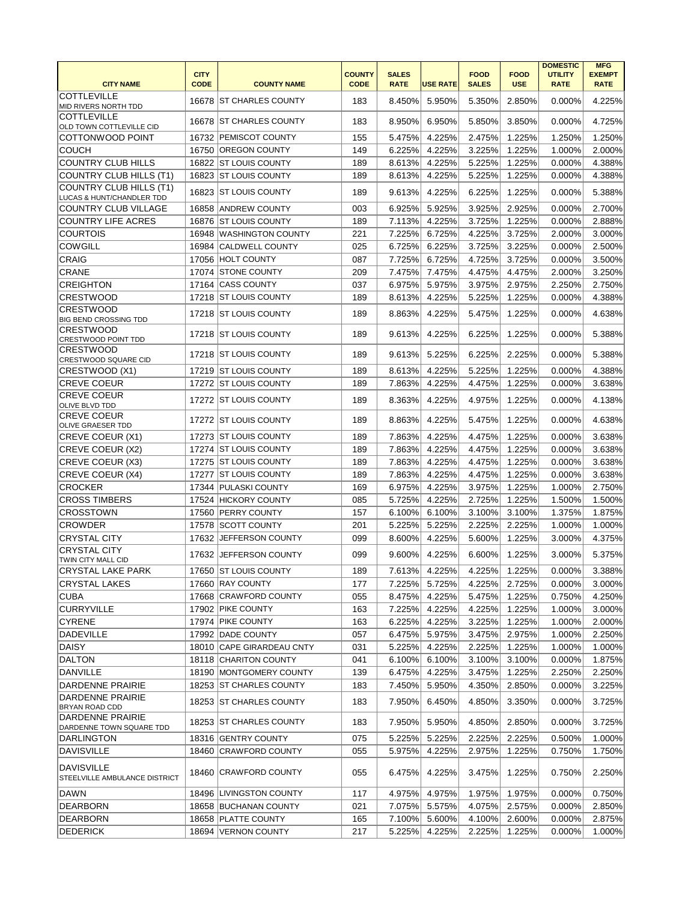| CITY NAME | CITY CODE | COUNTY NAME | COUNTY CODE | SALES RATE | USE RATE | FOOD SALES | FOOD USE | DOMESTIC UTILITY RATE | MFG EXEMPT RATE |
|---|---|---|---|---|---|---|---|---|---|
| COTTLEVILLE MID RIVERS NORTH TDD | 16678 | ST CHARLES COUNTY | 183 | 8.450% | 5.950% | 5.350% | 2.850% | 0.000% | 4.225% |
| COTTLEVILLE OLD TOWN COTTLEVILLE CID | 16678 | ST CHARLES COUNTY | 183 | 8.950% | 6.950% | 5.850% | 3.850% | 0.000% | 4.725% |
| COTTONWOOD POINT | 16732 | PEMISCOT COUNTY | 155 | 5.475% | 4.225% | 2.475% | 1.225% | 1.250% | 1.250% |
| COUCH | 16750 | OREGON COUNTY | 149 | 6.225% | 4.225% | 3.225% | 1.225% | 1.000% | 2.000% |
| COUNTRY CLUB HILLS | 16822 | ST LOUIS COUNTY | 189 | 8.613% | 4.225% | 5.225% | 1.225% | 0.000% | 4.388% |
| COUNTRY CLUB HILLS (T1) | 16823 | ST LOUIS COUNTY | 189 | 8.613% | 4.225% | 5.225% | 1.225% | 0.000% | 4.388% |
| COUNTRY CLUB HILLS (T1) LUCAS & HUNT/CHANDLER TDD | 16823 | ST LOUIS COUNTY | 189 | 9.613% | 4.225% | 6.225% | 1.225% | 0.000% | 5.388% |
| COUNTRY CLUB VILLAGE | 16858 | ANDREW COUNTY | 003 | 6.925% | 5.925% | 3.925% | 2.925% | 0.000% | 2.700% |
| COUNTRY LIFE ACRES | 16876 | ST LOUIS COUNTY | 189 | 7.113% | 4.225% | 3.725% | 1.225% | 0.000% | 2.888% |
| COURTOIS | 16948 | WASHINGTON COUNTY | 221 | 7.225% | 6.725% | 4.225% | 3.725% | 2.000% | 3.000% |
| COWGILL | 16984 | CALDWELL COUNTY | 025 | 6.725% | 6.225% | 3.725% | 3.225% | 0.000% | 2.500% |
| CRAIG | 17056 | HOLT COUNTY | 087 | 7.725% | 6.725% | 4.725% | 3.725% | 0.000% | 3.500% |
| CRANE | 17074 | STONE COUNTY | 209 | 7.475% | 7.475% | 4.475% | 4.475% | 2.000% | 3.250% |
| CREIGHTON | 17164 | CASS COUNTY | 037 | 6.975% | 5.975% | 3.975% | 2.975% | 2.250% | 2.750% |
| CRESTWOOD | 17218 | ST LOUIS COUNTY | 189 | 8.613% | 4.225% | 5.225% | 1.225% | 0.000% | 4.388% |
| CRESTWOOD BIG BEND CROSSING TDD | 17218 | ST LOUIS COUNTY | 189 | 8.863% | 4.225% | 5.475% | 1.225% | 0.000% | 4.638% |
| CRESTWOOD CRESTWOOD POINT TDD | 17218 | ST LOUIS COUNTY | 189 | 9.613% | 4.225% | 6.225% | 1.225% | 0.000% | 5.388% |
| CRESTWOOD CRESTWOOD SQUARE CID | 17218 | ST LOUIS COUNTY | 189 | 9.613% | 5.225% | 6.225% | 2.225% | 0.000% | 5.388% |
| CRESTWOOD (X1) | 17219 | ST LOUIS COUNTY | 189 | 8.613% | 4.225% | 5.225% | 1.225% | 0.000% | 4.388% |
| CREVE COEUR | 17272 | ST LOUIS COUNTY | 189 | 7.863% | 4.225% | 4.475% | 1.225% | 0.000% | 3.638% |
| CREVE COEUR OLIVE BLVD TDD | 17272 | ST LOUIS COUNTY | 189 | 8.363% | 4.225% | 4.975% | 1.225% | 0.000% | 4.138% |
| CREVE COEUR OLIVE GRAESER TDD | 17272 | ST LOUIS COUNTY | 189 | 8.863% | 4.225% | 5.475% | 1.225% | 0.000% | 4.638% |
| CREVE COEUR (X1) | 17273 | ST LOUIS COUNTY | 189 | 7.863% | 4.225% | 4.475% | 1.225% | 0.000% | 3.638% |
| CREVE COEUR (X2) | 17274 | ST LOUIS COUNTY | 189 | 7.863% | 4.225% | 4.475% | 1.225% | 0.000% | 3.638% |
| CREVE COEUR (X3) | 17275 | ST LOUIS COUNTY | 189 | 7.863% | 4.225% | 4.475% | 1.225% | 0.000% | 3.638% |
| CREVE COEUR (X4) | 17277 | ST LOUIS COUNTY | 189 | 7.863% | 4.225% | 4.475% | 1.225% | 0.000% | 3.638% |
| CROCKER | 17344 | PULASKI COUNTY | 169 | 6.975% | 4.225% | 3.975% | 1.225% | 1.000% | 2.750% |
| CROSS TIMBERS | 17524 | HICKORY COUNTY | 085 | 5.725% | 4.225% | 2.725% | 1.225% | 1.500% | 1.500% |
| CROSSTOWN | 17560 | PERRY COUNTY | 157 | 6.100% | 6.100% | 3.100% | 3.100% | 1.375% | 1.875% |
| CROWDER | 17578 | SCOTT COUNTY | 201 | 5.225% | 5.225% | 2.225% | 2.225% | 1.000% | 1.000% |
| CRYSTAL CITY | 17632 | JEFFERSON COUNTY | 099 | 8.600% | 4.225% | 5.600% | 1.225% | 3.000% | 4.375% |
| CRYSTAL CITY TWIN CITY MALL CID | 17632 | JEFFERSON COUNTY | 099 | 9.600% | 4.225% | 6.600% | 1.225% | 3.000% | 5.375% |
| CRYSTAL LAKE PARK | 17650 | ST LOUIS COUNTY | 189 | 7.613% | 4.225% | 4.225% | 1.225% | 0.000% | 3.388% |
| CRYSTAL LAKES | 17660 | RAY COUNTY | 177 | 7.225% | 5.725% | 4.225% | 2.725% | 0.000% | 3.000% |
| CUBA | 17668 | CRAWFORD COUNTY | 055 | 8.475% | 4.225% | 5.475% | 1.225% | 0.750% | 4.250% |
| CURRYVILLE | 17902 | PIKE COUNTY | 163 | 7.225% | 4.225% | 4.225% | 1.225% | 1.000% | 3.000% |
| CYRENE | 17974 | PIKE COUNTY | 163 | 6.225% | 4.225% | 3.225% | 1.225% | 1.000% | 2.000% |
| DADEVILLE | 17992 | DADE COUNTY | 057 | 6.475% | 5.975% | 3.475% | 2.975% | 1.000% | 2.250% |
| DAISY | 18010 | CAPE GIRARDEAU CNTY | 031 | 5.225% | 4.225% | 2.225% | 1.225% | 1.000% | 1.000% |
| DALTON | 18118 | CHARITON COUNTY | 041 | 6.100% | 6.100% | 3.100% | 3.100% | 0.000% | 1.875% |
| DANVILLE | 18190 | MONTGOMERY COUNTY | 139 | 6.475% | 4.225% | 3.475% | 1.225% | 2.250% | 2.250% |
| DARDENNE PRAIRIE | 18253 | ST CHARLES COUNTY | 183 | 7.450% | 5.950% | 4.350% | 2.850% | 0.000% | 3.225% |
| DARDENNE PRAIRIE BRYAN ROAD CDD | 18253 | ST CHARLES COUNTY | 183 | 7.950% | 6.450% | 4.850% | 3.350% | 0.000% | 3.725% |
| DARDENNE PRAIRIE DARDENNE TOWN SQUARE TDD | 18253 | ST CHARLES COUNTY | 183 | 7.950% | 5.950% | 4.850% | 2.850% | 0.000% | 3.725% |
| DARLINGTON | 18316 | GENTRY COUNTY | 075 | 5.225% | 5.225% | 2.225% | 2.225% | 0.500% | 1.000% |
| DAVISVILLE | 18460 | CRAWFORD COUNTY | 055 | 5.975% | 4.225% | 2.975% | 1.225% | 0.750% | 1.750% |
| DAVISVILLE STEELVILLE AMBULANCE DISTRICT | 18460 | CRAWFORD COUNTY | 055 | 6.475% | 4.225% | 3.475% | 1.225% | 0.750% | 2.250% |
| DAWN | 18496 | LIVINGSTON COUNTY | 117 | 4.975% | 4.975% | 1.975% | 1.975% | 0.000% | 0.750% |
| DEARBORN | 18658 | BUCHANAN COUNTY | 021 | 7.075% | 5.575% | 4.075% | 2.575% | 0.000% | 2.850% |
| DEARBORN | 18658 | PLATTE COUNTY | 165 | 7.100% | 5.600% | 4.100% | 2.600% | 0.000% | 2.875% |
| DEDERICK | 18694 | VERNON COUNTY | 217 | 5.225% | 4.225% | 2.225% | 1.225% | 0.000% | 1.000% |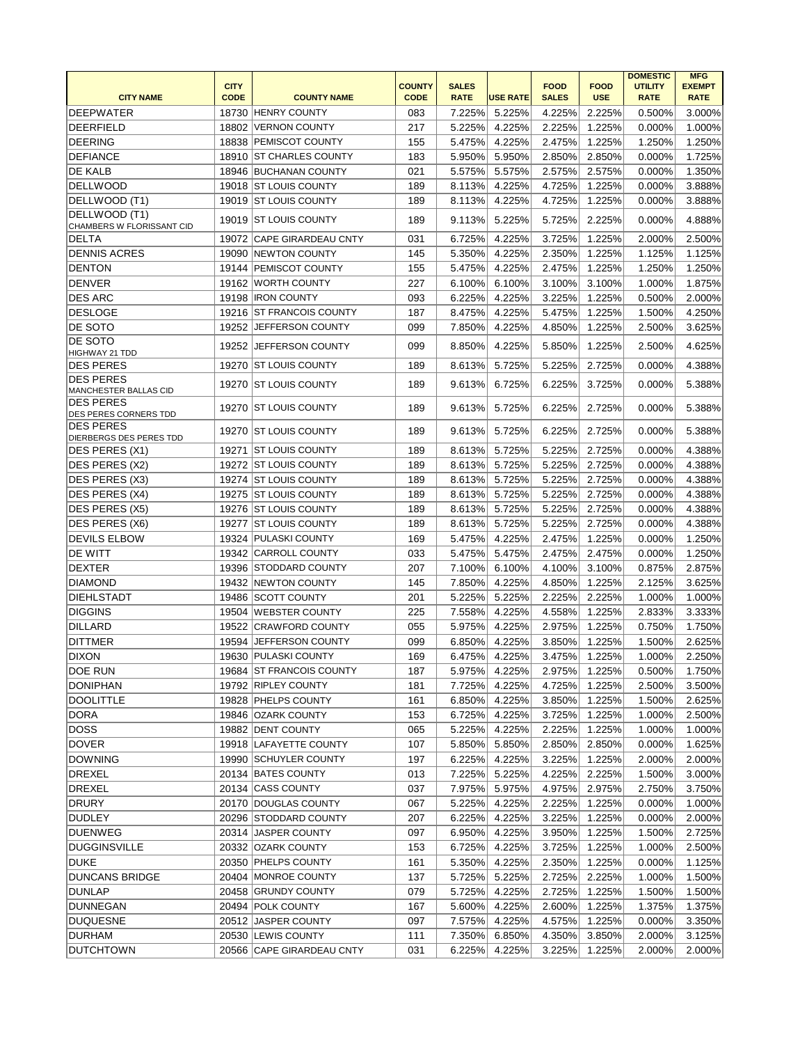| CITY NAME | CITY CODE | COUNTY NAME | COUNTY CODE | SALES RATE | USE RATE | FOOD SALES | FOOD USE | DOMESTIC UTILITY RATE | MFG EXEMPT RATE |
|---|---|---|---|---|---|---|---|---|---|
| DEEPWATER | 18730 | HENRY COUNTY | 083 | 7.225% | 5.225% | 4.225% | 2.225% | 0.500% | 3.000% |
| DEERFIELD | 18802 | VERNON COUNTY | 217 | 5.225% | 4.225% | 2.225% | 1.225% | 0.000% | 1.000% |
| DEERING | 18838 | PEMISCOT COUNTY | 155 | 5.475% | 4.225% | 2.475% | 1.225% | 1.250% | 1.250% |
| DEFIANCE | 18910 | ST CHARLES COUNTY | 183 | 5.950% | 5.950% | 2.850% | 2.850% | 0.000% | 1.725% |
| DE KALB | 18946 | BUCHANAN COUNTY | 021 | 5.575% | 5.575% | 2.575% | 2.575% | 0.000% | 1.350% |
| DELLWOOD | 19018 | ST LOUIS COUNTY | 189 | 8.113% | 4.225% | 4.725% | 1.225% | 0.000% | 3.888% |
| DELLWOOD (T1) | 19019 | ST LOUIS COUNTY | 189 | 8.113% | 4.225% | 4.725% | 1.225% | 0.000% | 3.888% |
| DELLWOOD (T1) CHAMBERS W FLORISSANT CID | 19019 | ST LOUIS COUNTY | 189 | 9.113% | 5.225% | 5.725% | 2.225% | 0.000% | 4.888% |
| DELTA | 19072 | CAPE GIRARDEAU CNTY | 031 | 6.725% | 4.225% | 3.725% | 1.225% | 2.000% | 2.500% |
| DENNIS ACRES | 19090 | NEWTON COUNTY | 145 | 5.350% | 4.225% | 2.350% | 1.225% | 1.125% | 1.125% |
| DENTON | 19144 | PEMISCOT COUNTY | 155 | 5.475% | 4.225% | 2.475% | 1.225% | 1.250% | 1.250% |
| DENVER | 19162 | WORTH COUNTY | 227 | 6.100% | 6.100% | 3.100% | 3.100% | 1.000% | 1.875% |
| DES ARC | 19198 | IRON COUNTY | 093 | 6.225% | 4.225% | 3.225% | 1.225% | 0.500% | 2.000% |
| DESLOGE | 19216 | ST FRANCOIS COUNTY | 187 | 8.475% | 4.225% | 5.475% | 1.225% | 1.500% | 4.250% |
| DE SOTO | 19252 | JEFFERSON COUNTY | 099 | 7.850% | 4.225% | 4.850% | 1.225% | 2.500% | 3.625% |
| DE SOTO HIGHWAY 21 TDD | 19252 | JEFFERSON COUNTY | 099 | 8.850% | 4.225% | 5.850% | 1.225% | 2.500% | 4.625% |
| DES PERES | 19270 | ST LOUIS COUNTY | 189 | 8.613% | 5.725% | 5.225% | 2.725% | 0.000% | 4.388% |
| DES PERES MANCHESTER BALLAS CID | 19270 | ST LOUIS COUNTY | 189 | 9.613% | 6.725% | 6.225% | 3.725% | 0.000% | 5.388% |
| DES PERES DES PERES CORNERS TDD | 19270 | ST LOUIS COUNTY | 189 | 9.613% | 5.725% | 6.225% | 2.725% | 0.000% | 5.388% |
| DES PERES DIERBERGS DES PERES TDD | 19270 | ST LOUIS COUNTY | 189 | 9.613% | 5.725% | 6.225% | 2.725% | 0.000% | 5.388% |
| DES PERES (X1) | 19271 | ST LOUIS COUNTY | 189 | 8.613% | 5.725% | 5.225% | 2.725% | 0.000% | 4.388% |
| DES PERES (X2) | 19272 | ST LOUIS COUNTY | 189 | 8.613% | 5.725% | 5.225% | 2.725% | 0.000% | 4.388% |
| DES PERES (X3) | 19274 | ST LOUIS COUNTY | 189 | 8.613% | 5.725% | 5.225% | 2.725% | 0.000% | 4.388% |
| DES PERES (X4) | 19275 | ST LOUIS COUNTY | 189 | 8.613% | 5.725% | 5.225% | 2.725% | 0.000% | 4.388% |
| DES PERES (X5) | 19276 | ST LOUIS COUNTY | 189 | 8.613% | 5.725% | 5.225% | 2.725% | 0.000% | 4.388% |
| DES PERES (X6) | 19277 | ST LOUIS COUNTY | 189 | 8.613% | 5.725% | 5.225% | 2.725% | 0.000% | 4.388% |
| DEVILS ELBOW | 19324 | PULASKI COUNTY | 169 | 5.475% | 4.225% | 2.475% | 1.225% | 0.000% | 1.250% |
| DE WITT | 19342 | CARROLL COUNTY | 033 | 5.475% | 5.475% | 2.475% | 2.475% | 0.000% | 1.250% |
| DEXTER | 19396 | STODDARD COUNTY | 207 | 7.100% | 6.100% | 4.100% | 3.100% | 0.875% | 2.875% |
| DIAMOND | 19432 | NEWTON COUNTY | 145 | 7.850% | 4.225% | 4.850% | 1.225% | 2.125% | 3.625% |
| DIEHLSTADT | 19486 | SCOTT COUNTY | 201 | 5.225% | 5.225% | 2.225% | 2.225% | 1.000% | 1.000% |
| DIGGINS | 19504 | WEBSTER COUNTY | 225 | 7.558% | 4.225% | 4.558% | 1.225% | 2.833% | 3.333% |
| DILLARD | 19522 | CRAWFORD COUNTY | 055 | 5.975% | 4.225% | 2.975% | 1.225% | 0.750% | 1.750% |
| DITTMER | 19594 | JEFFERSON COUNTY | 099 | 6.850% | 4.225% | 3.850% | 1.225% | 1.500% | 2.625% |
| DIXON | 19630 | PULASKI COUNTY | 169 | 6.475% | 4.225% | 3.475% | 1.225% | 1.000% | 2.250% |
| DOE RUN | 19684 | ST FRANCOIS COUNTY | 187 | 5.975% | 4.225% | 2.975% | 1.225% | 0.500% | 1.750% |
| DONIPHAN | 19792 | RIPLEY COUNTY | 181 | 7.725% | 4.225% | 4.725% | 1.225% | 2.500% | 3.500% |
| DOOLITTLE | 19828 | PHELPS COUNTY | 161 | 6.850% | 4.225% | 3.850% | 1.225% | 1.500% | 2.625% |
| DORA | 19846 | OZARK COUNTY | 153 | 6.725% | 4.225% | 3.725% | 1.225% | 1.000% | 2.500% |
| DOSS | 19882 | DENT COUNTY | 065 | 5.225% | 4.225% | 2.225% | 1.225% | 1.000% | 1.000% |
| DOVER | 19918 | LAFAYETTE COUNTY | 107 | 5.850% | 5.850% | 2.850% | 2.850% | 0.000% | 1.625% |
| DOWNING | 19990 | SCHUYLER COUNTY | 197 | 6.225% | 4.225% | 3.225% | 1.225% | 2.000% | 2.000% |
| DREXEL | 20134 | BATES COUNTY | 013 | 7.225% | 5.225% | 4.225% | 2.225% | 1.500% | 3.000% |
| DREXEL | 20134 | CASS COUNTY | 037 | 7.975% | 5.975% | 4.975% | 2.975% | 2.750% | 3.750% |
| DRURY | 20170 | DOUGLAS COUNTY | 067 | 5.225% | 4.225% | 2.225% | 1.225% | 0.000% | 1.000% |
| DUDLEY | 20296 | STODDARD COUNTY | 207 | 6.225% | 4.225% | 3.225% | 1.225% | 0.000% | 2.000% |
| DUENWEG | 20314 | JASPER COUNTY | 097 | 6.950% | 4.225% | 3.950% | 1.225% | 1.500% | 2.725% |
| DUGGINSVILLE | 20332 | OZARK COUNTY | 153 | 6.725% | 4.225% | 3.725% | 1.225% | 1.000% | 2.500% |
| DUKE | 20350 | PHELPS COUNTY | 161 | 5.350% | 4.225% | 2.350% | 1.225% | 0.000% | 1.125% |
| DUNCANS BRIDGE | 20404 | MONROE COUNTY | 137 | 5.725% | 5.225% | 2.725% | 2.225% | 1.000% | 1.500% |
| DUNLAP | 20458 | GRUNDY COUNTY | 079 | 5.725% | 4.225% | 2.725% | 1.225% | 1.500% | 1.500% |
| DUNNEGAN | 20494 | POLK COUNTY | 167 | 5.600% | 4.225% | 2.600% | 1.225% | 1.375% | 1.375% |
| DUQUESNE | 20512 | JASPER COUNTY | 097 | 7.575% | 4.225% | 4.575% | 1.225% | 0.000% | 3.350% |
| DURHAM | 20530 | LEWIS COUNTY | 111 | 7.350% | 6.850% | 4.350% | 3.850% | 2.000% | 3.125% |
| DUTCHTOWN | 20566 | CAPE GIRARDEAU CNTY | 031 | 6.225% | 4.225% | 3.225% | 1.225% | 2.000% | 2.000% |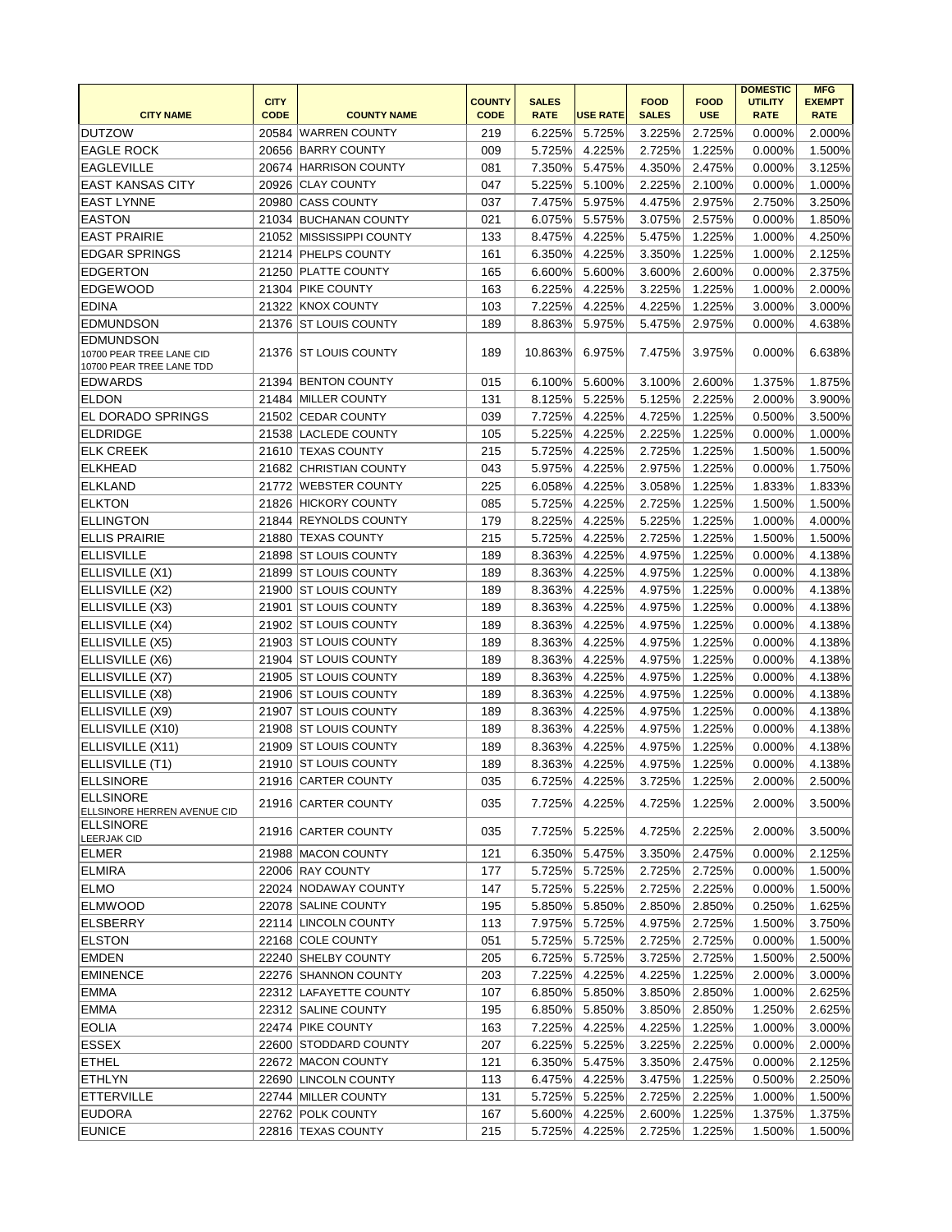| CITY NAME | CITY CODE | COUNTY NAME | COUNTY CODE | SALES RATE | USE RATE | FOOD SALES | FOOD USE | DOMESTIC UTILITY RATE | MFG EXEMPT RATE |
|---|---|---|---|---|---|---|---|---|---|
| DUTZOW | 20584 | WARREN COUNTY | 219 | 6.225% | 5.725% | 3.225% | 2.725% | 0.000% | 2.000% |
| EAGLE ROCK | 20656 | BARRY COUNTY | 009 | 5.725% | 4.225% | 2.725% | 1.225% | 0.000% | 1.500% |
| EAGLEVILLE | 20674 | HARRISON COUNTY | 081 | 7.350% | 5.475% | 4.350% | 2.475% | 0.000% | 3.125% |
| EAST KANSAS CITY | 20926 | CLAY COUNTY | 047 | 5.225% | 5.100% | 2.225% | 2.100% | 0.000% | 1.000% |
| EAST LYNNE | 20980 | CASS COUNTY | 037 | 7.475% | 5.975% | 4.475% | 2.975% | 2.750% | 3.250% |
| EASTON | 21034 | BUCHANAN COUNTY | 021 | 6.075% | 5.575% | 3.075% | 2.575% | 0.000% | 1.850% |
| EAST PRAIRIE | 21052 | MISSISSIPPI COUNTY | 133 | 8.475% | 4.225% | 5.475% | 1.225% | 1.000% | 4.250% |
| EDGAR SPRINGS | 21214 | PHELPS COUNTY | 161 | 6.350% | 4.225% | 3.350% | 1.225% | 1.000% | 2.125% |
| EDGERTON | 21250 | PLATTE COUNTY | 165 | 6.600% | 5.600% | 3.600% | 2.600% | 0.000% | 2.375% |
| EDGEWOOD | 21304 | PIKE COUNTY | 163 | 6.225% | 4.225% | 3.225% | 1.225% | 1.000% | 2.000% |
| EDINA | 21322 | KNOX COUNTY | 103 | 7.225% | 4.225% | 4.225% | 1.225% | 3.000% | 3.000% |
| EDMUNDSON | 21376 | ST LOUIS COUNTY | 189 | 8.863% | 5.975% | 5.475% | 2.975% | 0.000% | 4.638% |
| EDMUNDSON 10700 PEAR TREE LANE CID 10700 PEAR TREE LANE TDD | 21376 | ST LOUIS COUNTY | 189 | 10.863% | 6.975% | 7.475% | 3.975% | 0.000% | 6.638% |
| EDWARDS | 21394 | BENTON COUNTY | 015 | 6.100% | 5.600% | 3.100% | 2.600% | 1.375% | 1.875% |
| ELDON | 21484 | MILLER COUNTY | 131 | 8.125% | 5.225% | 5.125% | 2.225% | 2.000% | 3.900% |
| EL DORADO SPRINGS | 21502 | CEDAR COUNTY | 039 | 7.725% | 4.225% | 4.725% | 1.225% | 0.500% | 3.500% |
| ELDRIDGE | 21538 | LACLEDE COUNTY | 105 | 5.225% | 4.225% | 2.225% | 1.225% | 0.000% | 1.000% |
| ELK CREEK | 21610 | TEXAS COUNTY | 215 | 5.725% | 4.225% | 2.725% | 1.225% | 1.500% | 1.500% |
| ELKHEAD | 21682 | CHRISTIAN COUNTY | 043 | 5.975% | 4.225% | 2.975% | 1.225% | 0.000% | 1.750% |
| ELKLAND | 21772 | WEBSTER COUNTY | 225 | 6.058% | 4.225% | 3.058% | 1.225% | 1.833% | 1.833% |
| ELKTON | 21826 | HICKORY COUNTY | 085 | 5.725% | 4.225% | 2.725% | 1.225% | 1.500% | 1.500% |
| ELLINGTON | 21844 | REYNOLDS COUNTY | 179 | 8.225% | 4.225% | 5.225% | 1.225% | 1.000% | 4.000% |
| ELLIS PRAIRIE | 21880 | TEXAS COUNTY | 215 | 5.725% | 4.225% | 2.725% | 1.225% | 1.500% | 1.500% |
| ELLISVILLE | 21898 | ST LOUIS COUNTY | 189 | 8.363% | 4.225% | 4.975% | 1.225% | 0.000% | 4.138% |
| ELLISVILLE (X1) | 21899 | ST LOUIS COUNTY | 189 | 8.363% | 4.225% | 4.975% | 1.225% | 0.000% | 4.138% |
| ELLISVILLE (X2) | 21900 | ST LOUIS COUNTY | 189 | 8.363% | 4.225% | 4.975% | 1.225% | 0.000% | 4.138% |
| ELLISVILLE (X3) | 21901 | ST LOUIS COUNTY | 189 | 8.363% | 4.225% | 4.975% | 1.225% | 0.000% | 4.138% |
| ELLISVILLE (X4) | 21902 | ST LOUIS COUNTY | 189 | 8.363% | 4.225% | 4.975% | 1.225% | 0.000% | 4.138% |
| ELLISVILLE (X5) | 21903 | ST LOUIS COUNTY | 189 | 8.363% | 4.225% | 4.975% | 1.225% | 0.000% | 4.138% |
| ELLISVILLE (X6) | 21904 | ST LOUIS COUNTY | 189 | 8.363% | 4.225% | 4.975% | 1.225% | 0.000% | 4.138% |
| ELLISVILLE (X7) | 21905 | ST LOUIS COUNTY | 189 | 8.363% | 4.225% | 4.975% | 1.225% | 0.000% | 4.138% |
| ELLISVILLE (X8) | 21906 | ST LOUIS COUNTY | 189 | 8.363% | 4.225% | 4.975% | 1.225% | 0.000% | 4.138% |
| ELLISVILLE (X9) | 21907 | ST LOUIS COUNTY | 189 | 8.363% | 4.225% | 4.975% | 1.225% | 0.000% | 4.138% |
| ELLISVILLE (X10) | 21908 | ST LOUIS COUNTY | 189 | 8.363% | 4.225% | 4.975% | 1.225% | 0.000% | 4.138% |
| ELLISVILLE (X11) | 21909 | ST LOUIS COUNTY | 189 | 8.363% | 4.225% | 4.975% | 1.225% | 0.000% | 4.138% |
| ELLISVILLE (T1) | 21910 | ST LOUIS COUNTY | 189 | 8.363% | 4.225% | 4.975% | 1.225% | 0.000% | 4.138% |
| ELLSINORE | 21916 | CARTER COUNTY | 035 | 6.725% | 4.225% | 3.725% | 1.225% | 2.000% | 2.500% |
| ELLSINORE ELLSINORE HERREN AVENUE CID | 21916 | CARTER COUNTY | 035 | 7.725% | 4.225% | 4.725% | 1.225% | 2.000% | 3.500% |
| ELLSINORE LEERJAK CID | 21916 | CARTER COUNTY | 035 | 7.725% | 5.225% | 4.725% | 2.225% | 2.000% | 3.500% |
| ELMER | 21988 | MACON COUNTY | 121 | 6.350% | 5.475% | 3.350% | 2.475% | 0.000% | 2.125% |
| ELMIRA | 22006 | RAY COUNTY | 177 | 5.725% | 5.725% | 2.725% | 2.725% | 0.000% | 1.500% |
| ELMO | 22024 | NODAWAY COUNTY | 147 | 5.725% | 5.225% | 2.725% | 2.225% | 0.000% | 1.500% |
| ELMWOOD | 22078 | SALINE COUNTY | 195 | 5.850% | 5.850% | 2.850% | 2.850% | 0.250% | 1.625% |
| ELSBERRY | 22114 | LINCOLN COUNTY | 113 | 7.975% | 5.725% | 4.975% | 2.725% | 1.500% | 3.750% |
| ELSTON | 22168 | COLE COUNTY | 051 | 5.725% | 5.725% | 2.725% | 2.725% | 0.000% | 1.500% |
| EMDEN | 22240 | SHELBY COUNTY | 205 | 6.725% | 5.725% | 3.725% | 2.725% | 1.500% | 2.500% |
| EMINENCE | 22276 | SHANNON COUNTY | 203 | 7.225% | 4.225% | 4.225% | 1.225% | 2.000% | 3.000% |
| EMMA | 22312 | LAFAYETTE COUNTY | 107 | 6.850% | 5.850% | 3.850% | 2.850% | 1.000% | 2.625% |
| EMMA | 22312 | SALINE COUNTY | 195 | 6.850% | 5.850% | 3.850% | 2.850% | 1.250% | 2.625% |
| EOLIA | 22474 | PIKE COUNTY | 163 | 7.225% | 4.225% | 4.225% | 1.225% | 1.000% | 3.000% |
| ESSEX | 22600 | STODDARD COUNTY | 207 | 6.225% | 5.225% | 3.225% | 2.225% | 0.000% | 2.000% |
| ETHEL | 22672 | MACON COUNTY | 121 | 6.350% | 5.475% | 3.350% | 2.475% | 0.000% | 2.125% |
| ETHLYN | 22690 | LINCOLN COUNTY | 113 | 6.475% | 4.225% | 3.475% | 1.225% | 0.500% | 2.250% |
| ETTERVILLE | 22744 | MILLER COUNTY | 131 | 5.725% | 5.225% | 2.725% | 2.225% | 1.000% | 1.500% |
| EUDORA | 22762 | POLK COUNTY | 167 | 5.600% | 4.225% | 2.600% | 1.225% | 1.375% | 1.375% |
| EUNICE | 22816 | TEXAS COUNTY | 215 | 5.725% | 4.225% | 2.725% | 1.225% | 1.500% | 1.500% |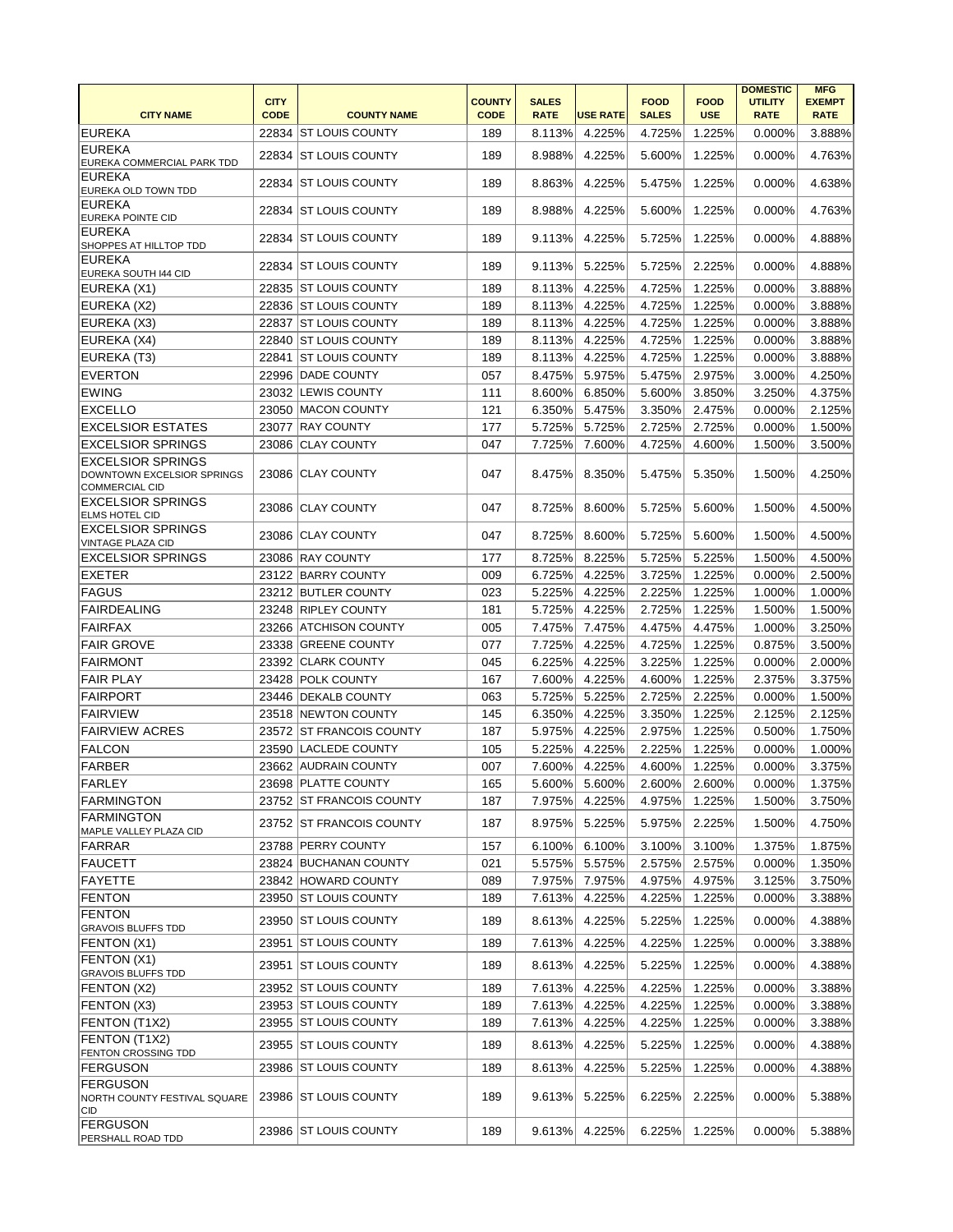| CITY NAME | CITY CODE | COUNTY NAME | COUNTY CODE | SALES RATE | USE RATE | FOOD SALES | FOOD USE | DOMESTIC UTILITY RATE | MFG EXEMPT RATE |
|---|---|---|---|---|---|---|---|---|---|
| EUREKA | 22834 | ST LOUIS COUNTY | 189 | 8.113% | 4.225% | 4.725% | 1.225% | 0.000% | 3.888% |
| EUREKA<br>EUREKA COMMERCIAL PARK TDD | 22834 | ST LOUIS COUNTY | 189 | 8.988% | 4.225% | 5.600% | 1.225% | 0.000% | 4.763% |
| EUREKA<br>EUREKA OLD TOWN TDD | 22834 | ST LOUIS COUNTY | 189 | 8.863% | 4.225% | 5.475% | 1.225% | 0.000% | 4.638% |
| EUREKA<br>EUREKA POINTE CID | 22834 | ST LOUIS COUNTY | 189 | 8.988% | 4.225% | 5.600% | 1.225% | 0.000% | 4.763% |
| EUREKA<br>SHOPPES AT HILLTOP TDD | 22834 | ST LOUIS COUNTY | 189 | 9.113% | 4.225% | 5.725% | 1.225% | 0.000% | 4.888% |
| EUREKA<br>EUREKA SOUTH I44 CID | 22834 | ST LOUIS COUNTY | 189 | 9.113% | 5.225% | 5.725% | 2.225% | 0.000% | 4.888% |
| EUREKA (X1) | 22835 | ST LOUIS COUNTY | 189 | 8.113% | 4.225% | 4.725% | 1.225% | 0.000% | 3.888% |
| EUREKA (X2) | 22836 | ST LOUIS COUNTY | 189 | 8.113% | 4.225% | 4.725% | 1.225% | 0.000% | 3.888% |
| EUREKA (X3) | 22837 | ST LOUIS COUNTY | 189 | 8.113% | 4.225% | 4.725% | 1.225% | 0.000% | 3.888% |
| EUREKA (X4) | 22840 | ST LOUIS COUNTY | 189 | 8.113% | 4.225% | 4.725% | 1.225% | 0.000% | 3.888% |
| EUREKA (T3) | 22841 | ST LOUIS COUNTY | 189 | 8.113% | 4.225% | 4.725% | 1.225% | 0.000% | 3.888% |
| EVERTON | 22996 | DADE COUNTY | 057 | 8.475% | 5.975% | 5.475% | 2.975% | 3.000% | 4.250% |
| EWING | 23032 | LEWIS COUNTY | 111 | 8.600% | 6.850% | 5.600% | 3.850% | 3.250% | 4.375% |
| EXCELLO | 23050 | MACON COUNTY | 121 | 6.350% | 5.475% | 3.350% | 2.475% | 0.000% | 2.125% |
| EXCELSIOR ESTATES | 23077 | RAY COUNTY | 177 | 5.725% | 5.725% | 2.725% | 2.725% | 0.000% | 1.500% |
| EXCELSIOR SPRINGS | 23086 | CLAY COUNTY | 047 | 7.725% | 7.600% | 4.725% | 4.600% | 1.500% | 3.500% |
| EXCELSIOR SPRINGS<br>DOWNTOWN EXCELSIOR SPRINGS COMMERCIAL CID | 23086 | CLAY COUNTY | 047 | 8.475% | 8.350% | 5.475% | 5.350% | 1.500% | 4.250% |
| EXCELSIOR SPRINGS<br>ELMS HOTEL CID | 23086 | CLAY COUNTY | 047 | 8.725% | 8.600% | 5.725% | 5.600% | 1.500% | 4.500% |
| EXCELSIOR SPRINGS<br>VINTAGE PLAZA CID | 23086 | CLAY COUNTY | 047 | 8.725% | 8.600% | 5.725% | 5.600% | 1.500% | 4.500% |
| EXCELSIOR SPRINGS | 23086 | RAY COUNTY | 177 | 8.725% | 8.225% | 5.725% | 5.225% | 1.500% | 4.500% |
| EXETER | 23122 | BARRY COUNTY | 009 | 6.725% | 4.225% | 3.725% | 1.225% | 0.000% | 2.500% |
| FAGUS | 23212 | BUTLER COUNTY | 023 | 5.225% | 4.225% | 2.225% | 1.225% | 1.000% | 1.000% |
| FAIRDEALING | 23248 | RIPLEY COUNTY | 181 | 5.725% | 4.225% | 2.725% | 1.225% | 1.500% | 1.500% |
| FAIRFAX | 23266 | ATCHISON COUNTY | 005 | 7.475% | 7.475% | 4.475% | 4.475% | 1.000% | 3.250% |
| FAIR GROVE | 23338 | GREENE COUNTY | 077 | 7.725% | 4.225% | 4.725% | 1.225% | 0.875% | 3.500% |
| FAIRMONT | 23392 | CLARK COUNTY | 045 | 6.225% | 4.225% | 3.225% | 1.225% | 0.000% | 2.000% |
| FAIR PLAY | 23428 | POLK COUNTY | 167 | 7.600% | 4.225% | 4.600% | 1.225% | 2.375% | 3.375% |
| FAIRPORT | 23446 | DEKALB COUNTY | 063 | 5.725% | 5.225% | 2.725% | 2.225% | 0.000% | 1.500% |
| FAIRVIEW | 23518 | NEWTON COUNTY | 145 | 6.350% | 4.225% | 3.350% | 1.225% | 2.125% | 2.125% |
| FAIRVIEW ACRES | 23572 | ST FRANCOIS COUNTY | 187 | 5.975% | 4.225% | 2.975% | 1.225% | 0.500% | 1.750% |
| FALCON | 23590 | LACLEDE COUNTY | 105 | 5.225% | 4.225% | 2.225% | 1.225% | 0.000% | 1.000% |
| FARBER | 23662 | AUDRAIN COUNTY | 007 | 7.600% | 4.225% | 4.600% | 1.225% | 0.000% | 3.375% |
| FARLEY | 23698 | PLATTE COUNTY | 165 | 5.600% | 5.600% | 2.600% | 2.600% | 0.000% | 1.375% |
| FARMINGTON | 23752 | ST FRANCOIS COUNTY | 187 | 7.975% | 4.225% | 4.975% | 1.225% | 1.500% | 3.750% |
| FARMINGTON<br>MAPLE VALLEY PLAZA CID | 23752 | ST FRANCOIS COUNTY | 187 | 8.975% | 5.225% | 5.975% | 2.225% | 1.500% | 4.750% |
| FARRAR | 23788 | PERRY COUNTY | 157 | 6.100% | 6.100% | 3.100% | 3.100% | 1.375% | 1.875% |
| FAUCETT | 23824 | BUCHANAN COUNTY | 021 | 5.575% | 5.575% | 2.575% | 2.575% | 0.000% | 1.350% |
| FAYETTE | 23842 | HOWARD COUNTY | 089 | 7.975% | 7.975% | 4.975% | 4.975% | 3.125% | 3.750% |
| FENTON | 23950 | ST LOUIS COUNTY | 189 | 7.613% | 4.225% | 4.225% | 1.225% | 0.000% | 3.388% |
| FENTON<br>GRAVOIS BLUFFS TDD | 23950 | ST LOUIS COUNTY | 189 | 8.613% | 4.225% | 5.225% | 1.225% | 0.000% | 4.388% |
| FENTON (X1) | 23951 | ST LOUIS COUNTY | 189 | 7.613% | 4.225% | 4.225% | 1.225% | 0.000% | 3.388% |
| FENTON (X1)<br>GRAVOIS BLUFFS TDD | 23951 | ST LOUIS COUNTY | 189 | 8.613% | 4.225% | 5.225% | 1.225% | 0.000% | 4.388% |
| FENTON (X2) | 23952 | ST LOUIS COUNTY | 189 | 7.613% | 4.225% | 4.225% | 1.225% | 0.000% | 3.388% |
| FENTON (X3) | 23953 | ST LOUIS COUNTY | 189 | 7.613% | 4.225% | 4.225% | 1.225% | 0.000% | 3.388% |
| FENTON (T1X2) | 23955 | ST LOUIS COUNTY | 189 | 7.613% | 4.225% | 4.225% | 1.225% | 0.000% | 3.388% |
| FENTON (T1X2)<br>FENTON CROSSING TDD | 23955 | ST LOUIS COUNTY | 189 | 8.613% | 4.225% | 5.225% | 1.225% | 0.000% | 4.388% |
| FERGUSON | 23986 | ST LOUIS COUNTY | 189 | 8.613% | 4.225% | 5.225% | 1.225% | 0.000% | 4.388% |
| FERGUSON<br>NORTH COUNTY FESTIVAL SQUARE CID | 23986 | ST LOUIS COUNTY | 189 | 9.613% | 5.225% | 6.225% | 2.225% | 0.000% | 5.388% |
| FERGUSON<br>PERSHALL ROAD TDD | 23986 | ST LOUIS COUNTY | 189 | 9.613% | 4.225% | 6.225% | 1.225% | 0.000% | 5.388% |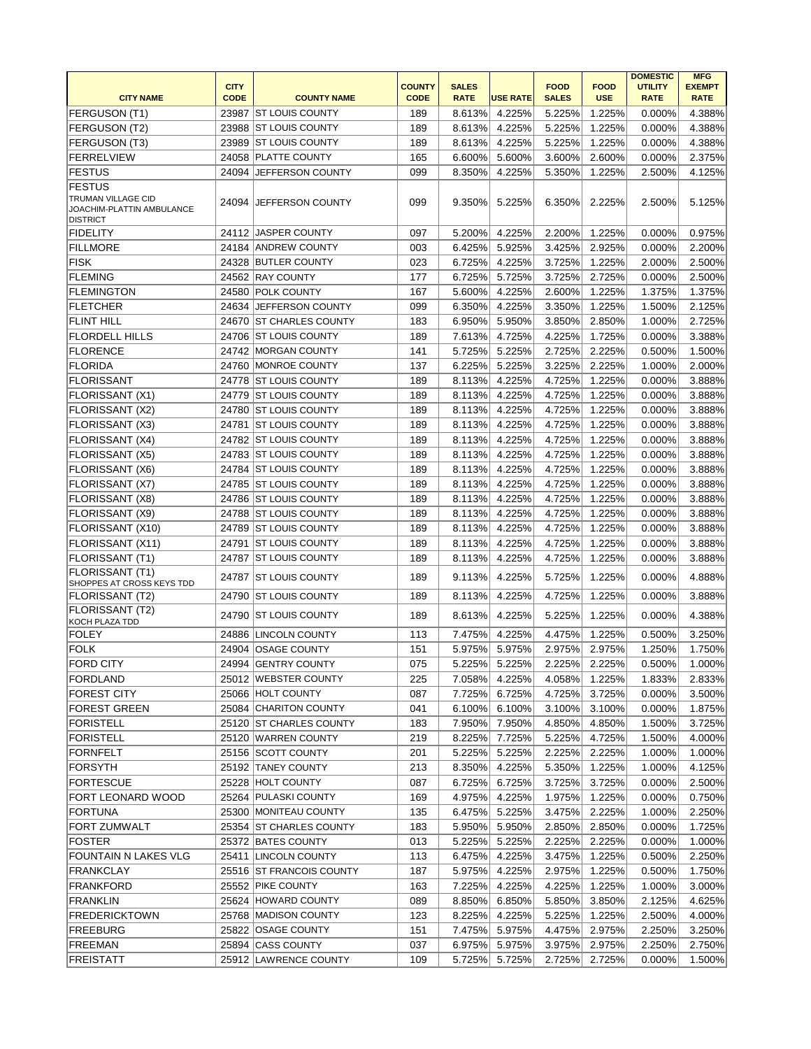| CITY NAME | CITY CODE | COUNTY NAME | COUNTY CODE | SALES RATE | USE RATE | FOOD SALES | FOOD USE | DOMESTIC UTILITY RATE | MFG EXEMPT RATE |
|---|---|---|---|---|---|---|---|---|---|
| FERGUSON (T1) | 23987 | ST LOUIS COUNTY | 189 | 8.613% | 4.225% | 5.225% | 1.225% | 0.000% | 4.388% |
| FERGUSON (T2) | 23988 | ST LOUIS COUNTY | 189 | 8.613% | 4.225% | 5.225% | 1.225% | 0.000% | 4.388% |
| FERGUSON (T3) | 23989 | ST LOUIS COUNTY | 189 | 8.613% | 4.225% | 5.225% | 1.225% | 0.000% | 4.388% |
| FERRELVIEW | 24058 | PLATTE COUNTY | 165 | 6.600% | 5.600% | 3.600% | 2.600% | 0.000% | 2.375% |
| FESTUS | 24094 | JEFFERSON COUNTY | 099 | 8.350% | 4.225% | 5.350% | 1.225% | 2.500% | 4.125% |
| FESTUS TRUMAN VILLAGE CID JOACHIM-PLATTIN AMBULANCE DISTRICT | 24094 | JEFFERSON COUNTY | 099 | 9.350% | 5.225% | 6.350% | 2.225% | 2.500% | 5.125% |
| FIDELITY | 24112 | JASPER COUNTY | 097 | 5.200% | 4.225% | 2.200% | 1.225% | 0.000% | 0.975% |
| FILLMORE | 24184 | ANDREW COUNTY | 003 | 6.425% | 5.925% | 3.425% | 2.925% | 0.000% | 2.200% |
| FISK | 24328 | BUTLER COUNTY | 023 | 6.725% | 4.225% | 3.725% | 1.225% | 2.000% | 2.500% |
| FLEMING | 24562 | RAY COUNTY | 177 | 6.725% | 5.725% | 3.725% | 2.725% | 0.000% | 2.500% |
| FLEMINGTON | 24580 | POLK COUNTY | 167 | 5.600% | 4.225% | 2.600% | 1.225% | 1.375% | 1.375% |
| FLETCHER | 24634 | JEFFERSON COUNTY | 099 | 6.350% | 4.225% | 3.350% | 1.225% | 1.500% | 2.125% |
| FLINT HILL | 24670 | ST CHARLES COUNTY | 183 | 6.950% | 5.950% | 3.850% | 2.850% | 1.000% | 2.725% |
| FLORDELL HILLS | 24706 | ST LOUIS COUNTY | 189 | 7.613% | 4.725% | 4.225% | 1.725% | 0.000% | 3.388% |
| FLORENCE | 24742 | MORGAN COUNTY | 141 | 5.725% | 5.225% | 2.725% | 2.225% | 0.500% | 1.500% |
| FLORIDA | 24760 | MONROE COUNTY | 137 | 6.225% | 5.225% | 3.225% | 2.225% | 1.000% | 2.000% |
| FLORISSANT | 24778 | ST LOUIS COUNTY | 189 | 8.113% | 4.225% | 4.725% | 1.225% | 0.000% | 3.888% |
| FLORISSANT (X1) | 24779 | ST LOUIS COUNTY | 189 | 8.113% | 4.225% | 4.725% | 1.225% | 0.000% | 3.888% |
| FLORISSANT (X2) | 24780 | ST LOUIS COUNTY | 189 | 8.113% | 4.225% | 4.725% | 1.225% | 0.000% | 3.888% |
| FLORISSANT (X3) | 24781 | ST LOUIS COUNTY | 189 | 8.113% | 4.225% | 4.725% | 1.225% | 0.000% | 3.888% |
| FLORISSANT (X4) | 24782 | ST LOUIS COUNTY | 189 | 8.113% | 4.225% | 4.725% | 1.225% | 0.000% | 3.888% |
| FLORISSANT (X5) | 24783 | ST LOUIS COUNTY | 189 | 8.113% | 4.225% | 4.725% | 1.225% | 0.000% | 3.888% |
| FLORISSANT (X6) | 24784 | ST LOUIS COUNTY | 189 | 8.113% | 4.225% | 4.725% | 1.225% | 0.000% | 3.888% |
| FLORISSANT (X7) | 24785 | ST LOUIS COUNTY | 189 | 8.113% | 4.225% | 4.725% | 1.225% | 0.000% | 3.888% |
| FLORISSANT (X8) | 24786 | ST LOUIS COUNTY | 189 | 8.113% | 4.225% | 4.725% | 1.225% | 0.000% | 3.888% |
| FLORISSANT (X9) | 24788 | ST LOUIS COUNTY | 189 | 8.113% | 4.225% | 4.725% | 1.225% | 0.000% | 3.888% |
| FLORISSANT (X10) | 24789 | ST LOUIS COUNTY | 189 | 8.113% | 4.225% | 4.725% | 1.225% | 0.000% | 3.888% |
| FLORISSANT (X11) | 24791 | ST LOUIS COUNTY | 189 | 8.113% | 4.225% | 4.725% | 1.225% | 0.000% | 3.888% |
| FLORISSANT (T1) | 24787 | ST LOUIS COUNTY | 189 | 8.113% | 4.225% | 4.725% | 1.225% | 0.000% | 3.888% |
| FLORISSANT (T1) SHOPPES AT CROSS KEYS TDD | 24787 | ST LOUIS COUNTY | 189 | 9.113% | 4.225% | 5.725% | 1.225% | 0.000% | 4.888% |
| FLORISSANT (T2) | 24790 | ST LOUIS COUNTY | 189 | 8.113% | 4.225% | 4.725% | 1.225% | 0.000% | 3.888% |
| FLORISSANT (T2) KOCH PLAZA TDD | 24790 | ST LOUIS COUNTY | 189 | 8.613% | 4.225% | 5.225% | 1.225% | 0.000% | 4.388% |
| FOLEY | 24886 | LINCOLN COUNTY | 113 | 7.475% | 4.225% | 4.475% | 1.225% | 0.500% | 3.250% |
| FOLK | 24904 | OSAGE COUNTY | 151 | 5.975% | 5.975% | 2.975% | 2.975% | 1.250% | 1.750% |
| FORD CITY | 24994 | GENTRY COUNTY | 075 | 5.225% | 5.225% | 2.225% | 2.225% | 0.500% | 1.000% |
| FORDLAND | 25012 | WEBSTER COUNTY | 225 | 7.058% | 4.225% | 4.058% | 1.225% | 1.833% | 2.833% |
| FOREST CITY | 25066 | HOLT COUNTY | 087 | 7.725% | 6.725% | 4.725% | 3.725% | 0.000% | 3.500% |
| FOREST GREEN | 25084 | CHARITON COUNTY | 041 | 6.100% | 6.100% | 3.100% | 3.100% | 0.000% | 1.875% |
| FORISTELL | 25120 | ST CHARLES COUNTY | 183 | 7.950% | 7.950% | 4.850% | 4.850% | 1.500% | 3.725% |
| FORISTELL | 25120 | WARREN COUNTY | 219 | 8.225% | 7.725% | 5.225% | 4.725% | 1.500% | 4.000% |
| FORNFELT | 25156 | SCOTT COUNTY | 201 | 5.225% | 5.225% | 2.225% | 2.225% | 1.000% | 1.000% |
| FORSYTH | 25192 | TANEY COUNTY | 213 | 8.350% | 4.225% | 5.350% | 1.225% | 1.000% | 4.125% |
| FORTESCUE | 25228 | HOLT COUNTY | 087 | 6.725% | 6.725% | 3.725% | 3.725% | 0.000% | 2.500% |
| FORT LEONARD WOOD | 25264 | PULASKI COUNTY | 169 | 4.975% | 4.225% | 1.975% | 1.225% | 0.000% | 0.750% |
| FORTUNA | 25300 | MONITEAU COUNTY | 135 | 6.475% | 5.225% | 3.475% | 2.225% | 1.000% | 2.250% |
| FORT ZUMWALT | 25354 | ST CHARLES COUNTY | 183 | 5.950% | 5.950% | 2.850% | 2.850% | 0.000% | 1.725% |
| FOSTER | 25372 | BATES COUNTY | 013 | 5.225% | 5.225% | 2.225% | 2.225% | 0.000% | 1.000% |
| FOUNTAIN N LAKES VLG | 25411 | LINCOLN COUNTY | 113 | 6.475% | 4.225% | 3.475% | 1.225% | 0.500% | 2.250% |
| FRANKCLAY | 25516 | ST FRANCOIS COUNTY | 187 | 5.975% | 4.225% | 2.975% | 1.225% | 0.500% | 1.750% |
| FRANKFORD | 25552 | PIKE COUNTY | 163 | 7.225% | 4.225% | 4.225% | 1.225% | 1.000% | 3.000% |
| FRANKLIN | 25624 | HOWARD COUNTY | 089 | 8.850% | 6.850% | 5.850% | 3.850% | 2.125% | 4.625% |
| FREDERICKTOWN | 25768 | MADISON COUNTY | 123 | 8.225% | 4.225% | 5.225% | 1.225% | 2.500% | 4.000% |
| FREEBURG | 25822 | OSAGE COUNTY | 151 | 7.475% | 5.975% | 4.475% | 2.975% | 2.250% | 3.250% |
| FREEMAN | 25894 | CASS COUNTY | 037 | 6.975% | 5.975% | 3.975% | 2.975% | 2.250% | 2.750% |
| FREISTATT | 25912 | LAWRENCE COUNTY | 109 | 5.725% | 5.725% | 2.725% | 2.725% | 0.000% | 1.500% |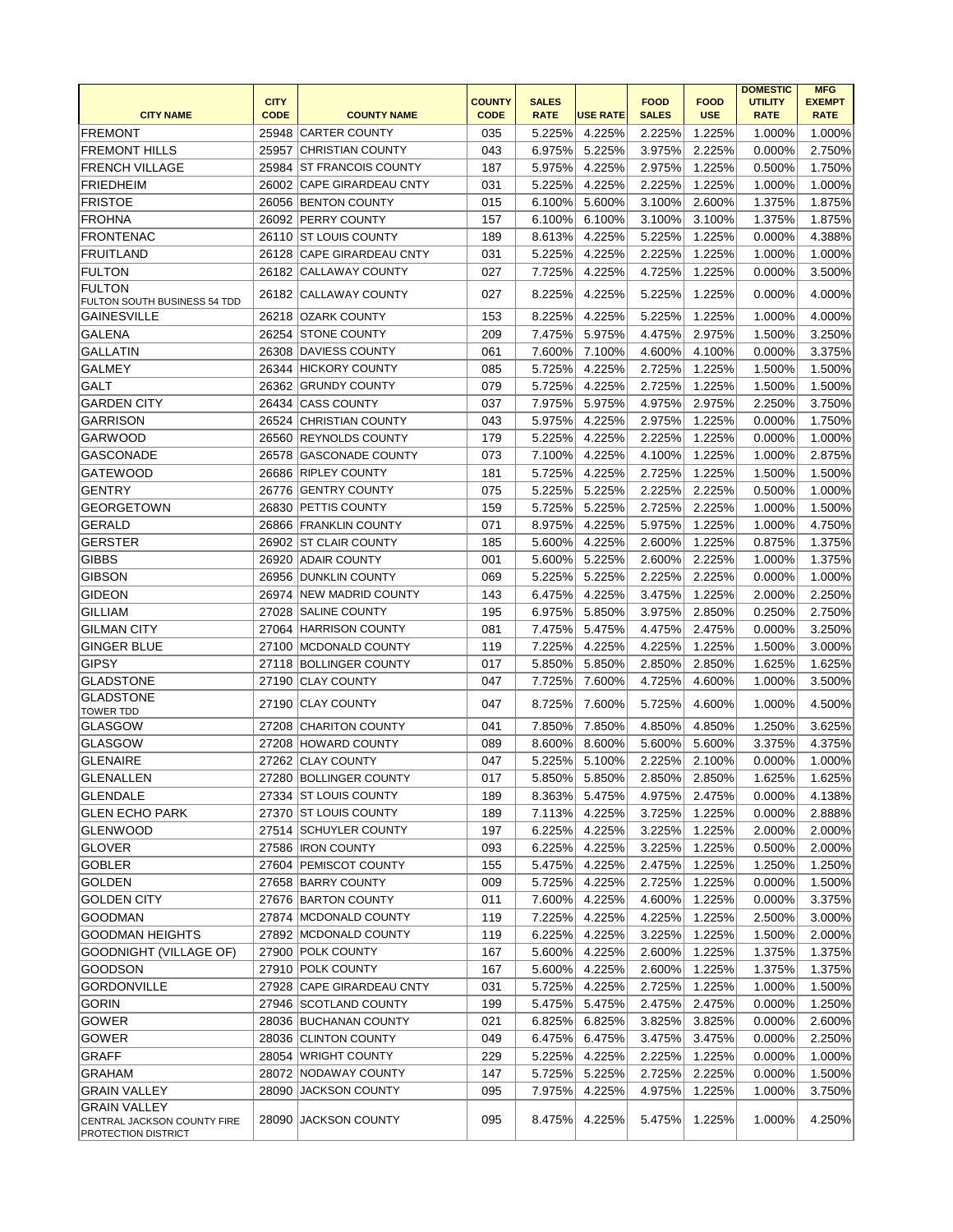| CITY NAME | CITY CODE | COUNTY NAME | COUNTY CODE | SALES RATE | USE RATE | FOOD SALES | FOOD USE | DOMESTIC UTILITY RATE | MFG EXEMPT RATE |
|---|---|---|---|---|---|---|---|---|---|
| FREMONT | 25948 | CARTER COUNTY | 035 | 5.225% | 4.225% | 2.225% | 1.225% | 1.000% | 1.000% |
| FREMONT HILLS | 25957 | CHRISTIAN COUNTY | 043 | 6.975% | 5.225% | 3.975% | 2.225% | 0.000% | 2.750% |
| FRENCH VILLAGE | 25984 | ST FRANCOIS COUNTY | 187 | 5.975% | 4.225% | 2.975% | 1.225% | 0.500% | 1.750% |
| FRIEDHEIM | 26002 | CAPE GIRARDEAU CNTY | 031 | 5.225% | 4.225% | 2.225% | 1.225% | 1.000% | 1.000% |
| FRISTOE | 26056 | BENTON COUNTY | 015 | 6.100% | 5.600% | 3.100% | 2.600% | 1.375% | 1.875% |
| FROHNA | 26092 | PERRY COUNTY | 157 | 6.100% | 6.100% | 3.100% | 3.100% | 1.375% | 1.875% |
| FRONTENAC | 26110 | ST LOUIS COUNTY | 189 | 8.613% | 4.225% | 5.225% | 1.225% | 0.000% | 4.388% |
| FRUITLAND | 26128 | CAPE GIRARDEAU CNTY | 031 | 5.225% | 4.225% | 2.225% | 1.225% | 1.000% | 1.000% |
| FULTON | 26182 | CALLAWAY COUNTY | 027 | 7.725% | 4.225% | 4.725% | 1.225% | 0.000% | 3.500% |
| FULTON FULTON SOUTH BUSINESS 54 TDD | 26182 | CALLAWAY COUNTY | 027 | 8.225% | 4.225% | 5.225% | 1.225% | 0.000% | 4.000% |
| GAINESVILLE | 26218 | OZARK COUNTY | 153 | 8.225% | 4.225% | 5.225% | 1.225% | 1.000% | 4.000% |
| GALENA | 26254 | STONE COUNTY | 209 | 7.475% | 5.975% | 4.475% | 2.975% | 1.500% | 3.250% |
| GALLATIN | 26308 | DAVIESS COUNTY | 061 | 7.600% | 7.100% | 4.600% | 4.100% | 0.000% | 3.375% |
| GALMEY | 26344 | HICKORY COUNTY | 085 | 5.725% | 4.225% | 2.725% | 1.225% | 1.500% | 1.500% |
| GALT | 26362 | GRUNDY COUNTY | 079 | 5.725% | 4.225% | 2.725% | 1.225% | 1.500% | 1.500% |
| GARDEN CITY | 26434 | CASS COUNTY | 037 | 7.975% | 5.975% | 4.975% | 2.975% | 2.250% | 3.750% |
| GARRISON | 26524 | CHRISTIAN COUNTY | 043 | 5.975% | 4.225% | 2.975% | 1.225% | 0.000% | 1.750% |
| GARWOOD | 26560 | REYNOLDS COUNTY | 179 | 5.225% | 4.225% | 2.225% | 1.225% | 0.000% | 1.000% |
| GASCONADE | 26578 | GASCONADE COUNTY | 073 | 7.100% | 4.225% | 4.100% | 1.225% | 1.000% | 2.875% |
| GATEWOOD | 26686 | RIPLEY COUNTY | 181 | 5.725% | 4.225% | 2.725% | 1.225% | 1.500% | 1.500% |
| GENTRY | 26776 | GENTRY COUNTY | 075 | 5.225% | 5.225% | 2.225% | 2.225% | 0.500% | 1.000% |
| GEORGETOWN | 26830 | PETTIS COUNTY | 159 | 5.725% | 5.225% | 2.725% | 2.225% | 1.000% | 1.500% |
| GERALD | 26866 | FRANKLIN COUNTY | 071 | 8.975% | 4.225% | 5.975% | 1.225% | 1.000% | 4.750% |
| GERSTER | 26902 | ST CLAIR COUNTY | 185 | 5.600% | 4.225% | 2.600% | 1.225% | 0.875% | 1.375% |
| GIBBS | 26920 | ADAIR COUNTY | 001 | 5.600% | 5.225% | 2.600% | 2.225% | 1.000% | 1.375% |
| GIBSON | 26956 | DUNKLIN COUNTY | 069 | 5.225% | 5.225% | 2.225% | 2.225% | 0.000% | 1.000% |
| GIDEON | 26974 | NEW MADRID COUNTY | 143 | 6.475% | 4.225% | 3.475% | 1.225% | 2.000% | 2.250% |
| GILLIAM | 27028 | SALINE COUNTY | 195 | 6.975% | 5.850% | 3.975% | 2.850% | 0.250% | 2.750% |
| GILMAN CITY | 27064 | HARRISON COUNTY | 081 | 7.475% | 5.475% | 4.475% | 2.475% | 0.000% | 3.250% |
| GINGER BLUE | 27100 | MCDONALD COUNTY | 119 | 7.225% | 4.225% | 4.225% | 1.225% | 1.500% | 3.000% |
| GIPSY | 27118 | BOLLINGER COUNTY | 017 | 5.850% | 5.850% | 2.850% | 2.850% | 1.625% | 1.625% |
| GLADSTONE | 27190 | CLAY COUNTY | 047 | 7.725% | 7.600% | 4.725% | 4.600% | 1.000% | 3.500% |
| GLADSTONE TOWER TDD | 27190 | CLAY COUNTY | 047 | 8.725% | 7.600% | 5.725% | 4.600% | 1.000% | 4.500% |
| GLASGOW | 27208 | CHARITON COUNTY | 041 | 7.850% | 7.850% | 4.850% | 4.850% | 1.250% | 3.625% |
| GLASGOW | 27208 | HOWARD COUNTY | 089 | 8.600% | 8.600% | 5.600% | 5.600% | 3.375% | 4.375% |
| GLENAIRE | 27262 | CLAY COUNTY | 047 | 5.225% | 5.100% | 2.225% | 2.100% | 0.000% | 1.000% |
| GLENALLEN | 27280 | BOLLINGER COUNTY | 017 | 5.850% | 5.850% | 2.850% | 2.850% | 1.625% | 1.625% |
| GLENDALE | 27334 | ST LOUIS COUNTY | 189 | 8.363% | 5.475% | 4.975% | 2.475% | 0.000% | 4.138% |
| GLEN ECHO PARK | 27370 | ST LOUIS COUNTY | 189 | 7.113% | 4.225% | 3.725% | 1.225% | 0.000% | 2.888% |
| GLENWOOD | 27514 | SCHUYLER COUNTY | 197 | 6.225% | 4.225% | 3.225% | 1.225% | 2.000% | 2.000% |
| GLOVER | 27586 | IRON COUNTY | 093 | 6.225% | 4.225% | 3.225% | 1.225% | 0.500% | 2.000% |
| GOBLER | 27604 | PEMISCOT COUNTY | 155 | 5.475% | 4.225% | 2.475% | 1.225% | 1.250% | 1.250% |
| GOLDEN | 27658 | BARRY COUNTY | 009 | 5.725% | 4.225% | 2.725% | 1.225% | 0.000% | 1.500% |
| GOLDEN CITY | 27676 | BARTON COUNTY | 011 | 7.600% | 4.225% | 4.600% | 1.225% | 0.000% | 3.375% |
| GOODMAN | 27874 | MCDONALD COUNTY | 119 | 7.225% | 4.225% | 4.225% | 1.225% | 2.500% | 3.000% |
| GOODMAN HEIGHTS | 27892 | MCDONALD COUNTY | 119 | 6.225% | 4.225% | 3.225% | 1.225% | 1.500% | 2.000% |
| GOODNIGHT (VILLAGE OF) | 27900 | POLK COUNTY | 167 | 5.600% | 4.225% | 2.600% | 1.225% | 1.375% | 1.375% |
| GOODSON | 27910 | POLK COUNTY | 167 | 5.600% | 4.225% | 2.600% | 1.225% | 1.375% | 1.375% |
| GORDONVILLE | 27928 | CAPE GIRARDEAU CNTY | 031 | 5.725% | 4.225% | 2.725% | 1.225% | 1.000% | 1.500% |
| GORIN | 27946 | SCOTLAND COUNTY | 199 | 5.475% | 5.475% | 2.475% | 2.475% | 0.000% | 1.250% |
| GOWER | 28036 | BUCHANAN COUNTY | 021 | 6.825% | 6.825% | 3.825% | 3.825% | 0.000% | 2.600% |
| GOWER | 28036 | CLINTON COUNTY | 049 | 6.475% | 6.475% | 3.475% | 3.475% | 0.000% | 2.250% |
| GRAFF | 28054 | WRIGHT COUNTY | 229 | 5.225% | 4.225% | 2.225% | 1.225% | 0.000% | 1.000% |
| GRAHAM | 28072 | NODAWAY COUNTY | 147 | 5.725% | 5.225% | 2.725% | 2.225% | 0.000% | 1.500% |
| GRAIN VALLEY | 28090 | JACKSON COUNTY | 095 | 7.975% | 4.225% | 4.975% | 1.225% | 1.000% | 3.750% |
| GRAIN VALLEY CENTRAL JACKSON COUNTY FIRE PROTECTION DISTRICT | 28090 | JACKSON COUNTY | 095 | 8.475% | 4.225% | 5.475% | 1.225% | 1.000% | 4.250% |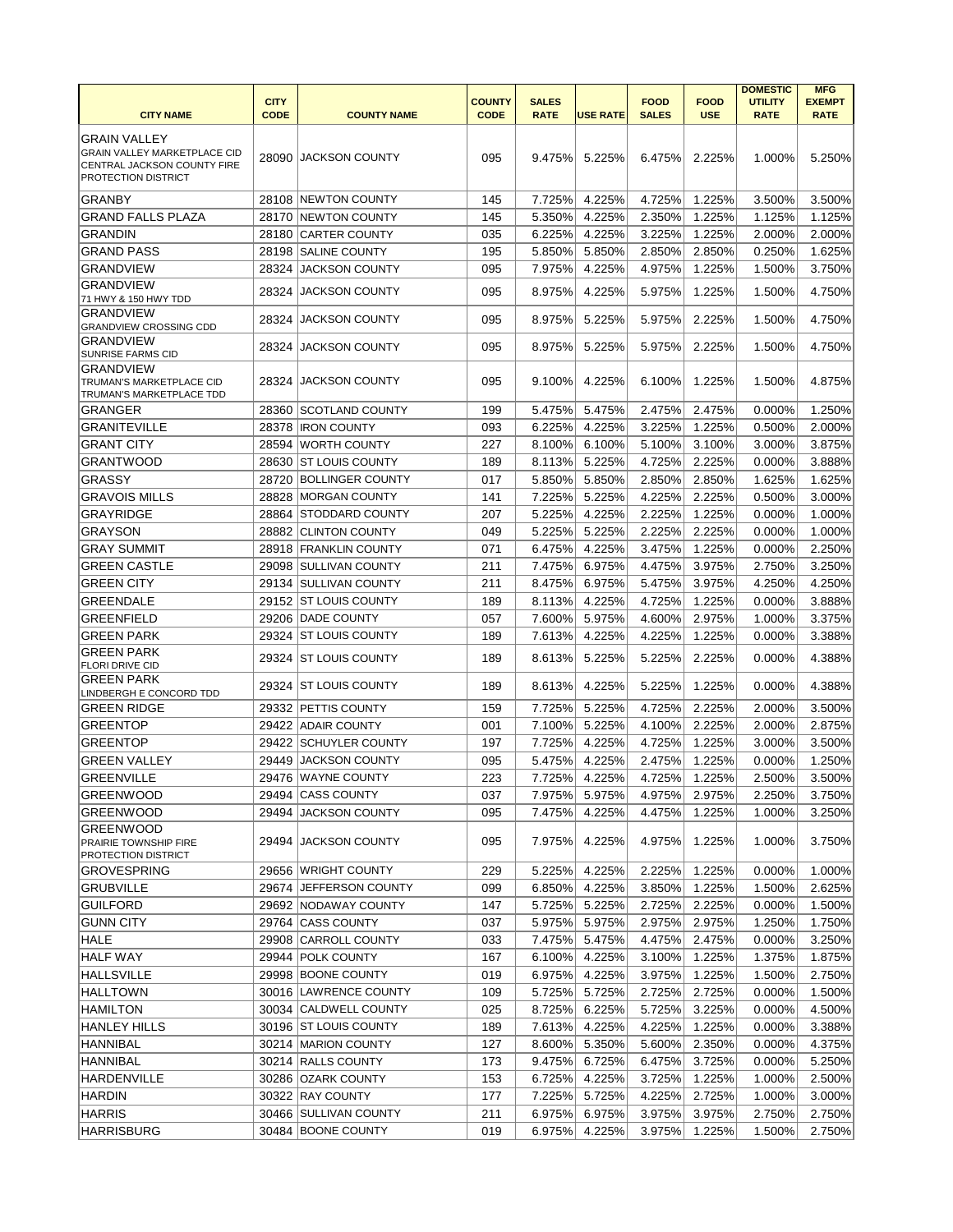| CITY NAME | CITY CODE | COUNTY NAME | COUNTY CODE | SALES RATE | USE RATE | FOOD SALES | FOOD USE | DOMESTIC UTILITY RATE | MFG EXEMPT RATE |
|---|---|---|---|---|---|---|---|---|---|
| GRAIN VALLEY<br>GRAIN VALLEY MARKETPLACE CID<br>CENTRAL JACKSON COUNTY FIRE PROTECTION DISTRICT | 28090 | JACKSON COUNTY | 095 | 9.475% | 5.225% | 6.475% | 2.225% | 1.000% | 5.250% |
| GRANBY | 28108 | NEWTON COUNTY | 145 | 7.725% | 4.225% | 4.725% | 1.225% | 3.500% | 3.500% |
| GRAND FALLS PLAZA | 28170 | NEWTON COUNTY | 145 | 5.350% | 4.225% | 2.350% | 1.225% | 1.125% | 1.125% |
| GRANDIN | 28180 | CARTER COUNTY | 035 | 6.225% | 4.225% | 3.225% | 1.225% | 2.000% | 2.000% |
| GRAND PASS | 28198 | SALINE COUNTY | 195 | 5.850% | 5.850% | 2.850% | 2.850% | 0.250% | 1.625% |
| GRANDVIEW | 28324 | JACKSON COUNTY | 095 | 7.975% | 4.225% | 4.975% | 1.225% | 1.500% | 3.750% |
| GRANDVIEW<br>71 HWY & 150 HWY TDD | 28324 | JACKSON COUNTY | 095 | 8.975% | 4.225% | 5.975% | 1.225% | 1.500% | 4.750% |
| GRANDVIEW<br>GRANDVIEW CROSSING CDD | 28324 | JACKSON COUNTY | 095 | 8.975% | 5.225% | 5.975% | 2.225% | 1.500% | 4.750% |
| GRANDVIEW<br>SUNRISE FARMS CID | 28324 | JACKSON COUNTY | 095 | 8.975% | 5.225% | 5.975% | 2.225% | 1.500% | 4.750% |
| GRANDVIEW<br>TRUMAN'S MARKETPLACE CID<br>TRUMAN'S MARKETPLACE TDD | 28324 | JACKSON COUNTY | 095 | 9.100% | 4.225% | 6.100% | 1.225% | 1.500% | 4.875% |
| GRANGER | 28360 | SCOTLAND COUNTY | 199 | 5.475% | 5.475% | 2.475% | 2.475% | 0.000% | 1.250% |
| GRANITEVILLE | 28378 | IRON COUNTY | 093 | 6.225% | 4.225% | 3.225% | 1.225% | 0.500% | 2.000% |
| GRANT CITY | 28594 | WORTH COUNTY | 227 | 8.100% | 6.100% | 5.100% | 3.100% | 3.000% | 3.875% |
| GRANTWOOD | 28630 | ST LOUIS COUNTY | 189 | 8.113% | 5.225% | 4.725% | 2.225% | 0.000% | 3.888% |
| GRASSY | 28720 | BOLLINGER COUNTY | 017 | 5.850% | 5.850% | 2.850% | 2.850% | 1.625% | 1.625% |
| GRAVOIS MILLS | 28828 | MORGAN COUNTY | 141 | 7.225% | 5.225% | 4.225% | 2.225% | 0.500% | 3.000% |
| GRAYRIDGE | 28864 | STODDARD COUNTY | 207 | 5.225% | 4.225% | 2.225% | 1.225% | 0.000% | 1.000% |
| GRAYSON | 28882 | CLINTON COUNTY | 049 | 5.225% | 5.225% | 2.225% | 2.225% | 0.000% | 1.000% |
| GRAY SUMMIT | 28918 | FRANKLIN COUNTY | 071 | 6.475% | 4.225% | 3.475% | 1.225% | 0.000% | 2.250% |
| GREEN CASTLE | 29098 | SULLIVAN COUNTY | 211 | 7.475% | 6.975% | 4.475% | 3.975% | 2.750% | 3.250% |
| GREEN CITY | 29134 | SULLIVAN COUNTY | 211 | 8.475% | 6.975% | 5.475% | 3.975% | 4.250% | 4.250% |
| GREENDALE | 29152 | ST LOUIS COUNTY | 189 | 8.113% | 4.225% | 4.725% | 1.225% | 0.000% | 3.888% |
| GREENFIELD | 29206 | DADE COUNTY | 057 | 7.600% | 5.975% | 4.600% | 2.975% | 1.000% | 3.375% |
| GREEN PARK | 29324 | ST LOUIS COUNTY | 189 | 7.613% | 4.225% | 4.225% | 1.225% | 0.000% | 3.388% |
| GREEN PARK<br>FLORI DRIVE CID | 29324 | ST LOUIS COUNTY | 189 | 8.613% | 5.225% | 5.225% | 2.225% | 0.000% | 4.388% |
| GREEN PARK<br>LINDBERGH E CONCORD TDD | 29324 | ST LOUIS COUNTY | 189 | 8.613% | 4.225% | 5.225% | 1.225% | 0.000% | 4.388% |
| GREEN RIDGE | 29332 | PETTIS COUNTY | 159 | 7.725% | 5.225% | 4.725% | 2.225% | 2.000% | 3.500% |
| GREENTOP | 29422 | ADAIR COUNTY | 001 | 7.100% | 5.225% | 4.100% | 2.225% | 2.000% | 2.875% |
| GREENTOP | 29422 | SCHUYLER COUNTY | 197 | 7.725% | 4.225% | 4.725% | 1.225% | 3.000% | 3.500% |
| GREEN VALLEY | 29449 | JACKSON COUNTY | 095 | 5.475% | 4.225% | 2.475% | 1.225% | 0.000% | 1.250% |
| GREENVILLE | 29476 | WAYNE COUNTY | 223 | 7.725% | 4.225% | 4.725% | 1.225% | 2.500% | 3.500% |
| GREENWOOD | 29494 | CASS COUNTY | 037 | 7.975% | 5.975% | 4.975% | 2.975% | 2.250% | 3.750% |
| GREENWOOD | 29494 | JACKSON COUNTY | 095 | 7.475% | 4.225% | 4.475% | 1.225% | 1.000% | 3.250% |
| GREENWOOD<br>PRAIRIE TOWNSHIP FIRE PROTECTION DISTRICT | 29494 | JACKSON COUNTY | 095 | 7.975% | 4.225% | 4.975% | 1.225% | 1.000% | 3.750% |
| GROVESPRING | 29656 | WRIGHT COUNTY | 229 | 5.225% | 4.225% | 2.225% | 1.225% | 0.000% | 1.000% |
| GRUBVILLE | 29674 | JEFFERSON COUNTY | 099 | 6.850% | 4.225% | 3.850% | 1.225% | 1.500% | 2.625% |
| GUILFORD | 29692 | NODAWAY COUNTY | 147 | 5.725% | 5.225% | 2.725% | 2.225% | 0.000% | 1.500% |
| GUNN CITY | 29764 | CASS COUNTY | 037 | 5.975% | 5.975% | 2.975% | 2.975% | 1.250% | 1.750% |
| HALE | 29908 | CARROLL COUNTY | 033 | 7.475% | 5.475% | 4.475% | 2.475% | 0.000% | 3.250% |
| HALF WAY | 29944 | POLK COUNTY | 167 | 6.100% | 4.225% | 3.100% | 1.225% | 1.375% | 1.875% |
| HALLSVILLE | 29998 | BOONE COUNTY | 019 | 6.975% | 4.225% | 3.975% | 1.225% | 1.500% | 2.750% |
| HALLTOWN | 30016 | LAWRENCE COUNTY | 109 | 5.725% | 5.725% | 2.725% | 2.725% | 0.000% | 1.500% |
| HAMILTON | 30034 | CALDWELL COUNTY | 025 | 8.725% | 6.225% | 5.725% | 3.225% | 0.000% | 4.500% |
| HANLEY HILLS | 30196 | ST LOUIS COUNTY | 189 | 7.613% | 4.225% | 4.225% | 1.225% | 0.000% | 3.388% |
| HANNIBAL | 30214 | MARION COUNTY | 127 | 8.600% | 5.350% | 5.600% | 2.350% | 0.000% | 4.375% |
| HANNIBAL | 30214 | RALLS COUNTY | 173 | 9.475% | 6.725% | 6.475% | 3.725% | 0.000% | 5.250% |
| HARDENVILLE | 30286 | OZARK COUNTY | 153 | 6.725% | 4.225% | 3.725% | 1.225% | 1.000% | 2.500% |
| HARDIN | 30322 | RAY COUNTY | 177 | 7.225% | 5.725% | 4.225% | 2.725% | 1.000% | 3.000% |
| HARRIS | 30466 | SULLIVAN COUNTY | 211 | 6.975% | 6.975% | 3.975% | 3.975% | 2.750% | 2.750% |
| HARRISBURG | 30484 | BOONE COUNTY | 019 | 6.975% | 4.225% | 3.975% | 1.225% | 1.500% | 2.750% |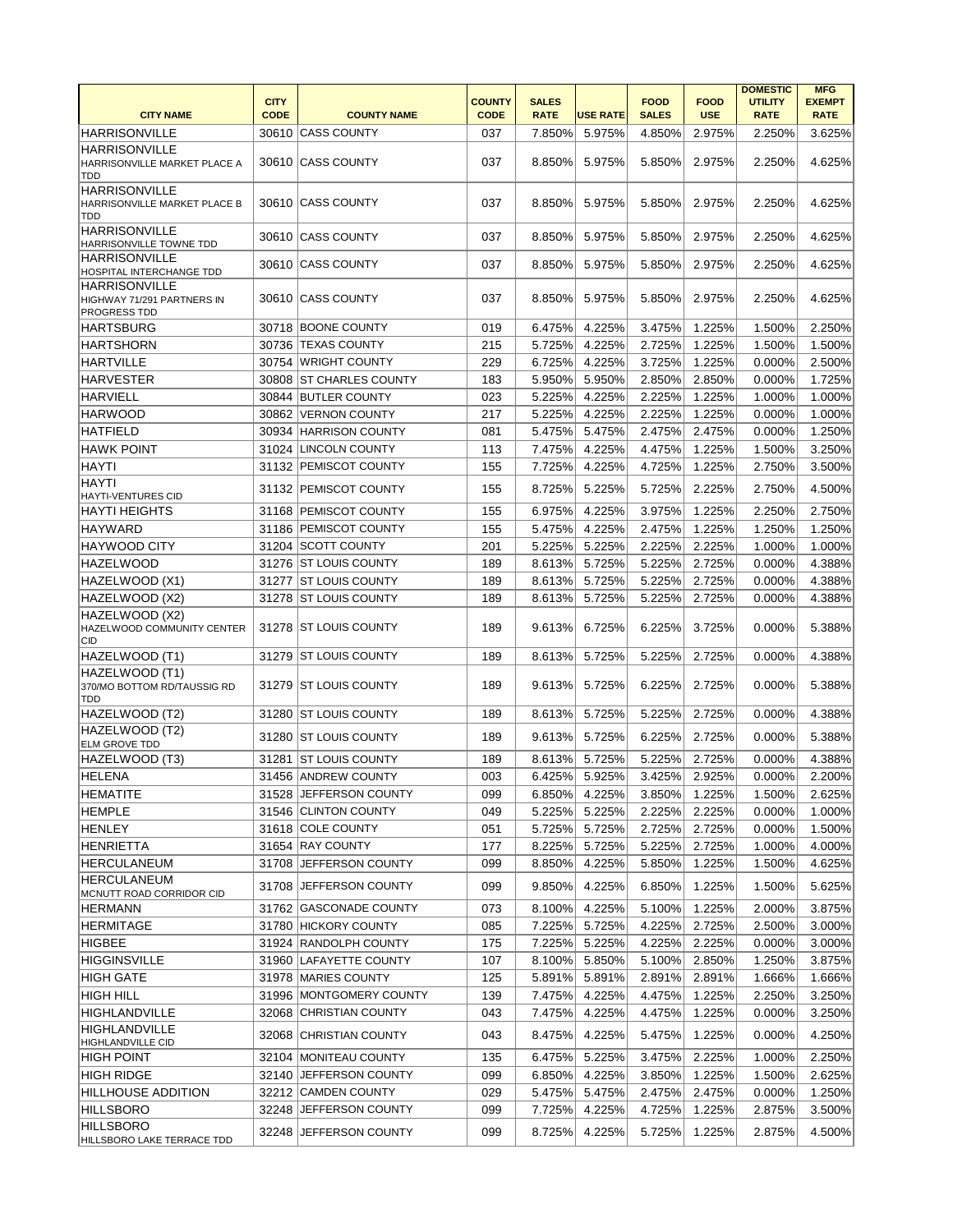| CITY NAME | CITY CODE | COUNTY NAME | COUNTY CODE | SALES RATE | USE RATE | FOOD SALES | FOOD USE | DOMESTIC UTILITY RATE | MFG EXEMPT RATE |
|---|---|---|---|---|---|---|---|---|---|
| HARRISONVILLE | 30610 | CASS COUNTY | 037 | 7.850% | 5.975% | 4.850% | 2.975% | 2.250% | 3.625% |
| HARRISONVILLE HARRISONVILLE MARKET PLACE A TDD | 30610 | CASS COUNTY | 037 | 8.850% | 5.975% | 5.850% | 2.975% | 2.250% | 4.625% |
| HARRISONVILLE HARRISONVILLE MARKET PLACE B TDD | 30610 | CASS COUNTY | 037 | 8.850% | 5.975% | 5.850% | 2.975% | 2.250% | 4.625% |
| HARRISONVILLE HARRISONVILLE TOWNE TDD | 30610 | CASS COUNTY | 037 | 8.850% | 5.975% | 5.850% | 2.975% | 2.250% | 4.625% |
| HARRISONVILLE HOSPITAL INTERCHANGE TDD | 30610 | CASS COUNTY | 037 | 8.850% | 5.975% | 5.850% | 2.975% | 2.250% | 4.625% |
| HARRISONVILLE HIGHWAY 71/291 PARTNERS IN PROGRESS TDD | 30610 | CASS COUNTY | 037 | 8.850% | 5.975% | 5.850% | 2.975% | 2.250% | 4.625% |
| HARTSBURG | 30718 | BOONE COUNTY | 019 | 6.475% | 4.225% | 3.475% | 1.225% | 1.500% | 2.250% |
| HARTSHORN | 30736 | TEXAS COUNTY | 215 | 5.725% | 4.225% | 2.725% | 1.225% | 1.500% | 1.500% |
| HARTVILLE | 30754 | WRIGHT COUNTY | 229 | 6.725% | 4.225% | 3.725% | 1.225% | 0.000% | 2.500% |
| HARVESTER | 30808 | ST CHARLES COUNTY | 183 | 5.950% | 5.950% | 2.850% | 2.850% | 0.000% | 1.725% |
| HARVIELL | 30844 | BUTLER COUNTY | 023 | 5.225% | 4.225% | 2.225% | 1.225% | 1.000% | 1.000% |
| HARWOOD | 30862 | VERNON COUNTY | 217 | 5.225% | 4.225% | 2.225% | 1.225% | 0.000% | 1.000% |
| HATFIELD | 30934 | HARRISON COUNTY | 081 | 5.475% | 5.475% | 2.475% | 2.475% | 0.000% | 1.250% |
| HAWK POINT | 31024 | LINCOLN COUNTY | 113 | 7.475% | 4.225% | 4.475% | 1.225% | 1.500% | 3.250% |
| HAYTI | 31132 | PEMISCOT COUNTY | 155 | 7.725% | 4.225% | 4.725% | 1.225% | 2.750% | 3.500% |
| HAYTI HAYTI-VENTURES CID | 31132 | PEMISCOT COUNTY | 155 | 8.725% | 5.225% | 5.725% | 2.225% | 2.750% | 4.500% |
| HAYTI HEIGHTS | 31168 | PEMISCOT COUNTY | 155 | 6.975% | 4.225% | 3.975% | 1.225% | 2.250% | 2.750% |
| HAYWARD | 31186 | PEMISCOT COUNTY | 155 | 5.475% | 4.225% | 2.475% | 1.225% | 1.250% | 1.250% |
| HAYWOOD CITY | 31204 | SCOTT COUNTY | 201 | 5.225% | 5.225% | 2.225% | 2.225% | 1.000% | 1.000% |
| HAZELWOOD | 31276 | ST LOUIS COUNTY | 189 | 8.613% | 5.725% | 5.225% | 2.725% | 0.000% | 4.388% |
| HAZELWOOD (X1) | 31277 | ST LOUIS COUNTY | 189 | 8.613% | 5.725% | 5.225% | 2.725% | 0.000% | 4.388% |
| HAZELWOOD (X2) | 31278 | ST LOUIS COUNTY | 189 | 8.613% | 5.725% | 5.225% | 2.725% | 0.000% | 4.388% |
| HAZELWOOD (X2) HAZELWOOD COMMUNITY CENTER CID | 31278 | ST LOUIS COUNTY | 189 | 9.613% | 6.725% | 6.225% | 3.725% | 0.000% | 5.388% |
| HAZELWOOD (T1) | 31279 | ST LOUIS COUNTY | 189 | 8.613% | 5.725% | 5.225% | 2.725% | 0.000% | 4.388% |
| HAZELWOOD (T1) 370/MO BOTTOM RD/TAUSSIG RD TDD | 31279 | ST LOUIS COUNTY | 189 | 9.613% | 5.725% | 6.225% | 2.725% | 0.000% | 5.388% |
| HAZELWOOD (T2) | 31280 | ST LOUIS COUNTY | 189 | 8.613% | 5.725% | 5.225% | 2.725% | 0.000% | 4.388% |
| HAZELWOOD (T2) ELM GROVE TDD | 31280 | ST LOUIS COUNTY | 189 | 9.613% | 5.725% | 6.225% | 2.725% | 0.000% | 5.388% |
| HAZELWOOD (T3) | 31281 | ST LOUIS COUNTY | 189 | 8.613% | 5.725% | 5.225% | 2.725% | 0.000% | 4.388% |
| HELENA | 31456 | ANDREW COUNTY | 003 | 6.425% | 5.925% | 3.425% | 2.925% | 0.000% | 2.200% |
| HEMATITE | 31528 | JEFFERSON COUNTY | 099 | 6.850% | 4.225% | 3.850% | 1.225% | 1.500% | 2.625% |
| HEMPLE | 31546 | CLINTON COUNTY | 049 | 5.225% | 5.225% | 2.225% | 2.225% | 0.000% | 1.000% |
| HENLEY | 31618 | COLE COUNTY | 051 | 5.725% | 5.725% | 2.725% | 2.725% | 0.000% | 1.500% |
| HENRIETTA | 31654 | RAY COUNTY | 177 | 8.225% | 5.725% | 5.225% | 2.725% | 1.000% | 4.000% |
| HERCULANEUM | 31708 | JEFFERSON COUNTY | 099 | 8.850% | 4.225% | 5.850% | 1.225% | 1.500% | 4.625% |
| HERCULANEUM MCNUTT ROAD CORRIDOR CID | 31708 | JEFFERSON COUNTY | 099 | 9.850% | 4.225% | 6.850% | 1.225% | 1.500% | 5.625% |
| HERMANN | 31762 | GASCONADE COUNTY | 073 | 8.100% | 4.225% | 5.100% | 1.225% | 2.000% | 3.875% |
| HERMITAGE | 31780 | HICKORY COUNTY | 085 | 7.225% | 5.725% | 4.225% | 2.725% | 2.500% | 3.000% |
| HIGBEE | 31924 | RANDOLPH COUNTY | 175 | 7.225% | 5.225% | 4.225% | 2.225% | 0.000% | 3.000% |
| HIGGINSVILLE | 31960 | LAFAYETTE COUNTY | 107 | 8.100% | 5.850% | 5.100% | 2.850% | 1.250% | 3.875% |
| HIGH GATE | 31978 | MARIES COUNTY | 125 | 5.891% | 5.891% | 2.891% | 2.891% | 1.666% | 1.666% |
| HIGH HILL | 31996 | MONTGOMERY COUNTY | 139 | 7.475% | 4.225% | 4.475% | 1.225% | 2.250% | 3.250% |
| HIGHLANDVILLE | 32068 | CHRISTIAN COUNTY | 043 | 7.475% | 4.225% | 4.475% | 1.225% | 0.000% | 3.250% |
| HIGHLANDVILLE HIGHLANDVILLE CID | 32068 | CHRISTIAN COUNTY | 043 | 8.475% | 4.225% | 5.475% | 1.225% | 0.000% | 4.250% |
| HIGH POINT | 32104 | MONITEAU COUNTY | 135 | 6.475% | 5.225% | 3.475% | 2.225% | 1.000% | 2.250% |
| HIGH RIDGE | 32140 | JEFFERSON COUNTY | 099 | 6.850% | 4.225% | 3.850% | 1.225% | 1.500% | 2.625% |
| HILLHOUSE ADDITION | 32212 | CAMDEN COUNTY | 029 | 5.475% | 5.475% | 2.475% | 2.475% | 0.000% | 1.250% |
| HILLSBORO | 32248 | JEFFERSON COUNTY | 099 | 7.725% | 4.225% | 4.725% | 1.225% | 2.875% | 3.500% |
| HILLSBORO HILLSBORO LAKE TERRACE TDD | 32248 | JEFFERSON COUNTY | 099 | 8.725% | 4.225% | 5.725% | 1.225% | 2.875% | 4.500% |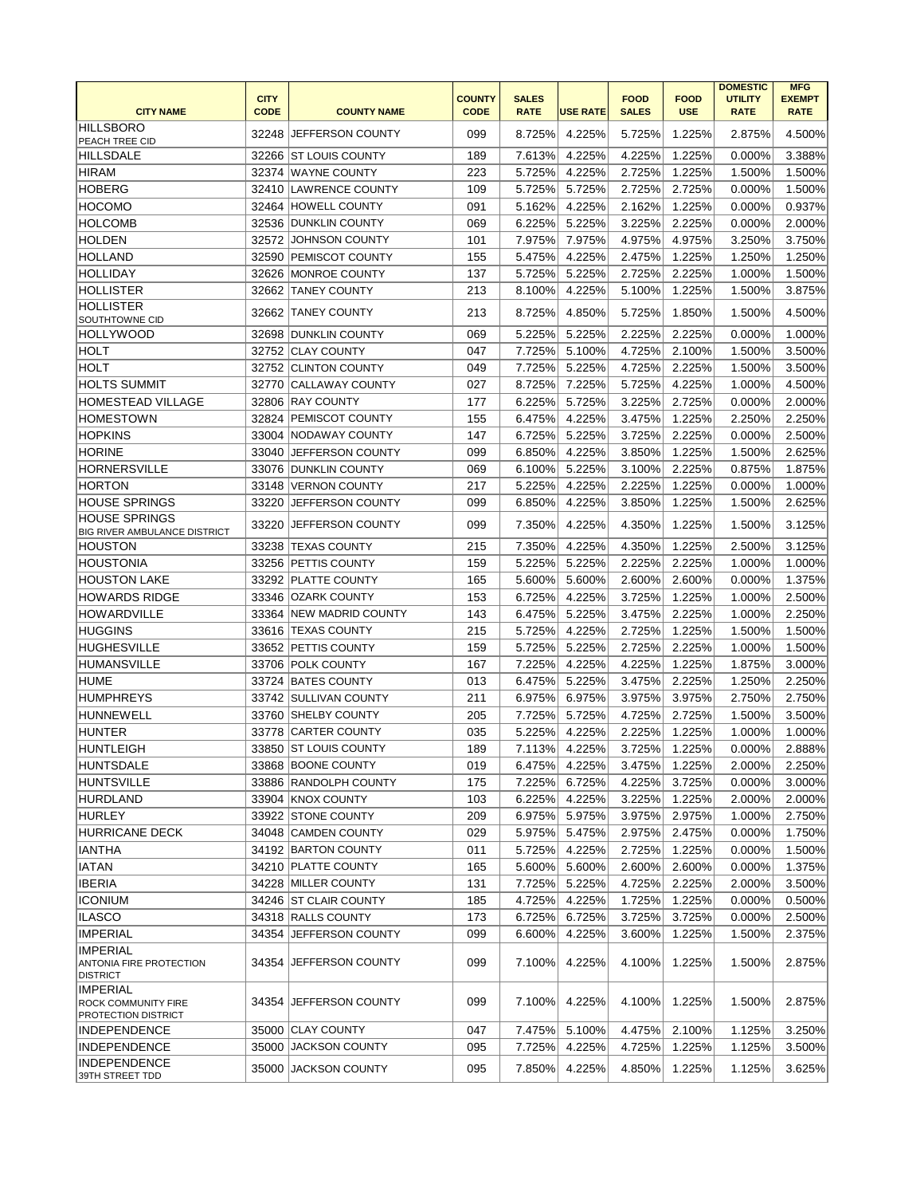| CITY NAME | CITY CODE | COUNTY NAME | COUNTY CODE | SALES RATE | USE RATE | FOOD SALES | FOOD USE | DOMESTIC UTILITY RATE | MFG EXEMPT RATE |
|---|---|---|---|---|---|---|---|---|---|
| HILLSBORO PEACH TREE CID | 32248 | JEFFERSON COUNTY | 099 | 8.725% | 4.225% | 5.725% | 1.225% | 2.875% | 4.500% |
| HILLSDALE | 32266 | ST LOUIS COUNTY | 189 | 7.613% | 4.225% | 4.225% | 1.225% | 0.000% | 3.388% |
| HIRAM | 32374 | WAYNE COUNTY | 223 | 5.725% | 4.225% | 2.725% | 1.225% | 1.500% | 1.500% |
| HOBERG | 32410 | LAWRENCE COUNTY | 109 | 5.725% | 5.725% | 2.725% | 2.725% | 0.000% | 1.500% |
| HOCOMO | 32464 | HOWELL COUNTY | 091 | 5.162% | 4.225% | 2.162% | 1.225% | 0.000% | 0.937% |
| HOLCOMB | 32536 | DUNKLIN COUNTY | 069 | 6.225% | 5.225% | 3.225% | 2.225% | 0.000% | 2.000% |
| HOLDEN | 32572 | JOHNSON COUNTY | 101 | 7.975% | 7.975% | 4.975% | 4.975% | 3.250% | 3.750% |
| HOLLAND | 32590 | PEMISCOT COUNTY | 155 | 5.475% | 4.225% | 2.475% | 1.225% | 1.250% | 1.250% |
| HOLLIDAY | 32626 | MONROE COUNTY | 137 | 5.725% | 5.225% | 2.725% | 2.225% | 1.000% | 1.500% |
| HOLLISTER | 32662 | TANEY COUNTY | 213 | 8.100% | 4.225% | 5.100% | 1.225% | 1.500% | 3.875% |
| HOLLISTER SOUTHTOWNE CID | 32662 | TANEY COUNTY | 213 | 8.725% | 4.850% | 5.725% | 1.850% | 1.500% | 4.500% |
| HOLLYWOOD | 32698 | DUNKLIN COUNTY | 069 | 5.225% | 5.225% | 2.225% | 2.225% | 0.000% | 1.000% |
| HOLT | 32752 | CLAY COUNTY | 047 | 7.725% | 5.100% | 4.725% | 2.100% | 1.500% | 3.500% |
| HOLT | 32752 | CLINTON COUNTY | 049 | 7.725% | 5.225% | 4.725% | 2.225% | 1.500% | 3.500% |
| HOLTS SUMMIT | 32770 | CALLAWAY COUNTY | 027 | 8.725% | 7.225% | 5.725% | 4.225% | 1.000% | 4.500% |
| HOMESTEAD VILLAGE | 32806 | RAY COUNTY | 177 | 6.225% | 5.725% | 3.225% | 2.725% | 0.000% | 2.000% |
| HOMESTOWN | 32824 | PEMISCOT COUNTY | 155 | 6.475% | 4.225% | 3.475% | 1.225% | 2.250% | 2.250% |
| HOPKINS | 33004 | NODAWAY COUNTY | 147 | 6.725% | 5.225% | 3.725% | 2.225% | 0.000% | 2.500% |
| HORINE | 33040 | JEFFERSON COUNTY | 099 | 6.850% | 4.225% | 3.850% | 1.225% | 1.500% | 2.625% |
| HORNERSVILLE | 33076 | DUNKLIN COUNTY | 069 | 6.100% | 5.225% | 3.100% | 2.225% | 0.875% | 1.875% |
| HORTON | 33148 | VERNON COUNTY | 217 | 5.225% | 4.225% | 2.225% | 1.225% | 0.000% | 1.000% |
| HOUSE SPRINGS | 33220 | JEFFERSON COUNTY | 099 | 6.850% | 4.225% | 3.850% | 1.225% | 1.500% | 2.625% |
| HOUSE SPRINGS BIG RIVER AMBULANCE DISTRICT | 33220 | JEFFERSON COUNTY | 099 | 7.350% | 4.225% | 4.350% | 1.225% | 1.500% | 3.125% |
| HOUSTON | 33238 | TEXAS COUNTY | 215 | 7.350% | 4.225% | 4.350% | 1.225% | 2.500% | 3.125% |
| HOUSTONIA | 33256 | PETTIS COUNTY | 159 | 5.225% | 5.225% | 2.225% | 2.225% | 1.000% | 1.000% |
| HOUSTON LAKE | 33292 | PLATTE COUNTY | 165 | 5.600% | 5.600% | 2.600% | 2.600% | 0.000% | 1.375% |
| HOWARDS RIDGE | 33346 | OZARK COUNTY | 153 | 6.725% | 4.225% | 3.725% | 1.225% | 1.000% | 2.500% |
| HOWARDVILLE | 33364 | NEW MADRID COUNTY | 143 | 6.475% | 5.225% | 3.475% | 2.225% | 1.000% | 2.250% |
| HUGGINS | 33616 | TEXAS COUNTY | 215 | 5.725% | 4.225% | 2.725% | 1.225% | 1.500% | 1.500% |
| HUGHESVILLE | 33652 | PETTIS COUNTY | 159 | 5.725% | 5.225% | 2.725% | 2.225% | 1.000% | 1.500% |
| HUMANSVILLE | 33706 | POLK COUNTY | 167 | 7.225% | 4.225% | 4.225% | 1.225% | 1.875% | 3.000% |
| HUME | 33724 | BATES COUNTY | 013 | 6.475% | 5.225% | 3.475% | 2.225% | 1.250% | 2.250% |
| HUMPHREYS | 33742 | SULLIVAN COUNTY | 211 | 6.975% | 6.975% | 3.975% | 3.975% | 2.750% | 2.750% |
| HUNNEWELL | 33760 | SHELBY COUNTY | 205 | 7.725% | 5.725% | 4.725% | 2.725% | 1.500% | 3.500% |
| HUNTER | 33778 | CARTER COUNTY | 035 | 5.225% | 4.225% | 2.225% | 1.225% | 1.000% | 1.000% |
| HUNTLEIGH | 33850 | ST LOUIS COUNTY | 189 | 7.113% | 4.225% | 3.725% | 1.225% | 0.000% | 2.888% |
| HUNTSDALE | 33868 | BOONE COUNTY | 019 | 6.475% | 4.225% | 3.475% | 1.225% | 2.000% | 2.250% |
| HUNTSVILLE | 33886 | RANDOLPH COUNTY | 175 | 7.225% | 6.725% | 4.225% | 3.725% | 0.000% | 3.000% |
| HURDLAND | 33904 | KNOX COUNTY | 103 | 6.225% | 4.225% | 3.225% | 1.225% | 2.000% | 2.000% |
| HURLEY | 33922 | STONE COUNTY | 209 | 6.975% | 5.975% | 3.975% | 2.975% | 1.000% | 2.750% |
| HURRICANE DECK | 34048 | CAMDEN COUNTY | 029 | 5.975% | 5.475% | 2.975% | 2.475% | 0.000% | 1.750% |
| IANTHA | 34192 | BARTON COUNTY | 011 | 5.725% | 4.225% | 2.725% | 1.225% | 0.000% | 1.500% |
| IATAN | 34210 | PLATTE COUNTY | 165 | 5.600% | 5.600% | 2.600% | 2.600% | 0.000% | 1.375% |
| IBERIA | 34228 | MILLER COUNTY | 131 | 7.725% | 5.225% | 4.725% | 2.225% | 2.000% | 3.500% |
| ICONIUM | 34246 | ST CLAIR COUNTY | 185 | 4.725% | 4.225% | 1.725% | 1.225% | 0.000% | 0.500% |
| ILASCO | 34318 | RALLS COUNTY | 173 | 6.725% | 6.725% | 3.725% | 3.725% | 0.000% | 2.500% |
| IMPERIAL | 34354 | JEFFERSON COUNTY | 099 | 6.600% | 4.225% | 3.600% | 1.225% | 1.500% | 2.375% |
| IMPERIAL ANTONIA FIRE PROTECTION DISTRICT | 34354 | JEFFERSON COUNTY | 099 | 7.100% | 4.225% | 4.100% | 1.225% | 1.500% | 2.875% |
| IMPERIAL ROCK COMMUNITY FIRE PROTECTION DISTRICT | 34354 | JEFFERSON COUNTY | 099 | 7.100% | 4.225% | 4.100% | 1.225% | 1.500% | 2.875% |
| INDEPENDENCE | 35000 | CLAY COUNTY | 047 | 7.475% | 5.100% | 4.475% | 2.100% | 1.125% | 3.250% |
| INDEPENDENCE | 35000 | JACKSON COUNTY | 095 | 7.725% | 4.225% | 4.725% | 1.225% | 1.125% | 3.500% |
| INDEPENDENCE 39TH STREET TDD | 35000 | JACKSON COUNTY | 095 | 7.850% | 4.225% | 4.850% | 1.225% | 1.125% | 3.625% |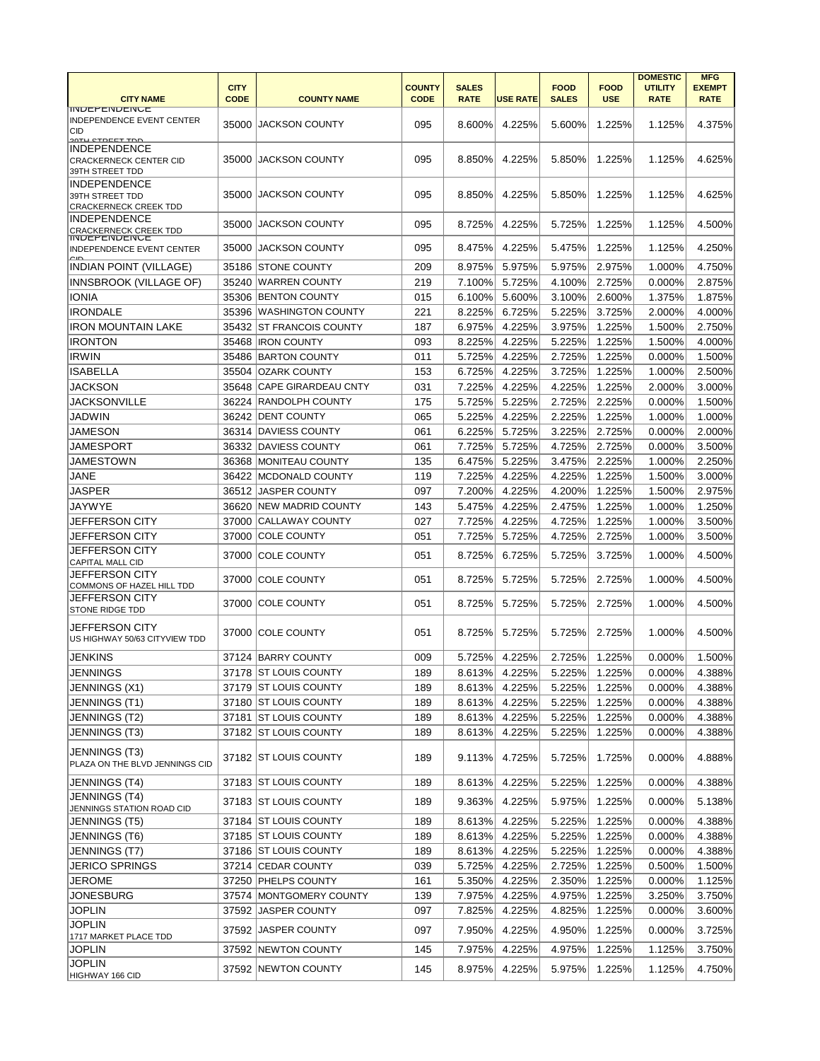| CITY NAME | CITY CODE | COUNTY NAME | COUNTY CODE | SALES RATE | USE RATE | FOOD SALES | FOOD USE | DOMESTIC UTILITY RATE | MFG EXEMPT RATE |
|---|---|---|---|---|---|---|---|---|---|
| INDEPENDENCE INDEPENDENCE EVENT CENTER CID 39TH STREET TDD | 35000 | JACKSON COUNTY | 095 | 8.600% | 4.225% | 5.600% | 1.225% | 1.125% | 4.375% |
| INDEPENDENCE CRACKERNECK CENTER CID 39TH STREET TDD | 35000 | JACKSON COUNTY | 095 | 8.850% | 4.225% | 5.850% | 1.225% | 1.125% | 4.625% |
| INDEPENDENCE 39TH STREET TDD CRACKERNECK CREEK TDD | 35000 | JACKSON COUNTY | 095 | 8.850% | 4.225% | 5.850% | 1.225% | 1.125% | 4.625% |
| INDEPENDENCE CRACKERNECK CREEK TDD | 35000 | JACKSON COUNTY | 095 | 8.725% | 4.225% | 5.725% | 1.225% | 1.125% | 4.500% |
| INDEPENDENCE INDEPENDENCE EVENT CENTER CID | 35000 | JACKSON COUNTY | 095 | 8.475% | 4.225% | 5.475% | 1.225% | 1.125% | 4.250% |
| INDIAN POINT (VILLAGE) | 35186 | STONE COUNTY | 209 | 8.975% | 5.975% | 5.975% | 2.975% | 1.000% | 4.750% |
| INNSBROOK (VILLAGE OF) | 35240 | WARREN COUNTY | 219 | 7.100% | 5.725% | 4.100% | 2.725% | 0.000% | 2.875% |
| IONIA | 35306 | BENTON COUNTY | 015 | 6.100% | 5.600% | 3.100% | 2.600% | 1.375% | 1.875% |
| IRONDALE | 35396 | WASHINGTON COUNTY | 221 | 8.225% | 6.725% | 5.225% | 3.725% | 2.000% | 4.000% |
| IRON MOUNTAIN LAKE | 35432 | ST FRANCOIS COUNTY | 187 | 6.975% | 4.225% | 3.975% | 1.225% | 1.500% | 2.750% |
| IRONTON | 35468 | IRON COUNTY | 093 | 8.225% | 4.225% | 5.225% | 1.225% | 1.500% | 4.000% |
| IRWIN | 35486 | BARTON COUNTY | 011 | 5.725% | 4.225% | 2.725% | 1.225% | 0.000% | 1.500% |
| ISABELLA | 35504 | OZARK COUNTY | 153 | 6.725% | 4.225% | 3.725% | 1.225% | 1.000% | 2.500% |
| JACKSON | 35648 | CAPE GIRARDEAU CNTY | 031 | 7.225% | 4.225% | 4.225% | 1.225% | 2.000% | 3.000% |
| JACKSONVILLE | 36224 | RANDOLPH COUNTY | 175 | 5.725% | 5.225% | 2.725% | 2.225% | 0.000% | 1.500% |
| JADWIN | 36242 | DENT COUNTY | 065 | 5.225% | 4.225% | 2.225% | 1.225% | 1.000% | 1.000% |
| JAMESON | 36314 | DAVIESS COUNTY | 061 | 6.225% | 5.725% | 3.225% | 2.725% | 0.000% | 2.000% |
| JAMESPORT | 36332 | DAVIESS COUNTY | 061 | 7.725% | 5.725% | 4.725% | 2.725% | 0.000% | 3.500% |
| JAMESTOWN | 36368 | MONITEAU COUNTY | 135 | 6.475% | 5.225% | 3.475% | 2.225% | 1.000% | 2.250% |
| JANE | 36422 | MCDONALD COUNTY | 119 | 7.225% | 4.225% | 4.225% | 1.225% | 1.500% | 3.000% |
| JASPER | 36512 | JASPER COUNTY | 097 | 7.200% | 4.225% | 4.200% | 1.225% | 1.500% | 2.975% |
| JAYWYE | 36620 | NEW MADRID COUNTY | 143 | 5.475% | 4.225% | 2.475% | 1.225% | 1.000% | 1.250% |
| JEFFERSON CITY | 37000 | CALLAWAY COUNTY | 027 | 7.725% | 4.225% | 4.725% | 1.225% | 1.000% | 3.500% |
| JEFFERSON CITY | 37000 | COLE COUNTY | 051 | 7.725% | 5.725% | 4.725% | 2.725% | 1.000% | 3.500% |
| JEFFERSON CITY CAPITAL MALL CID | 37000 | COLE COUNTY | 051 | 8.725% | 6.725% | 5.725% | 3.725% | 1.000% | 4.500% |
| JEFFERSON CITY COMMONS OF HAZEL HILL TDD | 37000 | COLE COUNTY | 051 | 8.725% | 5.725% | 5.725% | 2.725% | 1.000% | 4.500% |
| JEFFERSON CITY STONE RIDGE TDD | 37000 | COLE COUNTY | 051 | 8.725% | 5.725% | 5.725% | 2.725% | 1.000% | 4.500% |
| JEFFERSON CITY US HIGHWAY 50/63 CITYVIEW TDD | 37000 | COLE COUNTY | 051 | 8.725% | 5.725% | 5.725% | 2.725% | 1.000% | 4.500% |
| JENKINS | 37124 | BARRY COUNTY | 009 | 5.725% | 4.225% | 2.725% | 1.225% | 0.000% | 1.500% |
| JENNINGS | 37178 | ST LOUIS COUNTY | 189 | 8.613% | 4.225% | 5.225% | 1.225% | 0.000% | 4.388% |
| JENNINGS (X1) | 37179 | ST LOUIS COUNTY | 189 | 8.613% | 4.225% | 5.225% | 1.225% | 0.000% | 4.388% |
| JENNINGS (T1) | 37180 | ST LOUIS COUNTY | 189 | 8.613% | 4.225% | 5.225% | 1.225% | 0.000% | 4.388% |
| JENNINGS (T2) | 37181 | ST LOUIS COUNTY | 189 | 8.613% | 4.225% | 5.225% | 1.225% | 0.000% | 4.388% |
| JENNINGS (T3) | 37182 | ST LOUIS COUNTY | 189 | 8.613% | 4.225% | 5.225% | 1.225% | 0.000% | 4.388% |
| JENNINGS (T3) PLAZA ON THE BLVD JENNINGS CID | 37182 | ST LOUIS COUNTY | 189 | 9.113% | 4.725% | 5.725% | 1.725% | 0.000% | 4.888% |
| JENNINGS (T4) | 37183 | ST LOUIS COUNTY | 189 | 8.613% | 4.225% | 5.225% | 1.225% | 0.000% | 4.388% |
| JENNINGS (T4) JENNINGS STATION ROAD CID | 37183 | ST LOUIS COUNTY | 189 | 9.363% | 4.225% | 5.975% | 1.225% | 0.000% | 5.138% |
| JENNINGS (T5) | 37184 | ST LOUIS COUNTY | 189 | 8.613% | 4.225% | 5.225% | 1.225% | 0.000% | 4.388% |
| JENNINGS (T6) | 37185 | ST LOUIS COUNTY | 189 | 8.613% | 4.225% | 5.225% | 1.225% | 0.000% | 4.388% |
| JENNINGS (T7) | 37186 | ST LOUIS COUNTY | 189 | 8.613% | 4.225% | 5.225% | 1.225% | 0.000% | 4.388% |
| JERICO SPRINGS | 37214 | CEDAR COUNTY | 039 | 5.725% | 4.225% | 2.725% | 1.225% | 0.500% | 1.500% |
| JEROME | 37250 | PHELPS COUNTY | 161 | 5.350% | 4.225% | 2.350% | 1.225% | 0.000% | 1.125% |
| JONESBURG | 37574 | MONTGOMERY COUNTY | 139 | 7.975% | 4.225% | 4.975% | 1.225% | 3.250% | 3.750% |
| JOPLIN | 37592 | JASPER COUNTY | 097 | 7.825% | 4.225% | 4.825% | 1.225% | 0.000% | 3.600% |
| JOPLIN 1717 MARKET PLACE TDD | 37592 | JASPER COUNTY | 097 | 7.950% | 4.225% | 4.950% | 1.225% | 0.000% | 3.725% |
| JOPLIN | 37592 | NEWTON COUNTY | 145 | 7.975% | 4.225% | 4.975% | 1.225% | 1.125% | 3.750% |
| JOPLIN HIGHWAY 166 CID | 37592 | NEWTON COUNTY | 145 | 8.975% | 4.225% | 5.975% | 1.225% | 1.125% | 4.750% |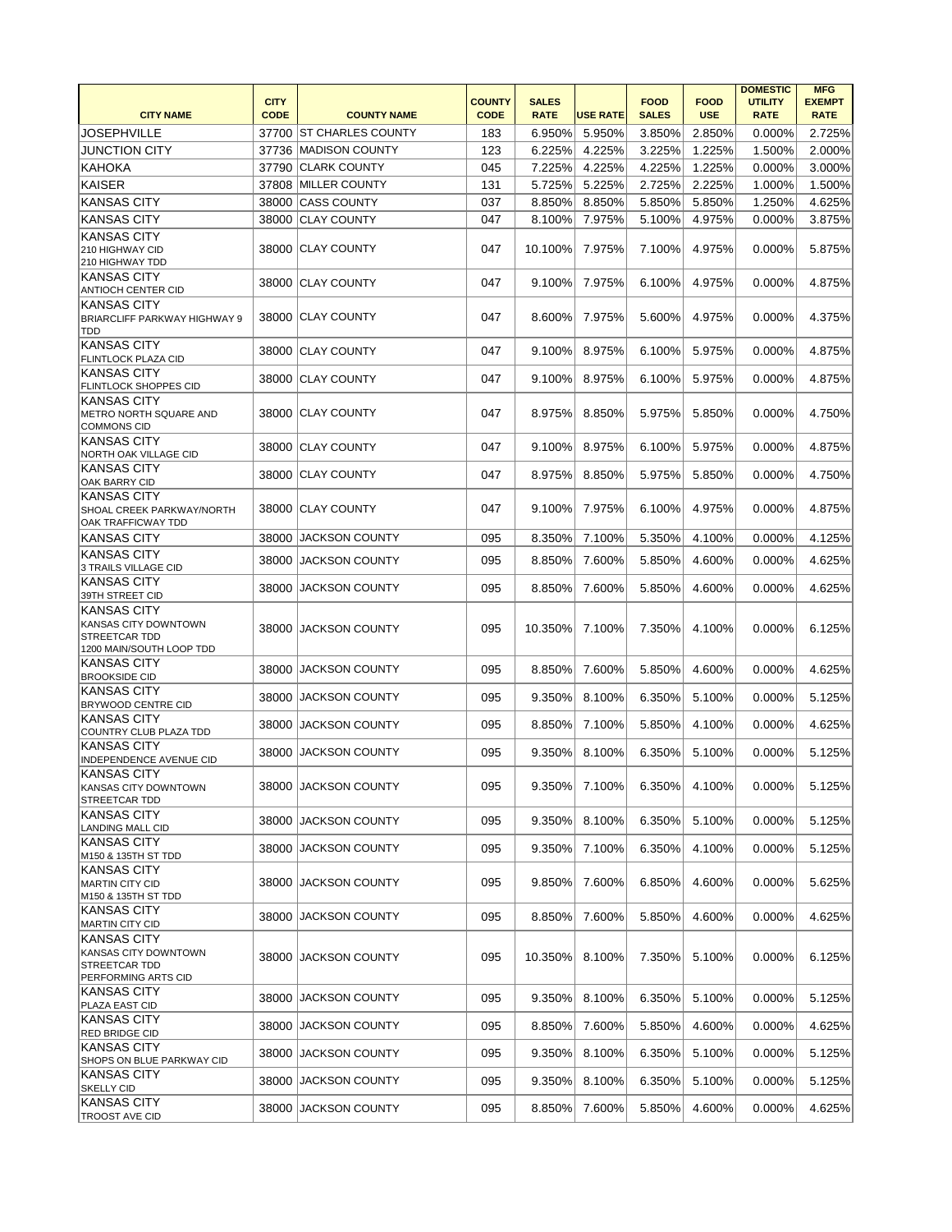| CITY NAME | CITY CODE | COUNTY NAME | COUNTY CODE | SALES RATE | USE RATE | FOOD SALES | FOOD USE | DOMESTIC UTILITY RATE | MFG EXEMPT RATE |
|---|---|---|---|---|---|---|---|---|---|
| JOSEPHVILLE | 37700 | ST CHARLES COUNTY | 183 | 6.950% | 5.950% | 3.850% | 2.850% | 0.000% | 2.725% |
| JUNCTION CITY | 37736 | MADISON COUNTY | 123 | 6.225% | 4.225% | 3.225% | 1.225% | 1.500% | 2.000% |
| KAHOKA | 37790 | CLARK COUNTY | 045 | 7.225% | 4.225% | 4.225% | 1.225% | 0.000% | 3.000% |
| KAISER | 37808 | MILLER COUNTY | 131 | 5.725% | 5.225% | 2.725% | 2.225% | 1.000% | 1.500% |
| KANSAS CITY | 38000 | CASS COUNTY | 037 | 8.850% | 8.850% | 5.850% | 5.850% | 1.250% | 4.625% |
| KANSAS CITY | 38000 | CLAY COUNTY | 047 | 8.100% | 7.975% | 5.100% | 4.975% | 0.000% | 3.875% |
| KANSAS CITY 210 HIGHWAY CID 210 HIGHWAY TDD | 38000 | CLAY COUNTY | 047 | 10.100% | 7.975% | 7.100% | 4.975% | 0.000% | 5.875% |
| KANSAS CITY ANTIOCH CENTER CID | 38000 | CLAY COUNTY | 047 | 9.100% | 7.975% | 6.100% | 4.975% | 0.000% | 4.875% |
| KANSAS CITY BRIARCLIFF PARKWAY HIGHWAY 9 TDD | 38000 | CLAY COUNTY | 047 | 8.600% | 7.975% | 5.600% | 4.975% | 0.000% | 4.375% |
| KANSAS CITY FLINTLOCK PLAZA CID | 38000 | CLAY COUNTY | 047 | 9.100% | 8.975% | 6.100% | 5.975% | 0.000% | 4.875% |
| KANSAS CITY FLINTLOCK SHOPPES CID | 38000 | CLAY COUNTY | 047 | 9.100% | 8.975% | 6.100% | 5.975% | 0.000% | 4.875% |
| KANSAS CITY METRO NORTH SQUARE AND COMMONS CID | 38000 | CLAY COUNTY | 047 | 8.975% | 8.850% | 5.975% | 5.850% | 0.000% | 4.750% |
| KANSAS CITY NORTH OAK VILLAGE CID | 38000 | CLAY COUNTY | 047 | 9.100% | 8.975% | 6.100% | 5.975% | 0.000% | 4.875% |
| KANSAS CITY OAK BARRY CID | 38000 | CLAY COUNTY | 047 | 8.975% | 8.850% | 5.975% | 5.850% | 0.000% | 4.750% |
| KANSAS CITY SHOAL CREEK PARKWAY/NORTH OAK TRAFFICWAY TDD | 38000 | CLAY COUNTY | 047 | 9.100% | 7.975% | 6.100% | 4.975% | 0.000% | 4.875% |
| KANSAS CITY | 38000 | JACKSON COUNTY | 095 | 8.350% | 7.100% | 5.350% | 4.100% | 0.000% | 4.125% |
| KANSAS CITY 3 TRAILS VILLAGE CID | 38000 | JACKSON COUNTY | 095 | 8.850% | 7.600% | 5.850% | 4.600% | 0.000% | 4.625% |
| KANSAS CITY 39TH STREET CID | 38000 | JACKSON COUNTY | 095 | 8.850% | 7.600% | 5.850% | 4.600% | 0.000% | 4.625% |
| KANSAS CITY KANSAS CITY DOWNTOWN STREETCAR TDD 1200 MAIN/SOUTH LOOP TDD | 38000 | JACKSON COUNTY | 095 | 10.350% | 7.100% | 7.350% | 4.100% | 0.000% | 6.125% |
| KANSAS CITY BROOKSIDE CID | 38000 | JACKSON COUNTY | 095 | 8.850% | 7.600% | 5.850% | 4.600% | 0.000% | 4.625% |
| KANSAS CITY BRYWOOD CENTRE CID | 38000 | JACKSON COUNTY | 095 | 9.350% | 8.100% | 6.350% | 5.100% | 0.000% | 5.125% |
| KANSAS CITY COUNTRY CLUB PLAZA TDD | 38000 | JACKSON COUNTY | 095 | 8.850% | 7.100% | 5.850% | 4.100% | 0.000% | 4.625% |
| KANSAS CITY INDEPENDENCE AVENUE CID | 38000 | JACKSON COUNTY | 095 | 9.350% | 8.100% | 6.350% | 5.100% | 0.000% | 5.125% |
| KANSAS CITY KANSAS CITY DOWNTOWN STREETCAR TDD | 38000 | JACKSON COUNTY | 095 | 9.350% | 7.100% | 6.350% | 4.100% | 0.000% | 5.125% |
| KANSAS CITY LANDING MALL CID | 38000 | JACKSON COUNTY | 095 | 9.350% | 8.100% | 6.350% | 5.100% | 0.000% | 5.125% |
| KANSAS CITY M150 & 135TH ST TDD | 38000 | JACKSON COUNTY | 095 | 9.350% | 7.100% | 6.350% | 4.100% | 0.000% | 5.125% |
| KANSAS CITY MARTIN CITY CID M150 & 135TH ST TDD | 38000 | JACKSON COUNTY | 095 | 9.850% | 7.600% | 6.850% | 4.600% | 0.000% | 5.625% |
| KANSAS CITY MARTIN CITY CID | 38000 | JACKSON COUNTY | 095 | 8.850% | 7.600% | 5.850% | 4.600% | 0.000% | 4.625% |
| KANSAS CITY KANSAS CITY DOWNTOWN STREETCAR TDD PERFORMING ARTS CID | 38000 | JACKSON COUNTY | 095 | 10.350% | 8.100% | 7.350% | 5.100% | 0.000% | 6.125% |
| KANSAS CITY PLAZA EAST CID | 38000 | JACKSON COUNTY | 095 | 9.350% | 8.100% | 6.350% | 5.100% | 0.000% | 5.125% |
| KANSAS CITY RED BRIDGE CID | 38000 | JACKSON COUNTY | 095 | 8.850% | 7.600% | 5.850% | 4.600% | 0.000% | 4.625% |
| KANSAS CITY SHOPS ON BLUE PARKWAY CID | 38000 | JACKSON COUNTY | 095 | 9.350% | 8.100% | 6.350% | 5.100% | 0.000% | 5.125% |
| KANSAS CITY SKELLY CID | 38000 | JACKSON COUNTY | 095 | 9.350% | 8.100% | 6.350% | 5.100% | 0.000% | 5.125% |
| KANSAS CITY TROOST AVE CID | 38000 | JACKSON COUNTY | 095 | 8.850% | 7.600% | 5.850% | 4.600% | 0.000% | 4.625% |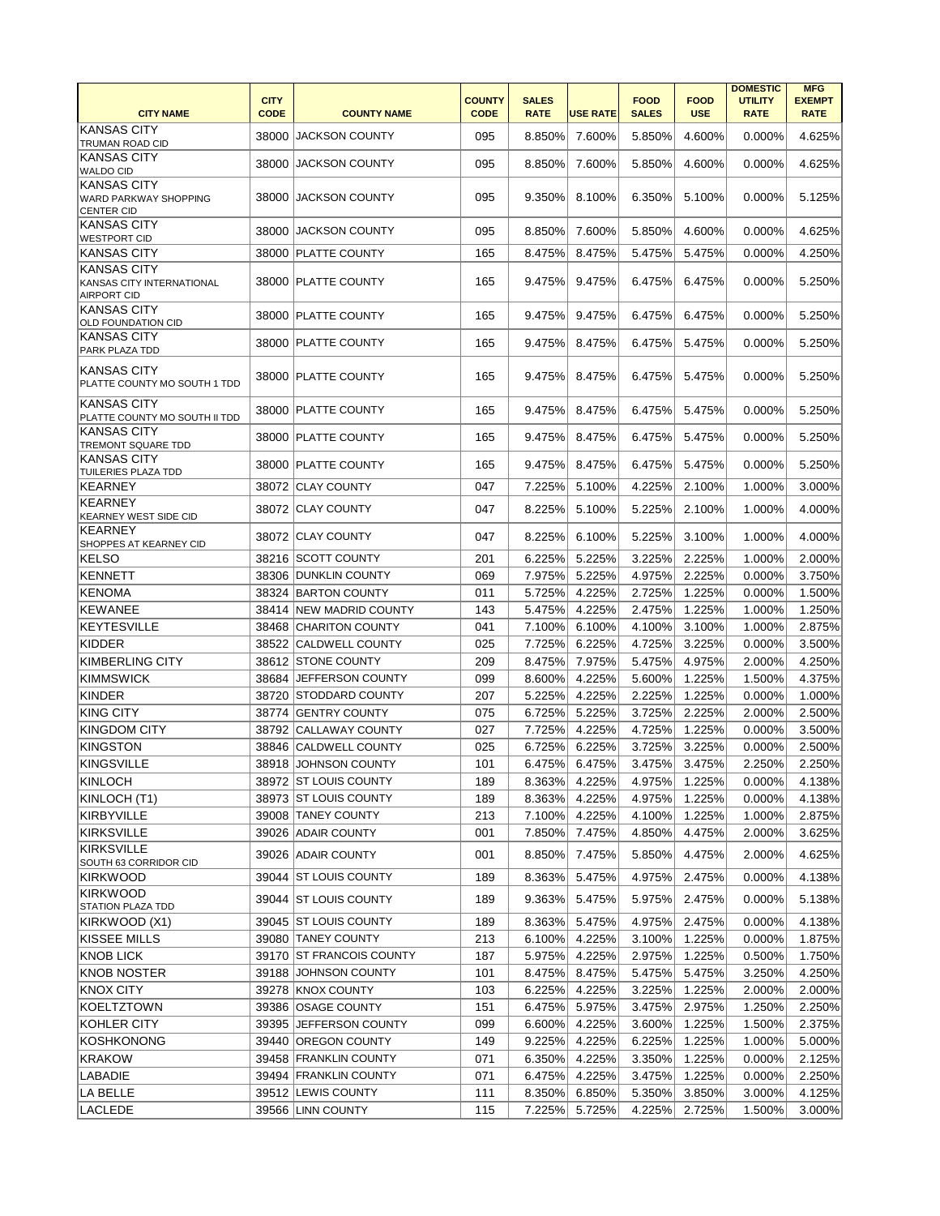| CITY NAME | CITY CODE | COUNTY NAME | COUNTY CODE | SALES RATE | USE RATE | FOOD SALES | FOOD USE | DOMESTIC UTILITY RATE | MFG EXEMPT RATE |
|---|---|---|---|---|---|---|---|---|---|
| KANSAS CITY TRUMAN ROAD CID | 38000 | JACKSON COUNTY | 095 | 8.850% | 7.600% | 5.850% | 4.600% | 0.000% | 4.625% |
| KANSAS CITY WALDO CID | 38000 | JACKSON COUNTY | 095 | 8.850% | 7.600% | 5.850% | 4.600% | 0.000% | 4.625% |
| KANSAS CITY WARD PARKWAY SHOPPING CENTER CID | 38000 | JACKSON COUNTY | 095 | 9.350% | 8.100% | 6.350% | 5.100% | 0.000% | 5.125% |
| KANSAS CITY WESTPORT CID | 38000 | JACKSON COUNTY | 095 | 8.850% | 7.600% | 5.850% | 4.600% | 0.000% | 4.625% |
| KANSAS CITY | 38000 | PLATTE COUNTY | 165 | 8.475% | 8.475% | 5.475% | 5.475% | 0.000% | 4.250% |
| KANSAS CITY KANSAS CITY INTERNATIONAL AIRPORT CID | 38000 | PLATTE COUNTY | 165 | 9.475% | 9.475% | 6.475% | 6.475% | 0.000% | 5.250% |
| KANSAS CITY OLD FOUNDATION CID | 38000 | PLATTE COUNTY | 165 | 9.475% | 9.475% | 6.475% | 6.475% | 0.000% | 5.250% |
| KANSAS CITY PARK PLAZA TDD | 38000 | PLATTE COUNTY | 165 | 9.475% | 8.475% | 6.475% | 5.475% | 0.000% | 5.250% |
| KANSAS CITY PLATTE COUNTY MO SOUTH 1 TDD | 38000 | PLATTE COUNTY | 165 | 9.475% | 8.475% | 6.475% | 5.475% | 0.000% | 5.250% |
| KANSAS CITY PLATTE COUNTY MO SOUTH II TDD | 38000 | PLATTE COUNTY | 165 | 9.475% | 8.475% | 6.475% | 5.475% | 0.000% | 5.250% |
| KANSAS CITY TREMONT SQUARE TDD | 38000 | PLATTE COUNTY | 165 | 9.475% | 8.475% | 6.475% | 5.475% | 0.000% | 5.250% |
| KANSAS CITY TUILERIES PLAZA TDD | 38000 | PLATTE COUNTY | 165 | 9.475% | 8.475% | 6.475% | 5.475% | 0.000% | 5.250% |
| KEARNEY | 38072 | CLAY COUNTY | 047 | 7.225% | 5.100% | 4.225% | 2.100% | 1.000% | 3.000% |
| KEARNEY KEARNEY WEST SIDE CID | 38072 | CLAY COUNTY | 047 | 8.225% | 5.100% | 5.225% | 2.100% | 1.000% | 4.000% |
| KEARNEY SHOPPES AT KEARNEY CID | 38072 | CLAY COUNTY | 047 | 8.225% | 6.100% | 5.225% | 3.100% | 1.000% | 4.000% |
| KELSO | 38216 | SCOTT COUNTY | 201 | 6.225% | 5.225% | 3.225% | 2.225% | 1.000% | 2.000% |
| KENNETT | 38306 | DUNKLIN COUNTY | 069 | 7.975% | 5.225% | 4.975% | 2.225% | 0.000% | 3.750% |
| KENOMA | 38324 | BARTON COUNTY | 011 | 5.725% | 4.225% | 2.725% | 1.225% | 0.000% | 1.500% |
| KEWANEE | 38414 | NEW MADRID COUNTY | 143 | 5.475% | 4.225% | 2.475% | 1.225% | 1.000% | 1.250% |
| KEYTESVILLE | 38468 | CHARITON COUNTY | 041 | 7.100% | 6.100% | 4.100% | 3.100% | 1.000% | 2.875% |
| KIDDER | 38522 | CALDWELL COUNTY | 025 | 7.725% | 6.225% | 4.725% | 3.225% | 0.000% | 3.500% |
| KIMBERLING CITY | 38612 | STONE COUNTY | 209 | 8.475% | 7.975% | 5.475% | 4.975% | 2.000% | 4.250% |
| KIMMSWICK | 38684 | JEFFERSON COUNTY | 099 | 8.600% | 4.225% | 5.600% | 1.225% | 1.500% | 4.375% |
| KINDER | 38720 | STODDARD COUNTY | 207 | 5.225% | 4.225% | 2.225% | 1.225% | 0.000% | 1.000% |
| KING CITY | 38774 | GENTRY COUNTY | 075 | 6.725% | 5.225% | 3.725% | 2.225% | 2.000% | 2.500% |
| KINGDOM CITY | 38792 | CALLAWAY COUNTY | 027 | 7.725% | 4.225% | 4.725% | 1.225% | 0.000% | 3.500% |
| KINGSTON | 38846 | CALDWELL COUNTY | 025 | 6.725% | 6.225% | 3.725% | 3.225% | 0.000% | 2.500% |
| KINGSVILLE | 38918 | JOHNSON COUNTY | 101 | 6.475% | 6.475% | 3.475% | 3.475% | 2.250% | 2.250% |
| KINLOCH | 38972 | ST LOUIS COUNTY | 189 | 8.363% | 4.225% | 4.975% | 1.225% | 0.000% | 4.138% |
| KINLOCH (T1) | 38973 | ST LOUIS COUNTY | 189 | 8.363% | 4.225% | 4.975% | 1.225% | 0.000% | 4.138% |
| KIRBYVILLE | 39008 | TANEY COUNTY | 213 | 7.100% | 4.225% | 4.100% | 1.225% | 1.000% | 2.875% |
| KIRKSVILLE | 39026 | ADAIR COUNTY | 001 | 7.850% | 7.475% | 4.850% | 4.475% | 2.000% | 3.625% |
| KIRKSVILLE SOUTH 63 CORRIDOR CID | 39026 | ADAIR COUNTY | 001 | 8.850% | 7.475% | 5.850% | 4.475% | 2.000% | 4.625% |
| KIRKWOOD | 39044 | ST LOUIS COUNTY | 189 | 8.363% | 5.475% | 4.975% | 2.475% | 0.000% | 4.138% |
| KIRKWOOD STATION PLAZA TDD | 39044 | ST LOUIS COUNTY | 189 | 9.363% | 5.475% | 5.975% | 2.475% | 0.000% | 5.138% |
| KIRKWOOD (X1) | 39045 | ST LOUIS COUNTY | 189 | 8.363% | 5.475% | 4.975% | 2.475% | 0.000% | 4.138% |
| KISSEE MILLS | 39080 | TANEY COUNTY | 213 | 6.100% | 4.225% | 3.100% | 1.225% | 0.000% | 1.875% |
| KNOB LICK | 39170 | ST FRANCOIS COUNTY | 187 | 5.975% | 4.225% | 2.975% | 1.225% | 0.500% | 1.750% |
| KNOB NOSTER | 39188 | JOHNSON COUNTY | 101 | 8.475% | 8.475% | 5.475% | 5.475% | 3.250% | 4.250% |
| KNOX CITY | 39278 | KNOX COUNTY | 103 | 6.225% | 4.225% | 3.225% | 1.225% | 2.000% | 2.000% |
| KOELTZTOWN | 39386 | OSAGE COUNTY | 151 | 6.475% | 5.975% | 3.475% | 2.975% | 1.250% | 2.250% |
| KOHLER CITY | 39395 | JEFFERSON COUNTY | 099 | 6.600% | 4.225% | 3.600% | 1.225% | 1.500% | 2.375% |
| KOSHKONONG | 39440 | OREGON COUNTY | 149 | 9.225% | 4.225% | 6.225% | 1.225% | 1.000% | 5.000% |
| KRAKOW | 39458 | FRANKLIN COUNTY | 071 | 6.350% | 4.225% | 3.350% | 1.225% | 0.000% | 2.125% |
| LABADIE | 39494 | FRANKLIN COUNTY | 071 | 6.475% | 4.225% | 3.475% | 1.225% | 0.000% | 2.250% |
| LA BELLE | 39512 | LEWIS COUNTY | 111 | 8.350% | 6.850% | 5.350% | 3.850% | 3.000% | 4.125% |
| LACLEDE | 39566 | LINN COUNTY | 115 | 7.225% | 5.725% | 4.225% | 2.725% | 1.500% | 3.000% |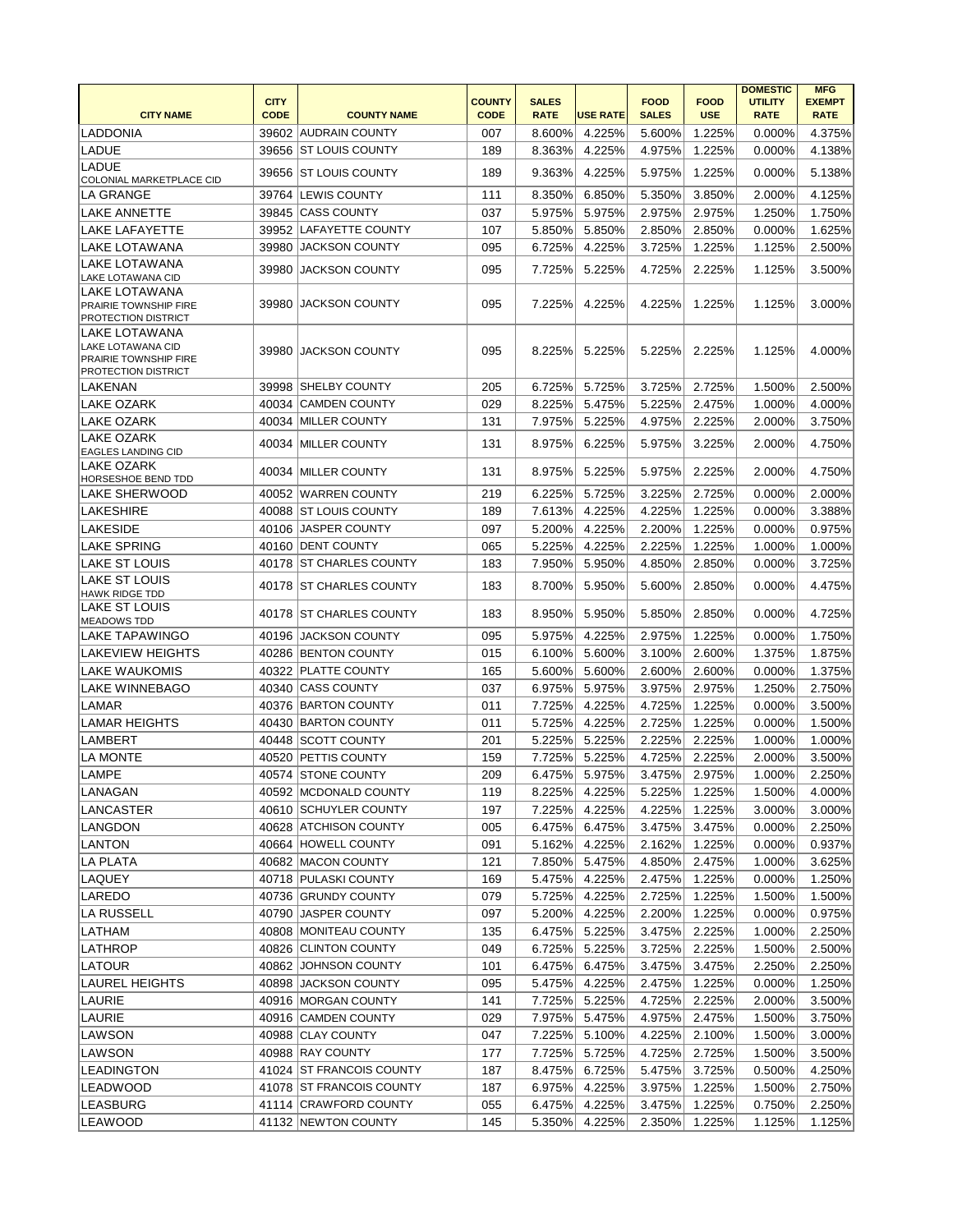| CITY NAME | CITY CODE | COUNTY NAME | COUNTY CODE | SALES RATE | USE RATE | FOOD SALES | FOOD USE | DOMESTIC UTILITY RATE | MFG EXEMPT RATE |
|---|---|---|---|---|---|---|---|---|---|
| LADDONIA | 39602 | AUDRAIN COUNTY | 007 | 8.600% | 4.225% | 5.600% | 1.225% | 0.000% | 4.375% |
| LADUE | 39656 | ST LOUIS COUNTY | 189 | 8.363% | 4.225% | 4.975% | 1.225% | 0.000% | 4.138% |
| LADUE COLONIAL MARKETPLACE CID | 39656 | ST LOUIS COUNTY | 189 | 9.363% | 4.225% | 5.975% | 1.225% | 0.000% | 5.138% |
| LA GRANGE | 39764 | LEWIS COUNTY | 111 | 8.350% | 6.850% | 5.350% | 3.850% | 2.000% | 4.125% |
| LAKE ANNETTE | 39845 | CASS COUNTY | 037 | 5.975% | 5.975% | 2.975% | 2.975% | 1.250% | 1.750% |
| LAKE LAFAYETTE | 39952 | LAFAYETTE COUNTY | 107 | 5.850% | 5.850% | 2.850% | 2.850% | 0.000% | 1.625% |
| LAKE LOTAWANA | 39980 | JACKSON COUNTY | 095 | 6.725% | 4.225% | 3.725% | 1.225% | 1.125% | 2.500% |
| LAKE LOTAWANA LAKE LOTAWANA CID | 39980 | JACKSON COUNTY | 095 | 7.725% | 5.225% | 4.725% | 2.225% | 1.125% | 3.500% |
| LAKE LOTAWANA PRAIRIE TOWNSHIP FIRE PROTECTION DISTRICT | 39980 | JACKSON COUNTY | 095 | 7.225% | 4.225% | 4.225% | 1.225% | 1.125% | 3.000% |
| LAKE LOTAWANA LAKE LOTAWANA CID PRAIRIE TOWNSHIP FIRE PROTECTION DISTRICT | 39980 | JACKSON COUNTY | 095 | 8.225% | 5.225% | 5.225% | 2.225% | 1.125% | 4.000% |
| LAKENAN | 39998 | SHELBY COUNTY | 205 | 6.725% | 5.725% | 3.725% | 2.725% | 1.500% | 2.500% |
| LAKE OZARK | 40034 | CAMDEN COUNTY | 029 | 8.225% | 5.475% | 5.225% | 2.475% | 1.000% | 4.000% |
| LAKE OZARK | 40034 | MILLER COUNTY | 131 | 7.975% | 5.225% | 4.975% | 2.225% | 2.000% | 3.750% |
| LAKE OZARK EAGLES LANDING CID | 40034 | MILLER COUNTY | 131 | 8.975% | 6.225% | 5.975% | 3.225% | 2.000% | 4.750% |
| LAKE OZARK HORSESHOE BEND TDD | 40034 | MILLER COUNTY | 131 | 8.975% | 5.225% | 5.975% | 2.225% | 2.000% | 4.750% |
| LAKE SHERWOOD | 40052 | WARREN COUNTY | 219 | 6.225% | 5.725% | 3.225% | 2.725% | 0.000% | 2.000% |
| LAKESHIRE | 40088 | ST LOUIS COUNTY | 189 | 7.613% | 4.225% | 4.225% | 1.225% | 0.000% | 3.388% |
| LAKESIDE | 40106 | JASPER COUNTY | 097 | 5.200% | 4.225% | 2.200% | 1.225% | 0.000% | 0.975% |
| LAKE SPRING | 40160 | DENT COUNTY | 065 | 5.225% | 4.225% | 2.225% | 1.225% | 1.000% | 1.000% |
| LAKE ST LOUIS | 40178 | ST CHARLES COUNTY | 183 | 7.950% | 5.950% | 4.850% | 2.850% | 0.000% | 3.725% |
| LAKE ST LOUIS HAWK RIDGE TDD | 40178 | ST CHARLES COUNTY | 183 | 8.700% | 5.950% | 5.600% | 2.850% | 0.000% | 4.475% |
| LAKE ST LOUIS MEADOWS TDD | 40178 | ST CHARLES COUNTY | 183 | 8.950% | 5.950% | 5.850% | 2.850% | 0.000% | 4.725% |
| LAKE TAPAWINGO | 40196 | JACKSON COUNTY | 095 | 5.975% | 4.225% | 2.975% | 1.225% | 0.000% | 1.750% |
| LAKEVIEW HEIGHTS | 40286 | BENTON COUNTY | 015 | 6.100% | 5.600% | 3.100% | 2.600% | 1.375% | 1.875% |
| LAKE WAUKOMIS | 40322 | PLATTE COUNTY | 165 | 5.600% | 5.600% | 2.600% | 2.600% | 0.000% | 1.375% |
| LAKE WINNEBAGO | 40340 | CASS COUNTY | 037 | 6.975% | 5.975% | 3.975% | 2.975% | 1.250% | 2.750% |
| LAMAR | 40376 | BARTON COUNTY | 011 | 7.725% | 4.225% | 4.725% | 1.225% | 0.000% | 3.500% |
| LAMAR HEIGHTS | 40430 | BARTON COUNTY | 011 | 5.725% | 4.225% | 2.725% | 1.225% | 0.000% | 1.500% |
| LAMBERT | 40448 | SCOTT COUNTY | 201 | 5.225% | 5.225% | 2.225% | 2.225% | 1.000% | 1.000% |
| LA MONTE | 40520 | PETTIS COUNTY | 159 | 7.725% | 5.225% | 4.725% | 2.225% | 2.000% | 3.500% |
| LAMPE | 40574 | STONE COUNTY | 209 | 6.475% | 5.975% | 3.475% | 2.975% | 1.000% | 2.250% |
| LANAGAN | 40592 | MCDONALD COUNTY | 119 | 8.225% | 4.225% | 5.225% | 1.225% | 1.500% | 4.000% |
| LANCASTER | 40610 | SCHUYLER COUNTY | 197 | 7.225% | 4.225% | 4.225% | 1.225% | 3.000% | 3.000% |
| LANGDON | 40628 | ATCHISON COUNTY | 005 | 6.475% | 6.475% | 3.475% | 3.475% | 0.000% | 2.250% |
| LANTON | 40664 | HOWELL COUNTY | 091 | 5.162% | 4.225% | 2.162% | 1.225% | 0.000% | 0.937% |
| LA PLATA | 40682 | MACON COUNTY | 121 | 7.850% | 5.475% | 4.850% | 2.475% | 1.000% | 3.625% |
| LAQUEY | 40718 | PULASKI COUNTY | 169 | 5.475% | 4.225% | 2.475% | 1.225% | 0.000% | 1.250% |
| LAREDO | 40736 | GRUNDY COUNTY | 079 | 5.725% | 4.225% | 2.725% | 1.225% | 1.500% | 1.500% |
| LA RUSSELL | 40790 | JASPER COUNTY | 097 | 5.200% | 4.225% | 2.200% | 1.225% | 0.000% | 0.975% |
| LATHAM | 40808 | MONITEAU COUNTY | 135 | 6.475% | 5.225% | 3.475% | 2.225% | 1.000% | 2.250% |
| LATHROP | 40826 | CLINTON COUNTY | 049 | 6.725% | 5.225% | 3.725% | 2.225% | 1.500% | 2.500% |
| LATOUR | 40862 | JOHNSON COUNTY | 101 | 6.475% | 6.475% | 3.475% | 3.475% | 2.250% | 2.250% |
| LAUREL HEIGHTS | 40898 | JACKSON COUNTY | 095 | 5.475% | 4.225% | 2.475% | 1.225% | 0.000% | 1.250% |
| LAURIE | 40916 | MORGAN COUNTY | 141 | 7.725% | 5.225% | 4.725% | 2.225% | 2.000% | 3.500% |
| LAURIE | 40916 | CAMDEN COUNTY | 029 | 7.975% | 5.475% | 4.975% | 2.475% | 1.500% | 3.750% |
| LAWSON | 40988 | CLAY COUNTY | 047 | 7.225% | 5.100% | 4.225% | 2.100% | 1.500% | 3.000% |
| LAWSON | 40988 | RAY COUNTY | 177 | 7.725% | 5.725% | 4.725% | 2.725% | 1.500% | 3.500% |
| LEADINGTON | 41024 | ST FRANCOIS COUNTY | 187 | 8.475% | 6.725% | 5.475% | 3.725% | 0.500% | 4.250% |
| LEADWOOD | 41078 | ST FRANCOIS COUNTY | 187 | 6.975% | 4.225% | 3.975% | 1.225% | 1.500% | 2.750% |
| LEASBURG | 41114 | CRAWFORD COUNTY | 055 | 6.475% | 4.225% | 3.475% | 1.225% | 0.750% | 2.250% |
| LEAWOOD | 41132 | NEWTON COUNTY | 145 | 5.350% | 4.225% | 2.350% | 1.225% | 1.125% | 1.125% |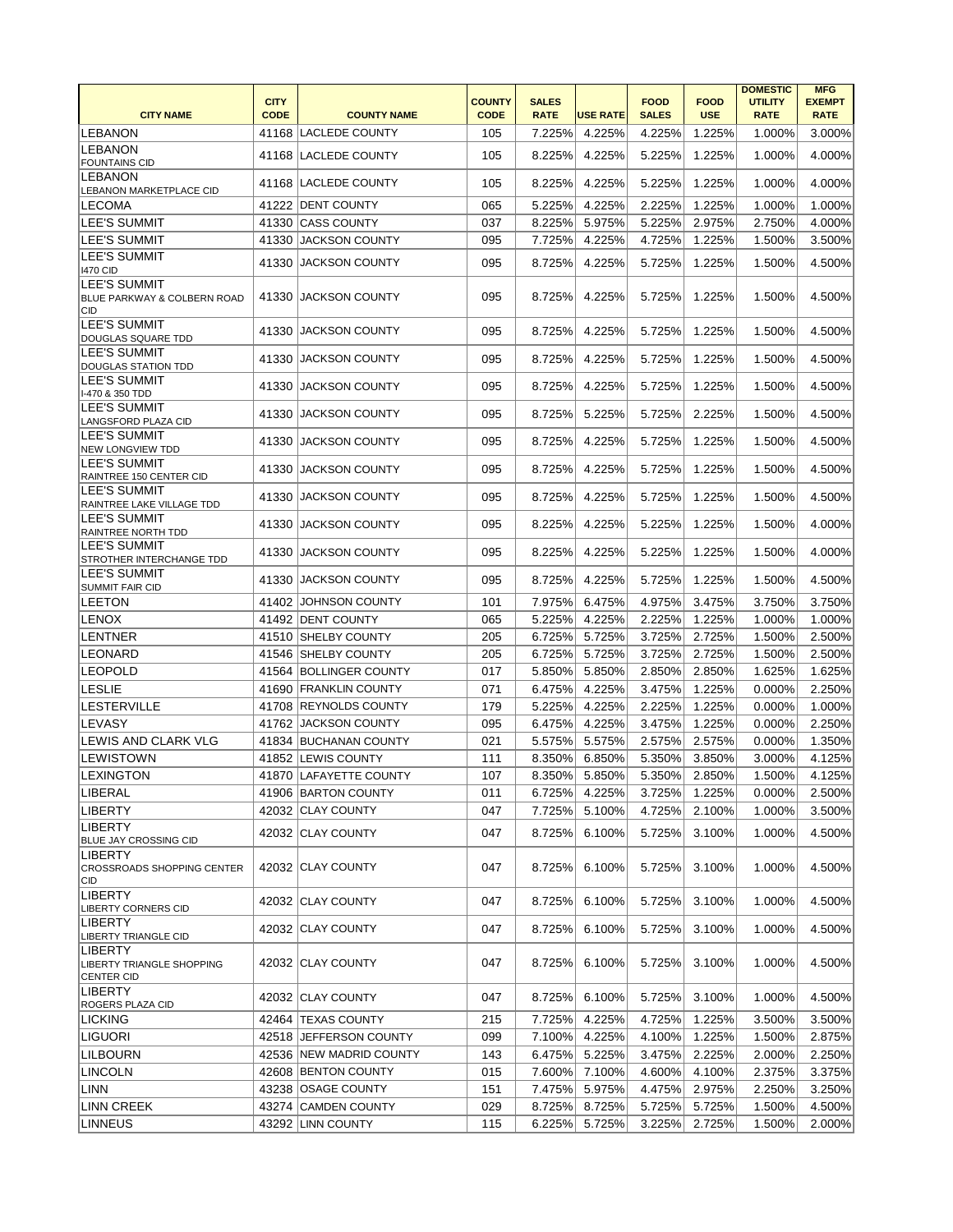| CITY NAME | CITY CODE | COUNTY NAME | COUNTY CODE | SALES RATE | USE RATE | FOOD SALES | FOOD USE | DOMESTIC UTILITY RATE | MFG EXEMPT RATE |
|---|---|---|---|---|---|---|---|---|---|
| LEBANON | 41168 | LACLEDE COUNTY | 105 | 7.225% | 4.225% | 4.225% | 1.225% | 1.000% | 3.000% |
| LEBANON FOUNTAINS CID | 41168 | LACLEDE COUNTY | 105 | 8.225% | 4.225% | 5.225% | 1.225% | 1.000% | 4.000% |
| LEBANON LEBANON MARKETPLACE CID | 41168 | LACLEDE COUNTY | 105 | 8.225% | 4.225% | 5.225% | 1.225% | 1.000% | 4.000% |
| LECOMA | 41222 | DENT COUNTY | 065 | 5.225% | 4.225% | 2.225% | 1.225% | 1.000% | 1.000% |
| LEE'S SUMMIT | 41330 | CASS COUNTY | 037 | 8.225% | 5.975% | 5.225% | 2.975% | 2.750% | 4.000% |
| LEE'S SUMMIT | 41330 | JACKSON COUNTY | 095 | 7.725% | 4.225% | 4.725% | 1.225% | 1.500% | 3.500% |
| LEE'S SUMMIT I470 CID | 41330 | JACKSON COUNTY | 095 | 8.725% | 4.225% | 5.725% | 1.225% | 1.500% | 4.500% |
| LEE'S SUMMIT BLUE PARKWAY & COLBERN ROAD CID | 41330 | JACKSON COUNTY | 095 | 8.725% | 4.225% | 5.725% | 1.225% | 1.500% | 4.500% |
| LEE'S SUMMIT DOUGLAS SQUARE TDD | 41330 | JACKSON COUNTY | 095 | 8.725% | 4.225% | 5.725% | 1.225% | 1.500% | 4.500% |
| LEE'S SUMMIT DOUGLAS STATION TDD | 41330 | JACKSON COUNTY | 095 | 8.725% | 4.225% | 5.725% | 1.225% | 1.500% | 4.500% |
| LEE'S SUMMIT I-470 & 350 TDD | 41330 | JACKSON COUNTY | 095 | 8.725% | 4.225% | 5.725% | 1.225% | 1.500% | 4.500% |
| LEE'S SUMMIT LANGSFORD PLAZA CID | 41330 | JACKSON COUNTY | 095 | 8.725% | 5.225% | 5.725% | 2.225% | 1.500% | 4.500% |
| LEE'S SUMMIT NEW LONGVIEW TDD | 41330 | JACKSON COUNTY | 095 | 8.725% | 4.225% | 5.725% | 1.225% | 1.500% | 4.500% |
| LEE'S SUMMIT RAINTREE 150 CENTER CID | 41330 | JACKSON COUNTY | 095 | 8.725% | 4.225% | 5.725% | 1.225% | 1.500% | 4.500% |
| LEE'S SUMMIT RAINTREE LAKE VILLAGE TDD | 41330 | JACKSON COUNTY | 095 | 8.725% | 4.225% | 5.725% | 1.225% | 1.500% | 4.500% |
| LEE'S SUMMIT RAINTREE NORTH TDD | 41330 | JACKSON COUNTY | 095 | 8.225% | 4.225% | 5.225% | 1.225% | 1.500% | 4.000% |
| LEE'S SUMMIT STROTHER INTERCHANGE TDD | 41330 | JACKSON COUNTY | 095 | 8.225% | 4.225% | 5.225% | 1.225% | 1.500% | 4.000% |
| LEE'S SUMMIT SUMMIT FAIR CID | 41330 | JACKSON COUNTY | 095 | 8.725% | 4.225% | 5.725% | 1.225% | 1.500% | 4.500% |
| LEETON | 41402 | JOHNSON COUNTY | 101 | 7.975% | 6.475% | 4.975% | 3.475% | 3.750% | 3.750% |
| LENOX | 41492 | DENT COUNTY | 065 | 5.225% | 4.225% | 2.225% | 1.225% | 1.000% | 1.000% |
| LENTNER | 41510 | SHELBY COUNTY | 205 | 6.725% | 5.725% | 3.725% | 2.725% | 1.500% | 2.500% |
| LEONARD | 41546 | SHELBY COUNTY | 205 | 6.725% | 5.725% | 3.725% | 2.725% | 1.500% | 2.500% |
| LEOPOLD | 41564 | BOLLINGER COUNTY | 017 | 5.850% | 5.850% | 2.850% | 2.850% | 1.625% | 1.625% |
| LESLIE | 41690 | FRANKLIN COUNTY | 071 | 6.475% | 4.225% | 3.475% | 1.225% | 0.000% | 2.250% |
| LESTERVILLE | 41708 | REYNOLDS COUNTY | 179 | 5.225% | 4.225% | 2.225% | 1.225% | 0.000% | 1.000% |
| LEVASY | 41762 | JACKSON COUNTY | 095 | 6.475% | 4.225% | 3.475% | 1.225% | 0.000% | 2.250% |
| LEWIS AND CLARK VLG | 41834 | BUCHANAN COUNTY | 021 | 5.575% | 5.575% | 2.575% | 2.575% | 0.000% | 1.350% |
| LEWISTOWN | 41852 | LEWIS COUNTY | 111 | 8.350% | 6.850% | 5.350% | 3.850% | 3.000% | 4.125% |
| LEXINGTON | 41870 | LAFAYETTE COUNTY | 107 | 8.350% | 5.850% | 5.350% | 2.850% | 1.500% | 4.125% |
| LIBERAL | 41906 | BARTON COUNTY | 011 | 6.725% | 4.225% | 3.725% | 1.225% | 0.000% | 2.500% |
| LIBERTY | 42032 | CLAY COUNTY | 047 | 7.725% | 5.100% | 4.725% | 2.100% | 1.000% | 3.500% |
| LIBERTY BLUE JAY CROSSING CID | 42032 | CLAY COUNTY | 047 | 8.725% | 6.100% | 5.725% | 3.100% | 1.000% | 4.500% |
| LIBERTY CROSSROADS SHOPPING CENTER CID | 42032 | CLAY COUNTY | 047 | 8.725% | 6.100% | 5.725% | 3.100% | 1.000% | 4.500% |
| LIBERTY LIBERTY CORNERS CID | 42032 | CLAY COUNTY | 047 | 8.725% | 6.100% | 5.725% | 3.100% | 1.000% | 4.500% |
| LIBERTY LIBERTY TRIANGLE CID | 42032 | CLAY COUNTY | 047 | 8.725% | 6.100% | 5.725% | 3.100% | 1.000% | 4.500% |
| LIBERTY LIBERTY TRIANGLE SHOPPING CENTER CID | 42032 | CLAY COUNTY | 047 | 8.725% | 6.100% | 5.725% | 3.100% | 1.000% | 4.500% |
| LIBERTY ROGERS PLAZA CID | 42032 | CLAY COUNTY | 047 | 8.725% | 6.100% | 5.725% | 3.100% | 1.000% | 4.500% |
| LICKING | 42464 | TEXAS COUNTY | 215 | 7.725% | 4.225% | 4.725% | 1.225% | 3.500% | 3.500% |
| LIGUORI | 42518 | JEFFERSON COUNTY | 099 | 7.100% | 4.225% | 4.100% | 1.225% | 1.500% | 2.875% |
| LILBOURN | 42536 | NEW MADRID COUNTY | 143 | 6.475% | 5.225% | 3.475% | 2.225% | 2.000% | 2.250% |
| LINCOLN | 42608 | BENTON COUNTY | 015 | 7.600% | 7.100% | 4.600% | 4.100% | 2.375% | 3.375% |
| LINN | 43238 | OSAGE COUNTY | 151 | 7.475% | 5.975% | 4.475% | 2.975% | 2.250% | 3.250% |
| LINN CREEK | 43274 | CAMDEN COUNTY | 029 | 8.725% | 8.725% | 5.725% | 5.725% | 1.500% | 4.500% |
| LINNEUS | 43292 | LINN COUNTY | 115 | 6.225% | 5.725% | 3.225% | 2.725% | 1.500% | 2.000% |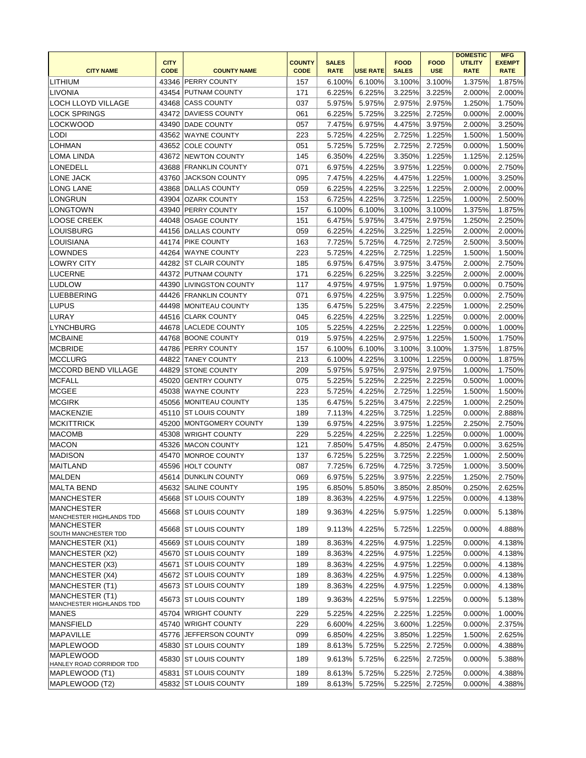| CITY NAME | CITY CODE | COUNTY NAME | COUNTY CODE | SALES RATE | USE RATE | FOOD SALES | FOOD USE | DOMESTIC UTILITY RATE | MFG EXEMPT RATE |
|---|---|---|---|---|---|---|---|---|---|
| LITHIUM | 43346 | PERRY COUNTY | 157 | 6.100% | 6.100% | 3.100% | 3.100% | 1.375% | 1.875% |
| LIVONIA | 43454 | PUTNAM COUNTY | 171 | 6.225% | 6.225% | 3.225% | 3.225% | 2.000% | 2.000% |
| LOCH LLOYD VILLAGE | 43468 | CASS COUNTY | 037 | 5.975% | 5.975% | 2.975% | 2.975% | 1.250% | 1.750% |
| LOCK SPRINGS | 43472 | DAVIESS COUNTY | 061 | 6.225% | 5.725% | 3.225% | 2.725% | 0.000% | 2.000% |
| LOCKWOOD | 43490 | DADE COUNTY | 057 | 7.475% | 6.975% | 4.475% | 3.975% | 2.000% | 3.250% |
| LODI | 43562 | WAYNE COUNTY | 223 | 5.725% | 4.225% | 2.725% | 1.225% | 1.500% | 1.500% |
| LOHMAN | 43652 | COLE COUNTY | 051 | 5.725% | 5.725% | 2.725% | 2.725% | 0.000% | 1.500% |
| LOMA LINDA | 43672 | NEWTON COUNTY | 145 | 6.350% | 4.225% | 3.350% | 1.225% | 1.125% | 2.125% |
| LONEDELL | 43688 | FRANKLIN COUNTY | 071 | 6.975% | 4.225% | 3.975% | 1.225% | 0.000% | 2.750% |
| LONE JACK | 43760 | JACKSON COUNTY | 095 | 7.475% | 4.225% | 4.475% | 1.225% | 1.000% | 3.250% |
| LONG LANE | 43868 | DALLAS COUNTY | 059 | 6.225% | 4.225% | 3.225% | 1.225% | 2.000% | 2.000% |
| LONGRUN | 43904 | OZARK COUNTY | 153 | 6.725% | 4.225% | 3.725% | 1.225% | 1.000% | 2.500% |
| LONGTOWN | 43940 | PERRY COUNTY | 157 | 6.100% | 6.100% | 3.100% | 3.100% | 1.375% | 1.875% |
| LOOSE CREEK | 44048 | OSAGE COUNTY | 151 | 6.475% | 5.975% | 3.475% | 2.975% | 1.250% | 2.250% |
| LOUISBURG | 44156 | DALLAS COUNTY | 059 | 6.225% | 4.225% | 3.225% | 1.225% | 2.000% | 2.000% |
| LOUISIANA | 44174 | PIKE COUNTY | 163 | 7.725% | 5.725% | 4.725% | 2.725% | 2.500% | 3.500% |
| LOWNDES | 44264 | WAYNE COUNTY | 223 | 5.725% | 4.225% | 2.725% | 1.225% | 1.500% | 1.500% |
| LOWRY CITY | 44282 | ST CLAIR COUNTY | 185 | 6.975% | 6.475% | 3.975% | 3.475% | 2.000% | 2.750% |
| LUCERNE | 44372 | PUTNAM COUNTY | 171 | 6.225% | 6.225% | 3.225% | 3.225% | 2.000% | 2.000% |
| LUDLOW | 44390 | LIVINGSTON COUNTY | 117 | 4.975% | 4.975% | 1.975% | 1.975% | 0.000% | 0.750% |
| LUEBBERING | 44426 | FRANKLIN COUNTY | 071 | 6.975% | 4.225% | 3.975% | 1.225% | 0.000% | 2.750% |
| LUPUS | 44498 | MONITEAU COUNTY | 135 | 6.475% | 5.225% | 3.475% | 2.225% | 1.000% | 2.250% |
| LURAY | 44516 | CLARK COUNTY | 045 | 6.225% | 4.225% | 3.225% | 1.225% | 0.000% | 2.000% |
| LYNCHBURG | 44678 | LACLEDE COUNTY | 105 | 5.225% | 4.225% | 2.225% | 1.225% | 0.000% | 1.000% |
| MCBAINE | 44768 | BOONE COUNTY | 019 | 5.975% | 4.225% | 2.975% | 1.225% | 1.500% | 1.750% |
| MCBRIDE | 44786 | PERRY COUNTY | 157 | 6.100% | 6.100% | 3.100% | 3.100% | 1.375% | 1.875% |
| MCCLURG | 44822 | TANEY COUNTY | 213 | 6.100% | 4.225% | 3.100% | 1.225% | 0.000% | 1.875% |
| MCCORD BEND VILLAGE | 44829 | STONE COUNTY | 209 | 5.975% | 5.975% | 2.975% | 2.975% | 1.000% | 1.750% |
| MCFALL | 45020 | GENTRY COUNTY | 075 | 5.225% | 5.225% | 2.225% | 2.225% | 0.500% | 1.000% |
| MCGEE | 45038 | WAYNE COUNTY | 223 | 5.725% | 4.225% | 2.725% | 1.225% | 1.500% | 1.500% |
| MCGIRK | 45056 | MONITEAU COUNTY | 135 | 6.475% | 5.225% | 3.475% | 2.225% | 1.000% | 2.250% |
| MACKENZIE | 45110 | ST LOUIS COUNTY | 189 | 7.113% | 4.225% | 3.725% | 1.225% | 0.000% | 2.888% |
| MCKITTRICK | 45200 | MONTGOMERY COUNTY | 139 | 6.975% | 4.225% | 3.975% | 1.225% | 2.250% | 2.750% |
| MACOMB | 45308 | WRIGHT COUNTY | 229 | 5.225% | 4.225% | 2.225% | 1.225% | 0.000% | 1.000% |
| MACON | 45326 | MACON COUNTY | 121 | 7.850% | 5.475% | 4.850% | 2.475% | 0.000% | 3.625% |
| MADISON | 45470 | MONROE COUNTY | 137 | 6.725% | 5.225% | 3.725% | 2.225% | 1.000% | 2.500% |
| MAITLAND | 45596 | HOLT COUNTY | 087 | 7.725% | 6.725% | 4.725% | 3.725% | 1.000% | 3.500% |
| MALDEN | 45614 | DUNKLIN COUNTY | 069 | 6.975% | 5.225% | 3.975% | 2.225% | 1.250% | 2.750% |
| MALTA BEND | 45632 | SALINE COUNTY | 195 | 6.850% | 5.850% | 3.850% | 2.850% | 0.250% | 2.625% |
| MANCHESTER | 45668 | ST LOUIS COUNTY | 189 | 8.363% | 4.225% | 4.975% | 1.225% | 0.000% | 4.138% |
| MANCHESTER MANCHESTER HIGHLANDS TDD | 45668 | ST LOUIS COUNTY | 189 | 9.363% | 4.225% | 5.975% | 1.225% | 0.000% | 5.138% |
| MANCHESTER SOUTH MANCHESTER TDD | 45668 | ST LOUIS COUNTY | 189 | 9.113% | 4.225% | 5.725% | 1.225% | 0.000% | 4.888% |
| MANCHESTER (X1) | 45669 | ST LOUIS COUNTY | 189 | 8.363% | 4.225% | 4.975% | 1.225% | 0.000% | 4.138% |
| MANCHESTER (X2) | 45670 | ST LOUIS COUNTY | 189 | 8.363% | 4.225% | 4.975% | 1.225% | 0.000% | 4.138% |
| MANCHESTER (X3) | 45671 | ST LOUIS COUNTY | 189 | 8.363% | 4.225% | 4.975% | 1.225% | 0.000% | 4.138% |
| MANCHESTER (X4) | 45672 | ST LOUIS COUNTY | 189 | 8.363% | 4.225% | 4.975% | 1.225% | 0.000% | 4.138% |
| MANCHESTER (T1) | 45673 | ST LOUIS COUNTY | 189 | 8.363% | 4.225% | 4.975% | 1.225% | 0.000% | 4.138% |
| MANCHESTER (T1) MANCHESTER HIGHLANDS TDD | 45673 | ST LOUIS COUNTY | 189 | 9.363% | 4.225% | 5.975% | 1.225% | 0.000% | 5.138% |
| MANES | 45704 | WRIGHT COUNTY | 229 | 5.225% | 4.225% | 2.225% | 1.225% | 0.000% | 1.000% |
| MANSFIELD | 45740 | WRIGHT COUNTY | 229 | 6.600% | 4.225% | 3.600% | 1.225% | 0.000% | 2.375% |
| MAPAVILLE | 45776 | JEFFERSON COUNTY | 099 | 6.850% | 4.225% | 3.850% | 1.225% | 1.500% | 2.625% |
| MAPLEWOOD | 45830 | ST LOUIS COUNTY | 189 | 8.613% | 5.725% | 5.225% | 2.725% | 0.000% | 4.388% |
| MAPLEWOOD HANLEY ROAD CORRIDOR TDD | 45830 | ST LOUIS COUNTY | 189 | 9.613% | 5.725% | 6.225% | 2.725% | 0.000% | 5.388% |
| MAPLEWOOD (T1) | 45831 | ST LOUIS COUNTY | 189 | 8.613% | 5.725% | 5.225% | 2.725% | 0.000% | 4.388% |
| MAPLEWOOD (T2) | 45832 | ST LOUIS COUNTY | 189 | 8.613% | 5.725% | 5.225% | 2.725% | 0.000% | 4.388% |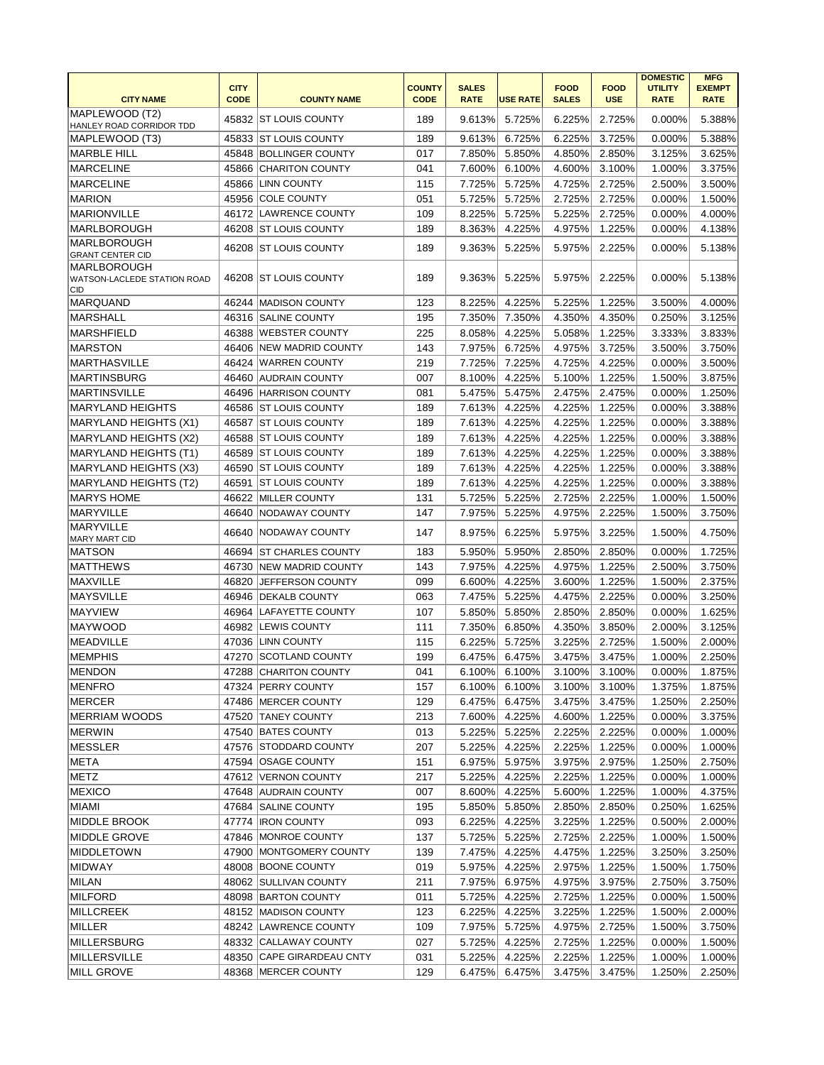| CITY NAME | CITY CODE | COUNTY NAME | COUNTY CODE | SALES RATE | USE RATE | FOOD SALES | FOOD USE | DOMESTIC UTILITY RATE | MFG EXEMPT RATE |
|---|---|---|---|---|---|---|---|---|---|
| MAPLEWOOD (T2) HANLEY ROAD CORRIDOR TDD | 45832 | ST LOUIS COUNTY | 189 | 9.613% | 5.725% | 6.225% | 2.725% | 0.000% | 5.388% |
| MAPLEWOOD (T3) | 45833 | ST LOUIS COUNTY | 189 | 9.613% | 6.725% | 6.225% | 3.725% | 0.000% | 5.388% |
| MARBLE HILL | 45848 | BOLLINGER COUNTY | 017 | 7.850% | 5.850% | 4.850% | 2.850% | 3.125% | 3.625% |
| MARCELINE | 45866 | CHARITON COUNTY | 041 | 7.600% | 6.100% | 4.600% | 3.100% | 1.000% | 3.375% |
| MARCELINE | 45866 | LINN COUNTY | 115 | 7.725% | 5.725% | 4.725% | 2.725% | 2.500% | 3.500% |
| MARION | 45956 | COLE COUNTY | 051 | 5.725% | 5.725% | 2.725% | 2.725% | 0.000% | 1.500% |
| MARIONVILLE | 46172 | LAWRENCE COUNTY | 109 | 8.225% | 5.725% | 5.225% | 2.725% | 0.000% | 4.000% |
| MARLBOROUGH | 46208 | ST LOUIS COUNTY | 189 | 8.363% | 4.225% | 4.975% | 1.225% | 0.000% | 4.138% |
| MARLBOROUGH GRANT CENTER CID | 46208 | ST LOUIS COUNTY | 189 | 9.363% | 5.225% | 5.975% | 2.225% | 0.000% | 5.138% |
| MARLBOROUGH WATSON-LACLEDE STATION ROAD CID | 46208 | ST LOUIS COUNTY | 189 | 9.363% | 5.225% | 5.975% | 2.225% | 0.000% | 5.138% |
| MARQUAND | 46244 | MADISON COUNTY | 123 | 8.225% | 4.225% | 5.225% | 1.225% | 3.500% | 4.000% |
| MARSHALL | 46316 | SALINE COUNTY | 195 | 7.350% | 7.350% | 4.350% | 4.350% | 0.250% | 3.125% |
| MARSHFIELD | 46388 | WEBSTER COUNTY | 225 | 8.058% | 4.225% | 5.058% | 1.225% | 3.333% | 3.833% |
| MARSTON | 46406 | NEW MADRID COUNTY | 143 | 7.975% | 6.725% | 4.975% | 3.725% | 3.500% | 3.750% |
| MARTHASVILLE | 46424 | WARREN COUNTY | 219 | 7.725% | 7.225% | 4.725% | 4.225% | 0.000% | 3.500% |
| MARTINSBURG | 46460 | AUDRAIN COUNTY | 007 | 8.100% | 4.225% | 5.100% | 1.225% | 1.500% | 3.875% |
| MARTINSVILLE | 46496 | HARRISON COUNTY | 081 | 5.475% | 5.475% | 2.475% | 2.475% | 0.000% | 1.250% |
| MARYLAND HEIGHTS | 46586 | ST LOUIS COUNTY | 189 | 7.613% | 4.225% | 4.225% | 1.225% | 0.000% | 3.388% |
| MARYLAND HEIGHTS (X1) | 46587 | ST LOUIS COUNTY | 189 | 7.613% | 4.225% | 4.225% | 1.225% | 0.000% | 3.388% |
| MARYLAND HEIGHTS (X2) | 46588 | ST LOUIS COUNTY | 189 | 7.613% | 4.225% | 4.225% | 1.225% | 0.000% | 3.388% |
| MARYLAND HEIGHTS (T1) | 46589 | ST LOUIS COUNTY | 189 | 7.613% | 4.225% | 4.225% | 1.225% | 0.000% | 3.388% |
| MARYLAND HEIGHTS (X3) | 46590 | ST LOUIS COUNTY | 189 | 7.613% | 4.225% | 4.225% | 1.225% | 0.000% | 3.388% |
| MARYLAND HEIGHTS (T2) | 46591 | ST LOUIS COUNTY | 189 | 7.613% | 4.225% | 4.225% | 1.225% | 0.000% | 3.388% |
| MARYS HOME | 46622 | MILLER COUNTY | 131 | 5.725% | 5.225% | 2.725% | 2.225% | 1.000% | 1.500% |
| MARYVILLE | 46640 | NODAWAY COUNTY | 147 | 7.975% | 5.225% | 4.975% | 2.225% | 1.500% | 3.750% |
| MARYVILLE MARY MART CID | 46640 | NODAWAY COUNTY | 147 | 8.975% | 6.225% | 5.975% | 3.225% | 1.500% | 4.750% |
| MATSON | 46694 | ST CHARLES COUNTY | 183 | 5.950% | 5.950% | 2.850% | 2.850% | 0.000% | 1.725% |
| MATTHEWS | 46730 | NEW MADRID COUNTY | 143 | 7.975% | 4.225% | 4.975% | 1.225% | 2.500% | 3.750% |
| MAXVILLE | 46820 | JEFFERSON COUNTY | 099 | 6.600% | 4.225% | 3.600% | 1.225% | 1.500% | 2.375% |
| MAYSVILLE | 46946 | DEKALB COUNTY | 063 | 7.475% | 5.225% | 4.475% | 2.225% | 0.000% | 3.250% |
| MAYVIEW | 46964 | LAFAYETTE COUNTY | 107 | 5.850% | 5.850% | 2.850% | 2.850% | 0.000% | 1.625% |
| MAYWOOD | 46982 | LEWIS COUNTY | 111 | 7.350% | 6.850% | 4.350% | 3.850% | 2.000% | 3.125% |
| MEADVILLE | 47036 | LINN COUNTY | 115 | 6.225% | 5.725% | 3.225% | 2.725% | 1.500% | 2.000% |
| MEMPHIS | 47270 | SCOTLAND COUNTY | 199 | 6.475% | 6.475% | 3.475% | 3.475% | 1.000% | 2.250% |
| MENDON | 47288 | CHARITON COUNTY | 041 | 6.100% | 6.100% | 3.100% | 3.100% | 0.000% | 1.875% |
| MENFRO | 47324 | PERRY COUNTY | 157 | 6.100% | 6.100% | 3.100% | 3.100% | 1.375% | 1.875% |
| MERCER | 47486 | MERCER COUNTY | 129 | 6.475% | 6.475% | 3.475% | 3.475% | 1.250% | 2.250% |
| MERRIAM WOODS | 47520 | TANEY COUNTY | 213 | 7.600% | 4.225% | 4.600% | 1.225% | 0.000% | 3.375% |
| MERWIN | 47540 | BATES COUNTY | 013 | 5.225% | 5.225% | 2.225% | 2.225% | 0.000% | 1.000% |
| MESSLER | 47576 | STODDARD COUNTY | 207 | 5.225% | 4.225% | 2.225% | 1.225% | 0.000% | 1.000% |
| META | 47594 | OSAGE COUNTY | 151 | 6.975% | 5.975% | 3.975% | 2.975% | 1.250% | 2.750% |
| METZ | 47612 | VERNON COUNTY | 217 | 5.225% | 4.225% | 2.225% | 1.225% | 0.000% | 1.000% |
| MEXICO | 47648 | AUDRAIN COUNTY | 007 | 8.600% | 4.225% | 5.600% | 1.225% | 1.000% | 4.375% |
| MIAMI | 47684 | SALINE COUNTY | 195 | 5.850% | 5.850% | 2.850% | 2.850% | 0.250% | 1.625% |
| MIDDLE BROOK | 47774 | IRON COUNTY | 093 | 6.225% | 4.225% | 3.225% | 1.225% | 0.500% | 2.000% |
| MIDDLE GROVE | 47846 | MONROE COUNTY | 137 | 5.725% | 5.225% | 2.725% | 2.225% | 1.000% | 1.500% |
| MIDDLETOWN | 47900 | MONTGOMERY COUNTY | 139 | 7.475% | 4.225% | 4.475% | 1.225% | 3.250% | 3.250% |
| MIDWAY | 48008 | BOONE COUNTY | 019 | 5.975% | 4.225% | 2.975% | 1.225% | 1.500% | 1.750% |
| MILAN | 48062 | SULLIVAN COUNTY | 211 | 7.975% | 6.975% | 4.975% | 3.975% | 2.750% | 3.750% |
| MILFORD | 48098 | BARTON COUNTY | 011 | 5.725% | 4.225% | 2.725% | 1.225% | 0.000% | 1.500% |
| MILLCREEK | 48152 | MADISON COUNTY | 123 | 6.225% | 4.225% | 3.225% | 1.225% | 1.500% | 2.000% |
| MILLER | 48242 | LAWRENCE COUNTY | 109 | 7.975% | 5.725% | 4.975% | 2.725% | 1.500% | 3.750% |
| MILLERSBURG | 48332 | CALLAWAY COUNTY | 027 | 5.725% | 4.225% | 2.725% | 1.225% | 0.000% | 1.500% |
| MILLERSVILLE | 48350 | CAPE GIRARDEAU CNTY | 031 | 5.225% | 4.225% | 2.225% | 1.225% | 1.000% | 1.000% |
| MILL GROVE | 48368 | MERCER COUNTY | 129 | 6.475% | 6.475% | 3.475% | 3.475% | 1.250% | 2.250% |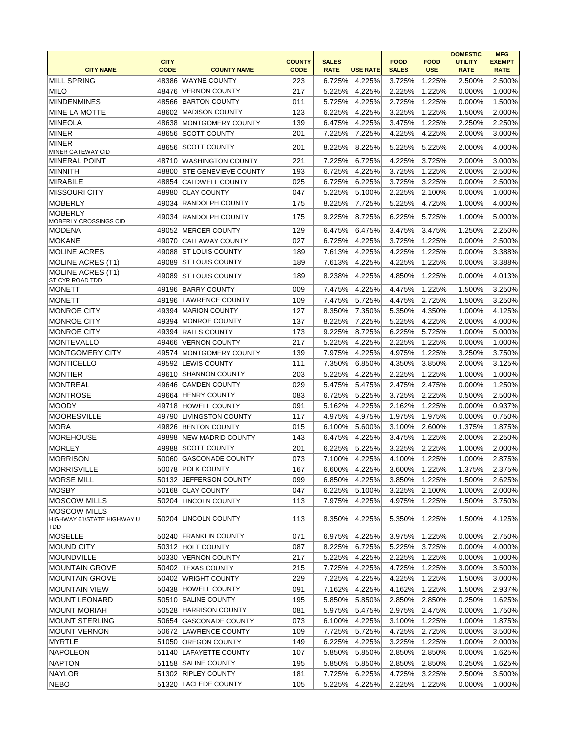| CITY NAME | CITY CODE | COUNTY NAME | COUNTY CODE | SALES RATE | USE RATE | FOOD SALES | FOOD USE | DOMESTIC UTILITY RATE | MFG EXEMPT RATE |
|---|---|---|---|---|---|---|---|---|---|
| MILL SPRING | 48386 | WAYNE COUNTY | 223 | 6.725% | 4.225% | 3.725% | 1.225% | 2.500% | 2.500% |
| MILO | 48476 | VERNON COUNTY | 217 | 5.225% | 4.225% | 2.225% | 1.225% | 0.000% | 1.000% |
| MINDENMINES | 48566 | BARTON COUNTY | 011 | 5.725% | 4.225% | 2.725% | 1.225% | 0.000% | 1.500% |
| MINE LA MOTTE | 48602 | MADISON COUNTY | 123 | 6.225% | 4.225% | 3.225% | 1.225% | 1.500% | 2.000% |
| MINEOLA | 48638 | MONTGOMERY COUNTY | 139 | 6.475% | 4.225% | 3.475% | 1.225% | 2.250% | 2.250% |
| MINER | 48656 | SCOTT COUNTY | 201 | 7.225% | 7.225% | 4.225% | 4.225% | 2.000% | 3.000% |
| MINER<br>MINER GATEWAY CID | 48656 | SCOTT COUNTY | 201 | 8.225% | 8.225% | 5.225% | 5.225% | 2.000% | 4.000% |
| MINERAL POINT | 48710 | WASHINGTON COUNTY | 221 | 7.225% | 6.725% | 4.225% | 3.725% | 2.000% | 3.000% |
| MINNITH | 48800 | STE GENEVIEVE COUNTY | 193 | 6.725% | 4.225% | 3.725% | 1.225% | 2.000% | 2.500% |
| MIRABILE | 48854 | CALDWELL COUNTY | 025 | 6.725% | 6.225% | 3.725% | 3.225% | 0.000% | 2.500% |
| MISSOURI CITY | 48980 | CLAY COUNTY | 047 | 5.225% | 5.100% | 2.225% | 2.100% | 0.000% | 1.000% |
| MOBERLY | 49034 | RANDOLPH COUNTY | 175 | 8.225% | 7.725% | 5.225% | 4.725% | 1.000% | 4.000% |
| MOBERLY<br>MOBERLY CROSSINGS CID | 49034 | RANDOLPH COUNTY | 175 | 9.225% | 8.725% | 6.225% | 5.725% | 1.000% | 5.000% |
| MODENA | 49052 | MERCER COUNTY | 129 | 6.475% | 6.475% | 3.475% | 3.475% | 1.250% | 2.250% |
| MOKANE | 49070 | CALLAWAY COUNTY | 027 | 6.725% | 4.225% | 3.725% | 1.225% | 0.000% | 2.500% |
| MOLINE ACRES | 49088 | ST LOUIS COUNTY | 189 | 7.613% | 4.225% | 4.225% | 1.225% | 0.000% | 3.388% |
| MOLINE ACRES (T1) | 49089 | ST LOUIS COUNTY | 189 | 7.613% | 4.225% | 4.225% | 1.225% | 0.000% | 3.388% |
| MOLINE ACRES (T1)<br>ST CYR ROAD TDD | 49089 | ST LOUIS COUNTY | 189 | 8.238% | 4.225% | 4.850% | 1.225% | 0.000% | 4.013% |
| MONETT | 49196 | BARRY COUNTY | 009 | 7.475% | 4.225% | 4.475% | 1.225% | 1.500% | 3.250% |
| MONETT | 49196 | LAWRENCE COUNTY | 109 | 7.475% | 5.725% | 4.475% | 2.725% | 1.500% | 3.250% |
| MONROE CITY | 49394 | MARION COUNTY | 127 | 8.350% | 7.350% | 5.350% | 4.350% | 1.000% | 4.125% |
| MONROE CITY | 49394 | MONROE COUNTY | 137 | 8.225% | 7.225% | 5.225% | 4.225% | 2.000% | 4.000% |
| MONROE CITY | 49394 | RALLS COUNTY | 173 | 9.225% | 8.725% | 6.225% | 5.725% | 1.000% | 5.000% |
| MONTEVALLO | 49466 | VERNON COUNTY | 217 | 5.225% | 4.225% | 2.225% | 1.225% | 0.000% | 1.000% |
| MONTGOMERY CITY | 49574 | MONTGOMERY COUNTY | 139 | 7.975% | 4.225% | 4.975% | 1.225% | 3.250% | 3.750% |
| MONTICELLO | 49592 | LEWIS COUNTY | 111 | 7.350% | 6.850% | 4.350% | 3.850% | 2.000% | 3.125% |
| MONTIER | 49610 | SHANNON COUNTY | 203 | 5.225% | 4.225% | 2.225% | 1.225% | 1.000% | 1.000% |
| MONTREAL | 49646 | CAMDEN COUNTY | 029 | 5.475% | 5.475% | 2.475% | 2.475% | 0.000% | 1.250% |
| MONTROSE | 49664 | HENRY COUNTY | 083 | 6.725% | 5.225% | 3.725% | 2.225% | 0.500% | 2.500% |
| MOODY | 49718 | HOWELL COUNTY | 091 | 5.162% | 4.225% | 2.162% | 1.225% | 0.000% | 0.937% |
| MOORESVILLE | 49790 | LIVINGSTON COUNTY | 117 | 4.975% | 4.975% | 1.975% | 1.975% | 0.000% | 0.750% |
| MORA | 49826 | BENTON COUNTY | 015 | 6.100% | 5.600% | 3.100% | 2.600% | 1.375% | 1.875% |
| MOREHOUSE | 49898 | NEW MADRID COUNTY | 143 | 6.475% | 4.225% | 3.475% | 1.225% | 2.000% | 2.250% |
| MORLEY | 49988 | SCOTT COUNTY | 201 | 6.225% | 5.225% | 3.225% | 2.225% | 1.000% | 2.000% |
| MORRISON | 50060 | GASCONADE COUNTY | 073 | 7.100% | 4.225% | 4.100% | 1.225% | 1.000% | 2.875% |
| MORRISVILLE | 50078 | POLK COUNTY | 167 | 6.600% | 4.225% | 3.600% | 1.225% | 1.375% | 2.375% |
| MORSE MILL | 50132 | JEFFERSON COUNTY | 099 | 6.850% | 4.225% | 3.850% | 1.225% | 1.500% | 2.625% |
| MOSBY | 50168 | CLAY COUNTY | 047 | 6.225% | 5.100% | 3.225% | 2.100% | 1.000% | 2.000% |
| MOSCOW MILLS | 50204 | LINCOLN COUNTY | 113 | 7.975% | 4.225% | 4.975% | 1.225% | 1.500% | 3.750% |
| MOSCOW MILLS<br>HIGHWAY 61/STATE HIGHWAY U TDD | 50204 | LINCOLN COUNTY | 113 | 8.350% | 4.225% | 5.350% | 1.225% | 1.500% | 4.125% |
| MOSELLE | 50240 | FRANKLIN COUNTY | 071 | 6.975% | 4.225% | 3.975% | 1.225% | 0.000% | 2.750% |
| MOUND CITY | 50312 | HOLT COUNTY | 087 | 8.225% | 6.725% | 5.225% | 3.725% | 0.000% | 4.000% |
| MOUNDVILLE | 50330 | VERNON COUNTY | 217 | 5.225% | 4.225% | 2.225% | 1.225% | 0.000% | 1.000% |
| MOUNTAIN GROVE | 50402 | TEXAS COUNTY | 215 | 7.725% | 4.225% | 4.725% | 1.225% | 3.000% | 3.500% |
| MOUNTAIN GROVE | 50402 | WRIGHT COUNTY | 229 | 7.225% | 4.225% | 4.225% | 1.225% | 1.500% | 3.000% |
| MOUNTAIN VIEW | 50438 | HOWELL COUNTY | 091 | 7.162% | 4.225% | 4.162% | 1.225% | 1.500% | 2.937% |
| MOUNT LEONARD | 50510 | SALINE COUNTY | 195 | 5.850% | 5.850% | 2.850% | 2.850% | 0.250% | 1.625% |
| MOUNT MORIAH | 50528 | HARRISON COUNTY | 081 | 5.975% | 5.475% | 2.975% | 2.475% | 0.000% | 1.750% |
| MOUNT STERLING | 50654 | GASCONADE COUNTY | 073 | 6.100% | 4.225% | 3.100% | 1.225% | 1.000% | 1.875% |
| MOUNT VERNON | 50672 | LAWRENCE COUNTY | 109 | 7.725% | 5.725% | 4.725% | 2.725% | 0.000% | 3.500% |
| MYRTLE | 51050 | OREGON COUNTY | 149 | 6.225% | 4.225% | 3.225% | 1.225% | 1.000% | 2.000% |
| NAPOLEON | 51140 | LAFAYETTE COUNTY | 107 | 5.850% | 5.850% | 2.850% | 2.850% | 0.000% | 1.625% |
| NAPTON | 51158 | SALINE COUNTY | 195 | 5.850% | 5.850% | 2.850% | 2.850% | 0.250% | 1.625% |
| NAYLOR | 51302 | RIPLEY COUNTY | 181 | 7.725% | 6.225% | 4.725% | 3.225% | 2.500% | 3.500% |
| NEBO | 51320 | LACLEDE COUNTY | 105 | 5.225% | 4.225% | 2.225% | 1.225% | 0.000% | 1.000% |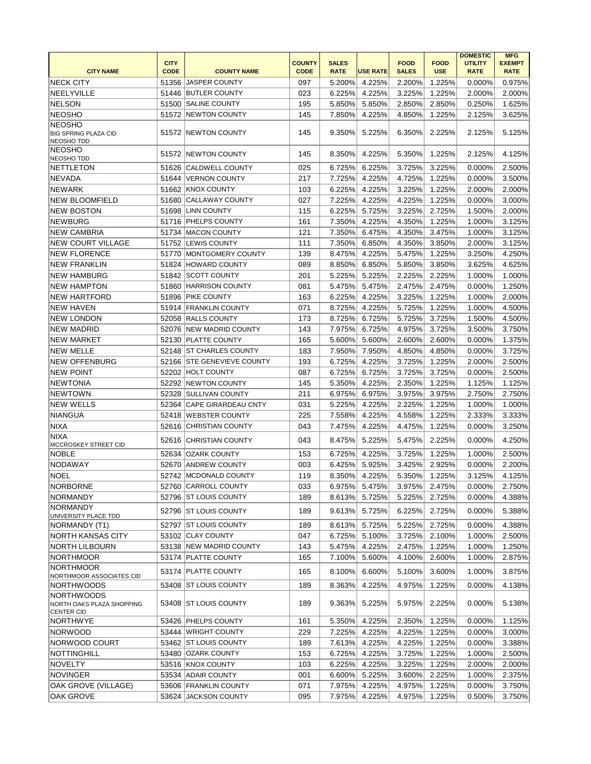| CITY NAME | CITY CODE | COUNTY NAME | COUNTY CODE | SALES RATE | USE RATE | FOOD SALES | FOOD USE | DOMESTIC UTILITY RATE | MFG EXEMPT RATE |
|---|---|---|---|---|---|---|---|---|---|
| NECK CITY | 51356 | JASPER COUNTY | 097 | 5.200% | 4.225% | 2.200% | 1.225% | 0.000% | 0.975% |
| NEELYVILLE | 51446 | BUTLER COUNTY | 023 | 6.225% | 4.225% | 3.225% | 1.225% | 2.000% | 2.000% |
| NELSON | 51500 | SALINE COUNTY | 195 | 5.850% | 5.850% | 2.850% | 2.850% | 0.250% | 1.625% |
| NEOSHO | 51572 | NEWTON COUNTY | 145 | 7.850% | 4.225% | 4.850% | 1.225% | 2.125% | 3.625% |
| NEOSHO BIG SPRING PLAZA CID NEOSHO TDD | 51572 | NEWTON COUNTY | 145 | 9.350% | 5.225% | 6.350% | 2.225% | 2.125% | 5.125% |
| NEOSHO NEOSHO TDD | 51572 | NEWTON COUNTY | 145 | 8.350% | 4.225% | 5.350% | 1.225% | 2.125% | 4.125% |
| NETTLETON | 51626 | CALDWELL COUNTY | 025 | 6.725% | 6.225% | 3.725% | 3.225% | 0.000% | 2.500% |
| NEVADA | 51644 | VERNON COUNTY | 217 | 7.725% | 4.225% | 4.725% | 1.225% | 0.000% | 3.500% |
| NEWARK | 51662 | KNOX COUNTY | 103 | 6.225% | 4.225% | 3.225% | 1.225% | 2.000% | 2.000% |
| NEW BLOOMFIELD | 51680 | CALLAWAY COUNTY | 027 | 7.225% | 4.225% | 4.225% | 1.225% | 0.000% | 3.000% |
| NEW BOSTON | 51698 | LINN COUNTY | 115 | 6.225% | 5.725% | 3.225% | 2.725% | 1.500% | 2.000% |
| NEWBURG | 51716 | PHELPS COUNTY | 161 | 7.350% | 4.225% | 4.350% | 1.225% | 1.000% | 3.125% |
| NEW CAMBRIA | 51734 | MACON COUNTY | 121 | 7.350% | 6.475% | 4.350% | 3.475% | 1.000% | 3.125% |
| NEW COURT VILLAGE | 51752 | LEWIS COUNTY | 111 | 7.350% | 6.850% | 4.350% | 3.850% | 2.000% | 3.125% |
| NEW FLORENCE | 51770 | MONTGOMERY COUNTY | 139 | 8.475% | 4.225% | 5.475% | 1.225% | 3.250% | 4.250% |
| NEW FRANKLIN | 51824 | HOWARD COUNTY | 089 | 8.850% | 6.850% | 5.850% | 3.850% | 3.625% | 4.625% |
| NEW HAMBURG | 51842 | SCOTT COUNTY | 201 | 5.225% | 5.225% | 2.225% | 2.225% | 1.000% | 1.000% |
| NEW HAMPTON | 51860 | HARRISON COUNTY | 081 | 5.475% | 5.475% | 2.475% | 2.475% | 0.000% | 1.250% |
| NEW HARTFORD | 51896 | PIKE COUNTY | 163 | 6.225% | 4.225% | 3.225% | 1.225% | 1.000% | 2.000% |
| NEW HAVEN | 51914 | FRANKLIN COUNTY | 071 | 8.725% | 4.225% | 5.725% | 1.225% | 1.000% | 4.500% |
| NEW LONDON | 52058 | RALLS COUNTY | 173 | 8.725% | 6.725% | 5.725% | 3.725% | 1.500% | 4.500% |
| NEW MADRID | 52076 | NEW MADRID COUNTY | 143 | 7.975% | 6.725% | 4.975% | 3.725% | 3.500% | 3.750% |
| NEW MARKET | 52130 | PLATTE COUNTY | 165 | 5.600% | 5.600% | 2.600% | 2.600% | 0.000% | 1.375% |
| NEW MELLE | 52148 | ST CHARLES COUNTY | 183 | 7.950% | 7.950% | 4.850% | 4.850% | 0.000% | 3.725% |
| NEW OFFENBURG | 52166 | STE GENEVIEVE COUNTY | 193 | 6.725% | 4.225% | 3.725% | 1.225% | 2.000% | 2.500% |
| NEW POINT | 52202 | HOLT COUNTY | 087 | 6.725% | 6.725% | 3.725% | 3.725% | 0.000% | 2.500% |
| NEWTONIA | 52292 | NEWTON COUNTY | 145 | 5.350% | 4.225% | 2.350% | 1.225% | 1.125% | 1.125% |
| NEWTOWN | 52328 | SULLIVAN COUNTY | 211 | 6.975% | 6.975% | 3.975% | 3.975% | 2.750% | 2.750% |
| NEW WELLS | 52364 | CAPE GIRARDEAU CNTY | 031 | 5.225% | 4.225% | 2.225% | 1.225% | 1.000% | 1.000% |
| NIANGUA | 52418 | WEBSTER COUNTY | 225 | 7.558% | 4.225% | 4.558% | 1.225% | 2.333% | 3.333% |
| NIXA | 52616 | CHRISTIAN COUNTY | 043 | 7.475% | 4.225% | 4.475% | 1.225% | 0.000% | 3.250% |
| NIXA MCCROSKEY STREET CID | 52616 | CHRISTIAN COUNTY | 043 | 8.475% | 5.225% | 5.475% | 2.225% | 0.000% | 4.250% |
| NOBLE | 52634 | OZARK COUNTY | 153 | 6.725% | 4.225% | 3.725% | 1.225% | 1.000% | 2.500% |
| NODAWAY | 52670 | ANDREW COUNTY | 003 | 6.425% | 5.925% | 3.425% | 2.925% | 0.000% | 2.200% |
| NOEL | 52742 | MCDONALD COUNTY | 119 | 8.350% | 4.225% | 5.350% | 1.225% | 3.125% | 4.125% |
| NORBORNE | 52760 | CARROLL COUNTY | 033 | 6.975% | 5.475% | 3.975% | 2.475% | 0.000% | 2.750% |
| NORMANDY | 52796 | ST LOUIS COUNTY | 189 | 8.613% | 5.725% | 5.225% | 2.725% | 0.000% | 4.388% |
| NORMANDY UNIVERSITY PLACE TDD | 52796 | ST LOUIS COUNTY | 189 | 9.613% | 5.725% | 6.225% | 2.725% | 0.000% | 5.388% |
| NORMANDY (T1) | 52797 | ST LOUIS COUNTY | 189 | 8.613% | 5.725% | 5.225% | 2.725% | 0.000% | 4.388% |
| NORTH KANSAS CITY | 53102 | CLAY COUNTY | 047 | 6.725% | 5.100% | 3.725% | 2.100% | 1.000% | 2.500% |
| NORTH LILBOURN | 53138 | NEW MADRID COUNTY | 143 | 5.475% | 4.225% | 2.475% | 1.225% | 1.000% | 1.250% |
| NORTHMOOR | 53174 | PLATTE COUNTY | 165 | 7.100% | 5.600% | 4.100% | 2.600% | 1.000% | 2.875% |
| NORTHMOOR NORTHMOOR ASSOCIATES CID | 53174 | PLATTE COUNTY | 165 | 8.100% | 6.600% | 5.100% | 3.600% | 1.000% | 3.875% |
| NORTHWOODS | 53408 | ST LOUIS COUNTY | 189 | 8.363% | 4.225% | 4.975% | 1.225% | 0.000% | 4.138% |
| NORTHWOODS NORTH OAKS PLAZA SHOPPING CENTER CID | 53408 | ST LOUIS COUNTY | 189 | 9.363% | 5.225% | 5.975% | 2.225% | 0.000% | 5.138% |
| NORTHWYE | 53426 | PHELPS COUNTY | 161 | 5.350% | 4.225% | 2.350% | 1.225% | 0.000% | 1.125% |
| NORWOOD | 53444 | WRIGHT COUNTY | 229 | 7.225% | 4.225% | 4.225% | 1.225% | 0.000% | 3.000% |
| NORWOOD COURT | 53462 | ST LOUIS COUNTY | 189 | 7.613% | 4.225% | 4.225% | 1.225% | 0.000% | 3.388% |
| NOTTINGHILL | 53480 | OZARK COUNTY | 153 | 6.725% | 4.225% | 3.725% | 1.225% | 1.000% | 2.500% |
| NOVELTY | 53516 | KNOX COUNTY | 103 | 6.225% | 4.225% | 3.225% | 1.225% | 2.000% | 2.000% |
| NOVINGER | 53534 | ADAIR COUNTY | 001 | 6.600% | 5.225% | 3.600% | 2.225% | 1.000% | 2.375% |
| OAK GROVE (VILLAGE) | 53606 | FRANKLIN COUNTY | 071 | 7.975% | 4.225% | 4.975% | 1.225% | 0.000% | 3.750% |
| OAK GROVE | 53624 | JACKSON COUNTY | 095 | 7.975% | 4.225% | 4.975% | 1.225% | 0.500% | 3.750% |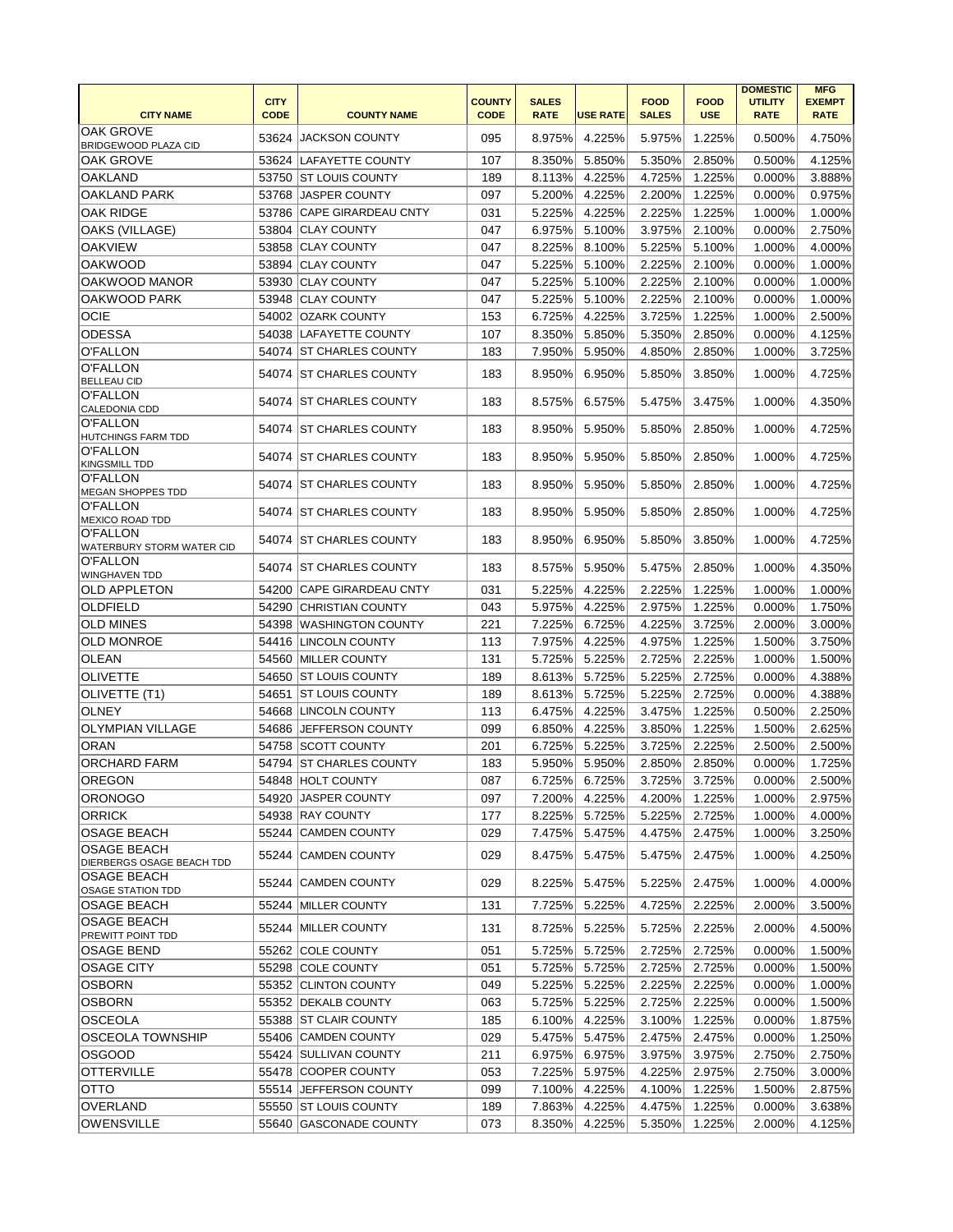| CITY NAME | CITY CODE | COUNTY NAME | COUNTY CODE | SALES RATE | USE RATE | FOOD SALES | FOOD USE | DOMESTIC UTILITY RATE | MFG EXEMPT RATE |
|---|---|---|---|---|---|---|---|---|---|
| OAK GROVE BRIDGEWOOD PLAZA CID | 53624 | JACKSON COUNTY | 095 | 8.975% | 4.225% | 5.975% | 1.225% | 0.500% | 4.750% |
| OAK GROVE | 53624 | LAFAYETTE COUNTY | 107 | 8.350% | 5.850% | 5.350% | 2.850% | 0.500% | 4.125% |
| OAKLAND | 53750 | ST LOUIS COUNTY | 189 | 8.113% | 4.225% | 4.725% | 1.225% | 0.000% | 3.888% |
| OAKLAND PARK | 53768 | JASPER COUNTY | 097 | 5.200% | 4.225% | 2.200% | 1.225% | 0.000% | 0.975% |
| OAK RIDGE | 53786 | CAPE GIRARDEAU CNTY | 031 | 5.225% | 4.225% | 2.225% | 1.225% | 1.000% | 1.000% |
| OAKS (VILLAGE) | 53804 | CLAY COUNTY | 047 | 6.975% | 5.100% | 3.975% | 2.100% | 0.000% | 2.750% |
| OAKVIEW | 53858 | CLAY COUNTY | 047 | 8.225% | 8.100% | 5.225% | 5.100% | 1.000% | 4.000% |
| OAKWOOD | 53894 | CLAY COUNTY | 047 | 5.225% | 5.100% | 2.225% | 2.100% | 0.000% | 1.000% |
| OAKWOOD MANOR | 53930 | CLAY COUNTY | 047 | 5.225% | 5.100% | 2.225% | 2.100% | 0.000% | 1.000% |
| OAKWOOD PARK | 53948 | CLAY COUNTY | 047 | 5.225% | 5.100% | 2.225% | 2.100% | 0.000% | 1.000% |
| OCIE | 54002 | OZARK COUNTY | 153 | 6.725% | 4.225% | 3.725% | 1.225% | 1.000% | 2.500% |
| ODESSA | 54038 | LAFAYETTE COUNTY | 107 | 8.350% | 5.850% | 5.350% | 2.850% | 0.000% | 4.125% |
| O'FALLON | 54074 | ST CHARLES COUNTY | 183 | 7.950% | 5.950% | 4.850% | 2.850% | 1.000% | 3.725% |
| O'FALLON BELLEAU CID | 54074 | ST CHARLES COUNTY | 183 | 8.950% | 6.950% | 5.850% | 3.850% | 1.000% | 4.725% |
| O'FALLON CALEDONIA CDD | 54074 | ST CHARLES COUNTY | 183 | 8.575% | 6.575% | 5.475% | 3.475% | 1.000% | 4.350% |
| O'FALLON HUTCHINGS FARM TDD | 54074 | ST CHARLES COUNTY | 183 | 8.950% | 5.950% | 5.850% | 2.850% | 1.000% | 4.725% |
| O'FALLON KINGSMILL TDD | 54074 | ST CHARLES COUNTY | 183 | 8.950% | 5.950% | 5.850% | 2.850% | 1.000% | 4.725% |
| O'FALLON MEGAN SHOPPES TDD | 54074 | ST CHARLES COUNTY | 183 | 8.950% | 5.950% | 5.850% | 2.850% | 1.000% | 4.725% |
| O'FALLON MEXICO ROAD TDD | 54074 | ST CHARLES COUNTY | 183 | 8.950% | 5.950% | 5.850% | 2.850% | 1.000% | 4.725% |
| O'FALLON WATERBURY STORM WATER CID | 54074 | ST CHARLES COUNTY | 183 | 8.950% | 6.950% | 5.850% | 3.850% | 1.000% | 4.725% |
| O'FALLON WINGHAVEN TDD | 54074 | ST CHARLES COUNTY | 183 | 8.575% | 5.950% | 5.475% | 2.850% | 1.000% | 4.350% |
| OLD APPLETON | 54200 | CAPE GIRARDEAU CNTY | 031 | 5.225% | 4.225% | 2.225% | 1.225% | 1.000% | 1.000% |
| OLDFIELD | 54290 | CHRISTIAN COUNTY | 043 | 5.975% | 4.225% | 2.975% | 1.225% | 0.000% | 1.750% |
| OLD MINES | 54398 | WASHINGTON COUNTY | 221 | 7.225% | 6.725% | 4.225% | 3.725% | 2.000% | 3.000% |
| OLD MONROE | 54416 | LINCOLN COUNTY | 113 | 7.975% | 4.225% | 4.975% | 1.225% | 1.500% | 3.750% |
| OLEAN | 54560 | MILLER COUNTY | 131 | 5.725% | 5.225% | 2.725% | 2.225% | 1.000% | 1.500% |
| OLIVETTE | 54650 | ST LOUIS COUNTY | 189 | 8.613% | 5.725% | 5.225% | 2.725% | 0.000% | 4.388% |
| OLIVETTE (T1) | 54651 | ST LOUIS COUNTY | 189 | 8.613% | 5.725% | 5.225% | 2.725% | 0.000% | 4.388% |
| OLNEY | 54668 | LINCOLN COUNTY | 113 | 6.475% | 4.225% | 3.475% | 1.225% | 0.500% | 2.250% |
| OLYMPIAN VILLAGE | 54686 | JEFFERSON COUNTY | 099 | 6.850% | 4.225% | 3.850% | 1.225% | 1.500% | 2.625% |
| ORAN | 54758 | SCOTT COUNTY | 201 | 6.725% | 5.225% | 3.725% | 2.225% | 2.500% | 2.500% |
| ORCHARD FARM | 54794 | ST CHARLES COUNTY | 183 | 5.950% | 5.950% | 2.850% | 2.850% | 0.000% | 1.725% |
| OREGON | 54848 | HOLT COUNTY | 087 | 6.725% | 6.725% | 3.725% | 3.725% | 0.000% | 2.500% |
| ORONOGO | 54920 | JASPER COUNTY | 097 | 7.200% | 4.225% | 4.200% | 1.225% | 1.000% | 2.975% |
| ORRICK | 54938 | RAY COUNTY | 177 | 8.225% | 5.725% | 5.225% | 2.725% | 1.000% | 4.000% |
| OSAGE BEACH | 55244 | CAMDEN COUNTY | 029 | 7.475% | 5.475% | 4.475% | 2.475% | 1.000% | 3.250% |
| OSAGE BEACH DIERBERGS OSAGE BEACH TDD | 55244 | CAMDEN COUNTY | 029 | 8.475% | 5.475% | 5.475% | 2.475% | 1.000% | 4.250% |
| OSAGE BEACH OSAGE STATION TDD | 55244 | CAMDEN COUNTY | 029 | 8.225% | 5.475% | 5.225% | 2.475% | 1.000% | 4.000% |
| OSAGE BEACH | 55244 | MILLER COUNTY | 131 | 7.725% | 5.225% | 4.725% | 2.225% | 2.000% | 3.500% |
| OSAGE BEACH PREWITT POINT TDD | 55244 | MILLER COUNTY | 131 | 8.725% | 5.225% | 5.725% | 2.225% | 2.000% | 4.500% |
| OSAGE BEND | 55262 | COLE COUNTY | 051 | 5.725% | 5.725% | 2.725% | 2.725% | 0.000% | 1.500% |
| OSAGE CITY | 55298 | COLE COUNTY | 051 | 5.725% | 5.725% | 2.725% | 2.725% | 0.000% | 1.500% |
| OSBORN | 55352 | CLINTON COUNTY | 049 | 5.225% | 5.225% | 2.225% | 2.225% | 0.000% | 1.000% |
| OSBORN | 55352 | DEKALB COUNTY | 063 | 5.725% | 5.225% | 2.725% | 2.225% | 0.000% | 1.500% |
| OSCEOLA | 55388 | ST CLAIR COUNTY | 185 | 6.100% | 4.225% | 3.100% | 1.225% | 0.000% | 1.875% |
| OSCEOLA TOWNSHIP | 55406 | CAMDEN COUNTY | 029 | 5.475% | 5.475% | 2.475% | 2.475% | 0.000% | 1.250% |
| OSGOOD | 55424 | SULLIVAN COUNTY | 211 | 6.975% | 6.975% | 3.975% | 3.975% | 2.750% | 2.750% |
| OTTERVILLE | 55478 | COOPER COUNTY | 053 | 7.225% | 5.975% | 4.225% | 2.975% | 2.750% | 3.000% |
| OTTO | 55514 | JEFFERSON COUNTY | 099 | 7.100% | 4.225% | 4.100% | 1.225% | 1.500% | 2.875% |
| OVERLAND | 55550 | ST LOUIS COUNTY | 189 | 7.863% | 4.225% | 4.475% | 1.225% | 0.000% | 3.638% |
| OWENSVILLE | 55640 | GASCONADE COUNTY | 073 | 8.350% | 4.225% | 5.350% | 1.225% | 2.000% | 4.125% |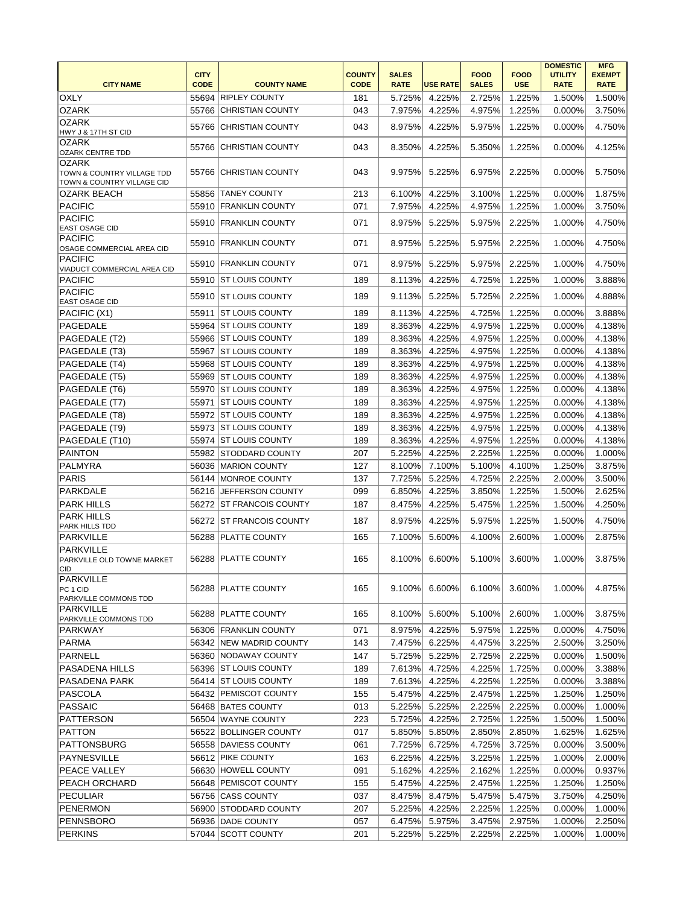| CITY NAME | CITY CODE | COUNTY NAME | COUNTY CODE | SALES RATE | USE RATE | FOOD SALES | FOOD USE | DOMESTIC UTILITY RATE | MFG EXEMPT RATE |
|---|---|---|---|---|---|---|---|---|---|
| OXLY | 55694 | RIPLEY COUNTY | 181 | 5.725% | 4.225% | 2.725% | 1.225% | 1.500% | 1.500% |
| OZARK | 55766 | CHRISTIAN COUNTY | 043 | 7.975% | 4.225% | 4.975% | 1.225% | 0.000% | 3.750% |
| OZARK HWY J & 17TH ST CID | 55766 | CHRISTIAN COUNTY | 043 | 8.975% | 4.225% | 5.975% | 1.225% | 0.000% | 4.750% |
| OZARK OZARK CENTRE TDD | 55766 | CHRISTIAN COUNTY | 043 | 8.350% | 4.225% | 5.350% | 1.225% | 0.000% | 4.125% |
| OZARK TOWN & COUNTRY VILLAGE TDD TOWN & COUNTRY VILLAGE CID | 55766 | CHRISTIAN COUNTY | 043 | 9.975% | 5.225% | 6.975% | 2.225% | 0.000% | 5.750% |
| OZARK BEACH | 55856 | TANEY COUNTY | 213 | 6.100% | 4.225% | 3.100% | 1.225% | 0.000% | 1.875% |
| PACIFIC | 55910 | FRANKLIN COUNTY | 071 | 7.975% | 4.225% | 4.975% | 1.225% | 1.000% | 3.750% |
| PACIFIC EAST OSAGE CID | 55910 | FRANKLIN COUNTY | 071 | 8.975% | 5.225% | 5.975% | 2.225% | 1.000% | 4.750% |
| PACIFIC OSAGE COMMERCIAL AREA CID | 55910 | FRANKLIN COUNTY | 071 | 8.975% | 5.225% | 5.975% | 2.225% | 1.000% | 4.750% |
| PACIFIC VIADUCT COMMERCIAL AREA CID | 55910 | FRANKLIN COUNTY | 071 | 8.975% | 5.225% | 5.975% | 2.225% | 1.000% | 4.750% |
| PACIFIC | 55910 | ST LOUIS COUNTY | 189 | 8.113% | 4.225% | 4.725% | 1.225% | 1.000% | 3.888% |
| PACIFIC EAST OSAGE CID | 55910 | ST LOUIS COUNTY | 189 | 9.113% | 5.225% | 5.725% | 2.225% | 1.000% | 4.888% |
| PACIFIC (X1) | 55911 | ST LOUIS COUNTY | 189 | 8.113% | 4.225% | 4.725% | 1.225% | 0.000% | 3.888% |
| PAGEDALE | 55964 | ST LOUIS COUNTY | 189 | 8.363% | 4.225% | 4.975% | 1.225% | 0.000% | 4.138% |
| PAGEDALE (T2) | 55966 | ST LOUIS COUNTY | 189 | 8.363% | 4.225% | 4.975% | 1.225% | 0.000% | 4.138% |
| PAGEDALE (T3) | 55967 | ST LOUIS COUNTY | 189 | 8.363% | 4.225% | 4.975% | 1.225% | 0.000% | 4.138% |
| PAGEDALE (T4) | 55968 | ST LOUIS COUNTY | 189 | 8.363% | 4.225% | 4.975% | 1.225% | 0.000% | 4.138% |
| PAGEDALE (T5) | 55969 | ST LOUIS COUNTY | 189 | 8.363% | 4.225% | 4.975% | 1.225% | 0.000% | 4.138% |
| PAGEDALE (T6) | 55970 | ST LOUIS COUNTY | 189 | 8.363% | 4.225% | 4.975% | 1.225% | 0.000% | 4.138% |
| PAGEDALE (T7) | 55971 | ST LOUIS COUNTY | 189 | 8.363% | 4.225% | 4.975% | 1.225% | 0.000% | 4.138% |
| PAGEDALE (T8) | 55972 | ST LOUIS COUNTY | 189 | 8.363% | 4.225% | 4.975% | 1.225% | 0.000% | 4.138% |
| PAGEDALE (T9) | 55973 | ST LOUIS COUNTY | 189 | 8.363% | 4.225% | 4.975% | 1.225% | 0.000% | 4.138% |
| PAGEDALE (T10) | 55974 | ST LOUIS COUNTY | 189 | 8.363% | 4.225% | 4.975% | 1.225% | 0.000% | 4.138% |
| PAINTON | 55982 | STODDARD COUNTY | 207 | 5.225% | 4.225% | 2.225% | 1.225% | 0.000% | 1.000% |
| PALMYRA | 56036 | MARION COUNTY | 127 | 8.100% | 7.100% | 5.100% | 4.100% | 1.250% | 3.875% |
| PARIS | 56144 | MONROE COUNTY | 137 | 7.725% | 5.225% | 4.725% | 2.225% | 2.000% | 3.500% |
| PARKDALE | 56216 | JEFFERSON COUNTY | 099 | 6.850% | 4.225% | 3.850% | 1.225% | 1.500% | 2.625% |
| PARK HILLS | 56272 | ST FRANCOIS COUNTY | 187 | 8.475% | 4.225% | 5.475% | 1.225% | 1.500% | 4.250% |
| PARK HILLS PARK HILLS TDD | 56272 | ST FRANCOIS COUNTY | 187 | 8.975% | 4.225% | 5.975% | 1.225% | 1.500% | 4.750% |
| PARKVILLE | 56288 | PLATTE COUNTY | 165 | 7.100% | 5.600% | 4.100% | 2.600% | 1.000% | 2.875% |
| PARKVILLE PARKVILLE OLD TOWNE MARKET CID | 56288 | PLATTE COUNTY | 165 | 8.100% | 6.600% | 5.100% | 3.600% | 1.000% | 3.875% |
| PARKVILLE PC 1 CID PARKVILLE COMMONS TDD | 56288 | PLATTE COUNTY | 165 | 9.100% | 6.600% | 6.100% | 3.600% | 1.000% | 4.875% |
| PARKVILLE PARKVILLE COMMONS TDD | 56288 | PLATTE COUNTY | 165 | 8.100% | 5.600% | 5.100% | 2.600% | 1.000% | 3.875% |
| PARKWAY | 56306 | FRANKLIN COUNTY | 071 | 8.975% | 4.225% | 5.975% | 1.225% | 0.000% | 4.750% |
| PARMA | 56342 | NEW MADRID COUNTY | 143 | 7.475% | 6.225% | 4.475% | 3.225% | 2.500% | 3.250% |
| PARNELL | 56360 | NODAWAY COUNTY | 147 | 5.725% | 5.225% | 2.725% | 2.225% | 0.000% | 1.500% |
| PASADENA HILLS | 56396 | ST LOUIS COUNTY | 189 | 7.613% | 4.725% | 4.225% | 1.725% | 0.000% | 3.388% |
| PASADENA PARK | 56414 | ST LOUIS COUNTY | 189 | 7.613% | 4.225% | 4.225% | 1.225% | 0.000% | 3.388% |
| PASCOLA | 56432 | PEMISCOT COUNTY | 155 | 5.475% | 4.225% | 2.475% | 1.225% | 1.250% | 1.250% |
| PASSAIC | 56468 | BATES COUNTY | 013 | 5.225% | 5.225% | 2.225% | 2.225% | 0.000% | 1.000% |
| PATTERSON | 56504 | WAYNE COUNTY | 223 | 5.725% | 4.225% | 2.725% | 1.225% | 1.500% | 1.500% |
| PATTON | 56522 | BOLLINGER COUNTY | 017 | 5.850% | 5.850% | 2.850% | 2.850% | 1.625% | 1.625% |
| PATTONSBURG | 56558 | DAVIESS COUNTY | 061 | 7.725% | 6.725% | 4.725% | 3.725% | 0.000% | 3.500% |
| PAYNESVILLE | 56612 | PIKE COUNTY | 163 | 6.225% | 4.225% | 3.225% | 1.225% | 1.000% | 2.000% |
| PEACE VALLEY | 56630 | HOWELL COUNTY | 091 | 5.162% | 4.225% | 2.162% | 1.225% | 0.000% | 0.937% |
| PEACH ORCHARD | 56648 | PEMISCOT COUNTY | 155 | 5.475% | 4.225% | 2.475% | 1.225% | 1.250% | 1.250% |
| PECULIAR | 56756 | CASS COUNTY | 037 | 8.475% | 8.475% | 5.475% | 5.475% | 3.750% | 4.250% |
| PENERMON | 56900 | STODDARD COUNTY | 207 | 5.225% | 4.225% | 2.225% | 1.225% | 0.000% | 1.000% |
| PENNSBORO | 56936 | DADE COUNTY | 057 | 6.475% | 5.975% | 3.475% | 2.975% | 1.000% | 2.250% |
| PERKINS | 57044 | SCOTT COUNTY | 201 | 5.225% | 5.225% | 2.225% | 2.225% | 1.000% | 1.000% |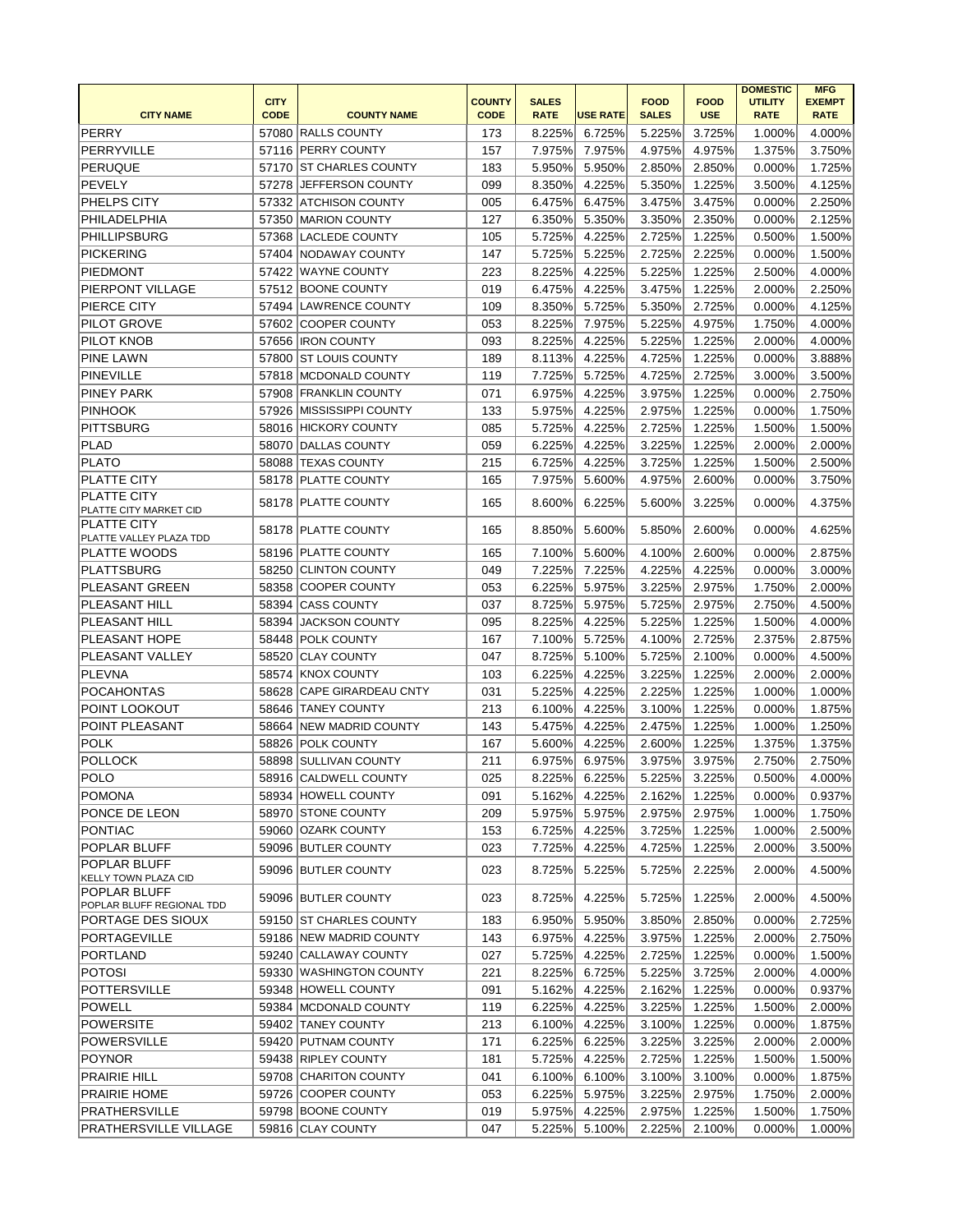| CITY NAME | CITY CODE | COUNTY NAME | COUNTY CODE | SALES RATE | USE RATE | FOOD SALES | FOOD USE | DOMESTIC UTILITY RATE | MFG EXEMPT RATE |
|---|---|---|---|---|---|---|---|---|---|
| PERRY | 57080 | RALLS COUNTY | 173 | 8.225% | 6.725% | 5.225% | 3.725% | 1.000% | 4.000% |
| PERRYVILLE | 57116 | PERRY COUNTY | 157 | 7.975% | 7.975% | 4.975% | 4.975% | 1.375% | 3.750% |
| PERUQUE | 57170 | ST CHARLES COUNTY | 183 | 5.950% | 5.950% | 2.850% | 2.850% | 0.000% | 1.725% |
| PEVELY | 57278 | JEFFERSON COUNTY | 099 | 8.350% | 4.225% | 5.350% | 1.225% | 3.500% | 4.125% |
| PHELPS CITY | 57332 | ATCHISON COUNTY | 005 | 6.475% | 6.475% | 3.475% | 3.475% | 0.000% | 2.250% |
| PHILADELPHIA | 57350 | MARION COUNTY | 127 | 6.350% | 5.350% | 3.350% | 2.350% | 0.000% | 2.125% |
| PHILLIPSBURG | 57368 | LACLEDE COUNTY | 105 | 5.725% | 4.225% | 2.725% | 1.225% | 0.500% | 1.500% |
| PICKERING | 57404 | NODAWAY COUNTY | 147 | 5.725% | 5.225% | 2.725% | 2.225% | 0.000% | 1.500% |
| PIEDMONT | 57422 | WAYNE COUNTY | 223 | 8.225% | 4.225% | 5.225% | 1.225% | 2.500% | 4.000% |
| PIERPONT VILLAGE | 57512 | BOONE COUNTY | 019 | 6.475% | 4.225% | 3.475% | 1.225% | 2.000% | 2.250% |
| PIERCE CITY | 57494 | LAWRENCE COUNTY | 109 | 8.350% | 5.725% | 5.350% | 2.725% | 0.000% | 4.125% |
| PILOT GROVE | 57602 | COOPER COUNTY | 053 | 8.225% | 7.975% | 5.225% | 4.975% | 1.750% | 4.000% |
| PILOT KNOB | 57656 | IRON COUNTY | 093 | 8.225% | 4.225% | 5.225% | 1.225% | 2.000% | 4.000% |
| PINE LAWN | 57800 | ST LOUIS COUNTY | 189 | 8.113% | 4.225% | 4.725% | 1.225% | 0.000% | 3.888% |
| PINEVILLE | 57818 | MCDONALD COUNTY | 119 | 7.725% | 5.725% | 4.725% | 2.725% | 3.000% | 3.500% |
| PINEY PARK | 57908 | FRANKLIN COUNTY | 071 | 6.975% | 4.225% | 3.975% | 1.225% | 0.000% | 2.750% |
| PINHOOK | 57926 | MISSISSIPPI COUNTY | 133 | 5.975% | 4.225% | 2.975% | 1.225% | 0.000% | 1.750% |
| PITTSBURG | 58016 | HICKORY COUNTY | 085 | 5.725% | 4.225% | 2.725% | 1.225% | 1.500% | 1.500% |
| PLAD | 58070 | DALLAS COUNTY | 059 | 6.225% | 4.225% | 3.225% | 1.225% | 2.000% | 2.000% |
| PLATO | 58088 | TEXAS COUNTY | 215 | 6.725% | 4.225% | 3.725% | 1.225% | 1.500% | 2.500% |
| PLATTE CITY | 58178 | PLATTE COUNTY | 165 | 7.975% | 5.600% | 4.975% | 2.600% | 0.000% | 3.750% |
| PLATTE CITY PLATTE CITY MARKET CID | 58178 | PLATTE COUNTY | 165 | 8.600% | 6.225% | 5.600% | 3.225% | 0.000% | 4.375% |
| PLATTE CITY PLATTE VALLEY PLAZA TDD | 58178 | PLATTE COUNTY | 165 | 8.850% | 5.600% | 5.850% | 2.600% | 0.000% | 4.625% |
| PLATTE WOODS | 58196 | PLATTE COUNTY | 165 | 7.100% | 5.600% | 4.100% | 2.600% | 0.000% | 2.875% |
| PLATTSBURG | 58250 | CLINTON COUNTY | 049 | 7.225% | 7.225% | 4.225% | 4.225% | 0.000% | 3.000% |
| PLEASANT GREEN | 58358 | COOPER COUNTY | 053 | 6.225% | 5.975% | 3.225% | 2.975% | 1.750% | 2.000% |
| PLEASANT HILL | 58394 | CASS COUNTY | 037 | 8.725% | 5.975% | 5.725% | 2.975% | 2.750% | 4.500% |
| PLEASANT HILL | 58394 | JACKSON COUNTY | 095 | 8.225% | 4.225% | 5.225% | 1.225% | 1.500% | 4.000% |
| PLEASANT HOPE | 58448 | POLK COUNTY | 167 | 7.100% | 5.725% | 4.100% | 2.725% | 2.375% | 2.875% |
| PLEASANT VALLEY | 58520 | CLAY COUNTY | 047 | 8.725% | 5.100% | 5.725% | 2.100% | 0.000% | 4.500% |
| PLEVNA | 58574 | KNOX COUNTY | 103 | 6.225% | 4.225% | 3.225% | 1.225% | 2.000% | 2.000% |
| POCAHONTAS | 58628 | CAPE GIRARDEAU CNTY | 031 | 5.225% | 4.225% | 2.225% | 1.225% | 1.000% | 1.000% |
| POINT LOOKOUT | 58646 | TANEY COUNTY | 213 | 6.100% | 4.225% | 3.100% | 1.225% | 0.000% | 1.875% |
| POINT PLEASANT | 58664 | NEW MADRID COUNTY | 143 | 5.475% | 4.225% | 2.475% | 1.225% | 1.000% | 1.250% |
| POLK | 58826 | POLK COUNTY | 167 | 5.600% | 4.225% | 2.600% | 1.225% | 1.375% | 1.375% |
| POLLOCK | 58898 | SULLIVAN COUNTY | 211 | 6.975% | 6.975% | 3.975% | 3.975% | 2.750% | 2.750% |
| POLO | 58916 | CALDWELL COUNTY | 025 | 8.225% | 6.225% | 5.225% | 3.225% | 0.500% | 4.000% |
| POMONA | 58934 | HOWELL COUNTY | 091 | 5.162% | 4.225% | 2.162% | 1.225% | 0.000% | 0.937% |
| PONCE DE LEON | 58970 | STONE COUNTY | 209 | 5.975% | 5.975% | 2.975% | 2.975% | 1.000% | 1.750% |
| PONTIAC | 59060 | OZARK COUNTY | 153 | 6.725% | 4.225% | 3.725% | 1.225% | 1.000% | 2.500% |
| POPLAR BLUFF | 59096 | BUTLER COUNTY | 023 | 7.725% | 4.225% | 4.725% | 1.225% | 2.000% | 3.500% |
| POPLAR BLUFF KELLY TOWN PLAZA CID | 59096 | BUTLER COUNTY | 023 | 8.725% | 5.225% | 5.725% | 2.225% | 2.000% | 4.500% |
| POPLAR BLUFF POPLAR BLUFF REGIONAL TDD | 59096 | BUTLER COUNTY | 023 | 8.725% | 4.225% | 5.725% | 1.225% | 2.000% | 4.500% |
| PORTAGE DES SIOUX | 59150 | ST CHARLES COUNTY | 183 | 6.950% | 5.950% | 3.850% | 2.850% | 0.000% | 2.725% |
| PORTAGEVILLE | 59186 | NEW MADRID COUNTY | 143 | 6.975% | 4.225% | 3.975% | 1.225% | 2.000% | 2.750% |
| PORTLAND | 59240 | CALLAWAY COUNTY | 027 | 5.725% | 4.225% | 2.725% | 1.225% | 0.000% | 1.500% |
| POTOSI | 59330 | WASHINGTON COUNTY | 221 | 8.225% | 6.725% | 5.225% | 3.725% | 2.000% | 4.000% |
| POTTERSVILLE | 59348 | HOWELL COUNTY | 091 | 5.162% | 4.225% | 2.162% | 1.225% | 0.000% | 0.937% |
| POWELL | 59384 | MCDONALD COUNTY | 119 | 6.225% | 4.225% | 3.225% | 1.225% | 1.500% | 2.000% |
| POWERSITE | 59402 | TANEY COUNTY | 213 | 6.100% | 4.225% | 3.100% | 1.225% | 0.000% | 1.875% |
| POWERSVILLE | 59420 | PUTNAM COUNTY | 171 | 6.225% | 6.225% | 3.225% | 3.225% | 2.000% | 2.000% |
| POYNOR | 59438 | RIPLEY COUNTY | 181 | 5.725% | 4.225% | 2.725% | 1.225% | 1.500% | 1.500% |
| PRAIRIE HILL | 59708 | CHARITON COUNTY | 041 | 6.100% | 6.100% | 3.100% | 3.100% | 0.000% | 1.875% |
| PRAIRIE HOME | 59726 | COOPER COUNTY | 053 | 6.225% | 5.975% | 3.225% | 2.975% | 1.750% | 2.000% |
| PRATHERSVILLE | 59798 | BOONE COUNTY | 019 | 5.975% | 4.225% | 2.975% | 1.225% | 1.500% | 1.750% |
| PRATHERSVILLE VILLAGE | 59816 | CLAY COUNTY | 047 | 5.225% | 5.100% | 2.225% | 2.100% | 0.000% | 1.000% |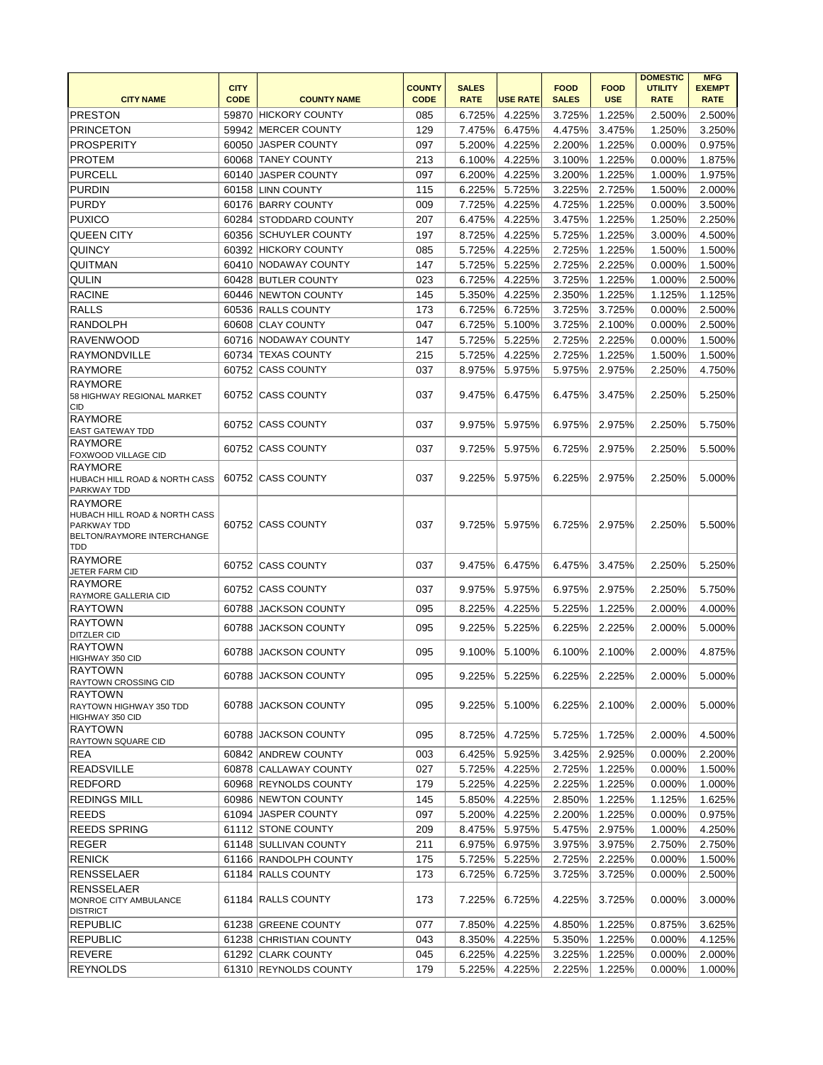| CITY NAME | CITY CODE | COUNTY NAME | COUNTY CODE | SALES RATE | USE RATE | FOOD SALES | FOOD USE | DOMESTIC UTILITY RATE | MFG EXEMPT RATE |
|---|---|---|---|---|---|---|---|---|---|
| PRESTON | 59870 | HICKORY COUNTY | 085 | 6.725% | 4.225% | 3.725% | 1.225% | 2.500% | 2.500% |
| PRINCETON | 59942 | MERCER COUNTY | 129 | 7.475% | 6.475% | 4.475% | 3.475% | 1.250% | 3.250% |
| PROSPERITY | 60050 | JASPER COUNTY | 097 | 5.200% | 4.225% | 2.200% | 1.225% | 0.000% | 0.975% |
| PROTEM | 60068 | TANEY COUNTY | 213 | 6.100% | 4.225% | 3.100% | 1.225% | 0.000% | 1.875% |
| PURCELL | 60140 | JASPER COUNTY | 097 | 6.200% | 4.225% | 3.200% | 1.225% | 1.000% | 1.975% |
| PURDIN | 60158 | LINN COUNTY | 115 | 6.225% | 5.725% | 3.225% | 2.725% | 1.500% | 2.000% |
| PURDY | 60176 | BARRY COUNTY | 009 | 7.725% | 4.225% | 4.725% | 1.225% | 0.000% | 3.500% |
| PUXICO | 60284 | STODDARD COUNTY | 207 | 6.475% | 4.225% | 3.475% | 1.225% | 1.250% | 2.250% |
| QUEEN CITY | 60356 | SCHUYLER COUNTY | 197 | 8.725% | 4.225% | 5.725% | 1.225% | 3.000% | 4.500% |
| QUINCY | 60392 | HICKORY COUNTY | 085 | 5.725% | 4.225% | 2.725% | 1.225% | 1.500% | 1.500% |
| QUITMAN | 60410 | NODAWAY COUNTY | 147 | 5.725% | 5.225% | 2.725% | 2.225% | 0.000% | 1.500% |
| QULIN | 60428 | BUTLER COUNTY | 023 | 6.725% | 4.225% | 3.725% | 1.225% | 1.000% | 2.500% |
| RACINE | 60446 | NEWTON COUNTY | 145 | 5.350% | 4.225% | 2.350% | 1.225% | 1.125% | 1.125% |
| RALLS | 60536 | RALLS COUNTY | 173 | 6.725% | 6.725% | 3.725% | 3.725% | 0.000% | 2.500% |
| RANDOLPH | 60608 | CLAY COUNTY | 047 | 6.725% | 5.100% | 3.725% | 2.100% | 0.000% | 2.500% |
| RAVENWOOD | 60716 | NODAWAY COUNTY | 147 | 5.725% | 5.225% | 2.725% | 2.225% | 0.000% | 1.500% |
| RAYMONDVILLE | 60734 | TEXAS COUNTY | 215 | 5.725% | 4.225% | 2.725% | 1.225% | 1.500% | 1.500% |
| RAYMORE | 60752 | CASS COUNTY | 037 | 8.975% | 5.975% | 5.975% | 2.975% | 2.250% | 4.750% |
| RAYMORE 58 HIGHWAY REGIONAL MARKET CID | 60752 | CASS COUNTY | 037 | 9.475% | 6.475% | 6.475% | 3.475% | 2.250% | 5.250% |
| RAYMORE EAST GATEWAY TDD | 60752 | CASS COUNTY | 037 | 9.975% | 5.975% | 6.975% | 2.975% | 2.250% | 5.750% |
| RAYMORE FOXWOOD VILLAGE CID | 60752 | CASS COUNTY | 037 | 9.725% | 5.975% | 6.725% | 2.975% | 2.250% | 5.500% |
| RAYMORE HUBACH HILL ROAD & NORTH CASS PARKWAY TDD | 60752 | CASS COUNTY | 037 | 9.225% | 5.975% | 6.225% | 2.975% | 2.250% | 5.000% |
| RAYMORE HUBACH HILL ROAD & NORTH CASS PARKWAY TDD BELTON/RAYMORE INTERCHANGE TDD | 60752 | CASS COUNTY | 037 | 9.725% | 5.975% | 6.725% | 2.975% | 2.250% | 5.500% |
| RAYMORE JETER FARM CID | 60752 | CASS COUNTY | 037 | 9.475% | 6.475% | 6.475% | 3.475% | 2.250% | 5.250% |
| RAYMORE RAYMORE GALLERIA CID | 60752 | CASS COUNTY | 037 | 9.975% | 5.975% | 6.975% | 2.975% | 2.250% | 5.750% |
| RAYTOWN | 60788 | JACKSON COUNTY | 095 | 8.225% | 4.225% | 5.225% | 1.225% | 2.000% | 4.000% |
| RAYTOWN DITZLER CID | 60788 | JACKSON COUNTY | 095 | 9.225% | 5.225% | 6.225% | 2.225% | 2.000% | 5.000% |
| RAYTOWN HIGHWAY 350 CID | 60788 | JACKSON COUNTY | 095 | 9.100% | 5.100% | 6.100% | 2.100% | 2.000% | 4.875% |
| RAYTOWN RAYTOWN CROSSING CID | 60788 | JACKSON COUNTY | 095 | 9.225% | 5.225% | 6.225% | 2.225% | 2.000% | 5.000% |
| RAYTOWN RAYTOWN HIGHWAY 350 TDD HIGHWAY 350 CID | 60788 | JACKSON COUNTY | 095 | 9.225% | 5.100% | 6.225% | 2.100% | 2.000% | 5.000% |
| RAYTOWN RAYTOWN SQUARE CID | 60788 | JACKSON COUNTY | 095 | 8.725% | 4.725% | 5.725% | 1.725% | 2.000% | 4.500% |
| REA | 60842 | ANDREW COUNTY | 003 | 6.425% | 5.925% | 3.425% | 2.925% | 0.000% | 2.200% |
| READSVILLE | 60878 | CALLAWAY COUNTY | 027 | 5.725% | 4.225% | 2.725% | 1.225% | 0.000% | 1.500% |
| REDFORD | 60968 | REYNOLDS COUNTY | 179 | 5.225% | 4.225% | 2.225% | 1.225% | 0.000% | 1.000% |
| REDINGS MILL | 60986 | NEWTON COUNTY | 145 | 5.850% | 4.225% | 2.850% | 1.225% | 1.125% | 1.625% |
| REEDS | 61094 | JASPER COUNTY | 097 | 5.200% | 4.225% | 2.200% | 1.225% | 0.000% | 0.975% |
| REEDS SPRING | 61112 | STONE COUNTY | 209 | 8.475% | 5.975% | 5.475% | 2.975% | 1.000% | 4.250% |
| REGER | 61148 | SULLIVAN COUNTY | 211 | 6.975% | 6.975% | 3.975% | 3.975% | 2.750% | 2.750% |
| RENICK | 61166 | RANDOLPH COUNTY | 175 | 5.725% | 5.225% | 2.725% | 2.225% | 0.000% | 1.500% |
| RENSSELAER | 61184 | RALLS COUNTY | 173 | 6.725% | 6.725% | 3.725% | 3.725% | 0.000% | 2.500% |
| RENSSELAER MONROE CITY AMBULANCE DISTRICT | 61184 | RALLS COUNTY | 173 | 7.225% | 6.725% | 4.225% | 3.725% | 0.000% | 3.000% |
| REPUBLIC | 61238 | GREENE COUNTY | 077 | 7.850% | 4.225% | 4.850% | 1.225% | 0.875% | 3.625% |
| REPUBLIC | 61238 | CHRISTIAN COUNTY | 043 | 8.350% | 4.225% | 5.350% | 1.225% | 0.000% | 4.125% |
| REVERE | 61292 | CLARK COUNTY | 045 | 6.225% | 4.225% | 3.225% | 1.225% | 0.000% | 2.000% |
| REYNOLDS | 61310 | REYNOLDS COUNTY | 179 | 5.225% | 4.225% | 2.225% | 1.225% | 0.000% | 1.000% |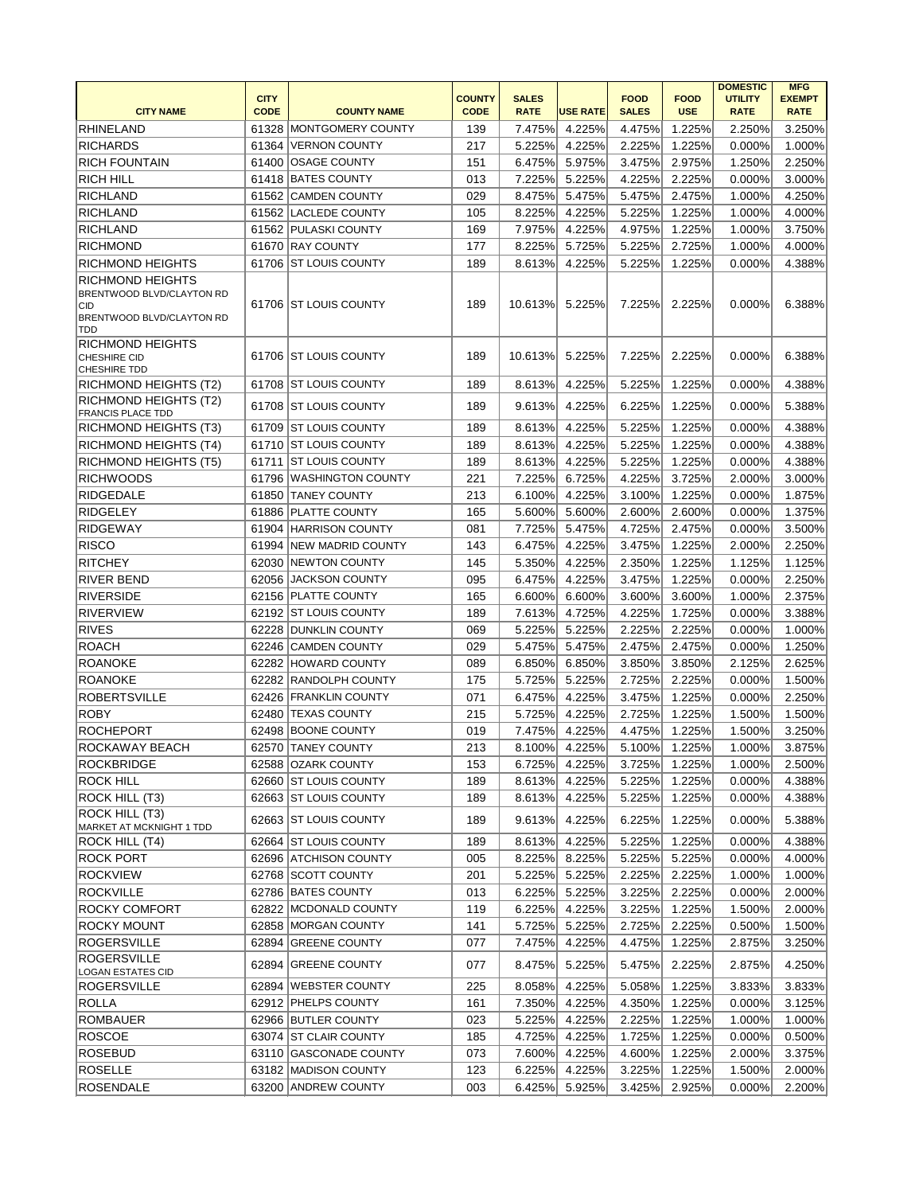| CITY NAME | CITY CODE | COUNTY NAME | COUNTY CODE | SALES RATE | USE RATE | FOOD SALES | FOOD USE | DOMESTIC UTILITY RATE | MFG EXEMPT RATE |
|---|---|---|---|---|---|---|---|---|---|
| RHINELAND | 61328 | MONTGOMERY COUNTY | 139 | 7.475% | 4.225% | 4.475% | 1.225% | 2.250% | 3.250% |
| RICHARDS | 61364 | VERNON COUNTY | 217 | 5.225% | 4.225% | 2.225% | 1.225% | 0.000% | 1.000% |
| RICH FOUNTAIN | 61400 | OSAGE COUNTY | 151 | 6.475% | 5.975% | 3.475% | 2.975% | 1.250% | 2.250% |
| RICH HILL | 61418 | BATES COUNTY | 013 | 7.225% | 5.225% | 4.225% | 2.225% | 0.000% | 3.000% |
| RICHLAND | 61562 | CAMDEN COUNTY | 029 | 8.475% | 5.475% | 5.475% | 2.475% | 1.000% | 4.250% |
| RICHLAND | 61562 | LACLEDE COUNTY | 105 | 8.225% | 4.225% | 5.225% | 1.225% | 1.000% | 4.000% |
| RICHLAND | 61562 | PULASKI COUNTY | 169 | 7.975% | 4.225% | 4.975% | 1.225% | 1.000% | 3.750% |
| RICHMOND | 61670 | RAY COUNTY | 177 | 8.225% | 5.725% | 5.225% | 2.725% | 1.000% | 4.000% |
| RICHMOND HEIGHTS | 61706 | ST LOUIS COUNTY | 189 | 8.613% | 4.225% | 5.225% | 1.225% | 0.000% | 4.388% |
| RICHMOND HEIGHTS BRENTWOOD BLVD/CLAYTON RD CID BRENTWOOD BLVD/CLAYTON RD TDD | 61706 | ST LOUIS COUNTY | 189 | 10.613% | 5.225% | 7.225% | 2.225% | 0.000% | 6.388% |
| RICHMOND HEIGHTS CHESHIRE CID CHESHIRE TDD | 61706 | ST LOUIS COUNTY | 189 | 10.613% | 5.225% | 7.225% | 2.225% | 0.000% | 6.388% |
| RICHMOND HEIGHTS (T2) | 61708 | ST LOUIS COUNTY | 189 | 8.613% | 4.225% | 5.225% | 1.225% | 0.000% | 4.388% |
| RICHMOND HEIGHTS (T2) FRANCIS PLACE TDD | 61708 | ST LOUIS COUNTY | 189 | 9.613% | 4.225% | 6.225% | 1.225% | 0.000% | 5.388% |
| RICHMOND HEIGHTS (T3) | 61709 | ST LOUIS COUNTY | 189 | 8.613% | 4.225% | 5.225% | 1.225% | 0.000% | 4.388% |
| RICHMOND HEIGHTS (T4) | 61710 | ST LOUIS COUNTY | 189 | 8.613% | 4.225% | 5.225% | 1.225% | 0.000% | 4.388% |
| RICHMOND HEIGHTS (T5) | 61711 | ST LOUIS COUNTY | 189 | 8.613% | 4.225% | 5.225% | 1.225% | 0.000% | 4.388% |
| RICHWOODS | 61796 | WASHINGTON COUNTY | 221 | 7.225% | 6.725% | 4.225% | 3.725% | 2.000% | 3.000% |
| RIDGEDALE | 61850 | TANEY COUNTY | 213 | 6.100% | 4.225% | 3.100% | 1.225% | 0.000% | 1.875% |
| RIDGELEY | 61886 | PLATTE COUNTY | 165 | 5.600% | 5.600% | 2.600% | 2.600% | 0.000% | 1.375% |
| RIDGEWAY | 61904 | HARRISON COUNTY | 081 | 7.725% | 5.475% | 4.725% | 2.475% | 0.000% | 3.500% |
| RISCO | 61994 | NEW MADRID COUNTY | 143 | 6.475% | 4.225% | 3.475% | 1.225% | 2.000% | 2.250% |
| RITCHEY | 62030 | NEWTON COUNTY | 145 | 5.350% | 4.225% | 2.350% | 1.225% | 1.125% | 1.125% |
| RIVER BEND | 62056 | JACKSON COUNTY | 095 | 6.475% | 4.225% | 3.475% | 1.225% | 0.000% | 2.250% |
| RIVERSIDE | 62156 | PLATTE COUNTY | 165 | 6.600% | 6.600% | 3.600% | 3.600% | 1.000% | 2.375% |
| RIVERVIEW | 62192 | ST LOUIS COUNTY | 189 | 7.613% | 4.725% | 4.225% | 1.725% | 0.000% | 3.388% |
| RIVES | 62228 | DUNKLIN COUNTY | 069 | 5.225% | 5.225% | 2.225% | 2.225% | 0.000% | 1.000% |
| ROACH | 62246 | CAMDEN COUNTY | 029 | 5.475% | 5.475% | 2.475% | 2.475% | 0.000% | 1.250% |
| ROANOKE | 62282 | HOWARD COUNTY | 089 | 6.850% | 6.850% | 3.850% | 3.850% | 2.125% | 2.625% |
| ROANOKE | 62282 | RANDOLPH COUNTY | 175 | 5.725% | 5.225% | 2.725% | 2.225% | 0.000% | 1.500% |
| ROBERTSVILLE | 62426 | FRANKLIN COUNTY | 071 | 6.475% | 4.225% | 3.475% | 1.225% | 0.000% | 2.250% |
| ROBY | 62480 | TEXAS COUNTY | 215 | 5.725% | 4.225% | 2.725% | 1.225% | 1.500% | 1.500% |
| ROCHEPORT | 62498 | BOONE COUNTY | 019 | 7.475% | 4.225% | 4.475% | 1.225% | 1.500% | 3.250% |
| ROCKAWAY BEACH | 62570 | TANEY COUNTY | 213 | 8.100% | 4.225% | 5.100% | 1.225% | 1.000% | 3.875% |
| ROCKBRIDGE | 62588 | OZARK COUNTY | 153 | 6.725% | 4.225% | 3.725% | 1.225% | 1.000% | 2.500% |
| ROCK HILL | 62660 | ST LOUIS COUNTY | 189 | 8.613% | 4.225% | 5.225% | 1.225% | 0.000% | 4.388% |
| ROCK HILL (T3) | 62663 | ST LOUIS COUNTY | 189 | 8.613% | 4.225% | 5.225% | 1.225% | 0.000% | 4.388% |
| ROCK HILL (T3) MARKET AT MCKNIGHT 1 TDD | 62663 | ST LOUIS COUNTY | 189 | 9.613% | 4.225% | 6.225% | 1.225% | 0.000% | 5.388% |
| ROCK HILL (T4) | 62664 | ST LOUIS COUNTY | 189 | 8.613% | 4.225% | 5.225% | 1.225% | 0.000% | 4.388% |
| ROCK PORT | 62696 | ATCHISON COUNTY | 005 | 8.225% | 8.225% | 5.225% | 5.225% | 0.000% | 4.000% |
| ROCKVIEW | 62768 | SCOTT COUNTY | 201 | 5.225% | 5.225% | 2.225% | 2.225% | 1.000% | 1.000% |
| ROCKVILLE | 62786 | BATES COUNTY | 013 | 6.225% | 5.225% | 3.225% | 2.225% | 0.000% | 2.000% |
| ROCKY COMFORT | 62822 | MCDONALD COUNTY | 119 | 6.225% | 4.225% | 3.225% | 1.225% | 1.500% | 2.000% |
| ROCKY MOUNT | 62858 | MORGAN COUNTY | 141 | 5.725% | 5.225% | 2.725% | 2.225% | 0.500% | 1.500% |
| ROGERSVILLE | 62894 | GREENE COUNTY | 077 | 7.475% | 4.225% | 4.475% | 1.225% | 2.875% | 3.250% |
| ROGERSVILLE LOGAN ESTATES CID | 62894 | GREENE COUNTY | 077 | 8.475% | 5.225% | 5.475% | 2.225% | 2.875% | 4.250% |
| ROGERSVILLE | 62894 | WEBSTER COUNTY | 225 | 8.058% | 4.225% | 5.058% | 1.225% | 3.833% | 3.833% |
| ROLLA | 62912 | PHELPS COUNTY | 161 | 7.350% | 4.225% | 4.350% | 1.225% | 0.000% | 3.125% |
| ROMBAUER | 62966 | BUTLER COUNTY | 023 | 5.225% | 4.225% | 2.225% | 1.225% | 1.000% | 1.000% |
| ROSCOE | 63074 | ST CLAIR COUNTY | 185 | 4.725% | 4.225% | 1.725% | 1.225% | 0.000% | 0.500% |
| ROSEBUD | 63110 | GASCONADE COUNTY | 073 | 7.600% | 4.225% | 4.600% | 1.225% | 2.000% | 3.375% |
| ROSELLE | 63182 | MADISON COUNTY | 123 | 6.225% | 4.225% | 3.225% | 1.225% | 1.500% | 2.000% |
| ROSENDALE | 63200 | ANDREW COUNTY | 003 | 6.425% | 5.925% | 3.425% | 2.925% | 0.000% | 2.200% |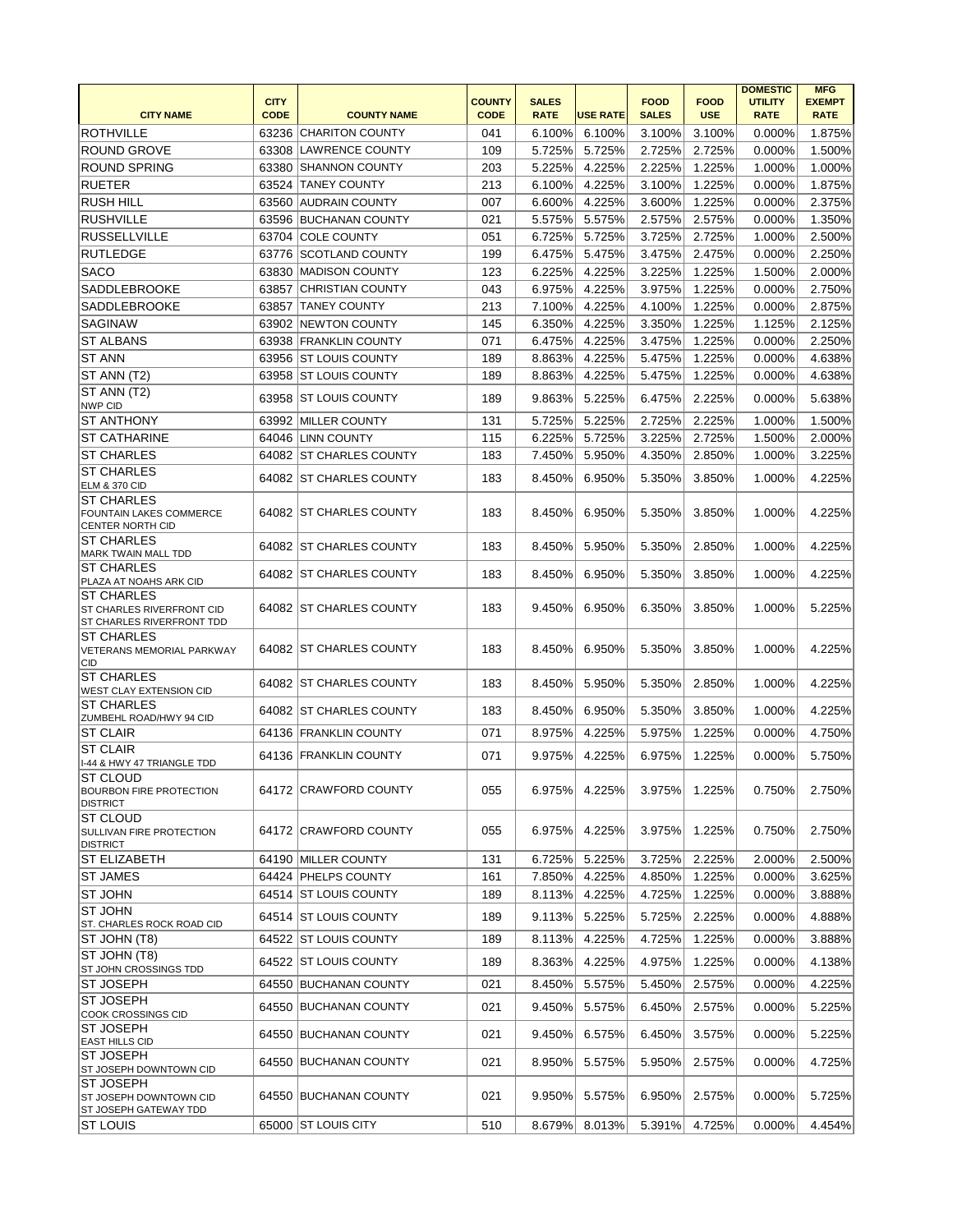| CITY NAME | CITY CODE | COUNTY NAME | COUNTY CODE | SALES RATE | USE RATE | FOOD SALES | FOOD USE | DOMESTIC UTILITY RATE | MFG EXEMPT RATE |
|---|---|---|---|---|---|---|---|---|---|
| ROTHVILLE | 63236 | CHARITON COUNTY | 041 | 6.100% | 6.100% | 3.100% | 3.100% | 0.000% | 1.875% |
| ROUND GROVE | 63308 | LAWRENCE COUNTY | 109 | 5.725% | 5.725% | 2.725% | 2.725% | 0.000% | 1.500% |
| ROUND SPRING | 63380 | SHANNON COUNTY | 203 | 5.225% | 4.225% | 2.225% | 1.225% | 1.000% | 1.000% |
| RUETER | 63524 | TANEY COUNTY | 213 | 6.100% | 4.225% | 3.100% | 1.225% | 0.000% | 1.875% |
| RUSH HILL | 63560 | AUDRAIN COUNTY | 007 | 6.600% | 4.225% | 3.600% | 1.225% | 0.000% | 2.375% |
| RUSHVILLE | 63596 | BUCHANAN COUNTY | 021 | 5.575% | 5.575% | 2.575% | 2.575% | 0.000% | 1.350% |
| RUSSELLVILLE | 63704 | COLE COUNTY | 051 | 6.725% | 5.725% | 3.725% | 2.725% | 1.000% | 2.500% |
| RUTLEDGE | 63776 | SCOTLAND COUNTY | 199 | 6.475% | 5.475% | 3.475% | 2.475% | 0.000% | 2.250% |
| SACO | 63830 | MADISON COUNTY | 123 | 6.225% | 4.225% | 3.225% | 1.225% | 1.500% | 2.000% |
| SADDLEBROOKE | 63857 | CHRISTIAN COUNTY | 043 | 6.975% | 4.225% | 3.975% | 1.225% | 0.000% | 2.750% |
| SADDLEBROOKE | 63857 | TANEY COUNTY | 213 | 7.100% | 4.225% | 4.100% | 1.225% | 0.000% | 2.875% |
| SAGINAW | 63902 | NEWTON COUNTY | 145 | 6.350% | 4.225% | 3.350% | 1.225% | 1.125% | 2.125% |
| ST ALBANS | 63938 | FRANKLIN COUNTY | 071 | 6.475% | 4.225% | 3.475% | 1.225% | 0.000% | 2.250% |
| ST ANN | 63956 | ST LOUIS COUNTY | 189 | 8.863% | 4.225% | 5.475% | 1.225% | 0.000% | 4.638% |
| ST ANN (T2) | 63958 | ST LOUIS COUNTY | 189 | 8.863% | 4.225% | 5.475% | 1.225% | 0.000% | 4.638% |
| ST ANN (T2) NWP CID | 63958 | ST LOUIS COUNTY | 189 | 9.863% | 5.225% | 6.475% | 2.225% | 0.000% | 5.638% |
| ST ANTHONY | 63992 | MILLER COUNTY | 131 | 5.725% | 5.225% | 2.725% | 2.225% | 1.000% | 1.500% |
| ST CATHARINE | 64046 | LINN COUNTY | 115 | 6.225% | 5.725% | 3.225% | 2.725% | 1.500% | 2.000% |
| ST CHARLES | 64082 | ST CHARLES COUNTY | 183 | 7.450% | 5.950% | 4.350% | 2.850% | 1.000% | 3.225% |
| ST CHARLES ELM & 370 CID | 64082 | ST CHARLES COUNTY | 183 | 8.450% | 6.950% | 5.350% | 3.850% | 1.000% | 4.225% |
| ST CHARLES FOUNTAIN LAKES COMMERCE CENTER NORTH CID | 64082 | ST CHARLES COUNTY | 183 | 8.450% | 6.950% | 5.350% | 3.850% | 1.000% | 4.225% |
| ST CHARLES MARK TWAIN MALL TDD | 64082 | ST CHARLES COUNTY | 183 | 8.450% | 5.950% | 5.350% | 2.850% | 1.000% | 4.225% |
| ST CHARLES PLAZA AT NOAHS ARK CID | 64082 | ST CHARLES COUNTY | 183 | 8.450% | 6.950% | 5.350% | 3.850% | 1.000% | 4.225% |
| ST CHARLES ST CHARLES RIVERFRONT CID ST CHARLES RIVERFRONT TDD | 64082 | ST CHARLES COUNTY | 183 | 9.450% | 6.950% | 6.350% | 3.850% | 1.000% | 5.225% |
| ST CHARLES VETERANS MEMORIAL PARKWAY CID | 64082 | ST CHARLES COUNTY | 183 | 8.450% | 6.950% | 5.350% | 3.850% | 1.000% | 4.225% |
| ST CHARLES WEST CLAY EXTENSION CID | 64082 | ST CHARLES COUNTY | 183 | 8.450% | 5.950% | 5.350% | 2.850% | 1.000% | 4.225% |
| ST CHARLES ZUMBEHL ROAD/HWY 94 CID | 64082 | ST CHARLES COUNTY | 183 | 8.450% | 6.950% | 5.350% | 3.850% | 1.000% | 4.225% |
| ST CLAIR | 64136 | FRANKLIN COUNTY | 071 | 8.975% | 4.225% | 5.975% | 1.225% | 0.000% | 4.750% |
| ST CLAIR I-44 & HWY 47 TRIANGLE TDD | 64136 | FRANKLIN COUNTY | 071 | 9.975% | 4.225% | 6.975% | 1.225% | 0.000% | 5.750% |
| ST CLOUD BOURBON FIRE PROTECTION DISTRICT | 64172 | CRAWFORD COUNTY | 055 | 6.975% | 4.225% | 3.975% | 1.225% | 0.750% | 2.750% |
| ST CLOUD SULLIVAN FIRE PROTECTION DISTRICT | 64172 | CRAWFORD COUNTY | 055 | 6.975% | 4.225% | 3.975% | 1.225% | 0.750% | 2.750% |
| ST ELIZABETH | 64190 | MILLER COUNTY | 131 | 6.725% | 5.225% | 3.725% | 2.225% | 2.000% | 2.500% |
| ST JAMES | 64424 | PHELPS COUNTY | 161 | 7.850% | 4.225% | 4.850% | 1.225% | 0.000% | 3.625% |
| ST JOHN | 64514 | ST LOUIS COUNTY | 189 | 8.113% | 4.225% | 4.725% | 1.225% | 0.000% | 3.888% |
| ST JOHN ST. CHARLES ROCK ROAD CID | 64514 | ST LOUIS COUNTY | 189 | 9.113% | 5.225% | 5.725% | 2.225% | 0.000% | 4.888% |
| ST JOHN (T8) | 64522 | ST LOUIS COUNTY | 189 | 8.113% | 4.225% | 4.725% | 1.225% | 0.000% | 3.888% |
| ST JOHN (T8) ST JOHN CROSSINGS TDD | 64522 | ST LOUIS COUNTY | 189 | 8.363% | 4.225% | 4.975% | 1.225% | 0.000% | 4.138% |
| ST JOSEPH | 64550 | BUCHANAN COUNTY | 021 | 8.450% | 5.575% | 5.450% | 2.575% | 0.000% | 4.225% |
| ST JOSEPH COOK CROSSINGS CID | 64550 | BUCHANAN COUNTY | 021 | 9.450% | 5.575% | 6.450% | 2.575% | 0.000% | 5.225% |
| ST JOSEPH EAST HILLS CID | 64550 | BUCHANAN COUNTY | 021 | 9.450% | 6.575% | 6.450% | 3.575% | 0.000% | 5.225% |
| ST JOSEPH ST JOSEPH DOWNTOWN CID | 64550 | BUCHANAN COUNTY | 021 | 8.950% | 5.575% | 5.950% | 2.575% | 0.000% | 4.725% |
| ST JOSEPH ST JOSEPH DOWNTOWN CID ST JOSEPH GATEWAY TDD | 64550 | BUCHANAN COUNTY | 021 | 9.950% | 5.575% | 6.950% | 2.575% | 0.000% | 5.725% |
| ST LOUIS | 65000 | ST LOUIS CITY | 510 | 8.679% | 8.013% | 5.391% | 4.725% | 0.000% | 4.454% |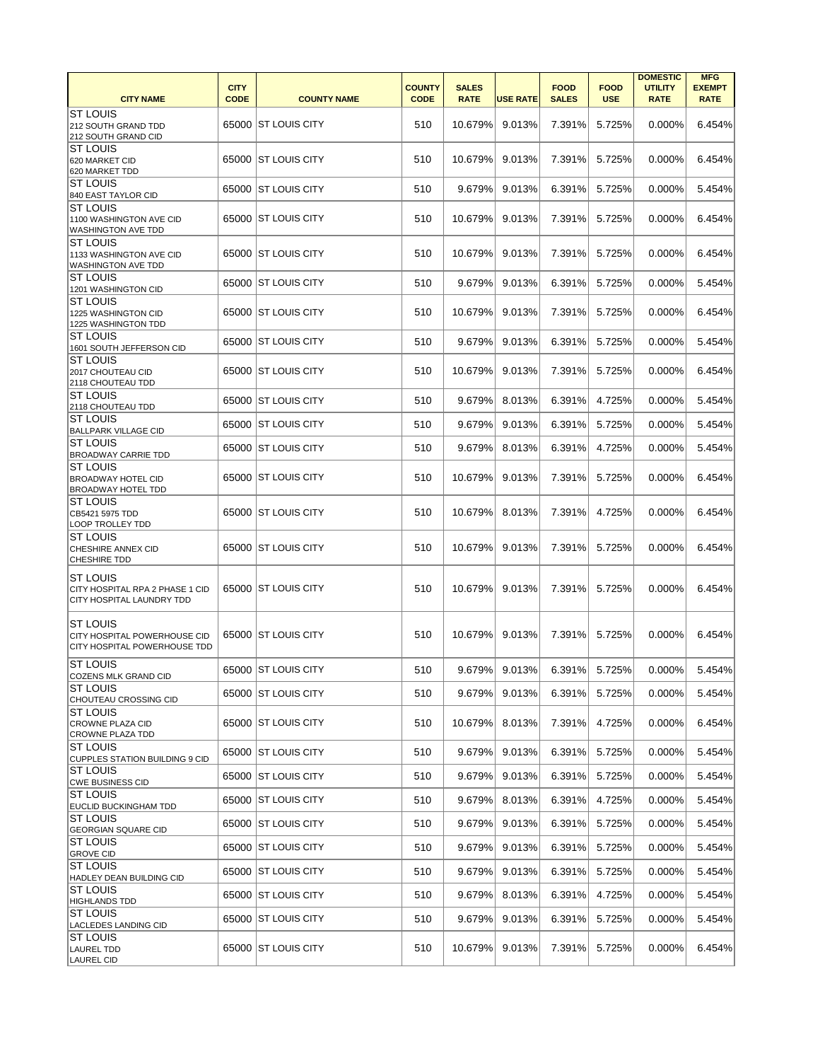| CITY NAME | CITY CODE | COUNTY NAME | COUNTY CODE | SALES RATE | USE RATE | FOOD SALES | FOOD USE | DOMESTIC UTILITY RATE | MFG EXEMPT RATE |
|---|---|---|---|---|---|---|---|---|---|
| ST LOUIS<br>212 SOUTH GRAND TDD<br>212 SOUTH GRAND CID | 65000 | ST LOUIS CITY | 510 | 10.679% | 9.013% | 7.391% | 5.725% | 0.000% | 6.454% |
| ST LOUIS<br>620 MARKET CID<br>620 MARKET TDD | 65000 | ST LOUIS CITY | 510 | 10.679% | 9.013% | 7.391% | 5.725% | 0.000% | 6.454% |
| ST LOUIS<br>840 EAST TAYLOR CID | 65000 | ST LOUIS CITY | 510 | 9.679% | 9.013% | 6.391% | 5.725% | 0.000% | 5.454% |
| ST LOUIS<br>1100 WASHINGTON AVE CID<br>WASHINGTON AVE TDD | 65000 | ST LOUIS CITY | 510 | 10.679% | 9.013% | 7.391% | 5.725% | 0.000% | 6.454% |
| ST LOUIS<br>1133 WASHINGTON AVE CID<br>WASHINGTON AVE TDD | 65000 | ST LOUIS CITY | 510 | 10.679% | 9.013% | 7.391% | 5.725% | 0.000% | 6.454% |
| ST LOUIS<br>1201 WASHINGTON CID | 65000 | ST LOUIS CITY | 510 | 9.679% | 9.013% | 6.391% | 5.725% | 0.000% | 5.454% |
| ST LOUIS<br>1225 WASHINGTON CID<br>1225 WASHINGTON TDD | 65000 | ST LOUIS CITY | 510 | 10.679% | 9.013% | 7.391% | 5.725% | 0.000% | 6.454% |
| ST LOUIS<br>1601 SOUTH JEFFERSON CID | 65000 | ST LOUIS CITY | 510 | 9.679% | 9.013% | 6.391% | 5.725% | 0.000% | 5.454% |
| ST LOUIS<br>2017 CHOUTEAU CID<br>2118 CHOUTEAU TDD | 65000 | ST LOUIS CITY | 510 | 10.679% | 9.013% | 7.391% | 5.725% | 0.000% | 6.454% |
| ST LOUIS<br>2118 CHOUTEAU TDD | 65000 | ST LOUIS CITY | 510 | 9.679% | 8.013% | 6.391% | 4.725% | 0.000% | 5.454% |
| ST LOUIS<br>BALLPARK VILLAGE CID | 65000 | ST LOUIS CITY | 510 | 9.679% | 9.013% | 6.391% | 5.725% | 0.000% | 5.454% |
| ST LOUIS<br>BROADWAY CARRIE TDD | 65000 | ST LOUIS CITY | 510 | 9.679% | 8.013% | 6.391% | 4.725% | 0.000% | 5.454% |
| ST LOUIS<br>BROADWAY HOTEL CID<br>BROADWAY HOTEL TDD | 65000 | ST LOUIS CITY | 510 | 10.679% | 9.013% | 7.391% | 5.725% | 0.000% | 6.454% |
| ST LOUIS<br>CB5421 5975 TDD<br>LOOP TROLLEY TDD | 65000 | ST LOUIS CITY | 510 | 10.679% | 8.013% | 7.391% | 4.725% | 0.000% | 6.454% |
| ST LOUIS<br>CHESHIRE ANNEX CID<br>CHESHIRE TDD | 65000 | ST LOUIS CITY | 510 | 10.679% | 9.013% | 7.391% | 5.725% | 0.000% | 6.454% |
| ST LOUIS<br>CITY HOSPITAL RPA 2 PHASE 1 CID<br>CITY HOSPITAL LAUNDRY TDD | 65000 | ST LOUIS CITY | 510 | 10.679% | 9.013% | 7.391% | 5.725% | 0.000% | 6.454% |
| ST LOUIS<br>CITY HOSPITAL POWERHOUSE CID<br>CITY HOSPITAL POWERHOUSE TDD | 65000 | ST LOUIS CITY | 510 | 10.679% | 9.013% | 7.391% | 5.725% | 0.000% | 6.454% |
| ST LOUIS<br>COZENS MLK GRAND CID | 65000 | ST LOUIS CITY | 510 | 9.679% | 9.013% | 6.391% | 5.725% | 0.000% | 5.454% |
| ST LOUIS<br>CHOUTEAU CROSSING CID | 65000 | ST LOUIS CITY | 510 | 9.679% | 9.013% | 6.391% | 5.725% | 0.000% | 5.454% |
| ST LOUIS<br>CROWNE PLAZA CID<br>CROWNE PLAZA TDD | 65000 | ST LOUIS CITY | 510 | 10.679% | 8.013% | 7.391% | 4.725% | 0.000% | 6.454% |
| ST LOUIS<br>CUPPLES STATION BUILDING 9 CID | 65000 | ST LOUIS CITY | 510 | 9.679% | 9.013% | 6.391% | 5.725% | 0.000% | 5.454% |
| ST LOUIS<br>CWE BUSINESS CID | 65000 | ST LOUIS CITY | 510 | 9.679% | 9.013% | 6.391% | 5.725% | 0.000% | 5.454% |
| ST LOUIS<br>EUCLID BUCKINGHAM TDD | 65000 | ST LOUIS CITY | 510 | 9.679% | 8.013% | 6.391% | 4.725% | 0.000% | 5.454% |
| ST LOUIS<br>GEORGIAN SQUARE CID | 65000 | ST LOUIS CITY | 510 | 9.679% | 9.013% | 6.391% | 5.725% | 0.000% | 5.454% |
| ST LOUIS<br>GROVE CID | 65000 | ST LOUIS CITY | 510 | 9.679% | 9.013% | 6.391% | 5.725% | 0.000% | 5.454% |
| ST LOUIS<br>HADLEY DEAN BUILDING CID | 65000 | ST LOUIS CITY | 510 | 9.679% | 9.013% | 6.391% | 5.725% | 0.000% | 5.454% |
| ST LOUIS<br>HIGHLANDS TDD | 65000 | ST LOUIS CITY | 510 | 9.679% | 8.013% | 6.391% | 4.725% | 0.000% | 5.454% |
| ST LOUIS<br>LACLEDES LANDING CID | 65000 | ST LOUIS CITY | 510 | 9.679% | 9.013% | 6.391% | 5.725% | 0.000% | 5.454% |
| ST LOUIS<br>LAUREL TDD<br>LAUREL CID | 65000 | ST LOUIS CITY | 510 | 10.679% | 9.013% | 7.391% | 5.725% | 0.000% | 6.454% |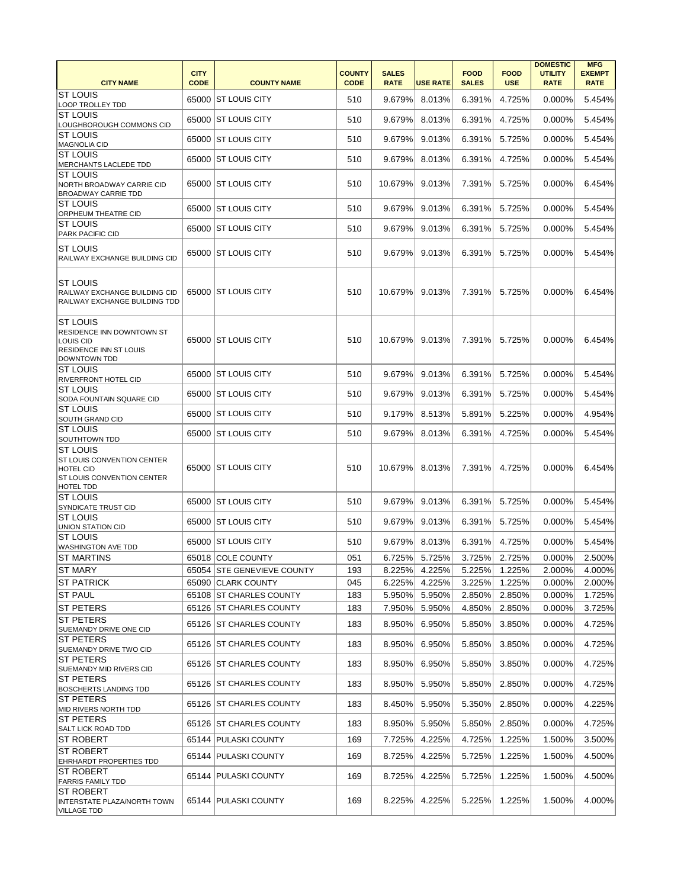| CITY NAME | CITY CODE | COUNTY NAME | COUNTY CODE | SALES RATE | USE RATE | FOOD SALES | FOOD USE | DOMESTIC UTILITY RATE | MFG EXEMPT RATE |
|---|---|---|---|---|---|---|---|---|---|
| ST LOUIS<br>LOOP TROLLEY TDD | 65000 | ST LOUIS CITY | 510 | 9.679% | 8.013% | 6.391% | 4.725% | 0.000% | 5.454% |
| ST LOUIS<br>LOUGHBOROUGH COMMONS CID | 65000 | ST LOUIS CITY | 510 | 9.679% | 8.013% | 6.391% | 4.725% | 0.000% | 5.454% |
| ST LOUIS<br>MAGNOLIA CID | 65000 | ST LOUIS CITY | 510 | 9.679% | 9.013% | 6.391% | 5.725% | 0.000% | 5.454% |
| ST LOUIS<br>MERCHANTS LACLEDE TDD | 65000 | ST LOUIS CITY | 510 | 9.679% | 8.013% | 6.391% | 4.725% | 0.000% | 5.454% |
| ST LOUIS<br>NORTH BROADWAY CARRIE CID<br>BROADWAY CARRIE TDD | 65000 | ST LOUIS CITY | 510 | 10.679% | 9.013% | 7.391% | 5.725% | 0.000% | 6.454% |
| ST LOUIS<br>ORPHEUM THEATRE CID | 65000 | ST LOUIS CITY | 510 | 9.679% | 9.013% | 6.391% | 5.725% | 0.000% | 5.454% |
| ST LOUIS<br>PARK PACIFIC CID | 65000 | ST LOUIS CITY | 510 | 9.679% | 9.013% | 6.391% | 5.725% | 0.000% | 5.454% |
| ST LOUIS<br>RAILWAY EXCHANGE BUILDING CID | 65000 | ST LOUIS CITY | 510 | 9.679% | 9.013% | 6.391% | 5.725% | 0.000% | 5.454% |
| ST LOUIS<br>RAILWAY EXCHANGE BUILDING CID<br>RAILWAY EXCHANGE BUILDING TDD | 65000 | ST LOUIS CITY | 510 | 10.679% | 9.013% | 7.391% | 5.725% | 0.000% | 6.454% |
| ST LOUIS<br>RESIDENCE INN DOWNTOWN ST LOUIS CID<br>RESIDENCE INN ST LOUIS DOWNTOWN TDD | 65000 | ST LOUIS CITY | 510 | 10.679% | 9.013% | 7.391% | 5.725% | 0.000% | 6.454% |
| ST LOUIS<br>RIVERFRONT HOTEL CID | 65000 | ST LOUIS CITY | 510 | 9.679% | 9.013% | 6.391% | 5.725% | 0.000% | 5.454% |
| ST LOUIS<br>SODA FOUNTAIN SQUARE CID | 65000 | ST LOUIS CITY | 510 | 9.679% | 9.013% | 6.391% | 5.725% | 0.000% | 5.454% |
| ST LOUIS<br>SOUTH GRAND CID | 65000 | ST LOUIS CITY | 510 | 9.179% | 8.513% | 5.891% | 5.225% | 0.000% | 4.954% |
| ST LOUIS<br>SOUTHTOWN TDD | 65000 | ST LOUIS CITY | 510 | 9.679% | 8.013% | 6.391% | 4.725% | 0.000% | 5.454% |
| ST LOUIS<br>ST LOUIS CONVENTION CENTER HOTEL CID<br>ST LOUIS CONVENTION CENTER HOTEL TDD | 65000 | ST LOUIS CITY | 510 | 10.679% | 8.013% | 7.391% | 4.725% | 0.000% | 6.454% |
| ST LOUIS<br>SYNDICATE TRUST CID | 65000 | ST LOUIS CITY | 510 | 9.679% | 9.013% | 6.391% | 5.725% | 0.000% | 5.454% |
| ST LOUIS<br>UNION STATION CID | 65000 | ST LOUIS CITY | 510 | 9.679% | 9.013% | 6.391% | 5.725% | 0.000% | 5.454% |
| ST LOUIS<br>WASHINGTON AVE TDD | 65000 | ST LOUIS CITY | 510 | 9.679% | 8.013% | 6.391% | 4.725% | 0.000% | 5.454% |
| ST MARTINS | 65018 | COLE COUNTY | 051 | 6.725% | 5.725% | 3.725% | 2.725% | 0.000% | 2.500% |
| ST MARY | 65054 | STE GENEVIEVE COUNTY | 193 | 8.225% | 4.225% | 5.225% | 1.225% | 2.000% | 4.000% |
| ST PATRICK | 65090 | CLARK COUNTY | 045 | 6.225% | 4.225% | 3.225% | 1.225% | 0.000% | 2.000% |
| ST PAUL | 65108 | ST CHARLES COUNTY | 183 | 5.950% | 5.950% | 2.850% | 2.850% | 0.000% | 1.725% |
| ST PETERS | 65126 | ST CHARLES COUNTY | 183 | 7.950% | 5.950% | 4.850% | 2.850% | 0.000% | 3.725% |
| ST PETERS<br>SUEMANDY DRIVE ONE CID | 65126 | ST CHARLES COUNTY | 183 | 8.950% | 6.950% | 5.850% | 3.850% | 0.000% | 4.725% |
| ST PETERS<br>SUEMANDY DRIVE TWO CID | 65126 | ST CHARLES COUNTY | 183 | 8.950% | 6.950% | 5.850% | 3.850% | 0.000% | 4.725% |
| ST PETERS<br>SUEMANDY MID RIVERS CID | 65126 | ST CHARLES COUNTY | 183 | 8.950% | 6.950% | 5.850% | 3.850% | 0.000% | 4.725% |
| ST PETERS<br>BOSCHERTS LANDING TDD | 65126 | ST CHARLES COUNTY | 183 | 8.950% | 5.950% | 5.850% | 2.850% | 0.000% | 4.725% |
| ST PETERS<br>MID RIVERS NORTH TDD | 65126 | ST CHARLES COUNTY | 183 | 8.450% | 5.950% | 5.350% | 2.850% | 0.000% | 4.225% |
| ST PETERS<br>SALT LICK ROAD TDD | 65126 | ST CHARLES COUNTY | 183 | 8.950% | 5.950% | 5.850% | 2.850% | 0.000% | 4.725% |
| ST ROBERT | 65144 | PULASKI COUNTY | 169 | 7.725% | 4.225% | 4.725% | 1.225% | 1.500% | 3.500% |
| ST ROBERT<br>EHRHARDT PROPERTIES TDD | 65144 | PULASKI COUNTY | 169 | 8.725% | 4.225% | 5.725% | 1.225% | 1.500% | 4.500% |
| ST ROBERT<br>FARRIS FAMILY TDD | 65144 | PULASKI COUNTY | 169 | 8.725% | 4.225% | 5.725% | 1.225% | 1.500% | 4.500% |
| ST ROBERT<br>INTERSTATE PLAZA/NORTH TOWN VILLAGE TDD | 65144 | PULASKI COUNTY | 169 | 8.225% | 4.225% | 5.225% | 1.225% | 1.500% | 4.000% |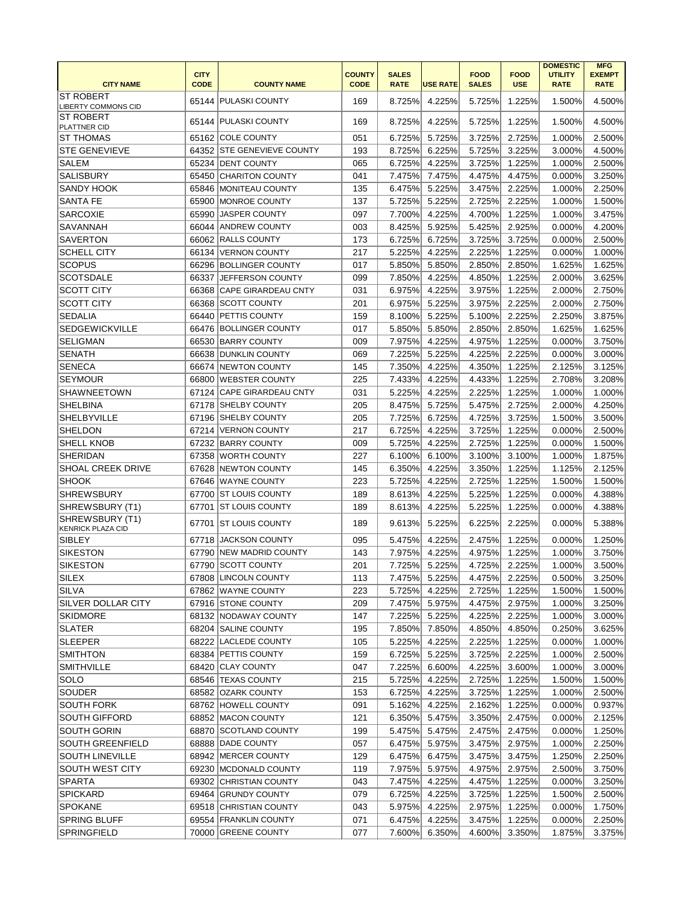| CITY NAME | CITY CODE | COUNTY NAME | COUNTY CODE | SALES RATE | USE RATE | FOOD SALES | FOOD USE | DOMESTIC UTILITY RATE | MFG EXEMPT RATE |
|---|---|---|---|---|---|---|---|---|---|
| ST ROBERT LIBERTY COMMONS CID | 65144 | PULASKI COUNTY | 169 | 8.725% | 4.225% | 5.725% | 1.225% | 1.500% | 4.500% |
| ST ROBERT PLATTNER CID | 65144 | PULASKI COUNTY | 169 | 8.725% | 4.225% | 5.725% | 1.225% | 1.500% | 4.500% |
| ST THOMAS | 65162 | COLE COUNTY | 051 | 6.725% | 5.725% | 3.725% | 2.725% | 1.000% | 2.500% |
| STE GENEVIEVE | 64352 | STE GENEVIEVE COUNTY | 193 | 8.725% | 6.225% | 5.725% | 3.225% | 3.000% | 4.500% |
| SALEM | 65234 | DENT COUNTY | 065 | 6.725% | 4.225% | 3.725% | 1.225% | 1.000% | 2.500% |
| SALISBURY | 65450 | CHARITON COUNTY | 041 | 7.475% | 7.475% | 4.475% | 4.475% | 0.000% | 3.250% |
| SANDY HOOK | 65846 | MONITEAU COUNTY | 135 | 6.475% | 5.225% | 3.475% | 2.225% | 1.000% | 2.250% |
| SANTA FE | 65900 | MONROE COUNTY | 137 | 5.725% | 5.225% | 2.725% | 2.225% | 1.000% | 1.500% |
| SARCOXIE | 65990 | JASPER COUNTY | 097 | 7.700% | 4.225% | 4.700% | 1.225% | 1.000% | 3.475% |
| SAVANNAH | 66044 | ANDREW COUNTY | 003 | 8.425% | 5.925% | 5.425% | 2.925% | 0.000% | 4.200% |
| SAVERTON | 66062 | RALLS COUNTY | 173 | 6.725% | 6.725% | 3.725% | 3.725% | 0.000% | 2.500% |
| SCHELL CITY | 66134 | VERNON COUNTY | 217 | 5.225% | 4.225% | 2.225% | 1.225% | 0.000% | 1.000% |
| SCOPUS | 66296 | BOLLINGER COUNTY | 017 | 5.850% | 5.850% | 2.850% | 2.850% | 1.625% | 1.625% |
| SCOTSDALE | 66337 | JEFFERSON COUNTY | 099 | 7.850% | 4.225% | 4.850% | 1.225% | 2.000% | 3.625% |
| SCOTT CITY | 66368 | CAPE GIRARDEAU CNTY | 031 | 6.975% | 4.225% | 3.975% | 1.225% | 2.000% | 2.750% |
| SCOTT CITY | 66368 | SCOTT COUNTY | 201 | 6.975% | 5.225% | 3.975% | 2.225% | 2.000% | 2.750% |
| SEDALIA | 66440 | PETTIS COUNTY | 159 | 8.100% | 5.225% | 5.100% | 2.225% | 2.250% | 3.875% |
| SEDGEWICKVILLE | 66476 | BOLLINGER COUNTY | 017 | 5.850% | 5.850% | 2.850% | 2.850% | 1.625% | 1.625% |
| SELIGMAN | 66530 | BARRY COUNTY | 009 | 7.975% | 4.225% | 4.975% | 1.225% | 0.000% | 3.750% |
| SENATH | 66638 | DUNKLIN COUNTY | 069 | 7.225% | 5.225% | 4.225% | 2.225% | 0.000% | 3.000% |
| SENECA | 66674 | NEWTON COUNTY | 145 | 7.350% | 4.225% | 4.350% | 1.225% | 2.125% | 3.125% |
| SEYMOUR | 66800 | WEBSTER COUNTY | 225 | 7.433% | 4.225% | 4.433% | 1.225% | 2.708% | 3.208% |
| SHAWNEETOWN | 67124 | CAPE GIRARDEAU CNTY | 031 | 5.225% | 4.225% | 2.225% | 1.225% | 1.000% | 1.000% |
| SHELBINA | 67178 | SHELBY COUNTY | 205 | 8.475% | 5.725% | 5.475% | 2.725% | 2.000% | 4.250% |
| SHELBYVILLE | 67196 | SHELBY COUNTY | 205 | 7.725% | 6.725% | 4.725% | 3.725% | 1.500% | 3.500% |
| SHELDON | 67214 | VERNON COUNTY | 217 | 6.725% | 4.225% | 3.725% | 1.225% | 0.000% | 2.500% |
| SHELL KNOB | 67232 | BARRY COUNTY | 009 | 5.725% | 4.225% | 2.725% | 1.225% | 0.000% | 1.500% |
| SHERIDAN | 67358 | WORTH COUNTY | 227 | 6.100% | 6.100% | 3.100% | 3.100% | 1.000% | 1.875% |
| SHOAL CREEK DRIVE | 67628 | NEWTON COUNTY | 145 | 6.350% | 4.225% | 3.350% | 1.225% | 1.125% | 2.125% |
| SHOOK | 67646 | WAYNE COUNTY | 223 | 5.725% | 4.225% | 2.725% | 1.225% | 1.500% | 1.500% |
| SHREWSBURY | 67700 | ST LOUIS COUNTY | 189 | 8.613% | 4.225% | 5.225% | 1.225% | 0.000% | 4.388% |
| SHREWSBURY (T1) | 67701 | ST LOUIS COUNTY | 189 | 8.613% | 4.225% | 5.225% | 1.225% | 0.000% | 4.388% |
| SHREWSBURY (T1) KENRICK PLAZA CID | 67701 | ST LOUIS COUNTY | 189 | 9.613% | 5.225% | 6.225% | 2.225% | 0.000% | 5.388% |
| SIBLEY | 67718 | JACKSON COUNTY | 095 | 5.475% | 4.225% | 2.475% | 1.225% | 0.000% | 1.250% |
| SIKESTON | 67790 | NEW MADRID COUNTY | 143 | 7.975% | 4.225% | 4.975% | 1.225% | 1.000% | 3.750% |
| SIKESTON | 67790 | SCOTT COUNTY | 201 | 7.725% | 5.225% | 4.725% | 2.225% | 1.000% | 3.500% |
| SILEX | 67808 | LINCOLN COUNTY | 113 | 7.475% | 5.225% | 4.475% | 2.225% | 0.500% | 3.250% |
| SILVA | 67862 | WAYNE COUNTY | 223 | 5.725% | 4.225% | 2.725% | 1.225% | 1.500% | 1.500% |
| SILVER DOLLAR CITY | 67916 | STONE COUNTY | 209 | 7.475% | 5.975% | 4.475% | 2.975% | 1.000% | 3.250% |
| SKIDMORE | 68132 | NODAWAY COUNTY | 147 | 7.225% | 5.225% | 4.225% | 2.225% | 1.000% | 3.000% |
| SLATER | 68204 | SALINE COUNTY | 195 | 7.850% | 7.850% | 4.850% | 4.850% | 0.250% | 3.625% |
| SLEEPER | 68222 | LACLEDE COUNTY | 105 | 5.225% | 4.225% | 2.225% | 1.225% | 0.000% | 1.000% |
| SMITHTON | 68384 | PETTIS COUNTY | 159 | 6.725% | 5.225% | 3.725% | 2.225% | 1.000% | 2.500% |
| SMITHVILLE | 68420 | CLAY COUNTY | 047 | 7.225% | 6.600% | 4.225% | 3.600% | 1.000% | 3.000% |
| SOLO | 68546 | TEXAS COUNTY | 215 | 5.725% | 4.225% | 2.725% | 1.225% | 1.500% | 1.500% |
| SOUDER | 68582 | OZARK COUNTY | 153 | 6.725% | 4.225% | 3.725% | 1.225% | 1.000% | 2.500% |
| SOUTH FORK | 68762 | HOWELL COUNTY | 091 | 5.162% | 4.225% | 2.162% | 1.225% | 0.000% | 0.937% |
| SOUTH GIFFORD | 68852 | MACON COUNTY | 121 | 6.350% | 5.475% | 3.350% | 2.475% | 0.000% | 2.125% |
| SOUTH GORIN | 68870 | SCOTLAND COUNTY | 199 | 5.475% | 5.475% | 2.475% | 2.475% | 0.000% | 1.250% |
| SOUTH GREENFIELD | 68888 | DADE COUNTY | 057 | 6.475% | 5.975% | 3.475% | 2.975% | 1.000% | 2.250% |
| SOUTH LINEVILLE | 68942 | MERCER COUNTY | 129 | 6.475% | 6.475% | 3.475% | 3.475% | 1.250% | 2.250% |
| SOUTH WEST CITY | 69230 | MCDONALD COUNTY | 119 | 7.975% | 5.975% | 4.975% | 2.975% | 2.500% | 3.750% |
| SPARTA | 69302 | CHRISTIAN COUNTY | 043 | 7.475% | 4.225% | 4.475% | 1.225% | 0.000% | 3.250% |
| SPICKARD | 69464 | GRUNDY COUNTY | 079 | 6.725% | 4.225% | 3.725% | 1.225% | 1.500% | 2.500% |
| SPOKANE | 69518 | CHRISTIAN COUNTY | 043 | 5.975% | 4.225% | 2.975% | 1.225% | 0.000% | 1.750% |
| SPRING BLUFF | 69554 | FRANKLIN COUNTY | 071 | 6.475% | 4.225% | 3.475% | 1.225% | 0.000% | 2.250% |
| SPRINGFIELD | 70000 | GREENE COUNTY | 077 | 7.600% | 6.350% | 4.600% | 3.350% | 1.875% | 3.375% |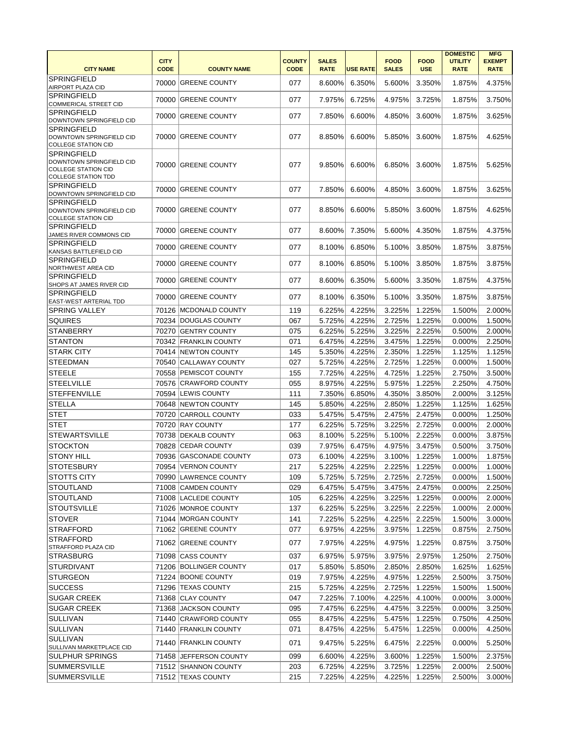| CITY NAME | CITY CODE | COUNTY NAME | COUNTY CODE | SALES RATE | USE RATE | FOOD SALES | FOOD USE | DOMESTIC UTILITY RATE | MFG EXEMPT RATE |
|---|---|---|---|---|---|---|---|---|---|
| SPRINGFIELD AIRPORT PLAZA CID | 70000 | GREENE COUNTY | 077 | 8.600% | 6.350% | 5.600% | 3.350% | 1.875% | 4.375% |
| SPRINGFIELD COMMERICAL STREET CID | 70000 | GREENE COUNTY | 077 | 7.975% | 6.725% | 4.975% | 3.725% | 1.875% | 3.750% |
| SPRINGFIELD DOWNTOWN SPRINGFIELD CID | 70000 | GREENE COUNTY | 077 | 7.850% | 6.600% | 4.850% | 3.600% | 1.875% | 3.625% |
| SPRINGFIELD DOWNTOWN SPRINGFIELD CID COLLEGE STATION CID | 70000 | GREENE COUNTY | 077 | 8.850% | 6.600% | 5.850% | 3.600% | 1.875% | 4.625% |
| SPRINGFIELD DOWNTOWN SPRINGFIELD CID COLLEGE STATION CID COLLEGE STATION TDD | 70000 | GREENE COUNTY | 077 | 9.850% | 6.600% | 6.850% | 3.600% | 1.875% | 5.625% |
| SPRINGFIELD DOWNTOWN SPRINGFIELD CID | 70000 | GREENE COUNTY | 077 | 7.850% | 6.600% | 4.850% | 3.600% | 1.875% | 3.625% |
| SPRINGFIELD DOWNTOWN SPRINGFIELD CID COLLEGE STATION CID | 70000 | GREENE COUNTY | 077 | 8.850% | 6.600% | 5.850% | 3.600% | 1.875% | 4.625% |
| SPRINGFIELD JAMES RIVER COMMONS CID | 70000 | GREENE COUNTY | 077 | 8.600% | 7.350% | 5.600% | 4.350% | 1.875% | 4.375% |
| SPRINGFIELD KANSAS BATTLEFIELD CID | 70000 | GREENE COUNTY | 077 | 8.100% | 6.850% | 5.100% | 3.850% | 1.875% | 3.875% |
| SPRINGFIELD NORTHWEST AREA CID | 70000 | GREENE COUNTY | 077 | 8.100% | 6.850% | 5.100% | 3.850% | 1.875% | 3.875% |
| SPRINGFIELD SHOPS AT JAMES RIVER CID | 70000 | GREENE COUNTY | 077 | 8.600% | 6.350% | 5.600% | 3.350% | 1.875% | 4.375% |
| SPRINGFIELD EAST-WEST ARTERIAL TDD | 70000 | GREENE COUNTY | 077 | 8.100% | 6.350% | 5.100% | 3.350% | 1.875% | 3.875% |
| SPRING VALLEY | 70126 | MCDONALD COUNTY | 119 | 6.225% | 4.225% | 3.225% | 1.225% | 1.500% | 2.000% |
| SQUIRES | 70234 | DOUGLAS COUNTY | 067 | 5.725% | 4.225% | 2.725% | 1.225% | 0.000% | 1.500% |
| STANBERRY | 70270 | GENTRY COUNTY | 075 | 6.225% | 5.225% | 3.225% | 2.225% | 0.500% | 2.000% |
| STANTON | 70342 | FRANKLIN COUNTY | 071 | 6.475% | 4.225% | 3.475% | 1.225% | 0.000% | 2.250% |
| STARK CITY | 70414 | NEWTON COUNTY | 145 | 5.350% | 4.225% | 2.350% | 1.225% | 1.125% | 1.125% |
| STEEDMAN | 70540 | CALLAWAY COUNTY | 027 | 5.725% | 4.225% | 2.725% | 1.225% | 0.000% | 1.500% |
| STEELE | 70558 | PEMISCOT COUNTY | 155 | 7.725% | 4.225% | 4.725% | 1.225% | 2.750% | 3.500% |
| STEELVILLE | 70576 | CRAWFORD COUNTY | 055 | 8.975% | 4.225% | 5.975% | 1.225% | 2.250% | 4.750% |
| STEFFENVILLE | 70594 | LEWIS COUNTY | 111 | 7.350% | 6.850% | 4.350% | 3.850% | 2.000% | 3.125% |
| STELLA | 70648 | NEWTON COUNTY | 145 | 5.850% | 4.225% | 2.850% | 1.225% | 1.125% | 1.625% |
| STET | 70720 | CARROLL COUNTY | 033 | 5.475% | 5.475% | 2.475% | 2.475% | 0.000% | 1.250% |
| STET | 70720 | RAY COUNTY | 177 | 6.225% | 5.725% | 3.225% | 2.725% | 0.000% | 2.000% |
| STEWARTSVILLE | 70738 | DEKALB COUNTY | 063 | 8.100% | 5.225% | 5.100% | 2.225% | 0.000% | 3.875% |
| STOCKTON | 70828 | CEDAR COUNTY | 039 | 7.975% | 6.475% | 4.975% | 3.475% | 0.500% | 3.750% |
| STONY HILL | 70936 | GASCONADE COUNTY | 073 | 6.100% | 4.225% | 3.100% | 1.225% | 1.000% | 1.875% |
| STOTESBURY | 70954 | VERNON COUNTY | 217 | 5.225% | 4.225% | 2.225% | 1.225% | 0.000% | 1.000% |
| STOTTS CITY | 70990 | LAWRENCE COUNTY | 109 | 5.725% | 5.725% | 2.725% | 2.725% | 0.000% | 1.500% |
| STOUTLAND | 71008 | CAMDEN COUNTY | 029 | 6.475% | 5.475% | 3.475% | 2.475% | 0.000% | 2.250% |
| STOUTLAND | 71008 | LACLEDE COUNTY | 105 | 6.225% | 4.225% | 3.225% | 1.225% | 0.000% | 2.000% |
| STOUTSVILLE | 71026 | MONROE COUNTY | 137 | 6.225% | 5.225% | 3.225% | 2.225% | 1.000% | 2.000% |
| STOVER | 71044 | MORGAN COUNTY | 141 | 7.225% | 5.225% | 4.225% | 2.225% | 1.500% | 3.000% |
| STRAFFORD | 71062 | GREENE COUNTY | 077 | 6.975% | 4.225% | 3.975% | 1.225% | 0.875% | 2.750% |
| STRAFFORD STRAFFORD PLAZA CID | 71062 | GREENE COUNTY | 077 | 7.975% | 4.225% | 4.975% | 1.225% | 0.875% | 3.750% |
| STRASBURG | 71098 | CASS COUNTY | 037 | 6.975% | 5.975% | 3.975% | 2.975% | 1.250% | 2.750% |
| STURDIVANT | 71206 | BOLLINGER COUNTY | 017 | 5.850% | 5.850% | 2.850% | 2.850% | 1.625% | 1.625% |
| STURGEON | 71224 | BOONE COUNTY | 019 | 7.975% | 4.225% | 4.975% | 1.225% | 2.500% | 3.750% |
| SUCCESS | 71296 | TEXAS COUNTY | 215 | 5.725% | 4.225% | 2.725% | 1.225% | 1.500% | 1.500% |
| SUGAR CREEK | 71368 | CLAY COUNTY | 047 | 7.225% | 7.100% | 4.225% | 4.100% | 0.000% | 3.000% |
| SUGAR CREEK | 71368 | JACKSON COUNTY | 095 | 7.475% | 6.225% | 4.475% | 3.225% | 0.000% | 3.250% |
| SULLIVAN | 71440 | CRAWFORD COUNTY | 055 | 8.475% | 4.225% | 5.475% | 1.225% | 0.750% | 4.250% |
| SULLIVAN | 71440 | FRANKLIN COUNTY | 071 | 8.475% | 4.225% | 5.475% | 1.225% | 0.000% | 4.250% |
| SULLIVAN SULLIVAN MARKETPLACE CID | 71440 | FRANKLIN COUNTY | 071 | 9.475% | 5.225% | 6.475% | 2.225% | 0.000% | 5.250% |
| SULPHUR SPRINGS | 71458 | JEFFERSON COUNTY | 099 | 6.600% | 4.225% | 3.600% | 1.225% | 1.500% | 2.375% |
| SUMMERSVILLE | 71512 | SHANNON COUNTY | 203 | 6.725% | 4.225% | 3.725% | 1.225% | 2.000% | 2.500% |
| SUMMERSVILLE | 71512 | TEXAS COUNTY | 215 | 7.225% | 4.225% | 4.225% | 1.225% | 2.500% | 3.000% |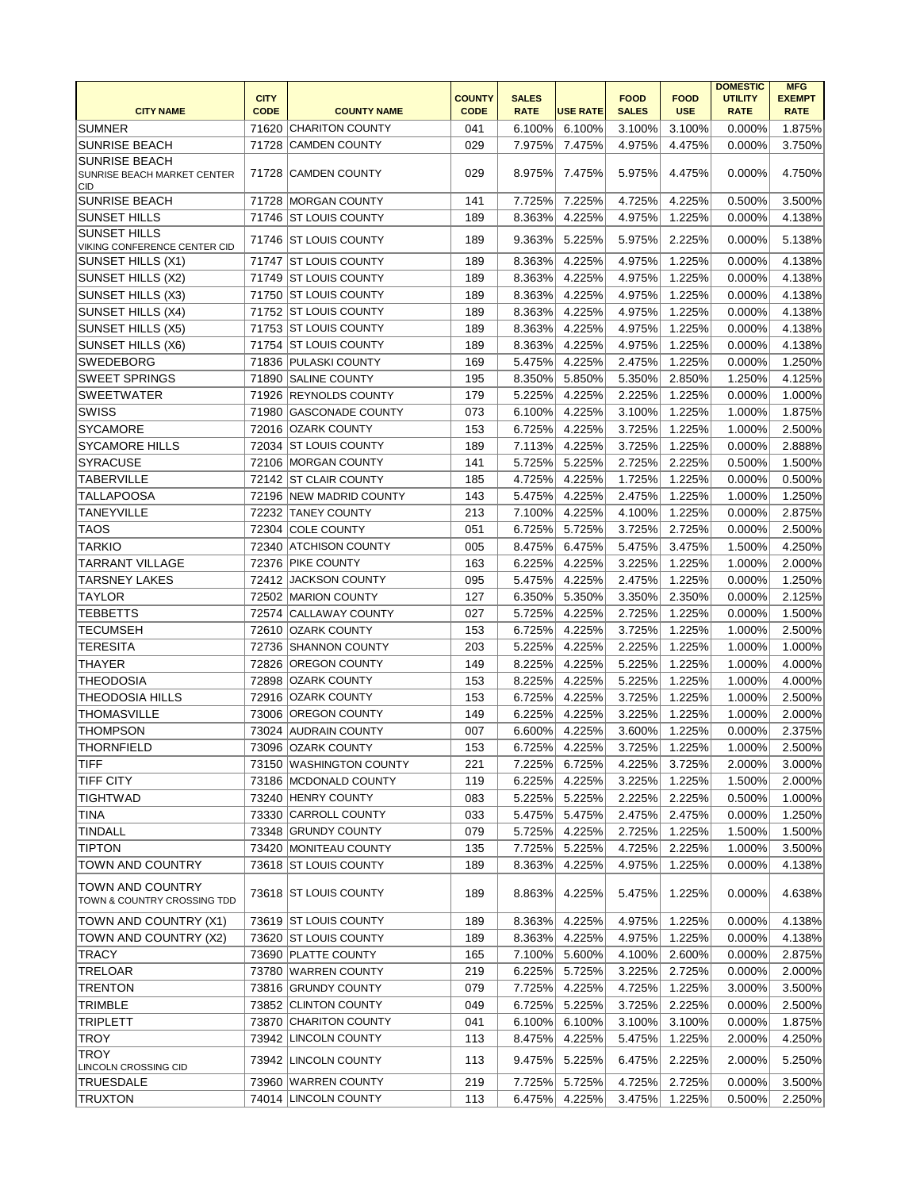| CITY NAME | CITY CODE | COUNTY NAME | COUNTY CODE | SALES RATE | USE RATE | FOOD SALES | FOOD USE | DOMESTIC UTILITY RATE | MFG EXEMPT RATE |
|---|---|---|---|---|---|---|---|---|---|
| SUMNER | 71620 | CHARITON COUNTY | 041 | 6.100% | 6.100% | 3.100% | 3.100% | 0.000% | 1.875% |
| SUNRISE BEACH | 71728 | CAMDEN COUNTY | 029 | 7.975% | 7.475% | 4.975% | 4.475% | 0.000% | 3.750% |
| SUNRISE BEACH SUNRISE BEACH MARKET CENTER CID | 71728 | CAMDEN COUNTY | 029 | 8.975% | 7.475% | 5.975% | 4.475% | 0.000% | 4.750% |
| SUNRISE BEACH | 71728 | MORGAN COUNTY | 141 | 7.725% | 7.225% | 4.725% | 4.225% | 0.500% | 3.500% |
| SUNSET HILLS | 71746 | ST LOUIS COUNTY | 189 | 8.363% | 4.225% | 4.975% | 1.225% | 0.000% | 4.138% |
| SUNSET HILLS VIKING CONFERENCE CENTER CID | 71746 | ST LOUIS COUNTY | 189 | 9.363% | 5.225% | 5.975% | 2.225% | 0.000% | 5.138% |
| SUNSET HILLS (X1) | 71747 | ST LOUIS COUNTY | 189 | 8.363% | 4.225% | 4.975% | 1.225% | 0.000% | 4.138% |
| SUNSET HILLS (X2) | 71749 | ST LOUIS COUNTY | 189 | 8.363% | 4.225% | 4.975% | 1.225% | 0.000% | 4.138% |
| SUNSET HILLS (X3) | 71750 | ST LOUIS COUNTY | 189 | 8.363% | 4.225% | 4.975% | 1.225% | 0.000% | 4.138% |
| SUNSET HILLS (X4) | 71752 | ST LOUIS COUNTY | 189 | 8.363% | 4.225% | 4.975% | 1.225% | 0.000% | 4.138% |
| SUNSET HILLS (X5) | 71753 | ST LOUIS COUNTY | 189 | 8.363% | 4.225% | 4.975% | 1.225% | 0.000% | 4.138% |
| SUNSET HILLS (X6) | 71754 | ST LOUIS COUNTY | 189 | 8.363% | 4.225% | 4.975% | 1.225% | 0.000% | 4.138% |
| SWEDEBORG | 71836 | PULASKI COUNTY | 169 | 5.475% | 4.225% | 2.475% | 1.225% | 0.000% | 1.250% |
| SWEET SPRINGS | 71890 | SALINE COUNTY | 195 | 8.350% | 5.850% | 5.350% | 2.850% | 1.250% | 4.125% |
| SWEETWATER | 71926 | REYNOLDS COUNTY | 179 | 5.225% | 4.225% | 2.225% | 1.225% | 0.000% | 1.000% |
| SWISS | 71980 | GASCONADE COUNTY | 073 | 6.100% | 4.225% | 3.100% | 1.225% | 1.000% | 1.875% |
| SYCAMORE | 72016 | OZARK COUNTY | 153 | 6.725% | 4.225% | 3.725% | 1.225% | 1.000% | 2.500% |
| SYCAMORE HILLS | 72034 | ST LOUIS COUNTY | 189 | 7.113% | 4.225% | 3.725% | 1.225% | 0.000% | 2.888% |
| SYRACUSE | 72106 | MORGAN COUNTY | 141 | 5.725% | 5.225% | 2.725% | 2.225% | 0.500% | 1.500% |
| TABERVILLE | 72142 | ST CLAIR COUNTY | 185 | 4.725% | 4.225% | 1.725% | 1.225% | 0.000% | 0.500% |
| TALLAPOOSA | 72196 | NEW MADRID COUNTY | 143 | 5.475% | 4.225% | 2.475% | 1.225% | 1.000% | 1.250% |
| TANEYVILLE | 72232 | TANEY COUNTY | 213 | 7.100% | 4.225% | 4.100% | 1.225% | 0.000% | 2.875% |
| TAOS | 72304 | COLE COUNTY | 051 | 6.725% | 5.725% | 3.725% | 2.725% | 0.000% | 2.500% |
| TARKIO | 72340 | ATCHISON COUNTY | 005 | 8.475% | 6.475% | 5.475% | 3.475% | 1.500% | 4.250% |
| TARRANT VILLAGE | 72376 | PIKE COUNTY | 163 | 6.225% | 4.225% | 3.225% | 1.225% | 1.000% | 2.000% |
| TARSNEY LAKES | 72412 | JACKSON COUNTY | 095 | 5.475% | 4.225% | 2.475% | 1.225% | 0.000% | 1.250% |
| TAYLOR | 72502 | MARION COUNTY | 127 | 6.350% | 5.350% | 3.350% | 2.350% | 0.000% | 2.125% |
| TEBBETTS | 72574 | CALLAWAY COUNTY | 027 | 5.725% | 4.225% | 2.725% | 1.225% | 0.000% | 1.500% |
| TECUMSEH | 72610 | OZARK COUNTY | 153 | 6.725% | 4.225% | 3.725% | 1.225% | 1.000% | 2.500% |
| TERESITA | 72736 | SHANNON COUNTY | 203 | 5.225% | 4.225% | 2.225% | 1.225% | 1.000% | 1.000% |
| THAYER | 72826 | OREGON COUNTY | 149 | 8.225% | 4.225% | 5.225% | 1.225% | 1.000% | 4.000% |
| THEODOSIA | 72898 | OZARK COUNTY | 153 | 8.225% | 4.225% | 5.225% | 1.225% | 1.000% | 4.000% |
| THEODOSIA HILLS | 72916 | OZARK COUNTY | 153 | 6.725% | 4.225% | 3.725% | 1.225% | 1.000% | 2.500% |
| THOMASVILLE | 73006 | OREGON COUNTY | 149 | 6.225% | 4.225% | 3.225% | 1.225% | 1.000% | 2.000% |
| THOMPSON | 73024 | AUDRAIN COUNTY | 007 | 6.600% | 4.225% | 3.600% | 1.225% | 0.000% | 2.375% |
| THORNFIELD | 73096 | OZARK COUNTY | 153 | 6.725% | 4.225% | 3.725% | 1.225% | 1.000% | 2.500% |
| TIFF | 73150 | WASHINGTON COUNTY | 221 | 7.225% | 6.725% | 4.225% | 3.725% | 2.000% | 3.000% |
| TIFF CITY | 73186 | MCDONALD COUNTY | 119 | 6.225% | 4.225% | 3.225% | 1.225% | 1.500% | 2.000% |
| TIGHTWAD | 73240 | HENRY COUNTY | 083 | 5.225% | 5.225% | 2.225% | 2.225% | 0.500% | 1.000% |
| TINA | 73330 | CARROLL COUNTY | 033 | 5.475% | 5.475% | 2.475% | 2.475% | 0.000% | 1.250% |
| TINDALL | 73348 | GRUNDY COUNTY | 079 | 5.725% | 4.225% | 2.725% | 1.225% | 1.500% | 1.500% |
| TIPTON | 73420 | MONITEAU COUNTY | 135 | 7.725% | 5.225% | 4.725% | 2.225% | 1.000% | 3.500% |
| TOWN AND COUNTRY | 73618 | ST LOUIS COUNTY | 189 | 8.363% | 4.225% | 4.975% | 1.225% | 0.000% | 4.138% |
| TOWN AND COUNTRY TOWN & COUNTRY CROSSING TDD | 73618 | ST LOUIS COUNTY | 189 | 8.863% | 4.225% | 5.475% | 1.225% | 0.000% | 4.638% |
| TOWN AND COUNTRY (X1) | 73619 | ST LOUIS COUNTY | 189 | 8.363% | 4.225% | 4.975% | 1.225% | 0.000% | 4.138% |
| TOWN AND COUNTRY (X2) | 73620 | ST LOUIS COUNTY | 189 | 8.363% | 4.225% | 4.975% | 1.225% | 0.000% | 4.138% |
| TRACY | 73690 | PLATTE COUNTY | 165 | 7.100% | 5.600% | 4.100% | 2.600% | 0.000% | 2.875% |
| TRELOAR | 73780 | WARREN COUNTY | 219 | 6.225% | 5.725% | 3.225% | 2.725% | 0.000% | 2.000% |
| TRENTON | 73816 | GRUNDY COUNTY | 079 | 7.725% | 4.225% | 4.725% | 1.225% | 3.000% | 3.500% |
| TRIMBLE | 73852 | CLINTON COUNTY | 049 | 6.725% | 5.225% | 3.725% | 2.225% | 0.000% | 2.500% |
| TRIPLETT | 73870 | CHARITON COUNTY | 041 | 6.100% | 6.100% | 3.100% | 3.100% | 0.000% | 1.875% |
| TROY | 73942 | LINCOLN COUNTY | 113 | 8.475% | 4.225% | 5.475% | 1.225% | 2.000% | 4.250% |
| TROY LINCOLN CROSSING CID | 73942 | LINCOLN COUNTY | 113 | 9.475% | 5.225% | 6.475% | 2.225% | 2.000% | 5.250% |
| TRUESDALE | 73960 | WARREN COUNTY | 219 | 7.725% | 5.725% | 4.725% | 2.725% | 0.000% | 3.500% |
| TRUXTON | 74014 | LINCOLN COUNTY | 113 | 6.475% | 4.225% | 3.475% | 1.225% | 0.500% | 2.250% |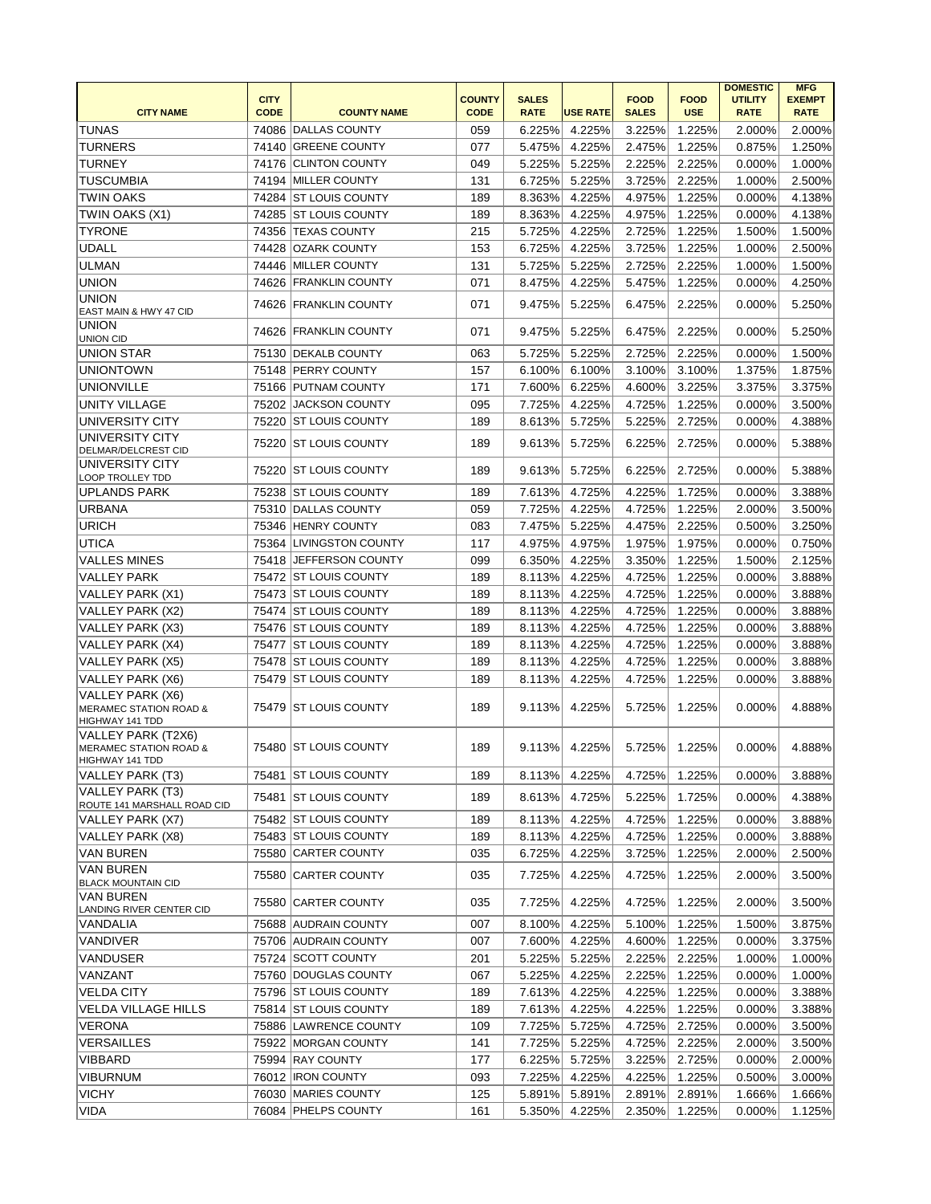| CITY NAME | CITY CODE | COUNTY NAME | COUNTY CODE | SALES RATE | USE RATE | FOOD SALES | FOOD USE | DOMESTIC UTILITY RATE | MFG EXEMPT RATE |
|---|---|---|---|---|---|---|---|---|---|
| TUNAS | 74086 | DALLAS COUNTY | 059 | 6.225% | 4.225% | 3.225% | 1.225% | 2.000% | 2.000% |
| TURNERS | 74140 | GREENE COUNTY | 077 | 5.475% | 4.225% | 2.475% | 1.225% | 0.875% | 1.250% |
| TURNEY | 74176 | CLINTON COUNTY | 049 | 5.225% | 5.225% | 2.225% | 2.225% | 0.000% | 1.000% |
| TUSCUMBIA | 74194 | MILLER COUNTY | 131 | 6.725% | 5.225% | 3.725% | 2.225% | 1.000% | 2.500% |
| TWIN OAKS | 74284 | ST LOUIS COUNTY | 189 | 8.363% | 4.225% | 4.975% | 1.225% | 0.000% | 4.138% |
| TWIN OAKS (X1) | 74285 | ST LOUIS COUNTY | 189 | 8.363% | 4.225% | 4.975% | 1.225% | 0.000% | 4.138% |
| TYRONE | 74356 | TEXAS COUNTY | 215 | 5.725% | 4.225% | 2.725% | 1.225% | 1.500% | 1.500% |
| UDALL | 74428 | OZARK COUNTY | 153 | 6.725% | 4.225% | 3.725% | 1.225% | 1.000% | 2.500% |
| ULMAN | 74446 | MILLER COUNTY | 131 | 5.725% | 5.225% | 2.725% | 2.225% | 1.000% | 1.500% |
| UNION | 74626 | FRANKLIN COUNTY | 071 | 8.475% | 4.225% | 5.475% | 1.225% | 0.000% | 4.250% |
| UNION EAST MAIN & HWY 47 CID | 74626 | FRANKLIN COUNTY | 071 | 9.475% | 5.225% | 6.475% | 2.225% | 0.000% | 5.250% |
| UNION UNION CID | 74626 | FRANKLIN COUNTY | 071 | 9.475% | 5.225% | 6.475% | 2.225% | 0.000% | 5.250% |
| UNION STAR | 75130 | DEKALB COUNTY | 063 | 5.725% | 5.225% | 2.725% | 2.225% | 0.000% | 1.500% |
| UNIONTOWN | 75148 | PERRY COUNTY | 157 | 6.100% | 6.100% | 3.100% | 3.100% | 1.375% | 1.875% |
| UNIONVILLE | 75166 | PUTNAM COUNTY | 171 | 7.600% | 6.225% | 4.600% | 3.225% | 3.375% | 3.375% |
| UNITY VILLAGE | 75202 | JACKSON COUNTY | 095 | 7.725% | 4.225% | 4.725% | 1.225% | 0.000% | 3.500% |
| UNIVERSITY CITY | 75220 | ST LOUIS COUNTY | 189 | 8.613% | 5.725% | 5.225% | 2.725% | 0.000% | 4.388% |
| UNIVERSITY CITY DELMAR/DELCREST CID | 75220 | ST LOUIS COUNTY | 189 | 9.613% | 5.725% | 6.225% | 2.725% | 0.000% | 5.388% |
| UNIVERSITY CITY LOOP TROLLEY TDD | 75220 | ST LOUIS COUNTY | 189 | 9.613% | 5.725% | 6.225% | 2.725% | 0.000% | 5.388% |
| UPLANDS PARK | 75238 | ST LOUIS COUNTY | 189 | 7.613% | 4.725% | 4.225% | 1.725% | 0.000% | 3.388% |
| URBANA | 75310 | DALLAS COUNTY | 059 | 7.725% | 4.225% | 4.725% | 1.225% | 2.000% | 3.500% |
| URICH | 75346 | HENRY COUNTY | 083 | 7.475% | 5.225% | 4.475% | 2.225% | 0.500% | 3.250% |
| UTICA | 75364 | LIVINGSTON COUNTY | 117 | 4.975% | 4.975% | 1.975% | 1.975% | 0.000% | 0.750% |
| VALLES MINES | 75418 | JEFFERSON COUNTY | 099 | 6.350% | 4.225% | 3.350% | 1.225% | 1.500% | 2.125% |
| VALLEY PARK | 75472 | ST LOUIS COUNTY | 189 | 8.113% | 4.225% | 4.725% | 1.225% | 0.000% | 3.888% |
| VALLEY PARK (X1) | 75473 | ST LOUIS COUNTY | 189 | 8.113% | 4.225% | 4.725% | 1.225% | 0.000% | 3.888% |
| VALLEY PARK (X2) | 75474 | ST LOUIS COUNTY | 189 | 8.113% | 4.225% | 4.725% | 1.225% | 0.000% | 3.888% |
| VALLEY PARK (X3) | 75476 | ST LOUIS COUNTY | 189 | 8.113% | 4.225% | 4.725% | 1.225% | 0.000% | 3.888% |
| VALLEY PARK (X4) | 75477 | ST LOUIS COUNTY | 189 | 8.113% | 4.225% | 4.725% | 1.225% | 0.000% | 3.888% |
| VALLEY PARK (X5) | 75478 | ST LOUIS COUNTY | 189 | 8.113% | 4.225% | 4.725% | 1.225% | 0.000% | 3.888% |
| VALLEY PARK (X6) | 75479 | ST LOUIS COUNTY | 189 | 8.113% | 4.225% | 4.725% | 1.225% | 0.000% | 3.888% |
| VALLEY PARK (X6) MERAMEC STATION ROAD & HIGHWAY 141 TDD | 75479 | ST LOUIS COUNTY | 189 | 9.113% | 4.225% | 5.725% | 1.225% | 0.000% | 4.888% |
| VALLEY PARK (T2X6) MERAMEC STATION ROAD & HIGHWAY 141 TDD | 75480 | ST LOUIS COUNTY | 189 | 9.113% | 4.225% | 5.725% | 1.225% | 0.000% | 4.888% |
| VALLEY PARK (T3) | 75481 | ST LOUIS COUNTY | 189 | 8.113% | 4.225% | 4.725% | 1.225% | 0.000% | 3.888% |
| VALLEY PARK (T3) ROUTE 141 MARSHALL ROAD CID | 75481 | ST LOUIS COUNTY | 189 | 8.613% | 4.725% | 5.225% | 1.725% | 0.000% | 4.388% |
| VALLEY PARK (X7) | 75482 | ST LOUIS COUNTY | 189 | 8.113% | 4.225% | 4.725% | 1.225% | 0.000% | 3.888% |
| VALLEY PARK (X8) | 75483 | ST LOUIS COUNTY | 189 | 8.113% | 4.225% | 4.725% | 1.225% | 0.000% | 3.888% |
| VAN BUREN | 75580 | CARTER COUNTY | 035 | 6.725% | 4.225% | 3.725% | 1.225% | 2.000% | 2.500% |
| VAN BUREN BLACK MOUNTAIN CID | 75580 | CARTER COUNTY | 035 | 7.725% | 4.225% | 4.725% | 1.225% | 2.000% | 3.500% |
| VAN BUREN LANDING RIVER CENTER CID | 75580 | CARTER COUNTY | 035 | 7.725% | 4.225% | 4.725% | 1.225% | 2.000% | 3.500% |
| VANDALIA | 75688 | AUDRAIN COUNTY | 007 | 8.100% | 4.225% | 5.100% | 1.225% | 1.500% | 3.875% |
| VANDIVER | 75706 | AUDRAIN COUNTY | 007 | 7.600% | 4.225% | 4.600% | 1.225% | 0.000% | 3.375% |
| VANDUSER | 75724 | SCOTT COUNTY | 201 | 5.225% | 5.225% | 2.225% | 2.225% | 1.000% | 1.000% |
| VANZANT | 75760 | DOUGLAS COUNTY | 067 | 5.225% | 4.225% | 2.225% | 1.225% | 0.000% | 1.000% |
| VELDA CITY | 75796 | ST LOUIS COUNTY | 189 | 7.613% | 4.225% | 4.225% | 1.225% | 0.000% | 3.388% |
| VELDA VILLAGE HILLS | 75814 | ST LOUIS COUNTY | 189 | 7.613% | 4.225% | 4.225% | 1.225% | 0.000% | 3.388% |
| VERONA | 75886 | LAWRENCE COUNTY | 109 | 7.725% | 5.725% | 4.725% | 2.725% | 0.000% | 3.500% |
| VERSAILLES | 75922 | MORGAN COUNTY | 141 | 7.725% | 5.225% | 4.725% | 2.225% | 2.000% | 3.500% |
| VIBBARD | 75994 | RAY COUNTY | 177 | 6.225% | 5.725% | 3.225% | 2.725% | 0.000% | 2.000% |
| VIBURNUM | 76012 | IRON COUNTY | 093 | 7.225% | 4.225% | 4.225% | 1.225% | 0.500% | 3.000% |
| VICHY | 76030 | MARIES COUNTY | 125 | 5.891% | 5.891% | 2.891% | 2.891% | 1.666% | 1.666% |
| VIDA | 76084 | PHELPS COUNTY | 161 | 5.350% | 4.225% | 2.350% | 1.225% | 0.000% | 1.125% |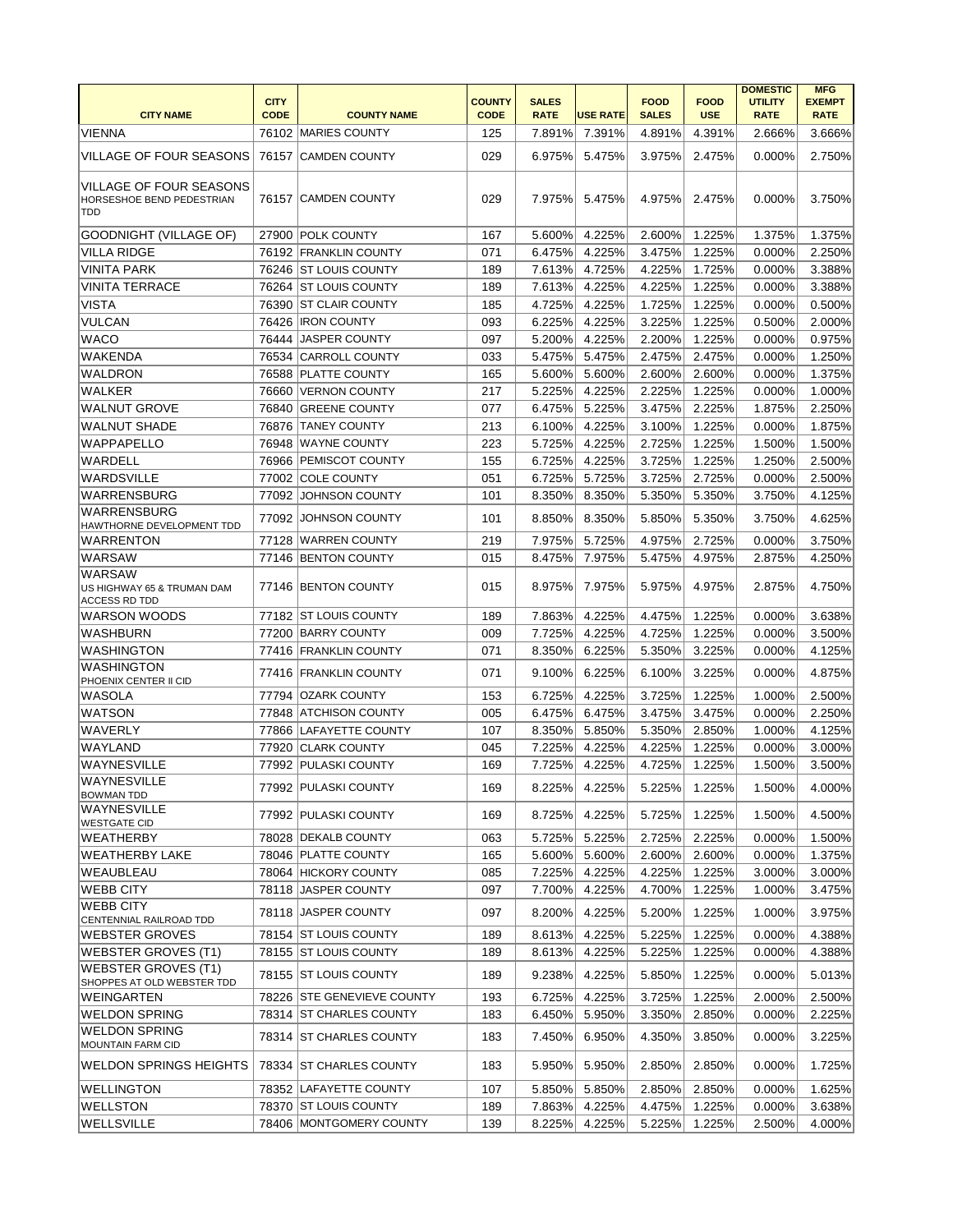| CITY NAME | CITY CODE | COUNTY NAME | COUNTY CODE | SALES RATE | USE RATE | FOOD SALES | FOOD USE | DOMESTIC UTILITY RATE | MFG EXEMPT RATE |
|---|---|---|---|---|---|---|---|---|---|
| VIENNA | 76102 | MARIES COUNTY | 125 | 7.891% | 7.391% | 4.891% | 4.391% | 2.666% | 3.666% |
| VILLAGE OF FOUR SEASONS | 76157 | CAMDEN COUNTY | 029 | 6.975% | 5.475% | 3.975% | 2.475% | 0.000% | 2.750% |
| VILLAGE OF FOUR SEASONS HORSESHOE BEND PEDESTRIAN TDD | 76157 | CAMDEN COUNTY | 029 | 7.975% | 5.475% | 4.975% | 2.475% | 0.000% | 3.750% |
| GOODNIGHT (VILLAGE OF) | 27900 | POLK COUNTY | 167 | 5.600% | 4.225% | 2.600% | 1.225% | 1.375% | 1.375% |
| VILLA RIDGE | 76192 | FRANKLIN COUNTY | 071 | 6.475% | 4.225% | 3.475% | 1.225% | 0.000% | 2.250% |
| VINITA PARK | 76246 | ST LOUIS COUNTY | 189 | 7.613% | 4.725% | 4.225% | 1.725% | 0.000% | 3.388% |
| VINITA TERRACE | 76264 | ST LOUIS COUNTY | 189 | 7.613% | 4.225% | 4.225% | 1.225% | 0.000% | 3.388% |
| VISTA | 76390 | ST CLAIR COUNTY | 185 | 4.725% | 4.225% | 1.725% | 1.225% | 0.000% | 0.500% |
| VULCAN | 76426 | IRON COUNTY | 093 | 6.225% | 4.225% | 3.225% | 1.225% | 0.500% | 2.000% |
| WACO | 76444 | JASPER COUNTY | 097 | 5.200% | 4.225% | 2.200% | 1.225% | 0.000% | 0.975% |
| WAKENDA | 76534 | CARROLL COUNTY | 033 | 5.475% | 5.475% | 2.475% | 2.475% | 0.000% | 1.250% |
| WALDRON | 76588 | PLATTE COUNTY | 165 | 5.600% | 5.600% | 2.600% | 2.600% | 0.000% | 1.375% |
| WALKER | 76660 | VERNON COUNTY | 217 | 5.225% | 4.225% | 2.225% | 1.225% | 0.000% | 1.000% |
| WALNUT GROVE | 76840 | GREENE COUNTY | 077 | 6.475% | 5.225% | 3.475% | 2.225% | 1.875% | 2.250% |
| WALNUT SHADE | 76876 | TANEY COUNTY | 213 | 6.100% | 4.225% | 3.100% | 1.225% | 0.000% | 1.875% |
| WAPPAPELLO | 76948 | WAYNE COUNTY | 223 | 5.725% | 4.225% | 2.725% | 1.225% | 1.500% | 1.500% |
| WARDELL | 76966 | PEMISCOT COUNTY | 155 | 6.725% | 4.225% | 3.725% | 1.225% | 1.250% | 2.500% |
| WARDSVILLE | 77002 | COLE COUNTY | 051 | 6.725% | 5.725% | 3.725% | 2.725% | 0.000% | 2.500% |
| WARRENSBURG | 77092 | JOHNSON COUNTY | 101 | 8.350% | 8.350% | 5.350% | 5.350% | 3.750% | 4.125% |
| WARRENSBURG HAWTHORNE DEVELOPMENT TDD | 77092 | JOHNSON COUNTY | 101 | 8.850% | 8.350% | 5.850% | 5.350% | 3.750% | 4.625% |
| WARRENTON | 77128 | WARREN COUNTY | 219 | 7.975% | 5.725% | 4.975% | 2.725% | 0.000% | 3.750% |
| WARSAW | 77146 | BENTON COUNTY | 015 | 8.475% | 7.975% | 5.475% | 4.975% | 2.875% | 4.250% |
| WARSAW US HIGHWAY 65 & TRUMAN DAM ACCESS RD TDD | 77146 | BENTON COUNTY | 015 | 8.975% | 7.975% | 5.975% | 4.975% | 2.875% | 4.750% |
| WARSON WOODS | 77182 | ST LOUIS COUNTY | 189 | 7.863% | 4.225% | 4.475% | 1.225% | 0.000% | 3.638% |
| WASHBURN | 77200 | BARRY COUNTY | 009 | 7.725% | 4.225% | 4.725% | 1.225% | 0.000% | 3.500% |
| WASHINGTON | 77416 | FRANKLIN COUNTY | 071 | 8.350% | 6.225% | 5.350% | 3.225% | 0.000% | 4.125% |
| WASHINGTON PHOENIX CENTER II CID | 77416 | FRANKLIN COUNTY | 071 | 9.100% | 6.225% | 6.100% | 3.225% | 0.000% | 4.875% |
| WASOLA | 77794 | OZARK COUNTY | 153 | 6.725% | 4.225% | 3.725% | 1.225% | 1.000% | 2.500% |
| WATSON | 77848 | ATCHISON COUNTY | 005 | 6.475% | 6.475% | 3.475% | 3.475% | 0.000% | 2.250% |
| WAVERLY | 77866 | LAFAYETTE COUNTY | 107 | 8.350% | 5.850% | 5.350% | 2.850% | 1.000% | 4.125% |
| WAYLAND | 77920 | CLARK COUNTY | 045 | 7.225% | 4.225% | 4.225% | 1.225% | 0.000% | 3.000% |
| WAYNESVILLE | 77992 | PULASKI COUNTY | 169 | 7.725% | 4.225% | 4.725% | 1.225% | 1.500% | 3.500% |
| WAYNESVILLE BOWMAN TDD | 77992 | PULASKI COUNTY | 169 | 8.225% | 4.225% | 5.225% | 1.225% | 1.500% | 4.000% |
| WAYNESVILLE WESTGATE CID | 77992 | PULASKI COUNTY | 169 | 8.725% | 4.225% | 5.725% | 1.225% | 1.500% | 4.500% |
| WEATHERBY | 78028 | DEKALB COUNTY | 063 | 5.725% | 5.225% | 2.725% | 2.225% | 0.000% | 1.500% |
| WEATHERBY LAKE | 78046 | PLATTE COUNTY | 165 | 5.600% | 5.600% | 2.600% | 2.600% | 0.000% | 1.375% |
| WEAUBLEAU | 78064 | HICKORY COUNTY | 085 | 7.225% | 4.225% | 4.225% | 1.225% | 3.000% | 3.000% |
| WEBB CITY | 78118 | JASPER COUNTY | 097 | 7.700% | 4.225% | 4.700% | 1.225% | 1.000% | 3.475% |
| WEBB CITY CENTENNIAL RAILROAD TDD | 78118 | JASPER COUNTY | 097 | 8.200% | 4.225% | 5.200% | 1.225% | 1.000% | 3.975% |
| WEBSTER GROVES | 78154 | ST LOUIS COUNTY | 189 | 8.613% | 4.225% | 5.225% | 1.225% | 0.000% | 4.388% |
| WEBSTER GROVES (T1) | 78155 | ST LOUIS COUNTY | 189 | 8.613% | 4.225% | 5.225% | 1.225% | 0.000% | 4.388% |
| WEBSTER GROVES (T1) SHOPPES AT OLD WEBSTER TDD | 78155 | ST LOUIS COUNTY | 189 | 9.238% | 4.225% | 5.850% | 1.225% | 0.000% | 5.013% |
| WEINGARTEN | 78226 | STE GENEVIEVE COUNTY | 193 | 6.725% | 4.225% | 3.725% | 1.225% | 2.000% | 2.500% |
| WELDON SPRING | 78314 | ST CHARLES COUNTY | 183 | 6.450% | 5.950% | 3.350% | 2.850% | 0.000% | 2.225% |
| WELDON SPRING MOUNTAIN FARM CID | 78314 | ST CHARLES COUNTY | 183 | 7.450% | 6.950% | 4.350% | 3.850% | 0.000% | 3.225% |
| WELDON SPRINGS HEIGHTS | 78334 | ST CHARLES COUNTY | 183 | 5.950% | 5.950% | 2.850% | 2.850% | 0.000% | 1.725% |
| WELLINGTON | 78352 | LAFAYETTE COUNTY | 107 | 5.850% | 5.850% | 2.850% | 2.850% | 0.000% | 1.625% |
| WELLSTON | 78370 | ST LOUIS COUNTY | 189 | 7.863% | 4.225% | 4.475% | 1.225% | 0.000% | 3.638% |
| WELLSVILLE | 78406 | MONTGOMERY COUNTY | 139 | 8.225% | 4.225% | 5.225% | 1.225% | 2.500% | 4.000% |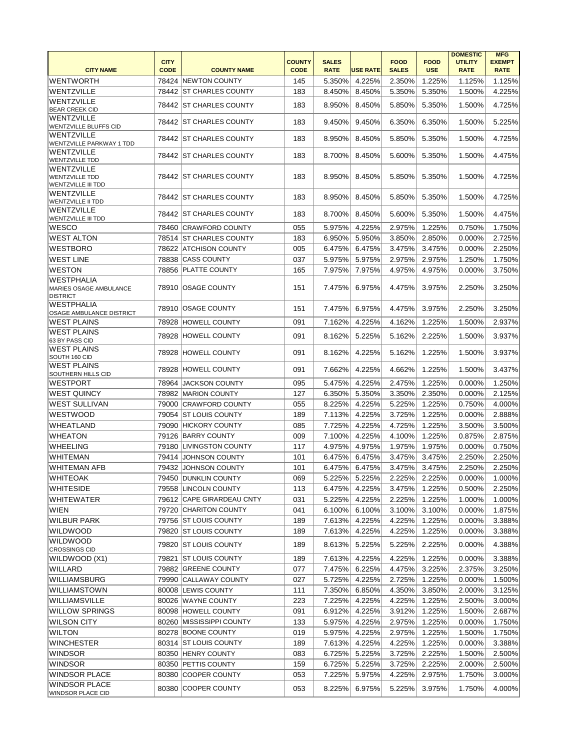| CITY NAME | CITY CODE | COUNTY NAME | COUNTY CODE | SALES RATE | USE RATE | FOOD SALES | FOOD USE | DOMESTIC UTILITY RATE | MFG EXEMPT RATE |
|---|---|---|---|---|---|---|---|---|---|
| WENTWORTH | 78424 | NEWTON COUNTY | 145 | 5.350% | 4.225% | 2.350% | 1.225% | 1.125% | 1.125% |
| WENTZVILLE | 78442 | ST CHARLES COUNTY | 183 | 8.450% | 8.450% | 5.350% | 5.350% | 1.500% | 4.225% |
| WENTZVILLE BEAR CREEK CID | 78442 | ST CHARLES COUNTY | 183 | 8.950% | 8.450% | 5.850% | 5.350% | 1.500% | 4.725% |
| WENTZVILLE WENTZVILLE BLUFFS CID | 78442 | ST CHARLES COUNTY | 183 | 9.450% | 9.450% | 6.350% | 6.350% | 1.500% | 5.225% |
| WENTZVILLE WENTZVILLE PARKWAY 1 TDD | 78442 | ST CHARLES COUNTY | 183 | 8.950% | 8.450% | 5.850% | 5.350% | 1.500% | 4.725% |
| WENTZVILLE WENTZVILLE TDD | 78442 | ST CHARLES COUNTY | 183 | 8.700% | 8.450% | 5.600% | 5.350% | 1.500% | 4.475% |
| WENTZVILLE WENTZVILLE TDD WENTZVILLE III TDD | 78442 | ST CHARLES COUNTY | 183 | 8.950% | 8.450% | 5.850% | 5.350% | 1.500% | 4.725% |
| WENTZVILLE WENTZVILLE II TDD | 78442 | ST CHARLES COUNTY | 183 | 8.950% | 8.450% | 5.850% | 5.350% | 1.500% | 4.725% |
| WENTZVILLE WENTZVILLE III TDD | 78442 | ST CHARLES COUNTY | 183 | 8.700% | 8.450% | 5.600% | 5.350% | 1.500% | 4.475% |
| WESCO | 78460 | CRAWFORD COUNTY | 055 | 5.975% | 4.225% | 2.975% | 1.225% | 0.750% | 1.750% |
| WEST ALTON | 78514 | ST CHARLES COUNTY | 183 | 6.950% | 5.950% | 3.850% | 2.850% | 0.000% | 2.725% |
| WESTBORO | 78622 | ATCHISON COUNTY | 005 | 6.475% | 6.475% | 3.475% | 3.475% | 0.000% | 2.250% |
| WEST LINE | 78838 | CASS COUNTY | 037 | 5.975% | 5.975% | 2.975% | 2.975% | 1.250% | 1.750% |
| WESTON | 78856 | PLATTE COUNTY | 165 | 7.975% | 7.975% | 4.975% | 4.975% | 0.000% | 3.750% |
| WESTPHALIA MARIES OSAGE AMBULANCE DISTRICT | 78910 | OSAGE COUNTY | 151 | 7.475% | 6.975% | 4.475% | 3.975% | 2.250% | 3.250% |
| WESTPHALIA OSAGE AMBULANCE DISTRICT | 78910 | OSAGE COUNTY | 151 | 7.475% | 6.975% | 4.475% | 3.975% | 2.250% | 3.250% |
| WEST PLAINS | 78928 | HOWELL COUNTY | 091 | 7.162% | 4.225% | 4.162% | 1.225% | 1.500% | 2.937% |
| WEST PLAINS 63 BY PASS CID | 78928 | HOWELL COUNTY | 091 | 8.162% | 5.225% | 5.162% | 2.225% | 1.500% | 3.937% |
| WEST PLAINS SOUTH 160 CID | 78928 | HOWELL COUNTY | 091 | 8.162% | 4.225% | 5.162% | 1.225% | 1.500% | 3.937% |
| WEST PLAINS SOUTHERN HILLS CID | 78928 | HOWELL COUNTY | 091 | 7.662% | 4.225% | 4.662% | 1.225% | 1.500% | 3.437% |
| WESTPORT | 78964 | JACKSON COUNTY | 095 | 5.475% | 4.225% | 2.475% | 1.225% | 0.000% | 1.250% |
| WEST QUINCY | 78982 | MARION COUNTY | 127 | 6.350% | 5.350% | 3.350% | 2.350% | 0.000% | 2.125% |
| WEST SULLIVAN | 79000 | CRAWFORD COUNTY | 055 | 8.225% | 4.225% | 5.225% | 1.225% | 0.750% | 4.000% |
| WESTWOOD | 79054 | ST LOUIS COUNTY | 189 | 7.113% | 4.225% | 3.725% | 1.225% | 0.000% | 2.888% |
| WHEATLAND | 79090 | HICKORY COUNTY | 085 | 7.725% | 4.225% | 4.725% | 1.225% | 3.500% | 3.500% |
| WHEATON | 79126 | BARRY COUNTY | 009 | 7.100% | 4.225% | 4.100% | 1.225% | 0.875% | 2.875% |
| WHEELING | 79180 | LIVINGSTON COUNTY | 117 | 4.975% | 4.975% | 1.975% | 1.975% | 0.000% | 0.750% |
| WHITEMAN | 79414 | JOHNSON COUNTY | 101 | 6.475% | 6.475% | 3.475% | 3.475% | 2.250% | 2.250% |
| WHITEMAN AFB | 79432 | JOHNSON COUNTY | 101 | 6.475% | 6.475% | 3.475% | 3.475% | 2.250% | 2.250% |
| WHITEOAK | 79450 | DUNKLIN COUNTY | 069 | 5.225% | 5.225% | 2.225% | 2.225% | 0.000% | 1.000% |
| WHITESIDE | 79558 | LINCOLN COUNTY | 113 | 6.475% | 4.225% | 3.475% | 1.225% | 0.500% | 2.250% |
| WHITEWATER | 79612 | CAPE GIRARDEAU CNTY | 031 | 5.225% | 4.225% | 2.225% | 1.225% | 1.000% | 1.000% |
| WIEN | 79720 | CHARITON COUNTY | 041 | 6.100% | 6.100% | 3.100% | 3.100% | 0.000% | 1.875% |
| WILBUR PARK | 79756 | ST LOUIS COUNTY | 189 | 7.613% | 4.225% | 4.225% | 1.225% | 0.000% | 3.388% |
| WILDWOOD | 79820 | ST LOUIS COUNTY | 189 | 7.613% | 4.225% | 4.225% | 1.225% | 0.000% | 3.388% |
| WILDWOOD CROSSINGS CID | 79820 | ST LOUIS COUNTY | 189 | 8.613% | 5.225% | 5.225% | 2.225% | 0.000% | 4.388% |
| WILDWOOD (X1) | 79821 | ST LOUIS COUNTY | 189 | 7.613% | 4.225% | 4.225% | 1.225% | 0.000% | 3.388% |
| WILLARD | 79882 | GREENE COUNTY | 077 | 7.475% | 6.225% | 4.475% | 3.225% | 2.375% | 3.250% |
| WILLIAMSBURG | 79990 | CALLAWAY COUNTY | 027 | 5.725% | 4.225% | 2.725% | 1.225% | 0.000% | 1.500% |
| WILLIAMSTOWN | 80008 | LEWIS COUNTY | 111 | 7.350% | 6.850% | 4.350% | 3.850% | 2.000% | 3.125% |
| WILLIAMSVILLE | 80026 | WAYNE COUNTY | 223 | 7.225% | 4.225% | 4.225% | 1.225% | 2.500% | 3.000% |
| WILLOW SPRINGS | 80098 | HOWELL COUNTY | 091 | 6.912% | 4.225% | 3.912% | 1.225% | 1.500% | 2.687% |
| WILSON CITY | 80260 | MISSISSIPPI COUNTY | 133 | 5.975% | 4.225% | 2.975% | 1.225% | 0.000% | 1.750% |
| WILTON | 80278 | BOONE COUNTY | 019 | 5.975% | 4.225% | 2.975% | 1.225% | 1.500% | 1.750% |
| WINCHESTER | 80314 | ST LOUIS COUNTY | 189 | 7.613% | 4.225% | 4.225% | 1.225% | 0.000% | 3.388% |
| WINDSOR | 80350 | HENRY COUNTY | 083 | 6.725% | 5.225% | 3.725% | 2.225% | 1.500% | 2.500% |
| WINDSOR | 80350 | PETTIS COUNTY | 159 | 6.725% | 5.225% | 3.725% | 2.225% | 2.000% | 2.500% |
| WINDSOR PLACE | 80380 | COOPER COUNTY | 053 | 7.225% | 5.975% | 4.225% | 2.975% | 1.750% | 3.000% |
| WINDSOR PLACE WINDSOR PLACE CID | 80380 | COOPER COUNTY | 053 | 8.225% | 6.975% | 5.225% | 3.975% | 1.750% | 4.000% |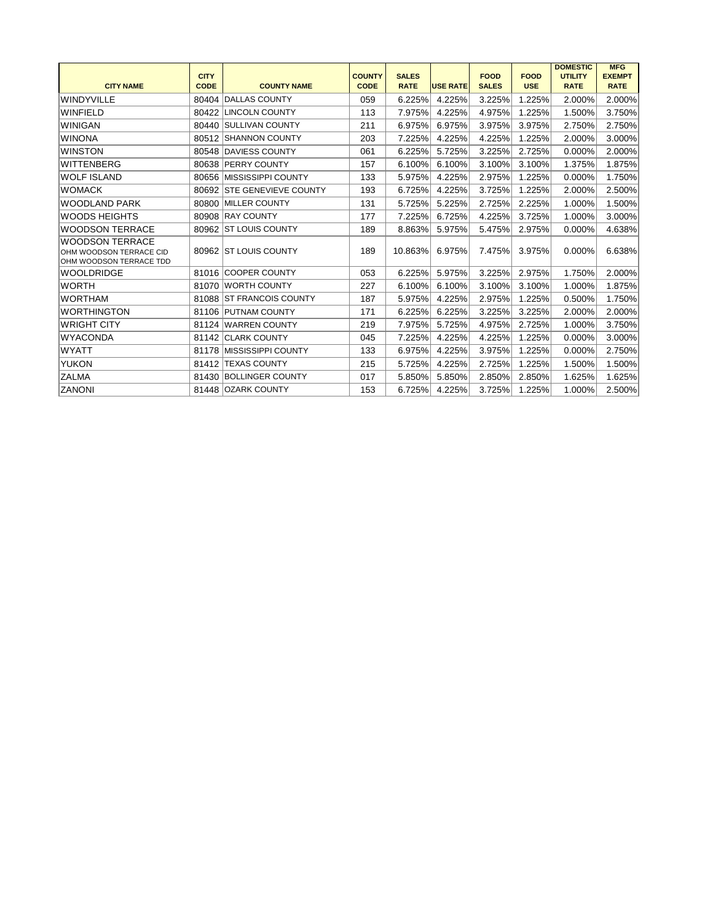| CITY NAME | CITY CODE | COUNTY NAME | COUNTY CODE | SALES RATE | USE RATE | FOOD SALES | FOOD USE | DOMESTIC UTILITY RATE | MFG EXEMPT RATE |
|---|---|---|---|---|---|---|---|---|---|
| WINDYVILLE | 80404 | DALLAS COUNTY | 059 | 6.225% | 4.225% | 3.225% | 1.225% | 2.000% | 2.000% |
| WINFIELD | 80422 | LINCOLN COUNTY | 113 | 7.975% | 4.225% | 4.975% | 1.225% | 1.500% | 3.750% |
| WINIGAN | 80440 | SULLIVAN COUNTY | 211 | 6.975% | 6.975% | 3.975% | 3.975% | 2.750% | 2.750% |
| WINONA | 80512 | SHANNON COUNTY | 203 | 7.225% | 4.225% | 4.225% | 1.225% | 2.000% | 3.000% |
| WINSTON | 80548 | DAVIESS COUNTY | 061 | 6.225% | 5.725% | 3.225% | 2.725% | 0.000% | 2.000% |
| WITTENBERG | 80638 | PERRY COUNTY | 157 | 6.100% | 6.100% | 3.100% | 3.100% | 1.375% | 1.875% |
| WOLF ISLAND | 80656 | MISSISSIPPI COUNTY | 133 | 5.975% | 4.225% | 2.975% | 1.225% | 0.000% | 1.750% |
| WOMACK | 80692 | STE GENEVIEVE COUNTY | 193 | 6.725% | 4.225% | 3.725% | 1.225% | 2.000% | 2.500% |
| WOODLAND PARK | 80800 | MILLER COUNTY | 131 | 5.725% | 5.225% | 2.725% | 2.225% | 1.000% | 1.500% |
| WOODS HEIGHTS | 80908 | RAY COUNTY | 177 | 7.225% | 6.725% | 4.225% | 3.725% | 1.000% | 3.000% |
| WOODSON TERRACE | 80962 | ST LOUIS COUNTY | 189 | 8.863% | 5.975% | 5.475% | 2.975% | 0.000% | 4.638% |
| WOODSON TERRACE OHM WOODSON TERRACE CID OHM WOODSON TERRACE TDD | 80962 | ST LOUIS COUNTY | 189 | 10.863% | 6.975% | 7.475% | 3.975% | 0.000% | 6.638% |
| WOOLDRIDGE | 81016 | COOPER COUNTY | 053 | 6.225% | 5.975% | 3.225% | 2.975% | 1.750% | 2.000% |
| WORTH | 81070 | WORTH COUNTY | 227 | 6.100% | 6.100% | 3.100% | 3.100% | 1.000% | 1.875% |
| WORTHAM | 81088 | ST FRANCOIS COUNTY | 187 | 5.975% | 4.225% | 2.975% | 1.225% | 0.500% | 1.750% |
| WORTHINGTON | 81106 | PUTNAM COUNTY | 171 | 6.225% | 6.225% | 3.225% | 3.225% | 2.000% | 2.000% |
| WRIGHT CITY | 81124 | WARREN COUNTY | 219 | 7.975% | 5.725% | 4.975% | 2.725% | 1.000% | 3.750% |
| WYACONDA | 81142 | CLARK COUNTY | 045 | 7.225% | 4.225% | 4.225% | 1.225% | 0.000% | 3.000% |
| WYATT | 81178 | MISSISSIPPI COUNTY | 133 | 6.975% | 4.225% | 3.975% | 1.225% | 0.000% | 2.750% |
| YUKON | 81412 | TEXAS COUNTY | 215 | 5.725% | 4.225% | 2.725% | 1.225% | 1.500% | 1.500% |
| ZALMA | 81430 | BOLLINGER COUNTY | 017 | 5.850% | 5.850% | 2.850% | 2.850% | 1.625% | 1.625% |
| ZANONI | 81448 | OZARK COUNTY | 153 | 6.725% | 4.225% | 3.725% | 1.225% | 1.000% | 2.500% |